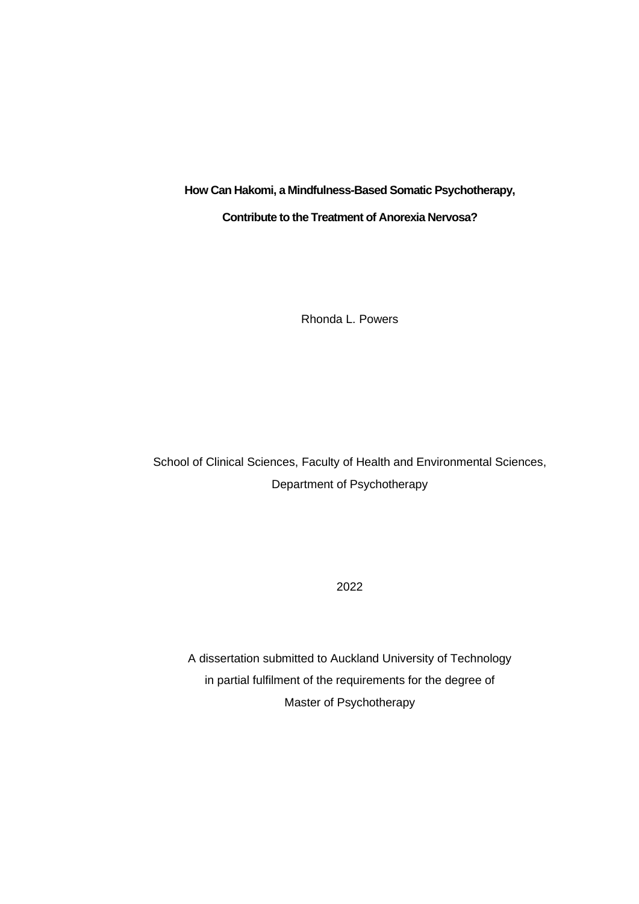# How Can Hakomi, a Mindfulness-Based Somatic Psychotherapy, Contribute to the Treatment of Anorexia Nervosa?

Rhonda L. Powers

School of Clinical Sciences, Faculty of Health and Environmental Sciences,
Department of Psychotherapy

2022

A dissertation submitted to Auckland University of Technology
in partial fulfilment of the requirements for the degree of
Master of Psychotherapy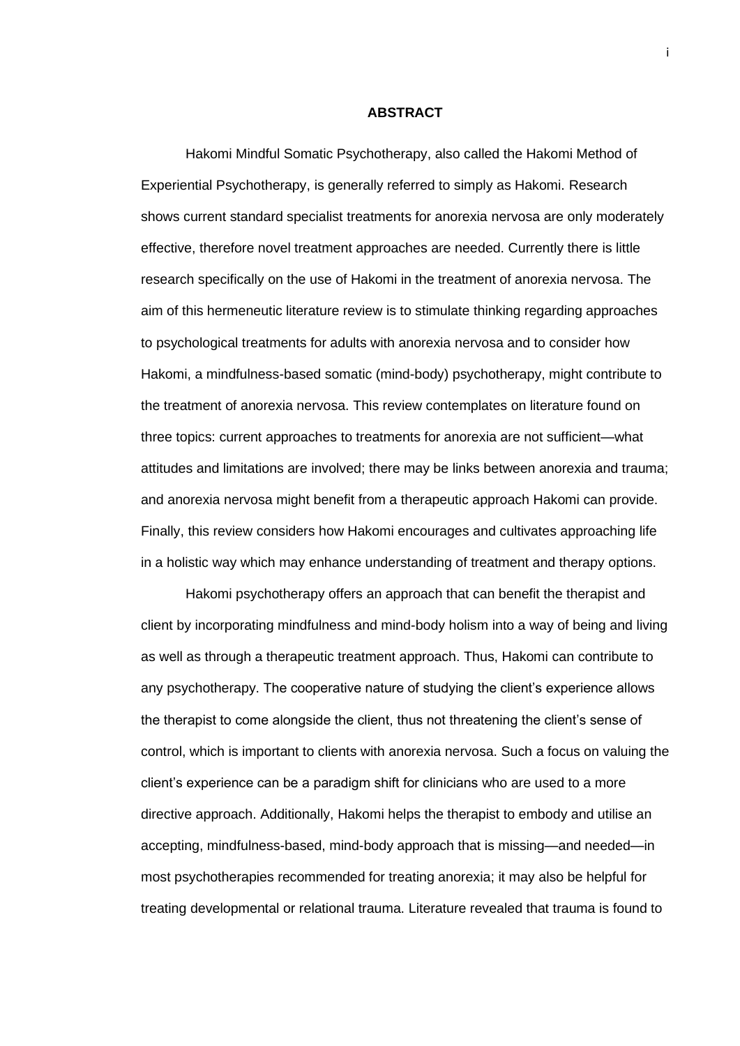## ABSTRACT

Hakomi Mindful Somatic Psychotherapy, also called the Hakomi Method of Experiential Psychotherapy, is generally referred to simply as Hakomi. Research shows current standard specialist treatments for anorexia nervosa are only moderately effective, therefore novel treatment approaches are needed. Currently there is little research specifically on the use of Hakomi in the treatment of anorexia nervosa. The aim of this hermeneutic literature review is to stimulate thinking regarding approaches to psychological treatments for adults with anorexia nervosa and to consider how Hakomi, a mindfulness-based somatic (mind-body) psychotherapy, might contribute to the treatment of anorexia nervosa. This review contemplates on literature found on three topics: current approaches to treatments for anorexia are not sufficient—what attitudes and limitations are involved; there may be links between anorexia and trauma; and anorexia nervosa might benefit from a therapeutic approach Hakomi can provide. Finally, this review considers how Hakomi encourages and cultivates approaching life in a holistic way which may enhance understanding of treatment and therapy options.

Hakomi psychotherapy offers an approach that can benefit the therapist and client by incorporating mindfulness and mind-body holism into a way of being and living as well as through a therapeutic treatment approach. Thus, Hakomi can contribute to any psychotherapy. The cooperative nature of studying the client's experience allows the therapist to come alongside the client, thus not threatening the client's sense of control, which is important to clients with anorexia nervosa. Such a focus on valuing the client's experience can be a paradigm shift for clinicians who are used to a more directive approach. Additionally, Hakomi helps the therapist to embody and utilise an accepting, mindfulness-based, mind-body approach that is missing—and needed—in most psychotherapies recommended for treating anorexia; it may also be helpful for treating developmental or relational trauma. Literature revealed that trauma is found to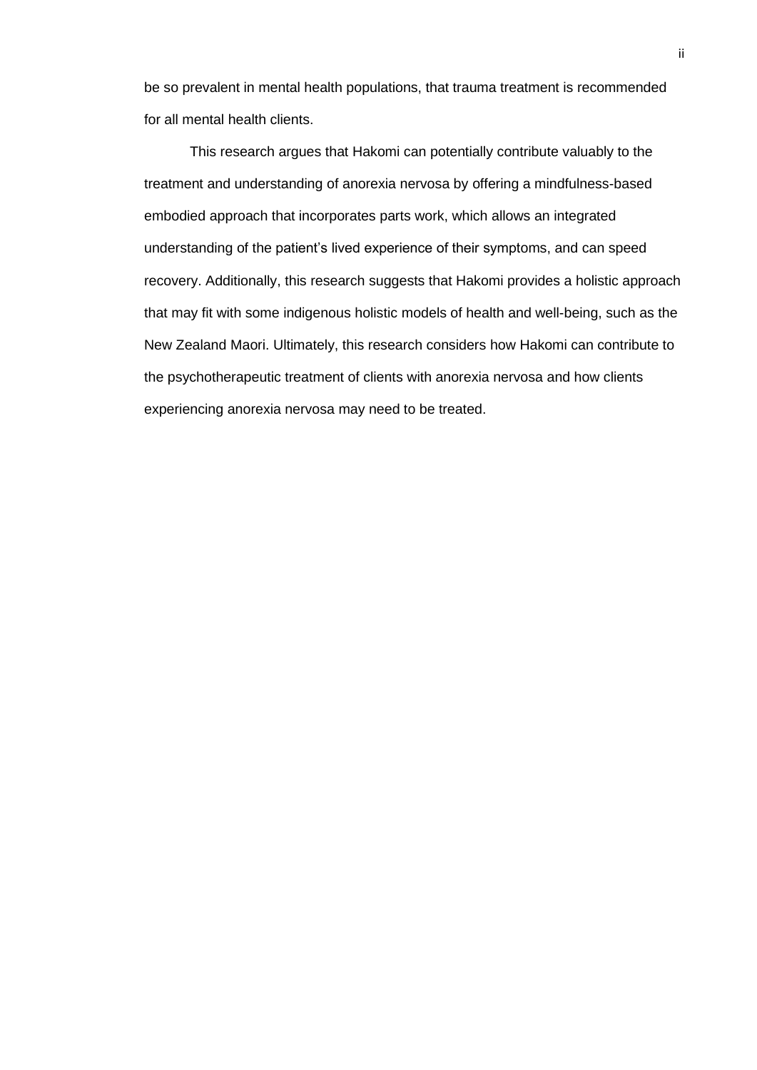be so prevalent in mental health populations, that trauma treatment is recommended for all mental health clients.

This research argues that Hakomi can potentially contribute valuably to the treatment and understanding of anorexia nervosa by offering a mindfulness-based embodied approach that incorporates parts work, which allows an integrated understanding of the patient's lived experience of their symptoms, and can speed recovery. Additionally, this research suggests that Hakomi provides a holistic approach that may fit with some indigenous holistic models of health and well-being, such as the New Zealand Maori. Ultimately, this research considers how Hakomi can contribute to the psychotherapeutic treatment of clients with anorexia nervosa and how clients experiencing anorexia nervosa may need to be treated.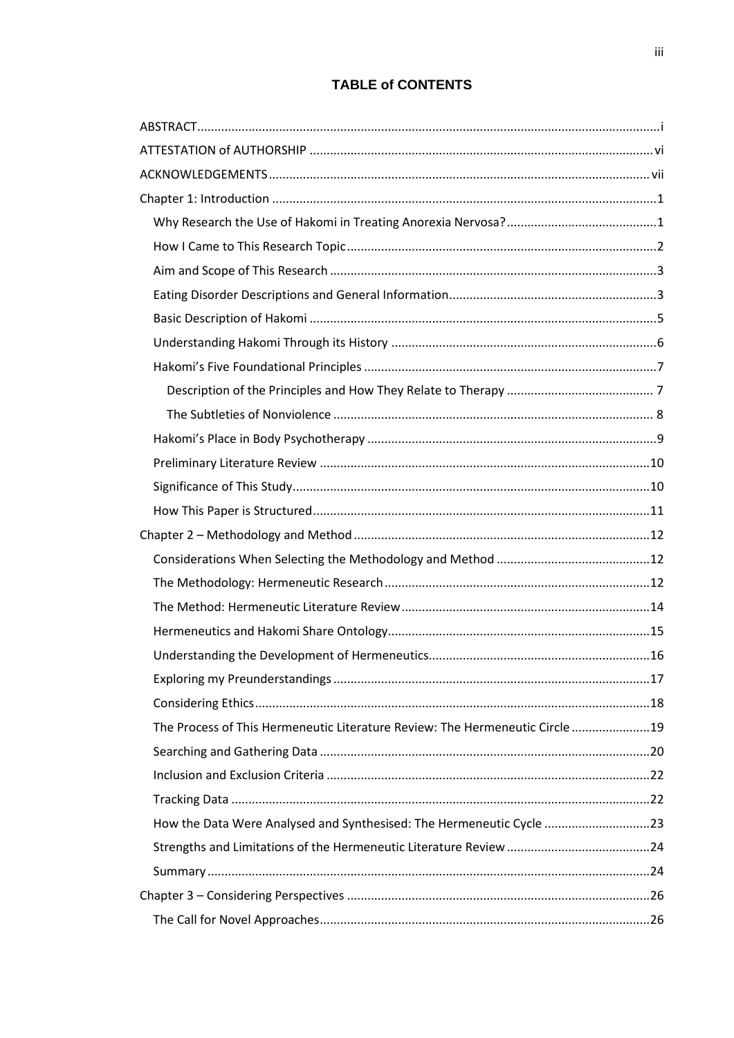**TABLE of CONTENTS**

ABSTRACT .....................................................................................................................i

ATTESTATION of AUTHORSHIP ..................................................................................... vi

ACKNOWLEDGEMENTS ................................................................................................ vii

Chapter 1: Introduction ..................................................................................................1

- Why Research the Use of Hakomi in Treating Anorexia Nervosa? ..............................1
- How I Came to This Research Topic ..........................................................................2
- Aim and Scope of This Research ...............................................................................3
- Eating Disorder Descriptions and General Information ..............................................3
- Basic Description of Hakomi .....................................................................................5
- Understanding Hakomi Through its History ..............................................................6
- Hakomi's Five Foundational Principles ......................................................................7
  - Description of the Principles and How They Relate to Therapy ............................ 7
  - The Subtleties of Nonviolence ............................................................................ 8
- Hakomi's Place in Body Psychotherapy .....................................................................9
- Preliminary Literature Review ................................................................................10
- Significance of This Study .......................................................................................10
- How This Paper is Structured ..................................................................................11

Chapter 2 – Methodology and Method .........................................................................12

- Considerations When Selecting the Methodology and Method ...............................12
- The Methodology: Hermeneutic Research ...............................................................12
- The Method: Hermeneutic Literature Review ..........................................................14
- Hermeneutics and Hakomi Share Ontology ..............................................................15
- Understanding the Development of Hermeneutics ...................................................16
- Exploring my Preunderstandings .............................................................................17
- Considering Ethics ..................................................................................................18
- The Process of This Hermeneutic Literature Review: The Hermeneutic Circle .........19
- Searching and Gathering Data ................................................................................20
- Inclusion and Exclusion Criteria ..............................................................................22
- Tracking Data .........................................................................................................22
- How the Data Were Analysed and Synthesised: The Hermeneutic Cycle .................23
- Strengths and Limitations of the Hermeneutic Literature Review ............................24
- Summary ................................................................................................................24

Chapter 3 – Considering Perspectives ...........................................................................26

- The Call for Novel Approaches ................................................................................26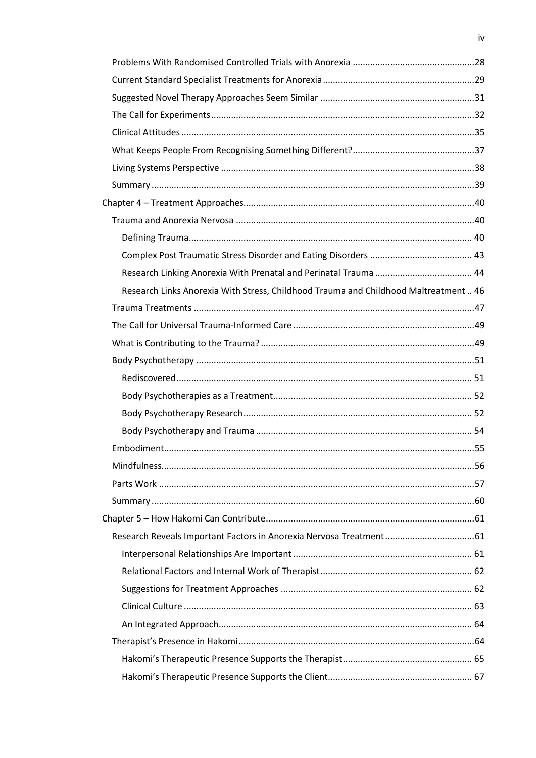- Problems With Randomised Controlled Trials with Anorexia ....28
- Current Standard Specialist Treatments for Anorexia ....29
- Suggested Novel Therapy Approaches Seem Similar ....31
- The Call for Experiments ....32
- Clinical Attitudes ....35
- What Keeps People From Recognising Something Different? ....37
- Living Systems Perspective ....38
- Summary ....39

Chapter 4 – Treatment Approaches ....40

- Trauma and Anorexia Nervosa ....40
  - Defining Trauma ....40
  - Complex Post Traumatic Stress Disorder and Eating Disorders ....43
  - Research Linking Anorexia With Prenatal and Perinatal Trauma ....44
  - Research Links Anorexia With Stress, Childhood Trauma and Childhood Maltreatment ....46
- Trauma Treatments ....47
- The Call for Universal Trauma-Informed Care ....49
- What is Contributing to the Trauma? ....49
- Body Psychotherapy ....51
  - Rediscovered ....51
  - Body Psychotherapies as a Treatment ....52
  - Body Psychotherapy Research ....52
  - Body Psychotherapy and Trauma ....54
- Embodiment ....55
- Mindfulness ....56
- Parts Work ....57
- Summary ....60

Chapter 5 – How Hakomi Can Contribute ....61

- Research Reveals Important Factors in Anorexia Nervosa Treatment ....61
  - Interpersonal Relationships Are Important ....61
  - Relational Factors and Internal Work of Therapist ....62
  - Suggestions for Treatment Approaches ....62
  - Clinical Culture ....63
  - An Integrated Approach ....64
- Therapist's Presence in Hakomi ....64
  - Hakomi's Therapeutic Presence Supports the Therapist ....65
  - Hakomi's Therapeutic Presence Supports the Client ....67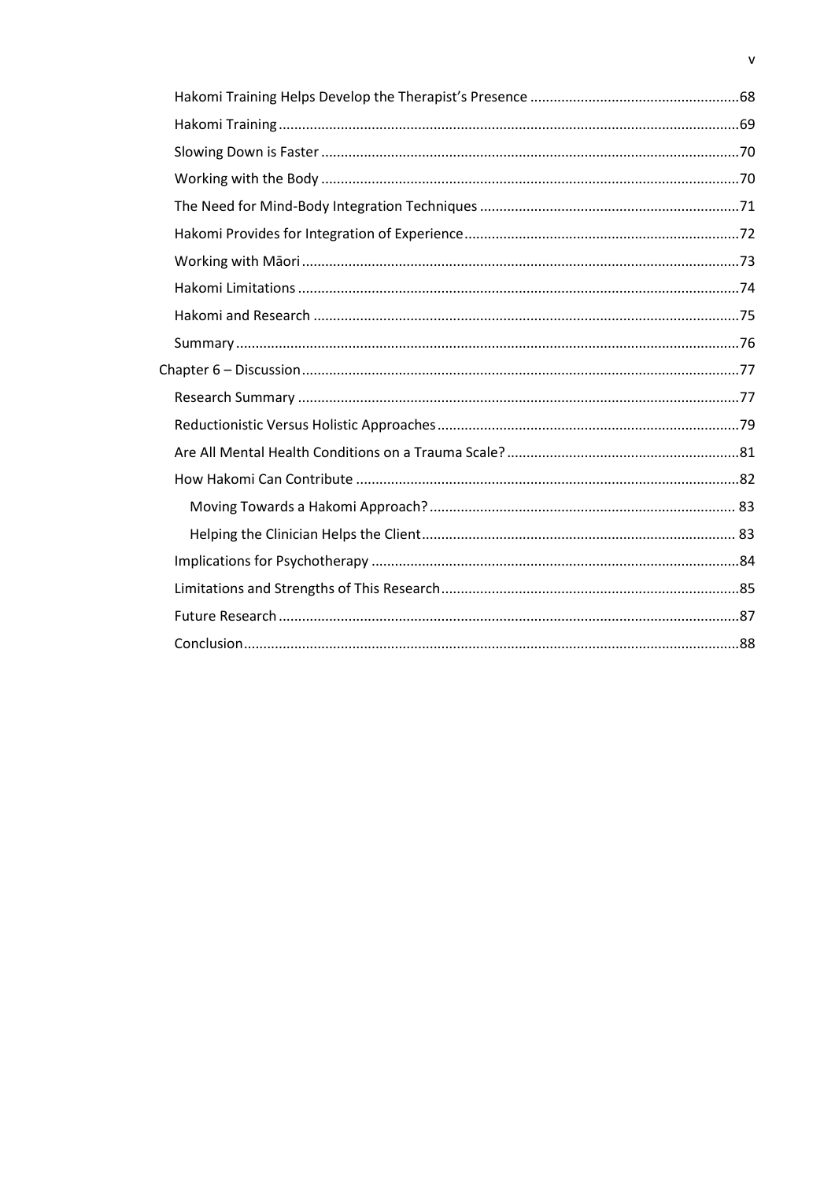Hakomi Training Helps Develop the Therapist's Presence ....................................................68
Hakomi Training ....................................................................................................................69
Slowing Down is Faster .........................................................................................................70
Working with the Body ..........................................................................................................70
The Need for Mind-Body Integration Techniques .................................................................71
Hakomi Provides for Integration of Experience .....................................................................72
Working with Māori ...............................................................................................................73
Hakomi Limitations ...............................................................................................................74
Hakomi and Research ...........................................................................................................75
Summary ...............................................................................................................................76
Chapter 6 – Discussion .............................................................................................................77
Research Summary ...............................................................................................................77
Reductionistic Versus Holistic Approaches ...........................................................................79
Are All Mental Health Conditions on a Trauma Scale? .........................................................81
How Hakomi Can Contribute .................................................................................................82
Moving Towards a Hakomi Approach? ...............................................................................83
Helping the Clinician Helps the Client .................................................................................83
Implications for Psychotherapy .............................................................................................84
Limitations and Strengths of This Research ..........................................................................85
Future Research ....................................................................................................................87
Conclusion .............................................................................................................................88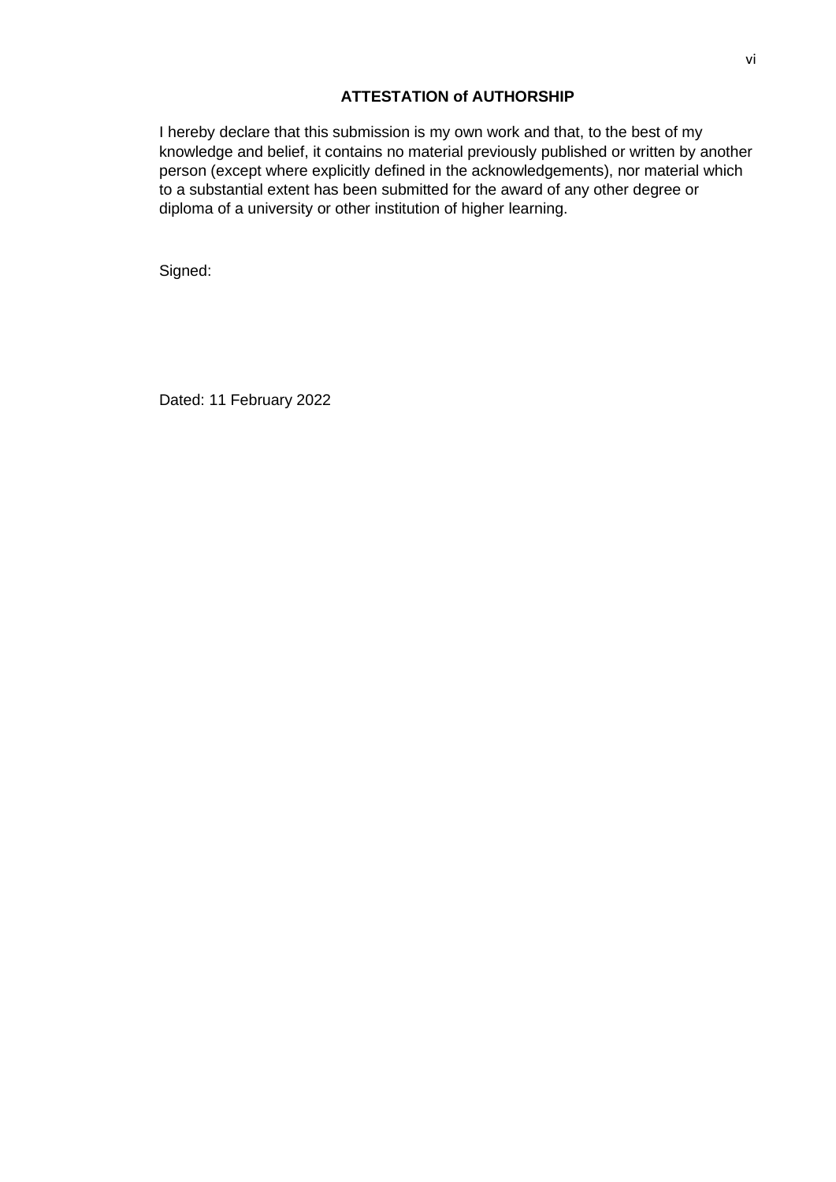## ATTESTATION of AUTHORSHIP

I hereby declare that this submission is my own work and that, to the best of my knowledge and belief, it contains no material previously published or written by another person (except where explicitly defined in the acknowledgements), nor material which to a substantial extent has been submitted for the award of any other degree or diploma of a university or other institution of higher learning.

Signed:

Dated: 11 February 2022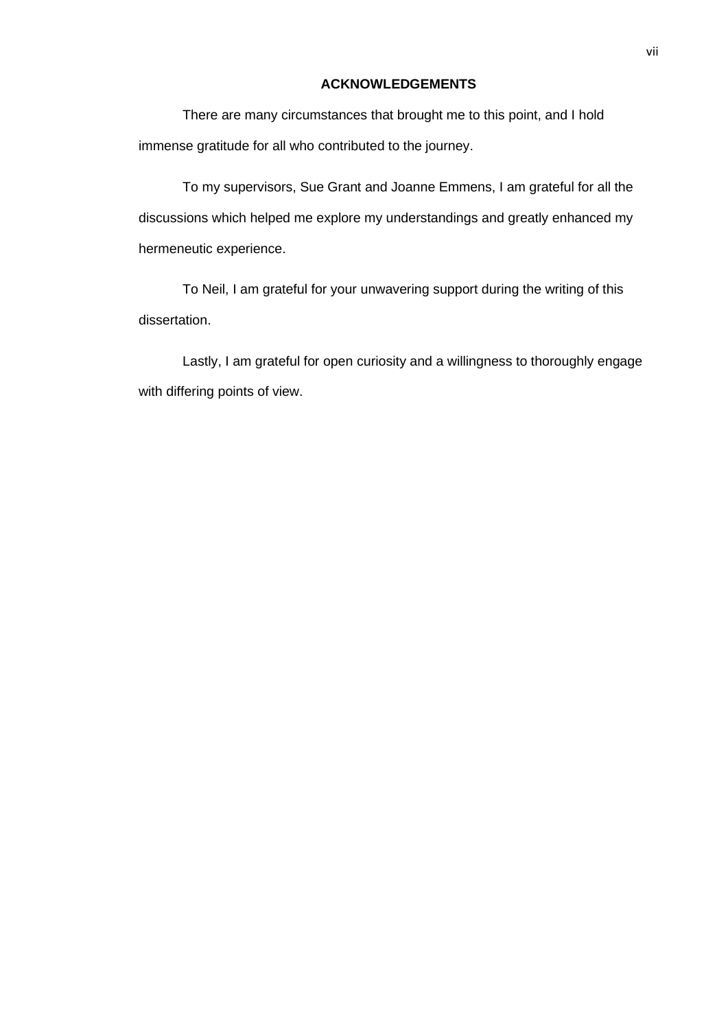## ACKNOWLEDGEMENTS

There are many circumstances that brought me to this point, and I hold immense gratitude for all who contributed to the journey.

To my supervisors, Sue Grant and Joanne Emmens, I am grateful for all the discussions which helped me explore my understandings and greatly enhanced my hermeneutic experience.

To Neil, I am grateful for your unwavering support during the writing of this dissertation.

Lastly, I am grateful for open curiosity and a willingness to thoroughly engage with differing points of view.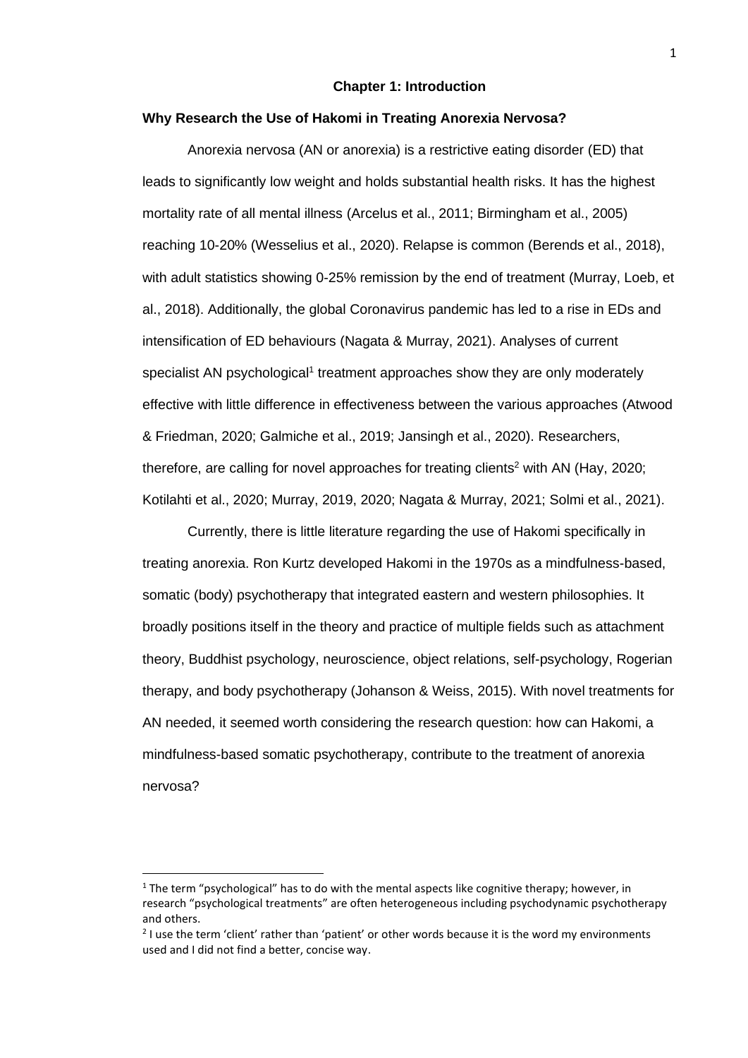# Chapter 1: Introduction

## Why Research the Use of Hakomi in Treating Anorexia Nervosa?

Anorexia nervosa (AN or anorexia) is a restrictive eating disorder (ED) that leads to significantly low weight and holds substantial health risks. It has the highest mortality rate of all mental illness (Arcelus et al., 2011; Birmingham et al., 2005) reaching 10-20% (Wesselius et al., 2020). Relapse is common (Berends et al., 2018), with adult statistics showing 0-25% remission by the end of treatment (Murray, Loeb, et al., 2018). Additionally, the global Coronavirus pandemic has led to a rise in EDs and intensification of ED behaviours (Nagata & Murray, 2021). Analyses of current specialist AN psychological[1] treatment approaches show they are only moderately effective with little difference in effectiveness between the various approaches (Atwood & Friedman, 2020; Galmiche et al., 2019; Jansingh et al., 2020). Researchers, therefore, are calling for novel approaches for treating clients[2] with AN (Hay, 2020; Kotilahti et al., 2020; Murray, 2019, 2020; Nagata & Murray, 2021; Solmi et al., 2021).

Currently, there is little literature regarding the use of Hakomi specifically in treating anorexia. Ron Kurtz developed Hakomi in the 1970s as a mindfulness-based, somatic (body) psychotherapy that integrated eastern and western philosophies. It broadly positions itself in the theory and practice of multiple fields such as attachment theory, Buddhist psychology, neuroscience, object relations, self-psychology, Rogerian therapy, and body psychotherapy (Johanson & Weiss, 2015). With novel treatments for AN needed, it seemed worth considering the research question: how can Hakomi, a mindfulness-based somatic psychotherapy, contribute to the treatment of anorexia nervosa?

---

[1] The term "psychological" has to do with the mental aspects like cognitive therapy; however, in research "psychological treatments" are often heterogeneous including psychodynamic psychotherapy and others.

[2] I use the term 'client' rather than 'patient' or other words because it is the word my environments used and I did not find a better, concise way.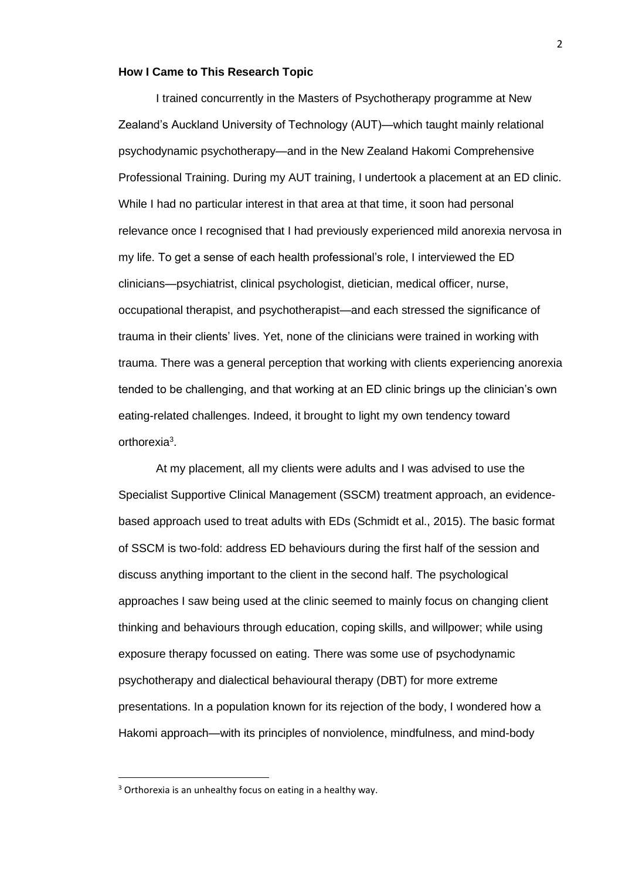**How I Came to This Research Topic**

I trained concurrently in the Masters of Psychotherapy programme at New Zealand's Auckland University of Technology (AUT)—which taught mainly relational psychodynamic psychotherapy—and in the New Zealand Hakomi Comprehensive Professional Training. During my AUT training, I undertook a placement at an ED clinic. While I had no particular interest in that area at that time, it soon had personal relevance once I recognised that I had previously experienced mild anorexia nervosa in my life. To get a sense of each health professional's role, I interviewed the ED clinicians—psychiatrist, clinical psychologist, dietician, medical officer, nurse, occupational therapist, and psychotherapist—and each stressed the significance of trauma in their clients' lives. Yet, none of the clinicians were trained in working with trauma. There was a general perception that working with clients experiencing anorexia tended to be challenging, and that working at an ED clinic brings up the clinician's own eating-related challenges. Indeed, it brought to light my own tendency toward orthorexia[3].

At my placement, all my clients were adults and I was advised to use the Specialist Supportive Clinical Management (SSCM) treatment approach, an evidence-based approach used to treat adults with EDs (Schmidt et al., 2015). The basic format of SSCM is two-fold: address ED behaviours during the first half of the session and discuss anything important to the client in the second half. The psychological approaches I saw being used at the clinic seemed to mainly focus on changing client thinking and behaviours through education, coping skills, and willpower; while using exposure therapy focussed on eating. There was some use of psychodynamic psychotherapy and dialectical behavioural therapy (DBT) for more extreme presentations. In a population known for its rejection of the body, I wondered how a Hakomi approach—with its principles of nonviolence, mindfulness, and mind-body

[3] Orthorexia is an unhealthy focus on eating in a healthy way.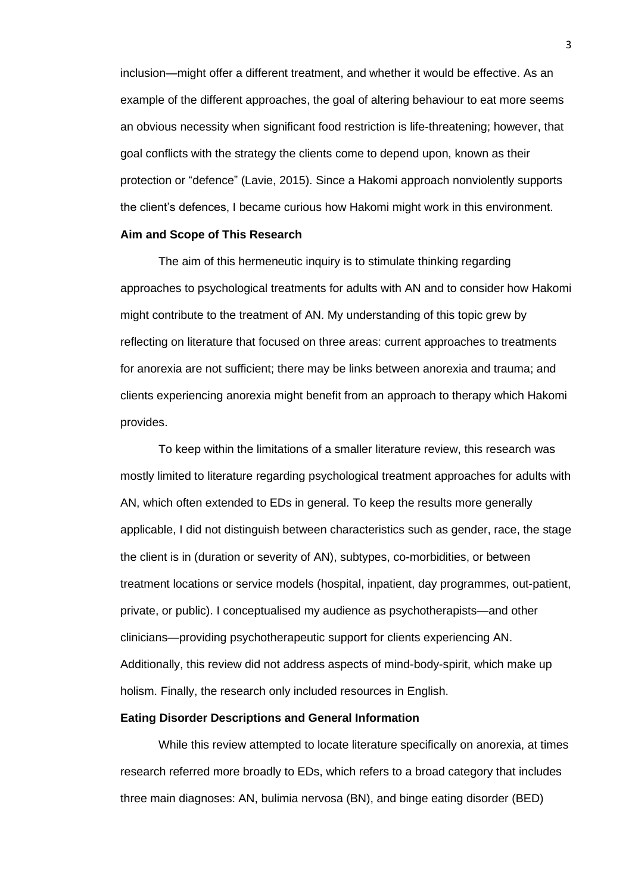inclusion—might offer a different treatment, and whether it would be effective. As an example of the different approaches, the goal of altering behaviour to eat more seems an obvious necessity when significant food restriction is life-threatening; however, that goal conflicts with the strategy the clients come to depend upon, known as their protection or "defence" (Lavie, 2015). Since a Hakomi approach nonviolently supports the client's defences, I became curious how Hakomi might work in this environment.

### Aim and Scope of This Research

The aim of this hermeneutic inquiry is to stimulate thinking regarding approaches to psychological treatments for adults with AN and to consider how Hakomi might contribute to the treatment of AN. My understanding of this topic grew by reflecting on literature that focused on three areas: current approaches to treatments for anorexia are not sufficient; there may be links between anorexia and trauma; and clients experiencing anorexia might benefit from an approach to therapy which Hakomi provides.

To keep within the limitations of a smaller literature review, this research was mostly limited to literature regarding psychological treatment approaches for adults with AN, which often extended to EDs in general. To keep the results more generally applicable, I did not distinguish between characteristics such as gender, race, the stage the client is in (duration or severity of AN), subtypes, co-morbidities, or between treatment locations or service models (hospital, inpatient, day programmes, out-patient, private, or public). I conceptualised my audience as psychotherapists—and other clinicians—providing psychotherapeutic support for clients experiencing AN. Additionally, this review did not address aspects of mind-body-spirit, which make up holism. Finally, the research only included resources in English.

### Eating Disorder Descriptions and General Information

While this review attempted to locate literature specifically on anorexia, at times research referred more broadly to EDs, which refers to a broad category that includes three main diagnoses: AN, bulimia nervosa (BN), and binge eating disorder (BED)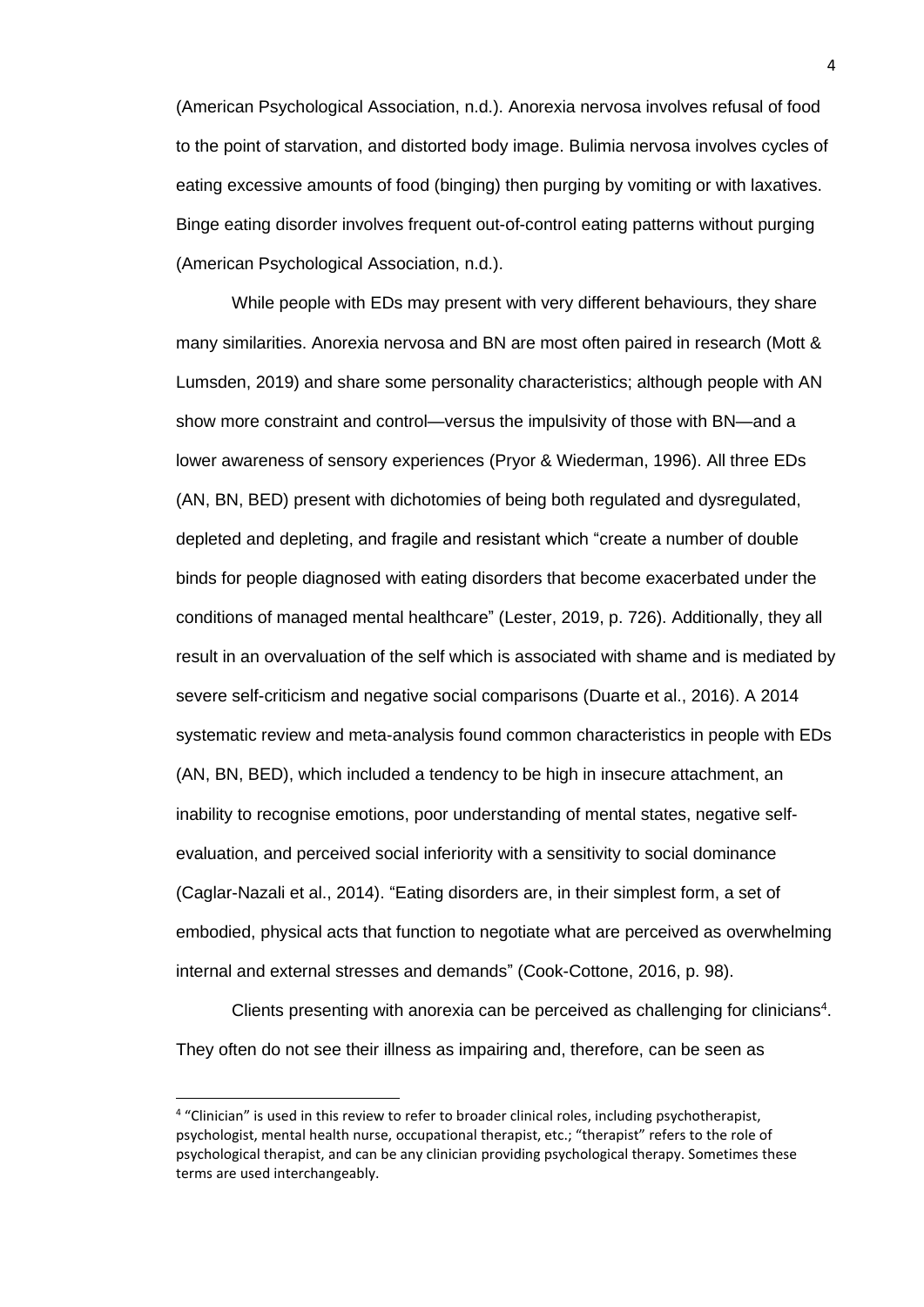(American Psychological Association, n.d.). Anorexia nervosa involves refusal of food to the point of starvation, and distorted body image. Bulimia nervosa involves cycles of eating excessive amounts of food (binging) then purging by vomiting or with laxatives. Binge eating disorder involves frequent out-of-control eating patterns without purging (American Psychological Association, n.d.).

While people with EDs may present with very different behaviours, they share many similarities. Anorexia nervosa and BN are most often paired in research (Mott & Lumsden, 2019) and share some personality characteristics; although people with AN show more constraint and control—versus the impulsivity of those with BN—and a lower awareness of sensory experiences (Pryor & Wiederman, 1996). All three EDs (AN, BN, BED) present with dichotomies of being both regulated and dysregulated, depleted and depleting, and fragile and resistant which "create a number of double binds for people diagnosed with eating disorders that become exacerbated under the conditions of managed mental healthcare" (Lester, 2019, p. 726). Additionally, they all result in an overvaluation of the self which is associated with shame and is mediated by severe self-criticism and negative social comparisons (Duarte et al., 2016). A 2014 systematic review and meta-analysis found common characteristics in people with EDs (AN, BN, BED), which included a tendency to be high in insecure attachment, an inability to recognise emotions, poor understanding of mental states, negative self-evaluation, and perceived social inferiority with a sensitivity to social dominance (Caglar-Nazali et al., 2014). "Eating disorders are, in their simplest form, a set of embodied, physical acts that function to negotiate what are perceived as overwhelming internal and external stresses and demands" (Cook-Cottone, 2016, p. 98).

Clients presenting with anorexia can be perceived as challenging for clinicians[4]. They often do not see their illness as impairing and, therefore, can be seen as

[4] "Clinician" is used in this review to refer to broader clinical roles, including psychotherapist, psychologist, mental health nurse, occupational therapist, etc.; "therapist" refers to the role of psychological therapist, and can be any clinician providing psychological therapy. Sometimes these terms are used interchangeably.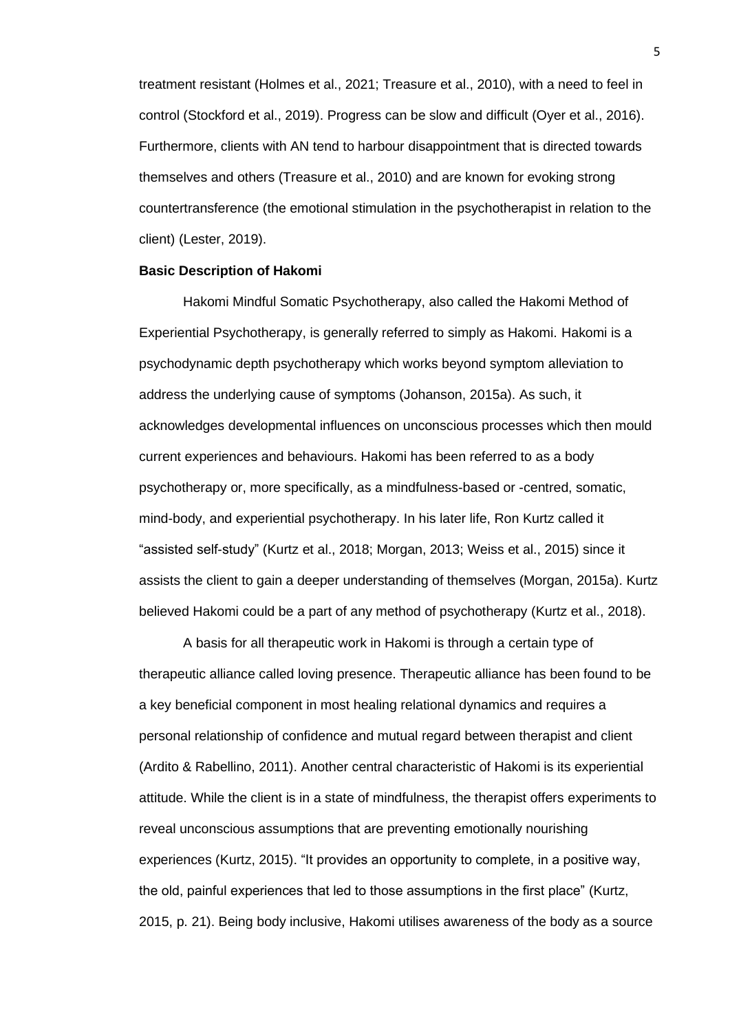treatment resistant (Holmes et al., 2021; Treasure et al., 2010), with a need to feel in control (Stockford et al., 2019). Progress can be slow and difficult (Oyer et al., 2016). Furthermore, clients with AN tend to harbour disappointment that is directed towards themselves and others (Treasure et al., 2010) and are known for evoking strong countertransference (the emotional stimulation in the psychotherapist in relation to the client) (Lester, 2019).

**Basic Description of Hakomi**

Hakomi Mindful Somatic Psychotherapy, also called the Hakomi Method of Experiential Psychotherapy, is generally referred to simply as Hakomi. Hakomi is a psychodynamic depth psychotherapy which works beyond symptom alleviation to address the underlying cause of symptoms (Johanson, 2015a). As such, it acknowledges developmental influences on unconscious processes which then mould current experiences and behaviours. Hakomi has been referred to as a body psychotherapy or, more specifically, as a mindfulness-based or -centred, somatic, mind-body, and experiential psychotherapy. In his later life, Ron Kurtz called it "assisted self-study" (Kurtz et al., 2018; Morgan, 2013; Weiss et al., 2015) since it assists the client to gain a deeper understanding of themselves (Morgan, 2015a). Kurtz believed Hakomi could be a part of any method of psychotherapy (Kurtz et al., 2018).

A basis for all therapeutic work in Hakomi is through a certain type of therapeutic alliance called loving presence. Therapeutic alliance has been found to be a key beneficial component in most healing relational dynamics and requires a personal relationship of confidence and mutual regard between therapist and client (Ardito & Rabellino, 2011). Another central characteristic of Hakomi is its experiential attitude. While the client is in a state of mindfulness, the therapist offers experiments to reveal unconscious assumptions that are preventing emotionally nourishing experiences (Kurtz, 2015). "It provides an opportunity to complete, in a positive way, the old, painful experiences that led to those assumptions in the first place" (Kurtz, 2015, p. 21). Being body inclusive, Hakomi utilises awareness of the body as a source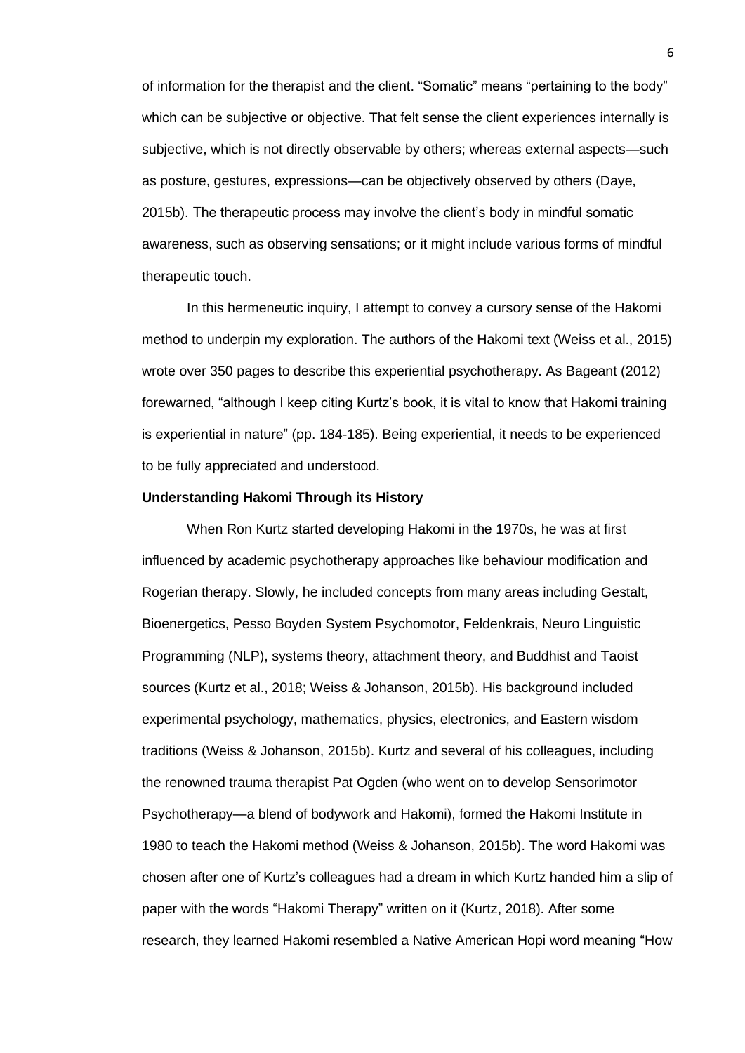of information for the therapist and the client. "Somatic" means "pertaining to the body" which can be subjective or objective. That felt sense the client experiences internally is subjective, which is not directly observable by others; whereas external aspects—such as posture, gestures, expressions—can be objectively observed by others (Daye, 2015b). The therapeutic process may involve the client's body in mindful somatic awareness, such as observing sensations; or it might include various forms of mindful therapeutic touch.

In this hermeneutic inquiry, I attempt to convey a cursory sense of the Hakomi method to underpin my exploration. The authors of the Hakomi text (Weiss et al., 2015) wrote over 350 pages to describe this experiential psychotherapy. As Bageant (2012) forewarned, "although I keep citing Kurtz's book, it is vital to know that Hakomi training is experiential in nature" (pp. 184-185). Being experiential, it needs to be experienced to be fully appreciated and understood.

**Understanding Hakomi Through its History**

When Ron Kurtz started developing Hakomi in the 1970s, he was at first influenced by academic psychotherapy approaches like behaviour modification and Rogerian therapy. Slowly, he included concepts from many areas including Gestalt, Bioenergetics, Pesso Boyden System Psychomotor, Feldenkrais, Neuro Linguistic Programming (NLP), systems theory, attachment theory, and Buddhist and Taoist sources (Kurtz et al., 2018; Weiss & Johanson, 2015b). His background included experimental psychology, mathematics, physics, electronics, and Eastern wisdom traditions (Weiss & Johanson, 2015b). Kurtz and several of his colleagues, including the renowned trauma therapist Pat Ogden (who went on to develop Sensorimotor Psychotherapy—a blend of bodywork and Hakomi), formed the Hakomi Institute in 1980 to teach the Hakomi method (Weiss & Johanson, 2015b). The word Hakomi was chosen after one of Kurtz's colleagues had a dream in which Kurtz handed him a slip of paper with the words "Hakomi Therapy" written on it (Kurtz, 2018). After some research, they learned Hakomi resembled a Native American Hopi word meaning "How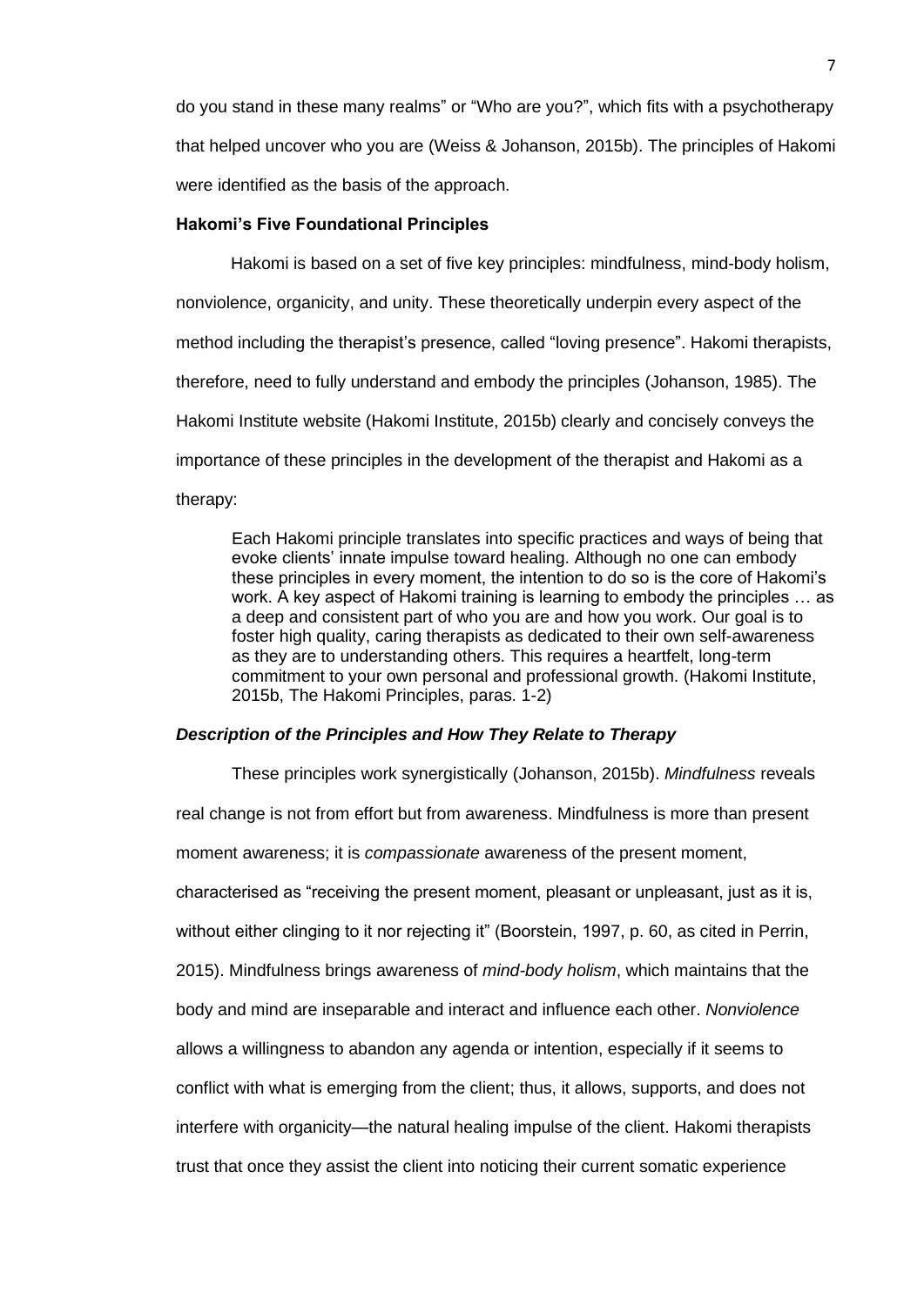do you stand in these many realms" or "Who are you?", which fits with a psychotherapy that helped uncover who you are (Weiss & Johanson, 2015b). The principles of Hakomi were identified as the basis of the approach.

### Hakomi's Five Foundational Principles

Hakomi is based on a set of five key principles: mindfulness, mind-body holism, nonviolence, organicity, and unity. These theoretically underpin every aspect of the method including the therapist's presence, called "loving presence". Hakomi therapists, therefore, need to fully understand and embody the principles (Johanson, 1985). The Hakomi Institute website (Hakomi Institute, 2015b) clearly and concisely conveys the importance of these principles in the development of the therapist and Hakomi as a therapy:

> Each Hakomi principle translates into specific practices and ways of being that evoke clients' innate impulse toward healing. Although no one can embody these principles in every moment, the intention to do so is the core of Hakomi's work. A key aspect of Hakomi training is learning to embody the principles … as a deep and consistent part of who you are and how you work. Our goal is to foster high quality, caring therapists as dedicated to their own self-awareness as they are to understanding others. This requires a heartfelt, long-term commitment to your own personal and professional growth. (Hakomi Institute, 2015b, The Hakomi Principles, paras. 1-2)

#### *Description of the Principles and How They Relate to Therapy*

These principles work synergistically (Johanson, 2015b). *Mindfulness* reveals real change is not from effort but from awareness. Mindfulness is more than present moment awareness; it is *compassionate* awareness of the present moment, characterised as "receiving the present moment, pleasant or unpleasant, just as it is, without either clinging to it nor rejecting it" (Boorstein, 1997, p. 60, as cited in Perrin, 2015). Mindfulness brings awareness of *mind-body holism*, which maintains that the body and mind are inseparable and interact and influence each other. *Nonviolence* allows a willingness to abandon any agenda or intention, especially if it seems to conflict with what is emerging from the client; thus, it allows, supports, and does not interfere with organicity—the natural healing impulse of the client. Hakomi therapists trust that once they assist the client into noticing their current somatic experience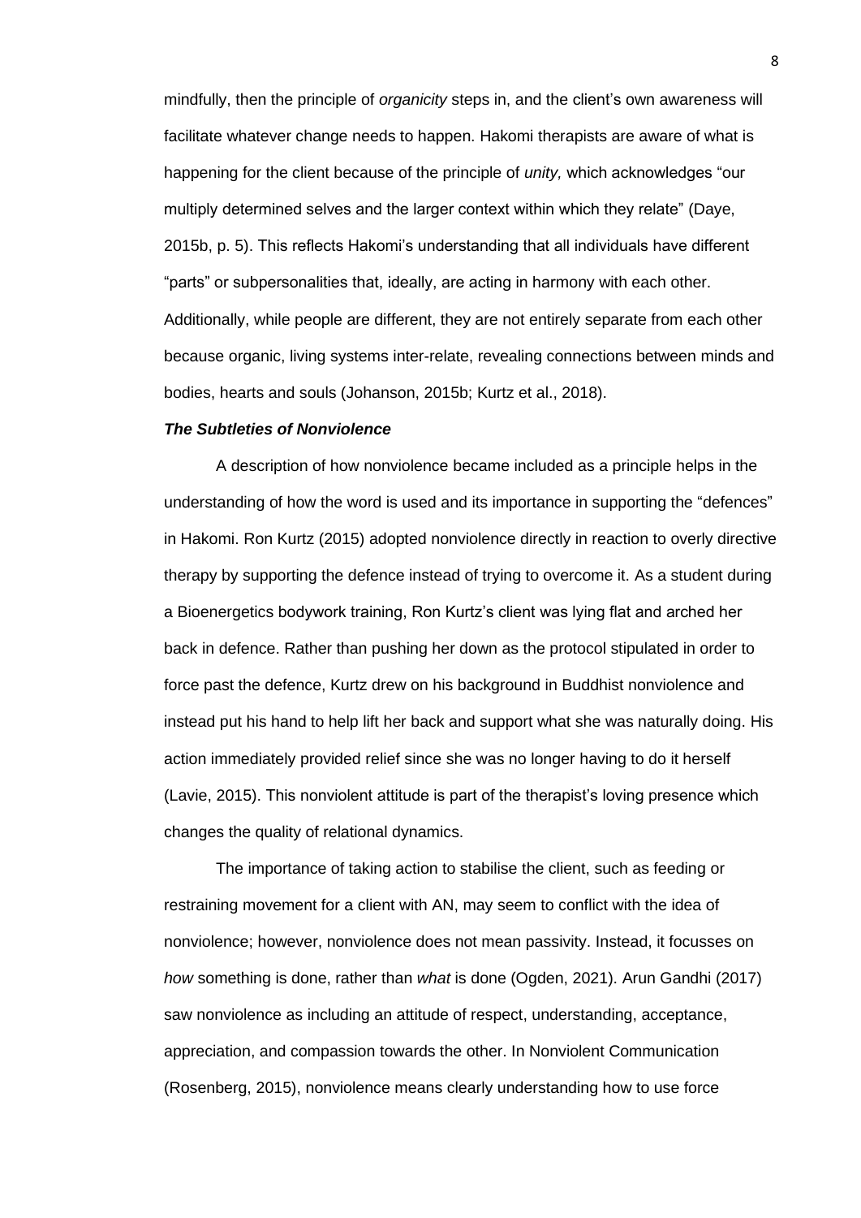mindfully, then the principle of *organicity* steps in, and the client's own awareness will facilitate whatever change needs to happen. Hakomi therapists are aware of what is happening for the client because of the principle of *unity,* which acknowledges "our multiply determined selves and the larger context within which they relate" (Daye, 2015b, p. 5). This reflects Hakomi's understanding that all individuals have different "parts" or subpersonalities that, ideally, are acting in harmony with each other. Additionally, while people are different, they are not entirely separate from each other because organic, living systems inter-relate, revealing connections between minds and bodies, hearts and souls (Johanson, 2015b; Kurtz et al., 2018).

### *The Subtleties of Nonviolence*

A description of how nonviolence became included as a principle helps in the understanding of how the word is used and its importance in supporting the "defences" in Hakomi. Ron Kurtz (2015) adopted nonviolence directly in reaction to overly directive therapy by supporting the defence instead of trying to overcome it. As a student during a Bioenergetics bodywork training, Ron Kurtz's client was lying flat and arched her back in defence. Rather than pushing her down as the protocol stipulated in order to force past the defence, Kurtz drew on his background in Buddhist nonviolence and instead put his hand to help lift her back and support what she was naturally doing. His action immediately provided relief since she was no longer having to do it herself (Lavie, 2015). This nonviolent attitude is part of the therapist's loving presence which changes the quality of relational dynamics.

The importance of taking action to stabilise the client, such as feeding or restraining movement for a client with AN, may seem to conflict with the idea of nonviolence; however, nonviolence does not mean passivity. Instead, it focusses on *how* something is done, rather than *what* is done (Ogden, 2021). Arun Gandhi (2017) saw nonviolence as including an attitude of respect, understanding, acceptance, appreciation, and compassion towards the other. In Nonviolent Communication (Rosenberg, 2015), nonviolence means clearly understanding how to use force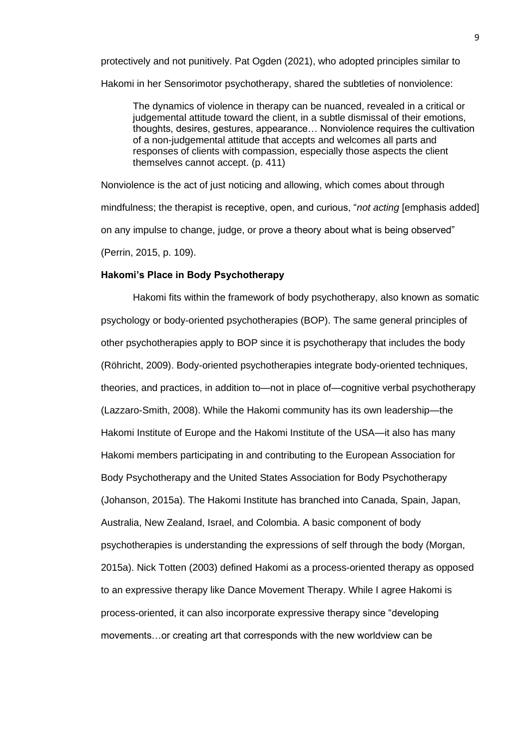protectively and not punitively. Pat Ogden (2021), who adopted principles similar to Hakomi in her Sensorimotor psychotherapy, shared the subtleties of nonviolence:

> The dynamics of violence in therapy can be nuanced, revealed in a critical or judgemental attitude toward the client, in a subtle dismissal of their emotions, thoughts, desires, gestures, appearance… Nonviolence requires the cultivation of a non-judgemental attitude that accepts and welcomes all parts and responses of clients with compassion, especially those aspects the client themselves cannot accept. (p. 411)

Nonviolence is the act of just noticing and allowing, which comes about through mindfulness; the therapist is receptive, open, and curious, "*not acting* [emphasis added] on any impulse to change, judge, or prove a theory about what is being observed" (Perrin, 2015, p. 109).

### Hakomi's Place in Body Psychotherapy

Hakomi fits within the framework of body psychotherapy, also known as somatic psychology or body-oriented psychotherapies (BOP). The same general principles of other psychotherapies apply to BOP since it is psychotherapy that includes the body (Röhricht, 2009). Body-oriented psychotherapies integrate body-oriented techniques, theories, and practices, in addition to—not in place of—cognitive verbal psychotherapy (Lazzaro-Smith, 2008). While the Hakomi community has its own leadership—the Hakomi Institute of Europe and the Hakomi Institute of the USA—it also has many Hakomi members participating in and contributing to the European Association for Body Psychotherapy and the United States Association for Body Psychotherapy (Johanson, 2015a). The Hakomi Institute has branched into Canada, Spain, Japan, Australia, New Zealand, Israel, and Colombia. A basic component of body psychotherapies is understanding the expressions of self through the body (Morgan, 2015a). Nick Totten (2003) defined Hakomi as a process-oriented therapy as opposed to an expressive therapy like Dance Movement Therapy. While I agree Hakomi is process-oriented, it can also incorporate expressive therapy since "developing movements…or creating art that corresponds with the new worldview can be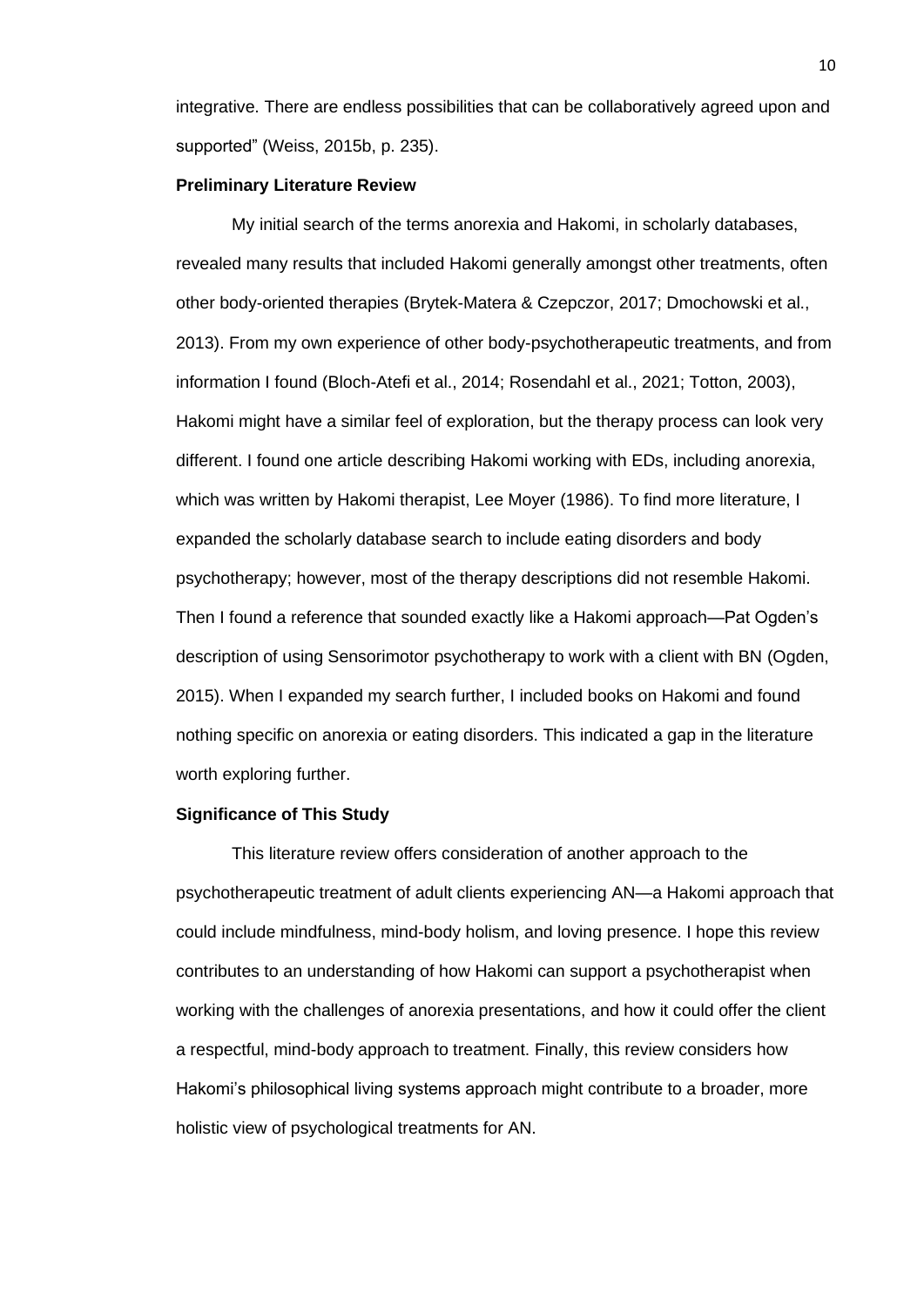integrative. There are endless possibilities that can be collaboratively agreed upon and supported" (Weiss, 2015b, p. 235).

### Preliminary Literature Review

My initial search of the terms anorexia and Hakomi, in scholarly databases, revealed many results that included Hakomi generally amongst other treatments, often other body-oriented therapies (Brytek-Matera & Czepczor, 2017; Dmochowski et al., 2013). From my own experience of other body-psychotherapeutic treatments, and from information I found (Bloch-Atefi et al., 2014; Rosendahl et al., 2021; Totton, 2003), Hakomi might have a similar feel of exploration, but the therapy process can look very different. I found one article describing Hakomi working with EDs, including anorexia, which was written by Hakomi therapist, Lee Moyer (1986). To find more literature, I expanded the scholarly database search to include eating disorders and body psychotherapy; however, most of the therapy descriptions did not resemble Hakomi. Then I found a reference that sounded exactly like a Hakomi approach—Pat Ogden's description of using Sensorimotor psychotherapy to work with a client with BN (Ogden, 2015). When I expanded my search further, I included books on Hakomi and found nothing specific on anorexia or eating disorders. This indicated a gap in the literature worth exploring further.

### Significance of This Study

This literature review offers consideration of another approach to the psychotherapeutic treatment of adult clients experiencing AN—a Hakomi approach that could include mindfulness, mind-body holism, and loving presence. I hope this review contributes to an understanding of how Hakomi can support a psychotherapist when working with the challenges of anorexia presentations, and how it could offer the client a respectful, mind-body approach to treatment. Finally, this review considers how Hakomi's philosophical living systems approach might contribute to a broader, more holistic view of psychological treatments for AN.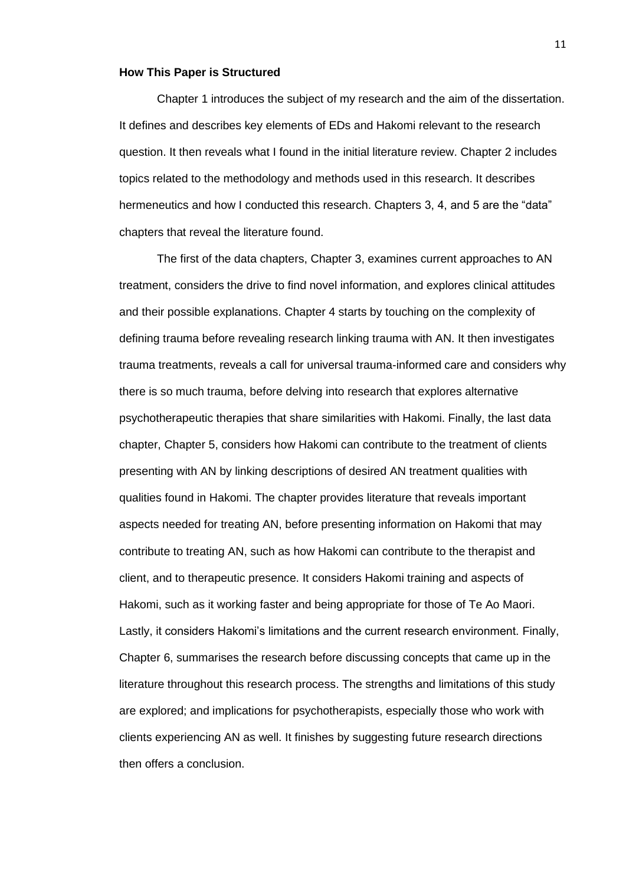**How This Paper is Structured**

Chapter 1 introduces the subject of my research and the aim of the dissertation. It defines and describes key elements of EDs and Hakomi relevant to the research question. It then reveals what I found in the initial literature review. Chapter 2 includes topics related to the methodology and methods used in this research. It describes hermeneutics and how I conducted this research. Chapters 3, 4, and 5 are the "data" chapters that reveal the literature found.

The first of the data chapters, Chapter 3, examines current approaches to AN treatment, considers the drive to find novel information, and explores clinical attitudes and their possible explanations. Chapter 4 starts by touching on the complexity of defining trauma before revealing research linking trauma with AN. It then investigates trauma treatments, reveals a call for universal trauma-informed care and considers why there is so much trauma, before delving into research that explores alternative psychotherapeutic therapies that share similarities with Hakomi. Finally, the last data chapter, Chapter 5, considers how Hakomi can contribute to the treatment of clients presenting with AN by linking descriptions of desired AN treatment qualities with qualities found in Hakomi. The chapter provides literature that reveals important aspects needed for treating AN, before presenting information on Hakomi that may contribute to treating AN, such as how Hakomi can contribute to the therapist and client, and to therapeutic presence. It considers Hakomi training and aspects of Hakomi, such as it working faster and being appropriate for those of Te Ao Maori. Lastly, it considers Hakomi's limitations and the current research environment. Finally, Chapter 6, summarises the research before discussing concepts that came up in the literature throughout this research process. The strengths and limitations of this study are explored; and implications for psychotherapists, especially those who work with clients experiencing AN as well. It finishes by suggesting future research directions then offers a conclusion.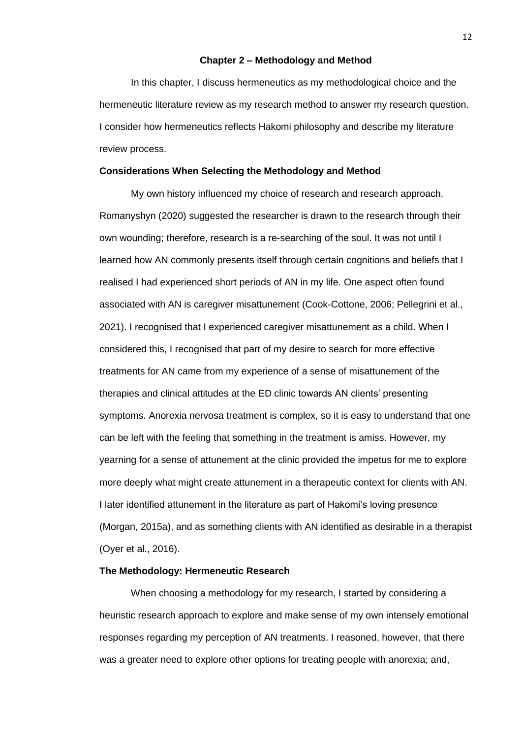## Chapter 2 – Methodology and Method

In this chapter, I discuss hermeneutics as my methodological choice and the hermeneutic literature review as my research method to answer my research question. I consider how hermeneutics reflects Hakomi philosophy and describe my literature review process.

### Considerations When Selecting the Methodology and Method

My own history influenced my choice of research and research approach. Romanyshyn (2020) suggested the researcher is drawn to the research through their own wounding; therefore, research is a re-searching of the soul. It was not until I learned how AN commonly presents itself through certain cognitions and beliefs that I realised I had experienced short periods of AN in my life. One aspect often found associated with AN is caregiver misattunement (Cook-Cottone, 2006; Pellegrini et al., 2021). I recognised that I experienced caregiver misattunement as a child. When I considered this, I recognised that part of my desire to search for more effective treatments for AN came from my experience of a sense of misattunement of the therapies and clinical attitudes at the ED clinic towards AN clients' presenting symptoms. Anorexia nervosa treatment is complex, so it is easy to understand that one can be left with the feeling that something in the treatment is amiss. However, my yearning for a sense of attunement at the clinic provided the impetus for me to explore more deeply what might create attunement in a therapeutic context for clients with AN. I later identified attunement in the literature as part of Hakomi's loving presence (Morgan, 2015a), and as something clients with AN identified as desirable in a therapist (Oyer et al., 2016).

### The Methodology: Hermeneutic Research

When choosing a methodology for my research, I started by considering a heuristic research approach to explore and make sense of my own intensely emotional responses regarding my perception of AN treatments. I reasoned, however, that there was a greater need to explore other options for treating people with anorexia; and,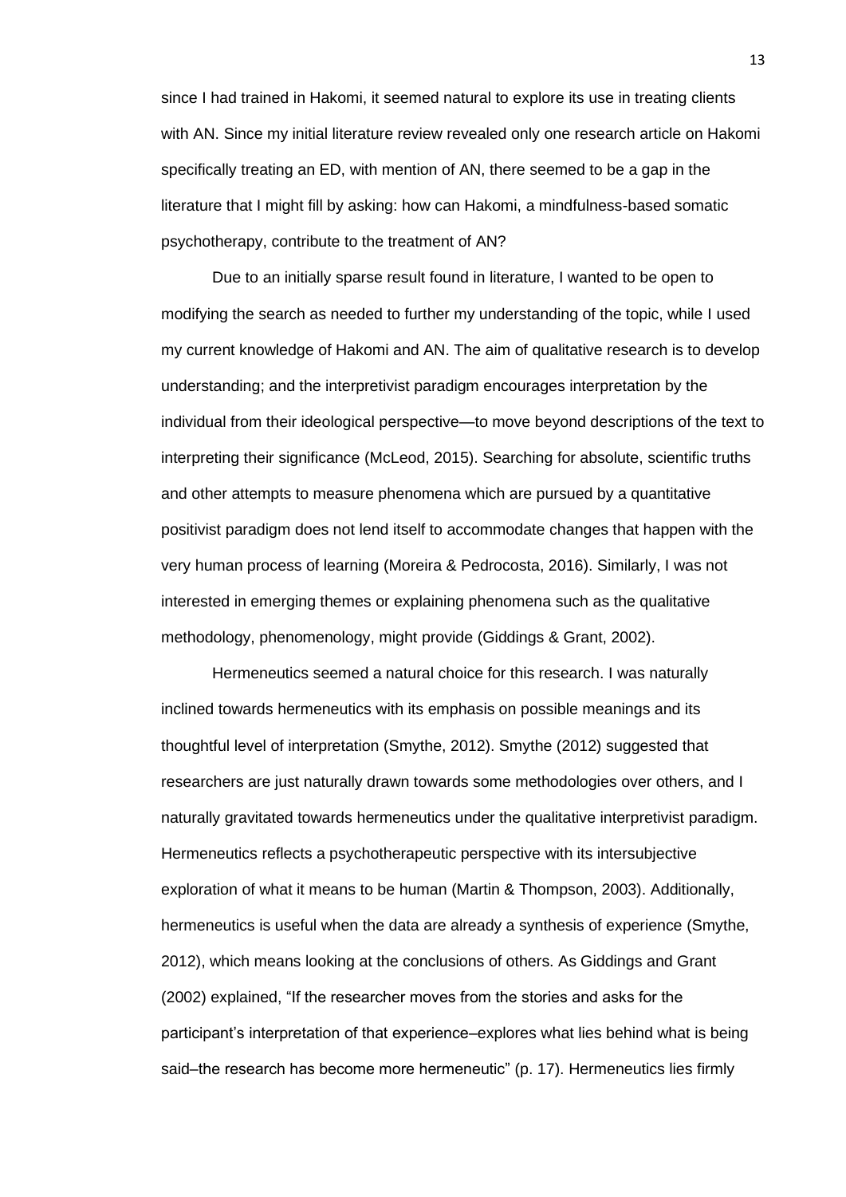since I had trained in Hakomi, it seemed natural to explore its use in treating clients with AN. Since my initial literature review revealed only one research article on Hakomi specifically treating an ED, with mention of AN, there seemed to be a gap in the literature that I might fill by asking: how can Hakomi, a mindfulness-based somatic psychotherapy, contribute to the treatment of AN?

Due to an initially sparse result found in literature, I wanted to be open to modifying the search as needed to further my understanding of the topic, while I used my current knowledge of Hakomi and AN. The aim of qualitative research is to develop understanding; and the interpretivist paradigm encourages interpretation by the individual from their ideological perspective—to move beyond descriptions of the text to interpreting their significance (McLeod, 2015). Searching for absolute, scientific truths and other attempts to measure phenomena which are pursued by a quantitative positivist paradigm does not lend itself to accommodate changes that happen with the very human process of learning (Moreira & Pedrocosta, 2016). Similarly, I was not interested in emerging themes or explaining phenomena such as the qualitative methodology, phenomenology, might provide (Giddings & Grant, 2002).

Hermeneutics seemed a natural choice for this research. I was naturally inclined towards hermeneutics with its emphasis on possible meanings and its thoughtful level of interpretation (Smythe, 2012). Smythe (2012) suggested that researchers are just naturally drawn towards some methodologies over others, and I naturally gravitated towards hermeneutics under the qualitative interpretivist paradigm. Hermeneutics reflects a psychotherapeutic perspective with its intersubjective exploration of what it means to be human (Martin & Thompson, 2003). Additionally, hermeneutics is useful when the data are already a synthesis of experience (Smythe, 2012), which means looking at the conclusions of others. As Giddings and Grant (2002) explained, "If the researcher moves from the stories and asks for the participant's interpretation of that experience–explores what lies behind what is being said–the research has become more hermeneutic" (p. 17). Hermeneutics lies firmly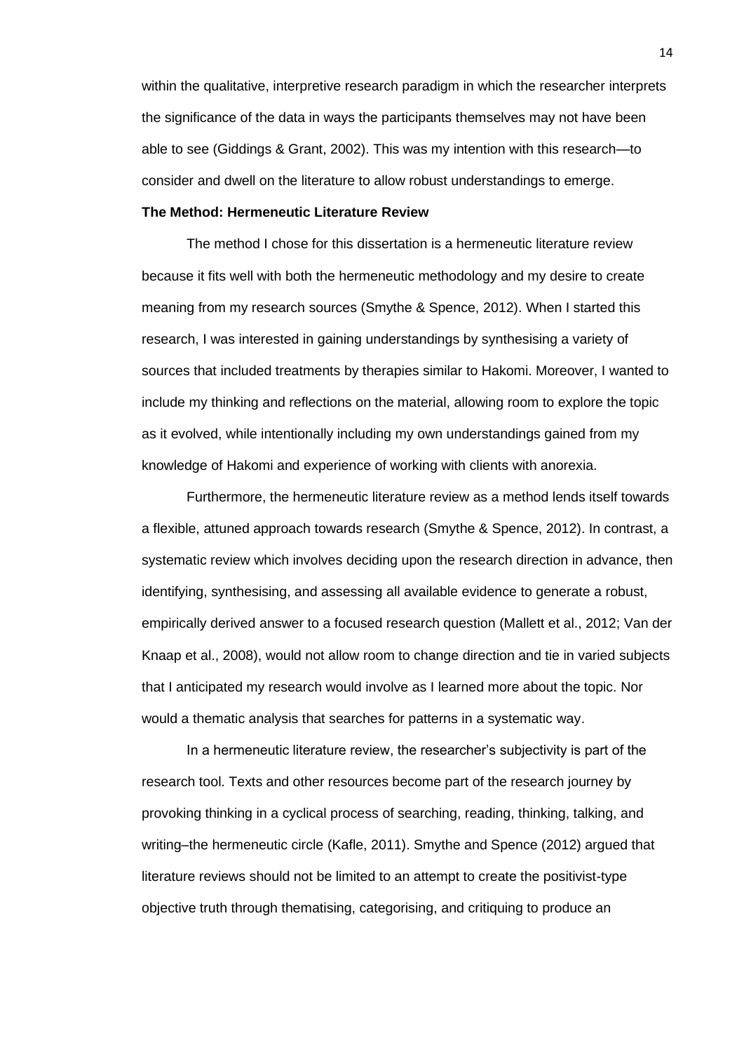within the qualitative, interpretive research paradigm in which the researcher interprets the significance of the data in ways the participants themselves may not have been able to see (Giddings & Grant, 2002). This was my intention with this research—to consider and dwell on the literature to allow robust understandings to emerge.

**The Method: Hermeneutic Literature Review**

The method I chose for this dissertation is a hermeneutic literature review because it fits well with both the hermeneutic methodology and my desire to create meaning from my research sources (Smythe & Spence, 2012). When I started this research, I was interested in gaining understandings by synthesising a variety of sources that included treatments by therapies similar to Hakomi. Moreover, I wanted to include my thinking and reflections on the material, allowing room to explore the topic as it evolved, while intentionally including my own understandings gained from my knowledge of Hakomi and experience of working with clients with anorexia.

Furthermore, the hermeneutic literature review as a method lends itself towards a flexible, attuned approach towards research (Smythe & Spence, 2012). In contrast, a systematic review which involves deciding upon the research direction in advance, then identifying, synthesising, and assessing all available evidence to generate a robust, empirically derived answer to a focused research question (Mallett et al., 2012; Van der Knaap et al., 2008), would not allow room to change direction and tie in varied subjects that I anticipated my research would involve as I learned more about the topic. Nor would a thematic analysis that searches for patterns in a systematic way.

In a hermeneutic literature review, the researcher's subjectivity is part of the research tool. Texts and other resources become part of the research journey by provoking thinking in a cyclical process of searching, reading, thinking, talking, and writing–the hermeneutic circle (Kafle, 2011). Smythe and Spence (2012) argued that literature reviews should not be limited to an attempt to create the positivist-type objective truth through thematising, categorising, and critiquing to produce an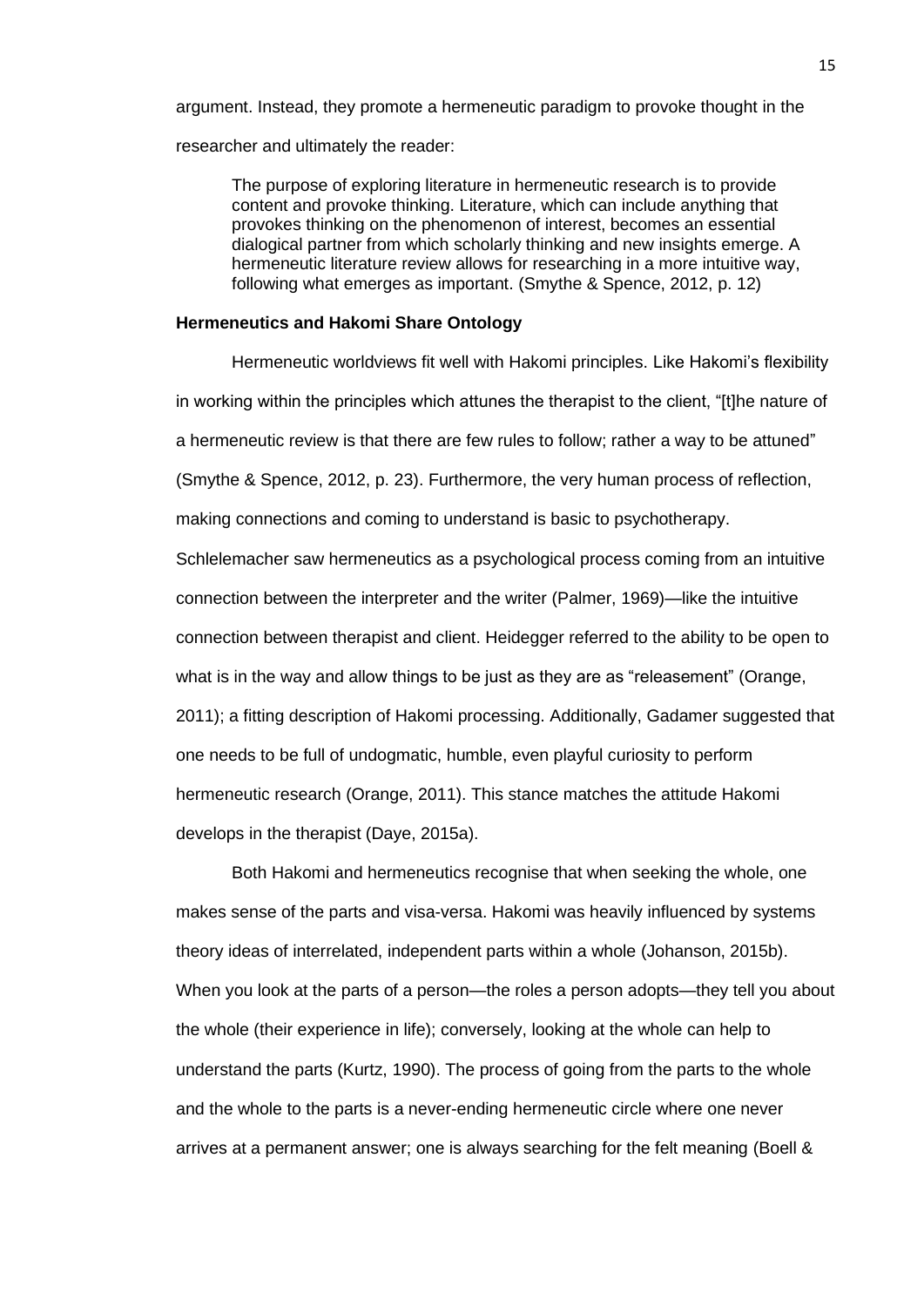argument. Instead, they promote a hermeneutic paradigm to provoke thought in the researcher and ultimately the reader:

> The purpose of exploring literature in hermeneutic research is to provide content and provoke thinking. Literature, which can include anything that provokes thinking on the phenomenon of interest, becomes an essential dialogical partner from which scholarly thinking and new insights emerge. A hermeneutic literature review allows for researching in a more intuitive way, following what emerges as important. (Smythe & Spence, 2012, p. 12)

### Hermeneutics and Hakomi Share Ontology

Hermeneutic worldviews fit well with Hakomi principles. Like Hakomi's flexibility in working within the principles which attunes the therapist to the client, "[t]he nature of a hermeneutic review is that there are few rules to follow; rather a way to be attuned" (Smythe & Spence, 2012, p. 23). Furthermore, the very human process of reflection, making connections and coming to understand is basic to psychotherapy. Schlelemacher saw hermeneutics as a psychological process coming from an intuitive connection between the interpreter and the writer (Palmer, 1969)—like the intuitive connection between therapist and client. Heidegger referred to the ability to be open to what is in the way and allow things to be just as they are as "releasement" (Orange, 2011); a fitting description of Hakomi processing. Additionally, Gadamer suggested that one needs to be full of undogmatic, humble, even playful curiosity to perform hermeneutic research (Orange, 2011). This stance matches the attitude Hakomi develops in the therapist (Daye, 2015a).

Both Hakomi and hermeneutics recognise that when seeking the whole, one makes sense of the parts and visa-versa. Hakomi was heavily influenced by systems theory ideas of interrelated, independent parts within a whole (Johanson, 2015b). When you look at the parts of a person—the roles a person adopts—they tell you about the whole (their experience in life); conversely, looking at the whole can help to understand the parts (Kurtz, 1990). The process of going from the parts to the whole and the whole to the parts is a never-ending hermeneutic circle where one never arrives at a permanent answer; one is always searching for the felt meaning (Boell &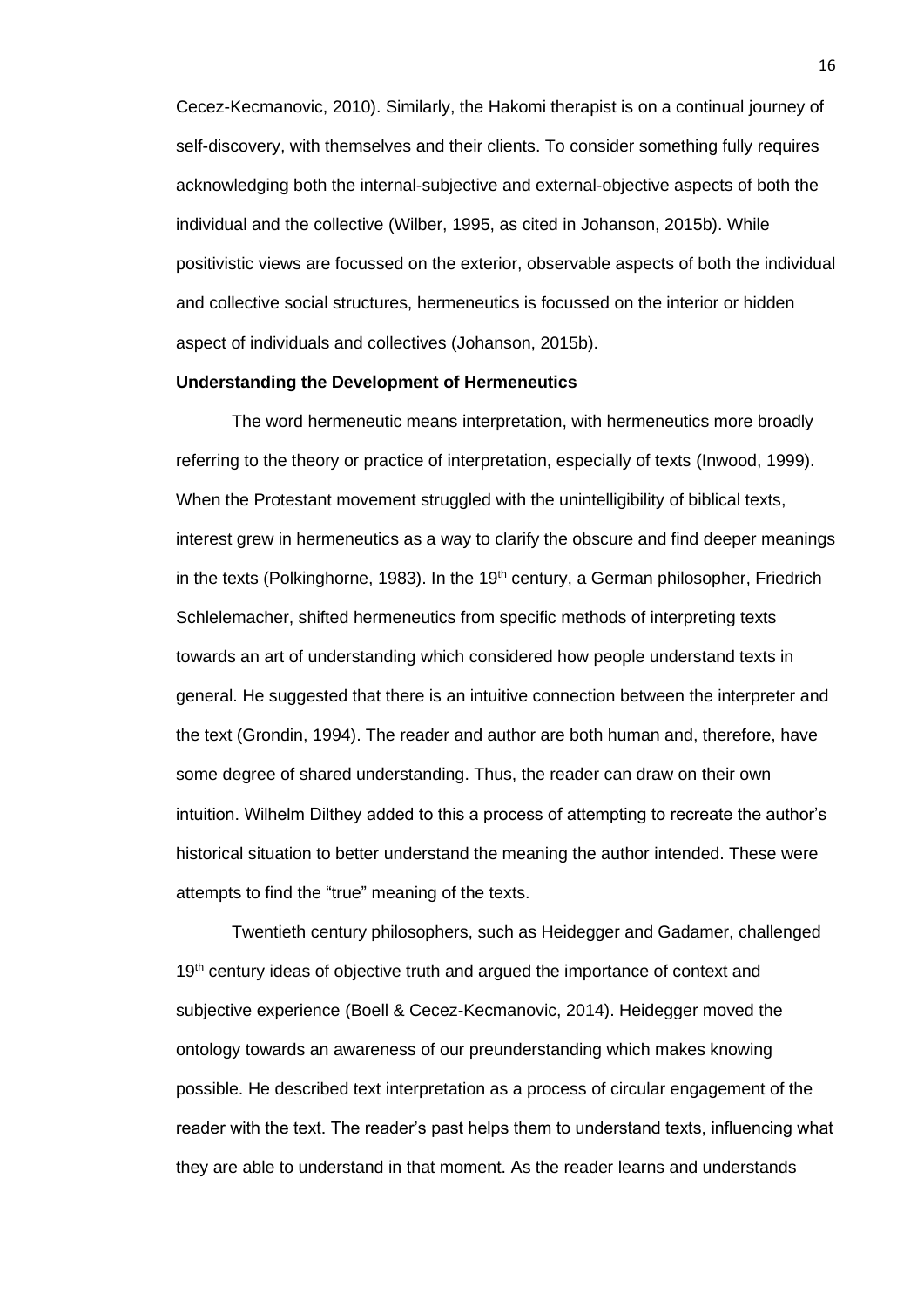Cecez-Kecmanovic, 2010). Similarly, the Hakomi therapist is on a continual journey of self-discovery, with themselves and their clients. To consider something fully requires acknowledging both the internal-subjective and external-objective aspects of both the individual and the collective (Wilber, 1995, as cited in Johanson, 2015b). While positivistic views are focussed on the exterior, observable aspects of both the individual and collective social structures, hermeneutics is focussed on the interior or hidden aspect of individuals and collectives (Johanson, 2015b).

**Understanding the Development of Hermeneutics**

The word hermeneutic means interpretation, with hermeneutics more broadly referring to the theory or practice of interpretation, especially of texts (Inwood, 1999). When the Protestant movement struggled with the unintelligibility of biblical texts, interest grew in hermeneutics as a way to clarify the obscure and find deeper meanings in the texts (Polkinghorne, 1983). In the 19th century, a German philosopher, Friedrich Schlelemacher, shifted hermeneutics from specific methods of interpreting texts towards an art of understanding which considered how people understand texts in general. He suggested that there is an intuitive connection between the interpreter and the text (Grondin, 1994). The reader and author are both human and, therefore, have some degree of shared understanding. Thus, the reader can draw on their own intuition. Wilhelm Dilthey added to this a process of attempting to recreate the author's historical situation to better understand the meaning the author intended. These were attempts to find the "true" meaning of the texts.

Twentieth century philosophers, such as Heidegger and Gadamer, challenged 19th century ideas of objective truth and argued the importance of context and subjective experience (Boell & Cecez-Kecmanovic, 2014). Heidegger moved the ontology towards an awareness of our preunderstanding which makes knowing possible. He described text interpretation as a process of circular engagement of the reader with the text. The reader's past helps them to understand texts, influencing what they are able to understand in that moment. As the reader learns and understands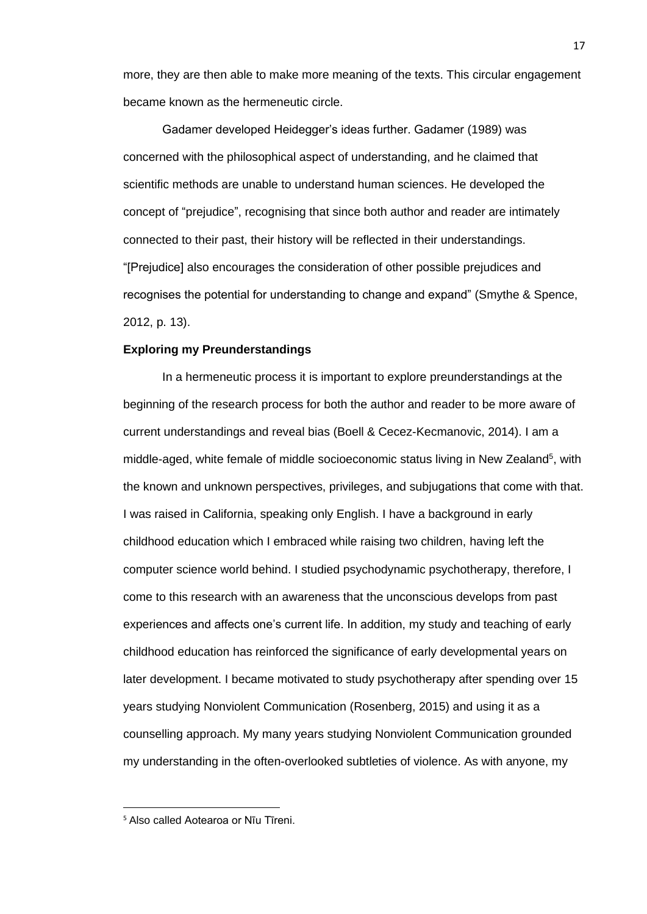more, they are then able to make more meaning of the texts. This circular engagement became known as the hermeneutic circle.

Gadamer developed Heidegger's ideas further. Gadamer (1989) was concerned with the philosophical aspect of understanding, and he claimed that scientific methods are unable to understand human sciences. He developed the concept of "prejudice", recognising that since both author and reader are intimately connected to their past, their history will be reflected in their understandings. "[Prejudice] also encourages the consideration of other possible prejudices and recognises the potential for understanding to change and expand" (Smythe & Spence, 2012, p. 13).

**Exploring my Preunderstandings**

In a hermeneutic process it is important to explore preunderstandings at the beginning of the research process for both the author and reader to be more aware of current understandings and reveal bias (Boell & Cecez-Kecmanovic, 2014). I am a middle-aged, white female of middle socioeconomic status living in New Zealand[5], with the known and unknown perspectives, privileges, and subjugations that come with that. I was raised in California, speaking only English. I have a background in early childhood education which I embraced while raising two children, having left the computer science world behind. I studied psychodynamic psychotherapy, therefore, I come to this research with an awareness that the unconscious develops from past experiences and affects one's current life. In addition, my study and teaching of early childhood education has reinforced the significance of early developmental years on later development. I became motivated to study psychotherapy after spending over 15 years studying Nonviolent Communication (Rosenberg, 2015) and using it as a counselling approach. My many years studying Nonviolent Communication grounded my understanding in the often-overlooked subtleties of violence. As with anyone, my

[5] Also called Aotearoa or Nīu Tīreni.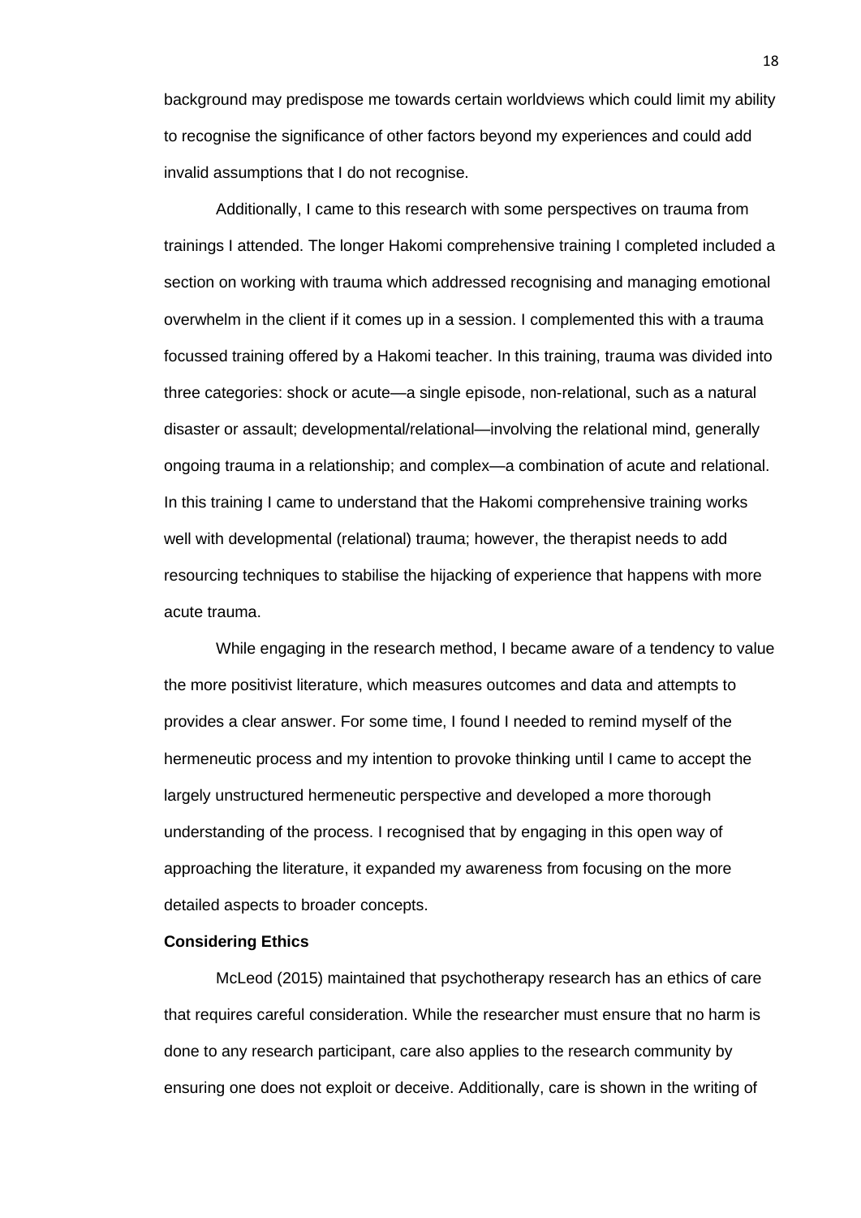background may predispose me towards certain worldviews which could limit my ability to recognise the significance of other factors beyond my experiences and could add invalid assumptions that I do not recognise.

Additionally, I came to this research with some perspectives on trauma from trainings I attended. The longer Hakomi comprehensive training I completed included a section on working with trauma which addressed recognising and managing emotional overwhelm in the client if it comes up in a session. I complemented this with a trauma focussed training offered by a Hakomi teacher. In this training, trauma was divided into three categories: shock or acute—a single episode, non-relational, such as a natural disaster or assault; developmental/relational—involving the relational mind, generally ongoing trauma in a relationship; and complex—a combination of acute and relational. In this training I came to understand that the Hakomi comprehensive training works well with developmental (relational) trauma; however, the therapist needs to add resourcing techniques to stabilise the hijacking of experience that happens with more acute trauma.

While engaging in the research method, I became aware of a tendency to value the more positivist literature, which measures outcomes and data and attempts to provides a clear answer. For some time, I found I needed to remind myself of the hermeneutic process and my intention to provoke thinking until I came to accept the largely unstructured hermeneutic perspective and developed a more thorough understanding of the process. I recognised that by engaging in this open way of approaching the literature, it expanded my awareness from focusing on the more detailed aspects to broader concepts.

**Considering Ethics**

McLeod (2015) maintained that psychotherapy research has an ethics of care that requires careful consideration. While the researcher must ensure that no harm is done to any research participant, care also applies to the research community by ensuring one does not exploit or deceive. Additionally, care is shown in the writing of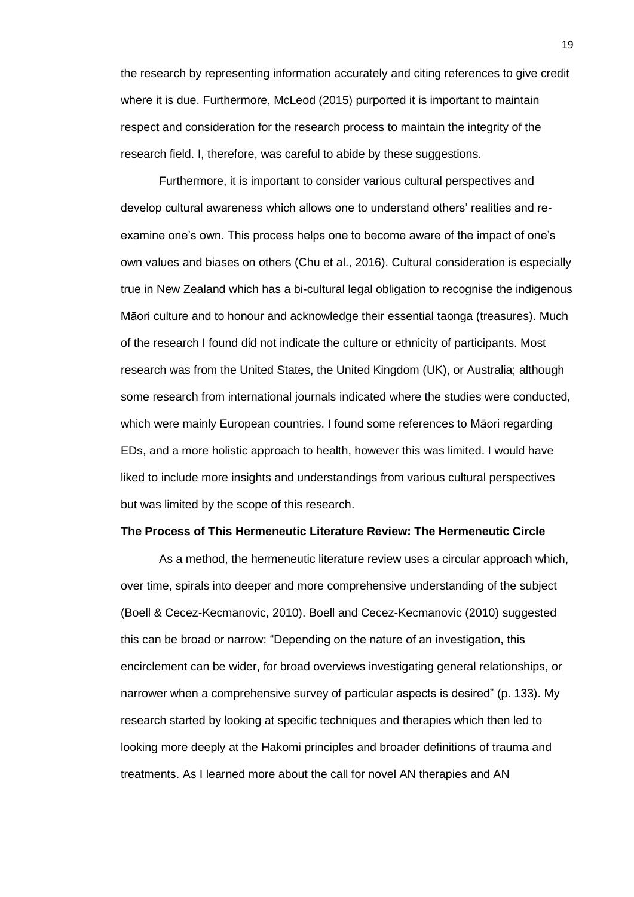the research by representing information accurately and citing references to give credit where it is due. Furthermore, McLeod (2015) purported it is important to maintain respect and consideration for the research process to maintain the integrity of the research field. I, therefore, was careful to abide by these suggestions.

Furthermore, it is important to consider various cultural perspectives and develop cultural awareness which allows one to understand others' realities and re-examine one's own. This process helps one to become aware of the impact of one's own values and biases on others (Chu et al., 2016). Cultural consideration is especially true in New Zealand which has a bi-cultural legal obligation to recognise the indigenous Māori culture and to honour and acknowledge their essential taonga (treasures). Much of the research I found did not indicate the culture or ethnicity of participants. Most research was from the United States, the United Kingdom (UK), or Australia; although some research from international journals indicated where the studies were conducted, which were mainly European countries. I found some references to Māori regarding EDs, and a more holistic approach to health, however this was limited. I would have liked to include more insights and understandings from various cultural perspectives but was limited by the scope of this research.

**The Process of This Hermeneutic Literature Review: The Hermeneutic Circle**

As a method, the hermeneutic literature review uses a circular approach which, over time, spirals into deeper and more comprehensive understanding of the subject (Boell & Cecez-Kecmanovic, 2010). Boell and Cecez-Kecmanovic (2010) suggested this can be broad or narrow: "Depending on the nature of an investigation, this encirclement can be wider, for broad overviews investigating general relationships, or narrower when a comprehensive survey of particular aspects is desired" (p. 133). My research started by looking at specific techniques and therapies which then led to looking more deeply at the Hakomi principles and broader definitions of trauma and treatments. As I learned more about the call for novel AN therapies and AN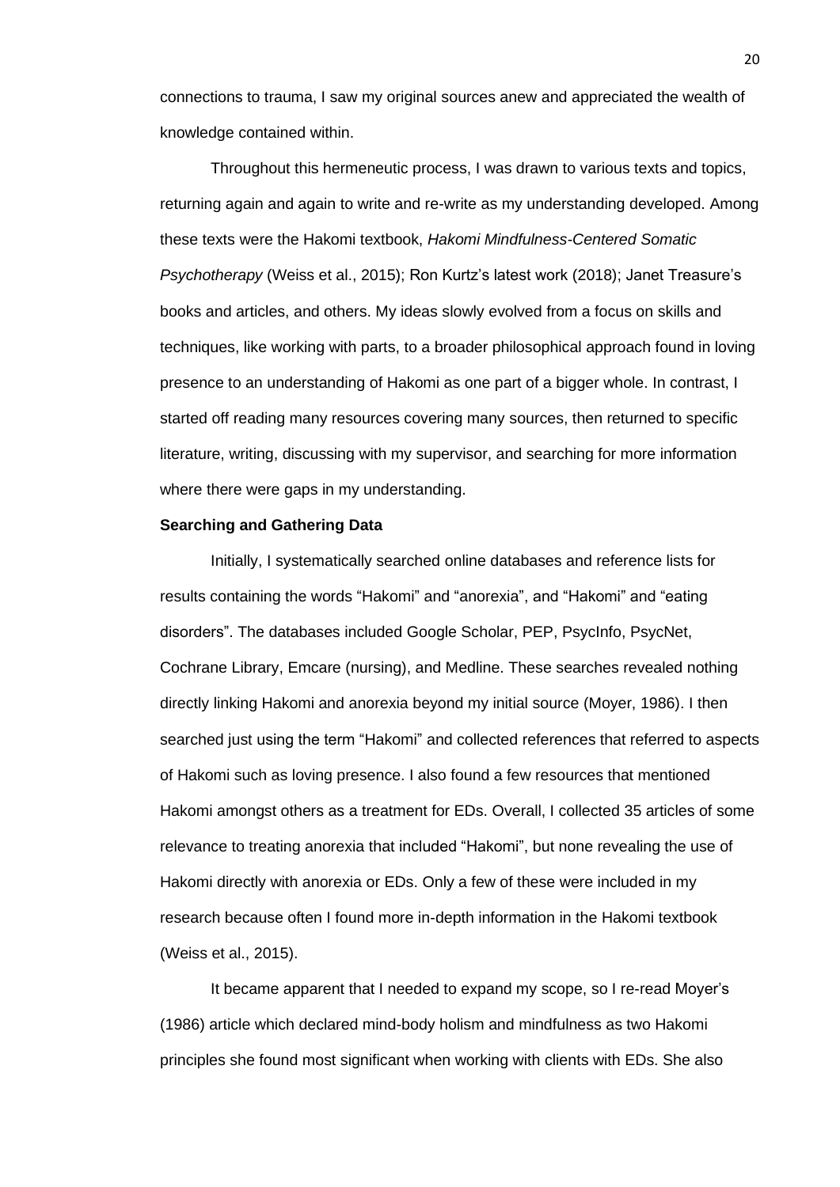connections to trauma, I saw my original sources anew and appreciated the wealth of knowledge contained within.

Throughout this hermeneutic process, I was drawn to various texts and topics, returning again and again to write and re-write as my understanding developed. Among these texts were the Hakomi textbook, *Hakomi Mindfulness-Centered Somatic Psychotherapy* (Weiss et al., 2015); Ron Kurtz's latest work (2018); Janet Treasure's books and articles, and others. My ideas slowly evolved from a focus on skills and techniques, like working with parts, to a broader philosophical approach found in loving presence to an understanding of Hakomi as one part of a bigger whole. In contrast, I started off reading many resources covering many sources, then returned to specific literature, writing, discussing with my supervisor, and searching for more information where there were gaps in my understanding.

**Searching and Gathering Data**

Initially, I systematically searched online databases and reference lists for results containing the words "Hakomi" and "anorexia", and "Hakomi" and "eating disorders". The databases included Google Scholar, PEP, PsycInfo, PsycNet, Cochrane Library, Emcare (nursing), and Medline. These searches revealed nothing directly linking Hakomi and anorexia beyond my initial source (Moyer, 1986). I then searched just using the term "Hakomi" and collected references that referred to aspects of Hakomi such as loving presence. I also found a few resources that mentioned Hakomi amongst others as a treatment for EDs. Overall, I collected 35 articles of some relevance to treating anorexia that included "Hakomi", but none revealing the use of Hakomi directly with anorexia or EDs. Only a few of these were included in my research because often I found more in-depth information in the Hakomi textbook (Weiss et al., 2015).

It became apparent that I needed to expand my scope, so I re-read Moyer's (1986) article which declared mind-body holism and mindfulness as two Hakomi principles she found most significant when working with clients with EDs. She also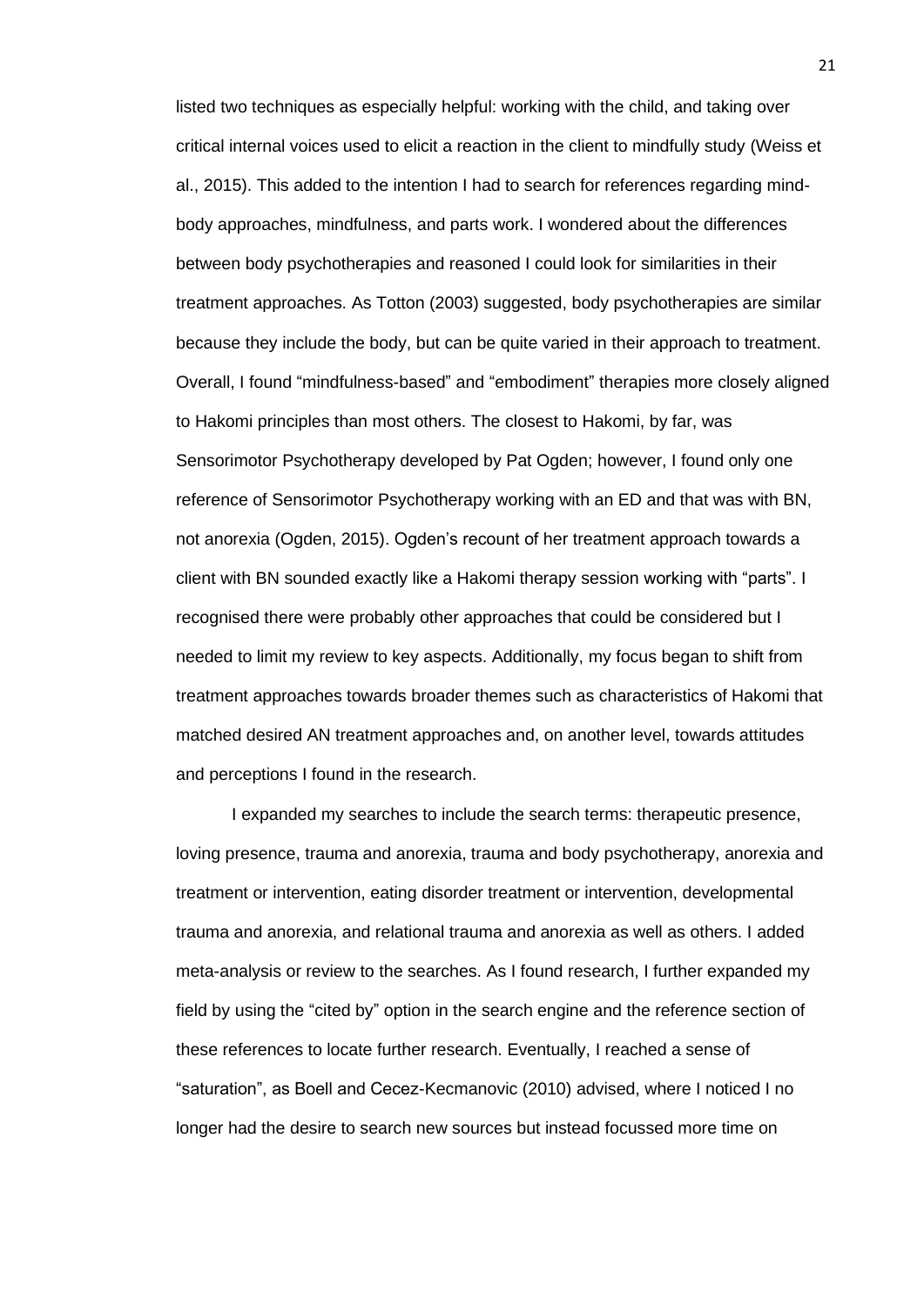listed two techniques as especially helpful: working with the child, and taking over critical internal voices used to elicit a reaction in the client to mindfully study (Weiss et al., 2015). This added to the intention I had to search for references regarding mind-body approaches, mindfulness, and parts work. I wondered about the differences between body psychotherapies and reasoned I could look for similarities in their treatment approaches. As Totton (2003) suggested, body psychotherapies are similar because they include the body, but can be quite varied in their approach to treatment. Overall, I found "mindfulness-based" and "embodiment" therapies more closely aligned to Hakomi principles than most others. The closest to Hakomi, by far, was Sensorimotor Psychotherapy developed by Pat Ogden; however, I found only one reference of Sensorimotor Psychotherapy working with an ED and that was with BN, not anorexia (Ogden, 2015). Ogden's recount of her treatment approach towards a client with BN sounded exactly like a Hakomi therapy session working with "parts". I recognised there were probably other approaches that could be considered but I needed to limit my review to key aspects. Additionally, my focus began to shift from treatment approaches towards broader themes such as characteristics of Hakomi that matched desired AN treatment approaches and, on another level, towards attitudes and perceptions I found in the research.

I expanded my searches to include the search terms: therapeutic presence, loving presence, trauma and anorexia, trauma and body psychotherapy, anorexia and treatment or intervention, eating disorder treatment or intervention, developmental trauma and anorexia, and relational trauma and anorexia as well as others. I added meta-analysis or review to the searches. As I found research, I further expanded my field by using the "cited by" option in the search engine and the reference section of these references to locate further research. Eventually, I reached a sense of "saturation", as Boell and Cecez-Kecmanovic (2010) advised, where I noticed I no longer had the desire to search new sources but instead focussed more time on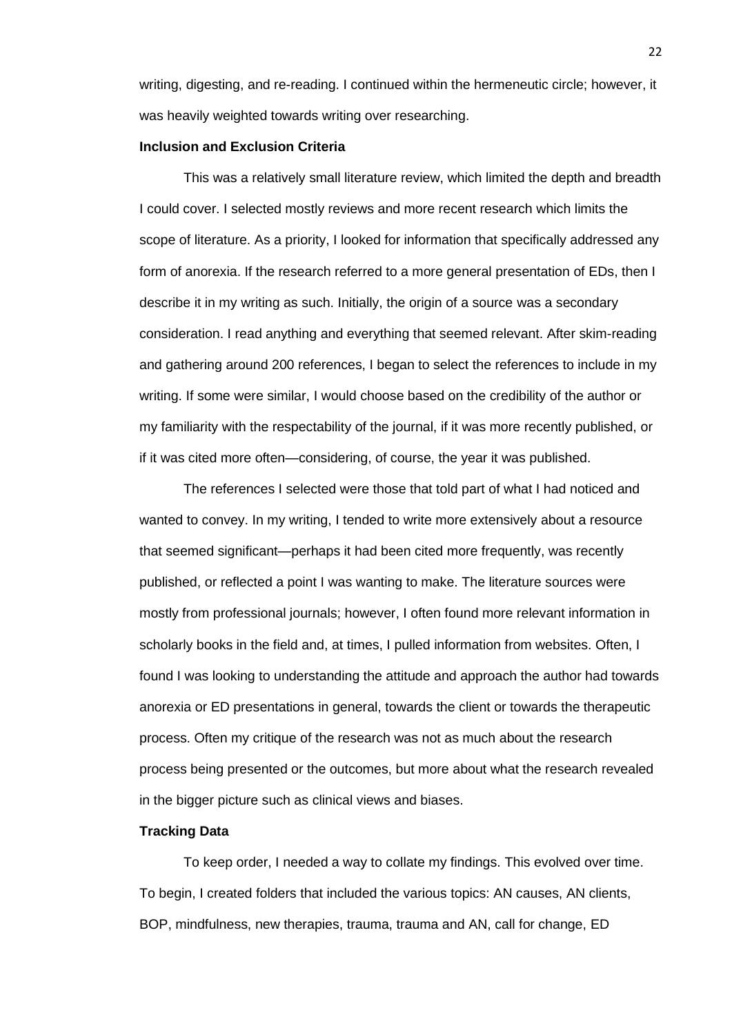writing, digesting, and re-reading. I continued within the hermeneutic circle; however, it was heavily weighted towards writing over researching.

### Inclusion and Exclusion Criteria

This was a relatively small literature review, which limited the depth and breadth I could cover. I selected mostly reviews and more recent research which limits the scope of literature. As a priority, I looked for information that specifically addressed any form of anorexia. If the research referred to a more general presentation of EDs, then I describe it in my writing as such. Initially, the origin of a source was a secondary consideration. I read anything and everything that seemed relevant. After skim-reading and gathering around 200 references, I began to select the references to include in my writing. If some were similar, I would choose based on the credibility of the author or my familiarity with the respectability of the journal, if it was more recently published, or if it was cited more often—considering, of course, the year it was published.

The references I selected were those that told part of what I had noticed and wanted to convey. In my writing, I tended to write more extensively about a resource that seemed significant—perhaps it had been cited more frequently, was recently published, or reflected a point I was wanting to make. The literature sources were mostly from professional journals; however, I often found more relevant information in scholarly books in the field and, at times, I pulled information from websites. Often, I found I was looking to understanding the attitude and approach the author had towards anorexia or ED presentations in general, towards the client or towards the therapeutic process. Often my critique of the research was not as much about the research process being presented or the outcomes, but more about what the research revealed in the bigger picture such as clinical views and biases.

### Tracking Data

To keep order, I needed a way to collate my findings. This evolved over time. To begin, I created folders that included the various topics: AN causes, AN clients, BOP, mindfulness, new therapies, trauma, trauma and AN, call for change, ED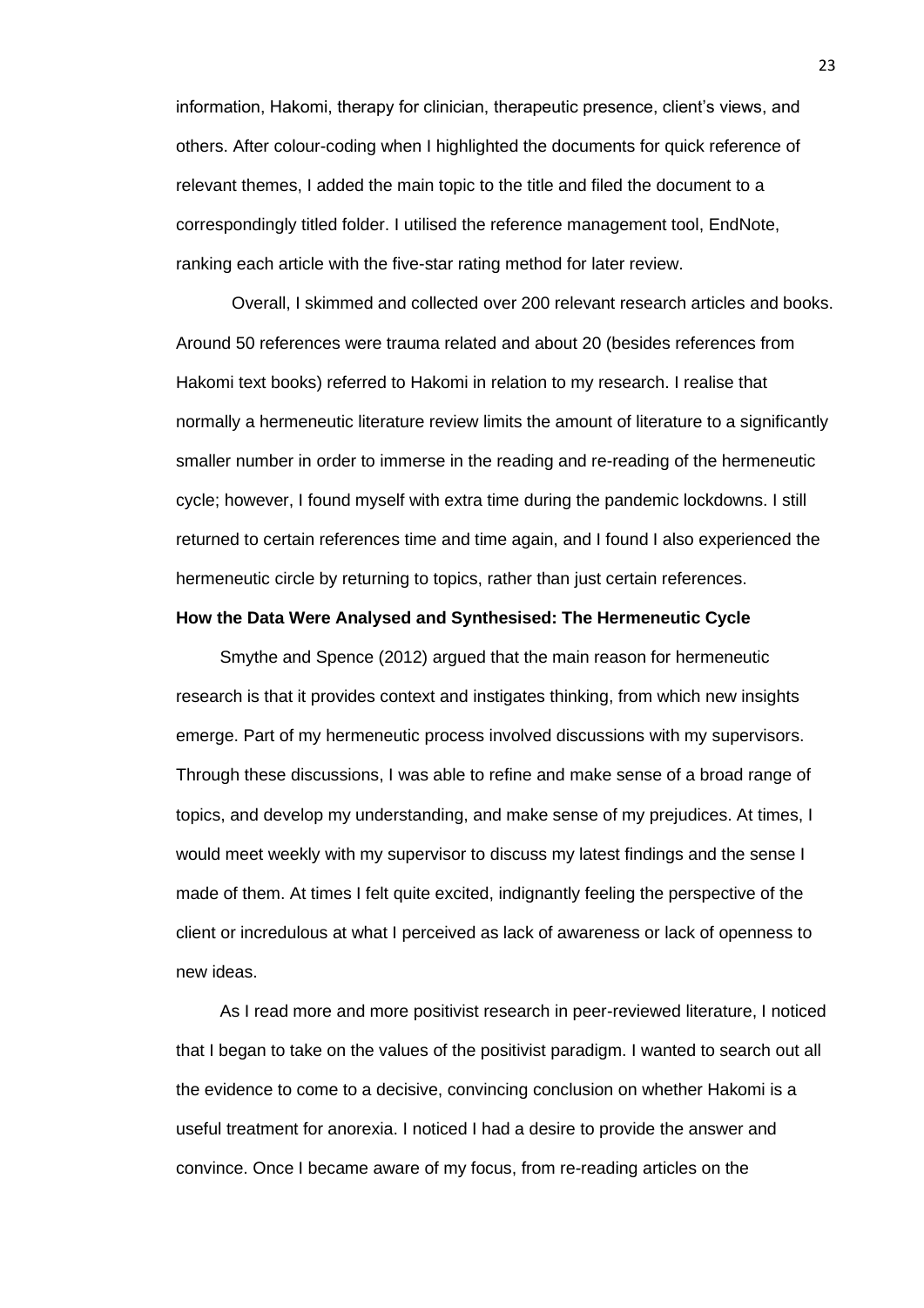information, Hakomi, therapy for clinician, therapeutic presence, client's views, and others. After colour-coding when I highlighted the documents for quick reference of relevant themes, I added the main topic to the title and filed the document to a correspondingly titled folder. I utilised the reference management tool, EndNote, ranking each article with the five-star rating method for later review.

Overall, I skimmed and collected over 200 relevant research articles and books. Around 50 references were trauma related and about 20 (besides references from Hakomi text books) referred to Hakomi in relation to my research. I realise that normally a hermeneutic literature review limits the amount of literature to a significantly smaller number in order to immerse in the reading and re-reading of the hermeneutic cycle; however, I found myself with extra time during the pandemic lockdowns. I still returned to certain references time and time again, and I found I also experienced the hermeneutic circle by returning to topics, rather than just certain references.

**How the Data Were Analysed and Synthesised: The Hermeneutic Cycle**

Smythe and Spence (2012) argued that the main reason for hermeneutic research is that it provides context and instigates thinking, from which new insights emerge. Part of my hermeneutic process involved discussions with my supervisors. Through these discussions, I was able to refine and make sense of a broad range of topics, and develop my understanding, and make sense of my prejudices. At times, I would meet weekly with my supervisor to discuss my latest findings and the sense I made of them. At times I felt quite excited, indignantly feeling the perspective of the client or incredulous at what I perceived as lack of awareness or lack of openness to new ideas.

As I read more and more positivist research in peer-reviewed literature, I noticed that I began to take on the values of the positivist paradigm. I wanted to search out all the evidence to come to a decisive, convincing conclusion on whether Hakomi is a useful treatment for anorexia. I noticed I had a desire to provide the answer and convince. Once I became aware of my focus, from re-reading articles on the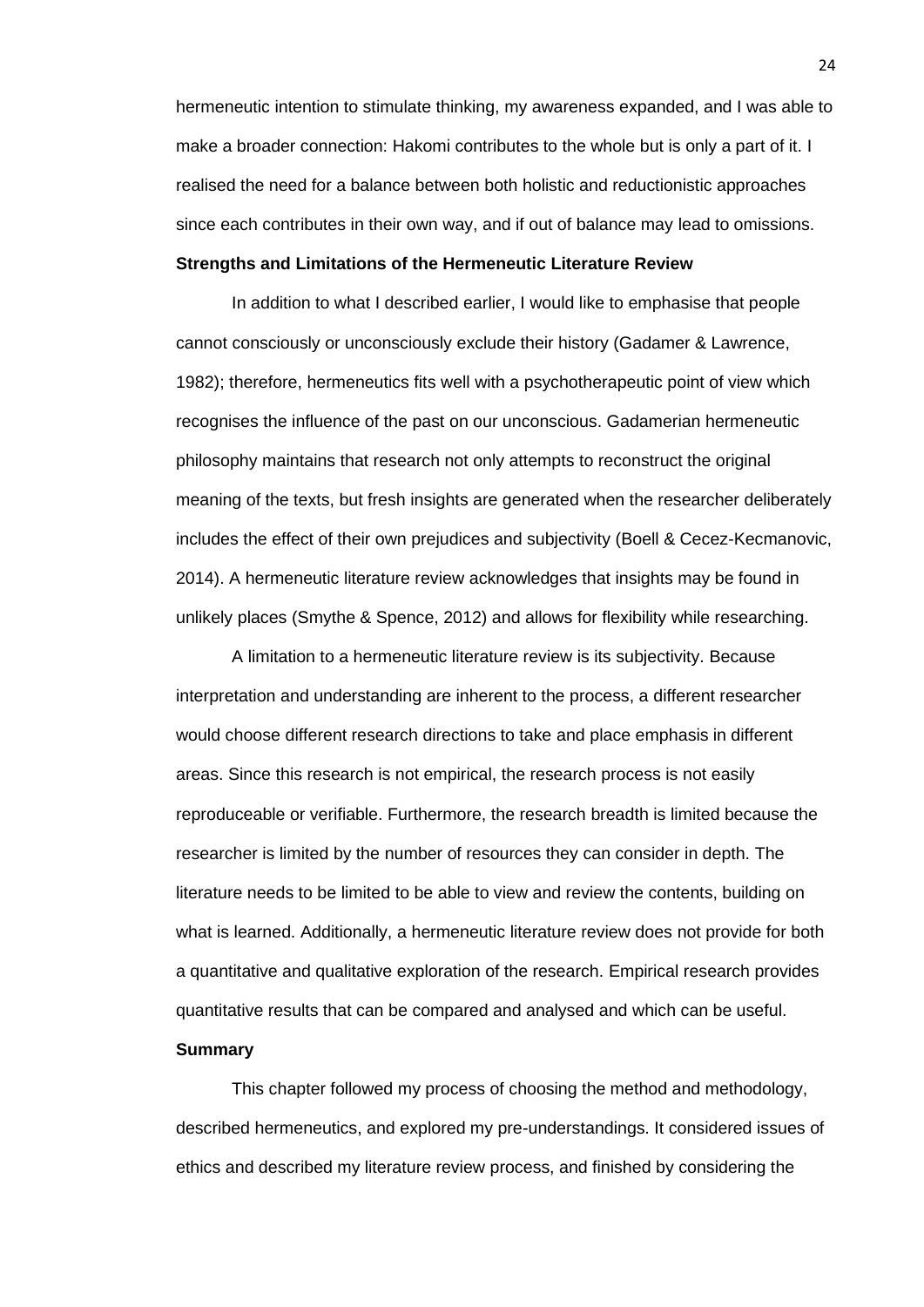hermeneutic intention to stimulate thinking, my awareness expanded, and I was able to make a broader connection: Hakomi contributes to the whole but is only a part of it. I realised the need for a balance between both holistic and reductionistic approaches since each contributes in their own way, and if out of balance may lead to omissions.

**Strengths and Limitations of the Hermeneutic Literature Review**

In addition to what I described earlier, I would like to emphasise that people cannot consciously or unconsciously exclude their history (Gadamer & Lawrence, 1982); therefore, hermeneutics fits well with a psychotherapeutic point of view which recognises the influence of the past on our unconscious. Gadamerian hermeneutic philosophy maintains that research not only attempts to reconstruct the original meaning of the texts, but fresh insights are generated when the researcher deliberately includes the effect of their own prejudices and subjectivity (Boell & Cecez-Kecmanovic, 2014). A hermeneutic literature review acknowledges that insights may be found in unlikely places (Smythe & Spence, 2012) and allows for flexibility while researching.

A limitation to a hermeneutic literature review is its subjectivity. Because interpretation and understanding are inherent to the process, a different researcher would choose different research directions to take and place emphasis in different areas. Since this research is not empirical, the research process is not easily reproduceable or verifiable. Furthermore, the research breadth is limited because the researcher is limited by the number of resources they can consider in depth. The literature needs to be limited to be able to view and review the contents, building on what is learned. Additionally, a hermeneutic literature review does not provide for both a quantitative and qualitative exploration of the research. Empirical research provides quantitative results that can be compared and analysed and which can be useful.

**Summary**

This chapter followed my process of choosing the method and methodology, described hermeneutics, and explored my pre-understandings. It considered issues of ethics and described my literature review process, and finished by considering the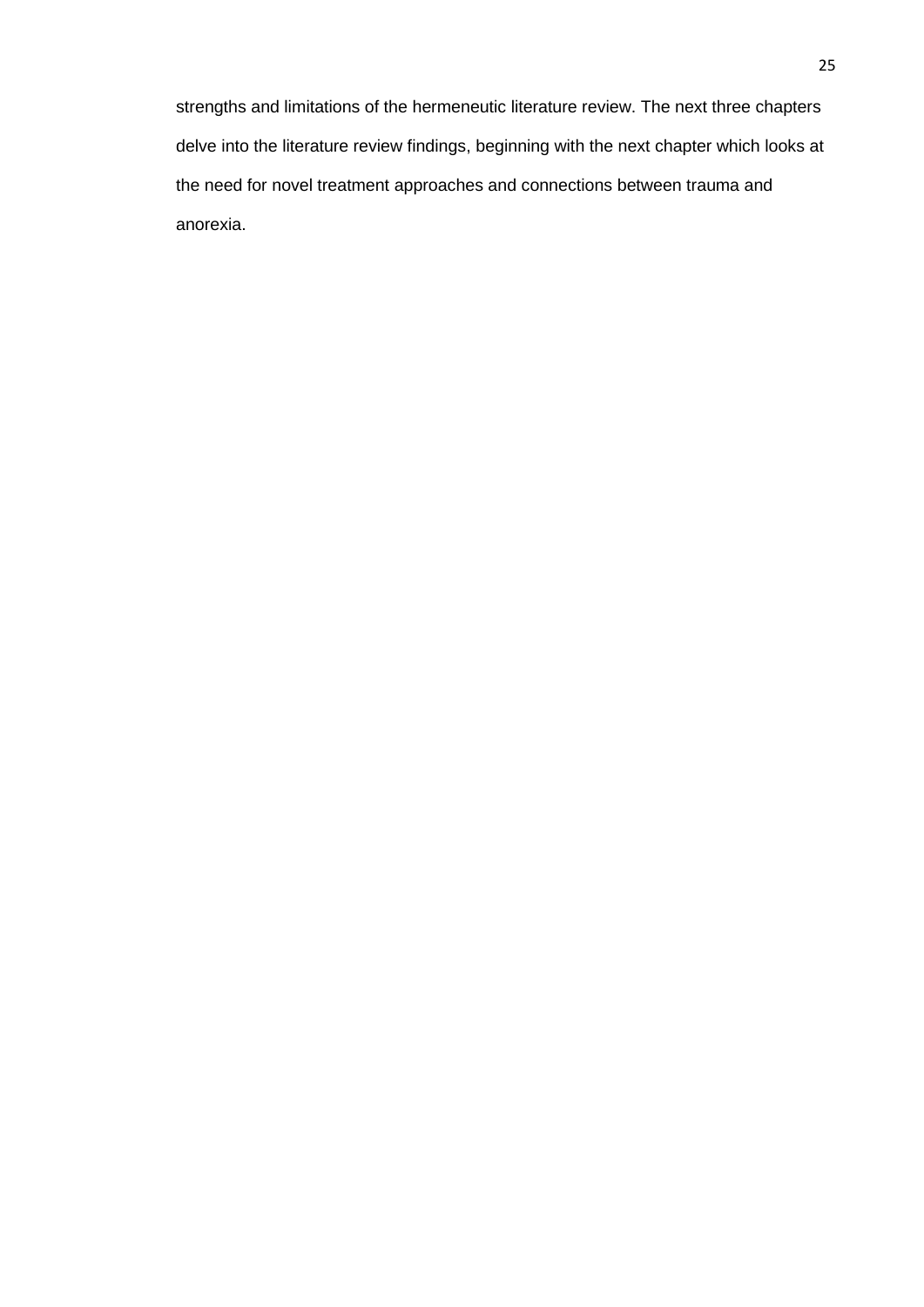strengths and limitations of the hermeneutic literature review. The next three chapters delve into the literature review findings, beginning with the next chapter which looks at the need for novel treatment approaches and connections between trauma and anorexia.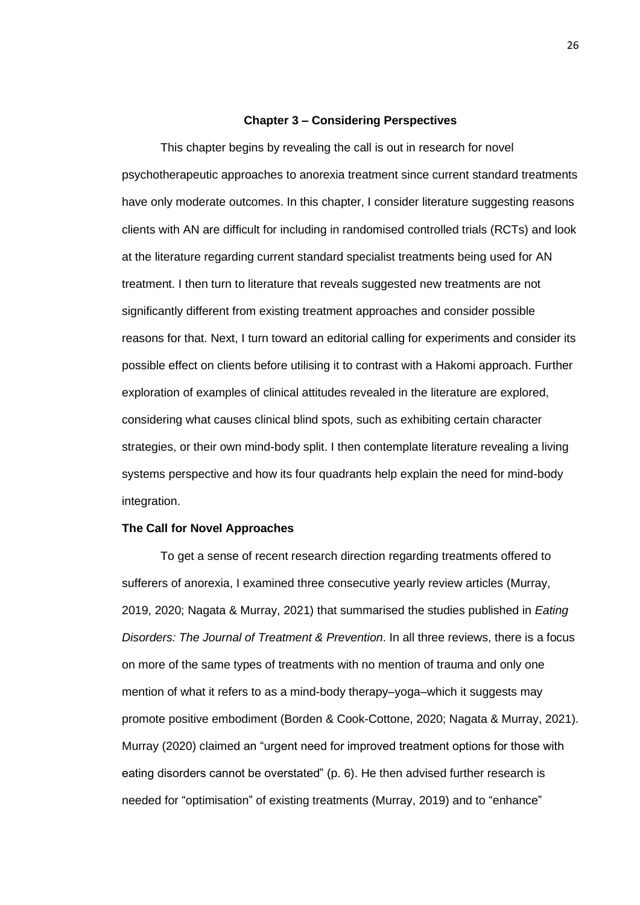# Chapter 3 – Considering Perspectives

This chapter begins by revealing the call is out in research for novel psychotherapeutic approaches to anorexia treatment since current standard treatments have only moderate outcomes. In this chapter, I consider literature suggesting reasons clients with AN are difficult for including in randomised controlled trials (RCTs) and look at the literature regarding current standard specialist treatments being used for AN treatment. I then turn to literature that reveals suggested new treatments are not significantly different from existing treatment approaches and consider possible reasons for that. Next, I turn toward an editorial calling for experiments and consider its possible effect on clients before utilising it to contrast with a Hakomi approach. Further exploration of examples of clinical attitudes revealed in the literature are explored, considering what causes clinical blind spots, such as exhibiting certain character strategies, or their own mind-body split. I then contemplate literature revealing a living systems perspective and how its four quadrants help explain the need for mind-body integration.

## The Call for Novel Approaches

To get a sense of recent research direction regarding treatments offered to sufferers of anorexia, I examined three consecutive yearly review articles (Murray, 2019, 2020; Nagata & Murray, 2021) that summarised the studies published in *Eating Disorders: The Journal of Treatment & Prevention*. In all three reviews, there is a focus on more of the same types of treatments with no mention of trauma and only one mention of what it refers to as a mind-body therapy–yoga–which it suggests may promote positive embodiment (Borden & Cook-Cottone, 2020; Nagata & Murray, 2021). Murray (2020) claimed an "urgent need for improved treatment options for those with eating disorders cannot be overstated" (p. 6). He then advised further research is needed for "optimisation" of existing treatments (Murray, 2019) and to "enhance"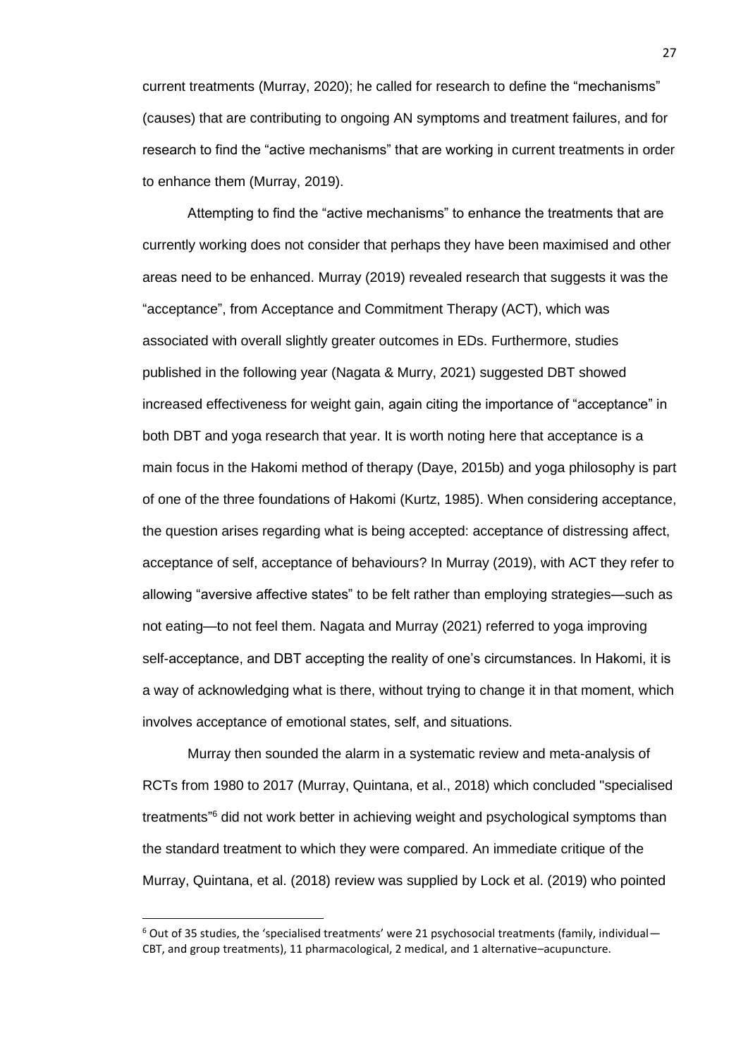current treatments (Murray, 2020); he called for research to define the "mechanisms" (causes) that are contributing to ongoing AN symptoms and treatment failures, and for research to find the "active mechanisms" that are working in current treatments in order to enhance them (Murray, 2019).

Attempting to find the "active mechanisms" to enhance the treatments that are currently working does not consider that perhaps they have been maximised and other areas need to be enhanced. Murray (2019) revealed research that suggests it was the "acceptance", from Acceptance and Commitment Therapy (ACT), which was associated with overall slightly greater outcomes in EDs. Furthermore, studies published in the following year (Nagata & Murry, 2021) suggested DBT showed increased effectiveness for weight gain, again citing the importance of "acceptance" in both DBT and yoga research that year. It is worth noting here that acceptance is a main focus in the Hakomi method of therapy (Daye, 2015b) and yoga philosophy is part of one of the three foundations of Hakomi (Kurtz, 1985). When considering acceptance, the question arises regarding what is being accepted: acceptance of distressing affect, acceptance of self, acceptance of behaviours? In Murray (2019), with ACT they refer to allowing "aversive affective states" to be felt rather than employing strategies—such as not eating—to not feel them. Nagata and Murray (2021) referred to yoga improving self-acceptance, and DBT accepting the reality of one's circumstances. In Hakomi, it is a way of acknowledging what is there, without trying to change it in that moment, which involves acceptance of emotional states, self, and situations.

Murray then sounded the alarm in a systematic review and meta-analysis of RCTs from 1980 to 2017 (Murray, Quintana, et al., 2018) which concluded "specialised treatments"[6] did not work better in achieving weight and psychological symptoms than the standard treatment to which they were compared. An immediate critique of the Murray, Quintana, et al. (2018) review was supplied by Lock et al. (2019) who pointed

[6] Out of 35 studies, the 'specialised treatments' were 21 psychosocial treatments (family, individual—CBT, and group treatments), 11 pharmacological, 2 medical, and 1 alternative–acupuncture.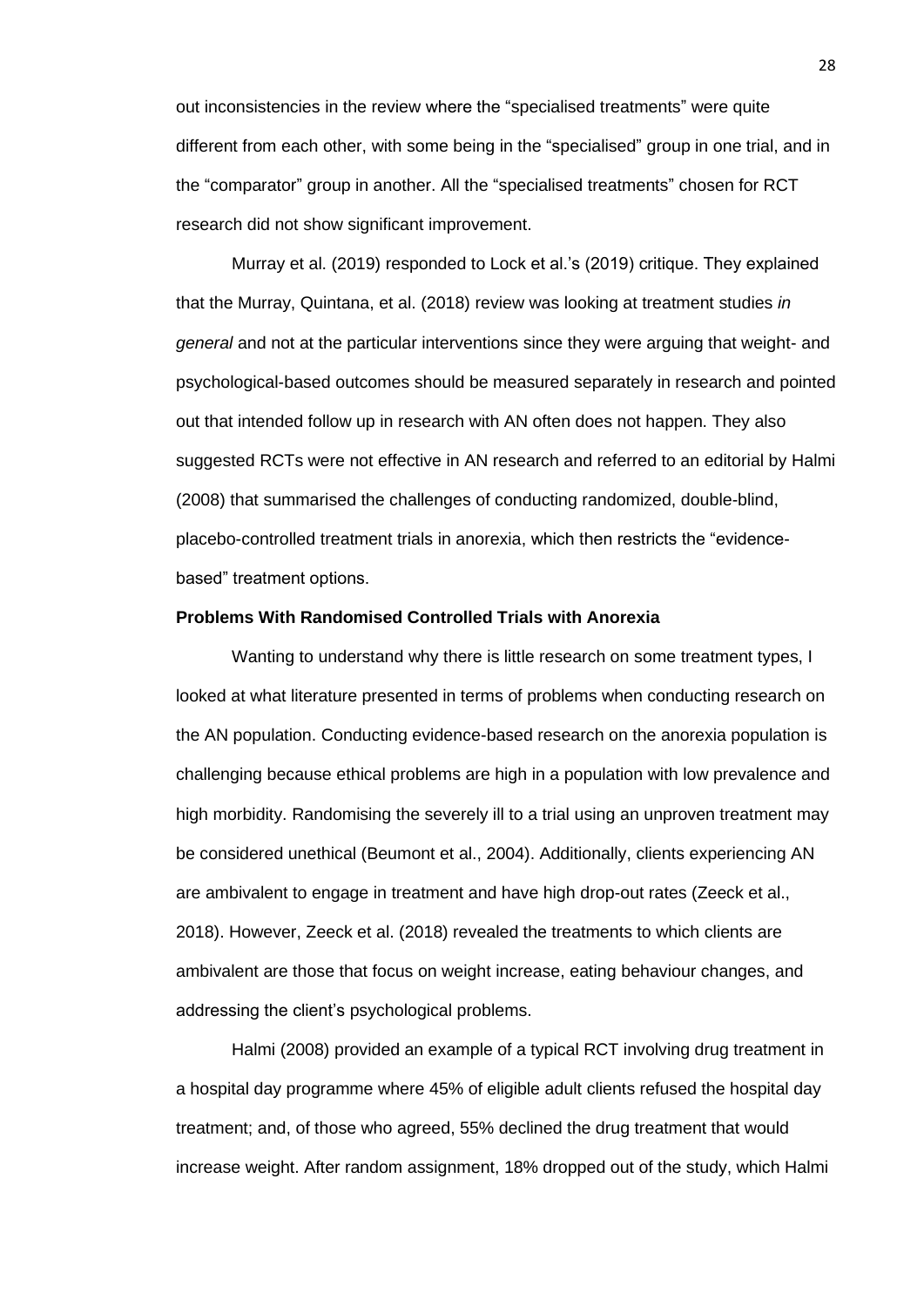out inconsistencies in the review where the "specialised treatments" were quite different from each other, with some being in the "specialised" group in one trial, and in the "comparator" group in another. All the "specialised treatments" chosen for RCT research did not show significant improvement.

Murray et al. (2019) responded to Lock et al.'s (2019) critique. They explained that the Murray, Quintana, et al. (2018) review was looking at treatment studies *in general* and not at the particular interventions since they were arguing that weight- and psychological-based outcomes should be measured separately in research and pointed out that intended follow up in research with AN often does not happen. They also suggested RCTs were not effective in AN research and referred to an editorial by Halmi (2008) that summarised the challenges of conducting randomized, double-blind, placebo-controlled treatment trials in anorexia, which then restricts the "evidence-based" treatment options.

**Problems With Randomised Controlled Trials with Anorexia**

Wanting to understand why there is little research on some treatment types, I looked at what literature presented in terms of problems when conducting research on the AN population. Conducting evidence-based research on the anorexia population is challenging because ethical problems are high in a population with low prevalence and high morbidity. Randomising the severely ill to a trial using an unproven treatment may be considered unethical (Beumont et al., 2004). Additionally, clients experiencing AN are ambivalent to engage in treatment and have high drop-out rates (Zeeck et al., 2018). However, Zeeck et al. (2018) revealed the treatments to which clients are ambivalent are those that focus on weight increase, eating behaviour changes, and addressing the client's psychological problems.

Halmi (2008) provided an example of a typical RCT involving drug treatment in a hospital day programme where 45% of eligible adult clients refused the hospital day treatment; and, of those who agreed, 55% declined the drug treatment that would increase weight. After random assignment, 18% dropped out of the study, which Halmi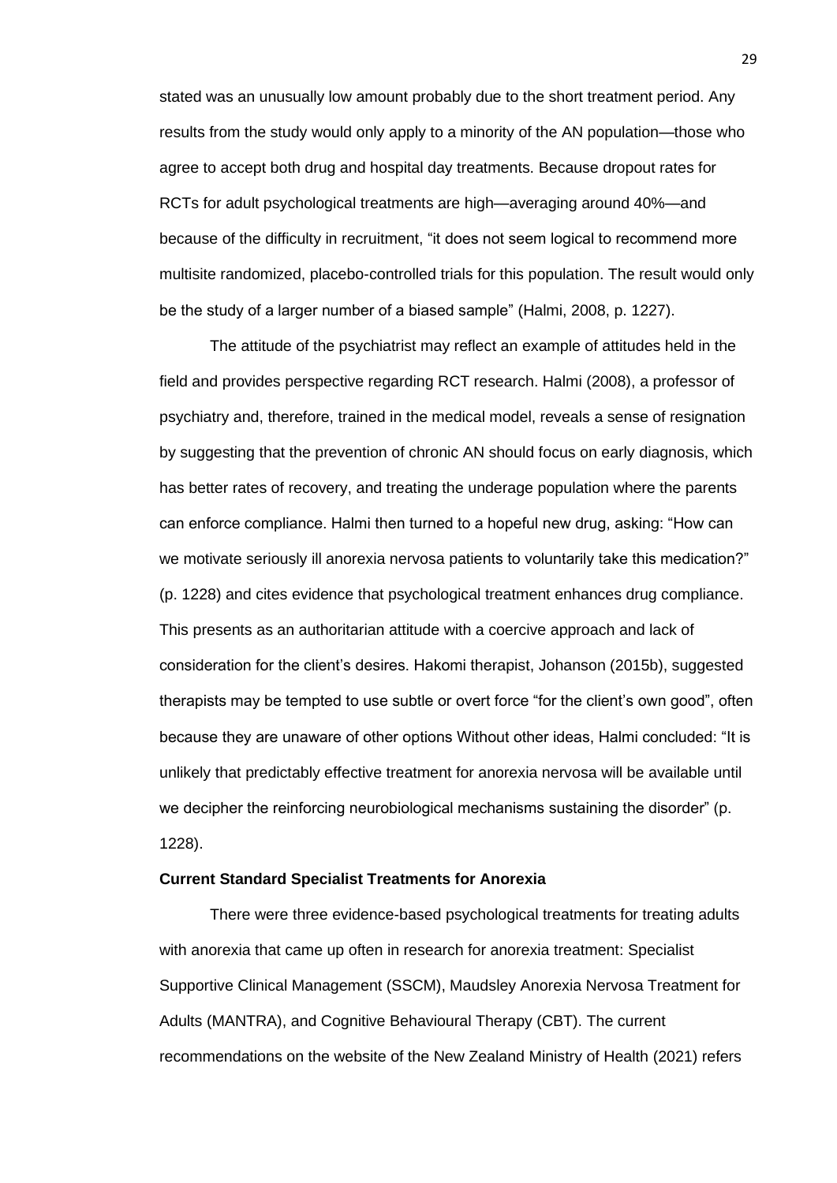stated was an unusually low amount probably due to the short treatment period. Any results from the study would only apply to a minority of the AN population—those who agree to accept both drug and hospital day treatments. Because dropout rates for RCTs for adult psychological treatments are high—averaging around 40%—and because of the difficulty in recruitment, "it does not seem logical to recommend more multisite randomized, placebo-controlled trials for this population. The result would only be the study of a larger number of a biased sample" (Halmi, 2008, p. 1227).

The attitude of the psychiatrist may reflect an example of attitudes held in the field and provides perspective regarding RCT research. Halmi (2008), a professor of psychiatry and, therefore, trained in the medical model, reveals a sense of resignation by suggesting that the prevention of chronic AN should focus on early diagnosis, which has better rates of recovery, and treating the underage population where the parents can enforce compliance. Halmi then turned to a hopeful new drug, asking: "How can we motivate seriously ill anorexia nervosa patients to voluntarily take this medication?" (p. 1228) and cites evidence that psychological treatment enhances drug compliance. This presents as an authoritarian attitude with a coercive approach and lack of consideration for the client's desires. Hakomi therapist, Johanson (2015b), suggested therapists may be tempted to use subtle or overt force "for the client's own good", often because they are unaware of other options Without other ideas, Halmi concluded: "It is unlikely that predictably effective treatment for anorexia nervosa will be available until we decipher the reinforcing neurobiological mechanisms sustaining the disorder" (p. 1228).

### Current Standard Specialist Treatments for Anorexia

There were three evidence-based psychological treatments for treating adults with anorexia that came up often in research for anorexia treatment: Specialist Supportive Clinical Management (SSCM), Maudsley Anorexia Nervosa Treatment for Adults (MANTRA), and Cognitive Behavioural Therapy (CBT). The current recommendations on the website of the New Zealand Ministry of Health (2021) refers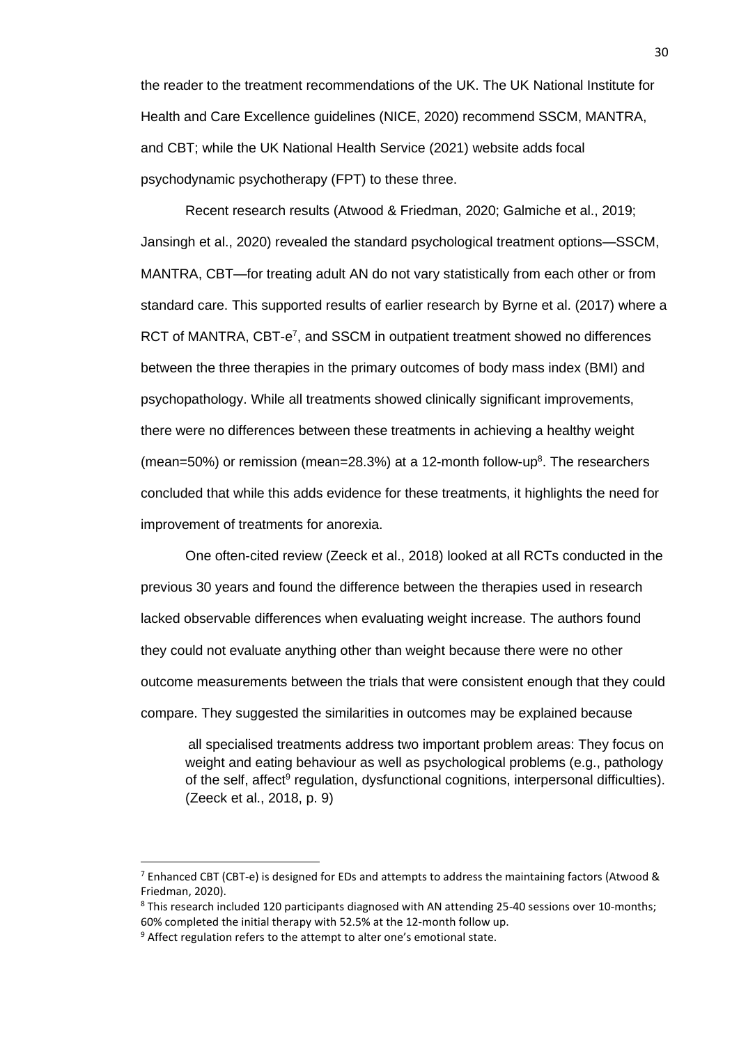the reader to the treatment recommendations of the UK. The UK National Institute for Health and Care Excellence guidelines (NICE, 2020) recommend SSCM, MANTRA, and CBT; while the UK National Health Service (2021) website adds focal psychodynamic psychotherapy (FPT) to these three.

Recent research results (Atwood & Friedman, 2020; Galmiche et al., 2019; Jansingh et al., 2020) revealed the standard psychological treatment options—SSCM, MANTRA, CBT—for treating adult AN do not vary statistically from each other or from standard care. This supported results of earlier research by Byrne et al. (2017) where a RCT of MANTRA, CBT-e[7], and SSCM in outpatient treatment showed no differences between the three therapies in the primary outcomes of body mass index (BMI) and psychopathology. While all treatments showed clinically significant improvements, there were no differences between these treatments in achieving a healthy weight (mean=50%) or remission (mean=28.3%) at a 12-month follow-up[8]. The researchers concluded that while this adds evidence for these treatments, it highlights the need for improvement of treatments for anorexia.

One often-cited review (Zeeck et al., 2018) looked at all RCTs conducted in the previous 30 years and found the difference between the therapies used in research lacked observable differences when evaluating weight increase. The authors found they could not evaluate anything other than weight because there were no other outcome measurements between the trials that were consistent enough that they could compare. They suggested the similarities in outcomes may be explained because

> all specialised treatments address two important problem areas: They focus on weight and eating behaviour as well as psychological problems (e.g., pathology of the self, affect[9] regulation, dysfunctional cognitions, interpersonal difficulties). (Zeeck et al., 2018, p. 9)

---

[7] Enhanced CBT (CBT-e) is designed for EDs and attempts to address the maintaining factors (Atwood & Friedman, 2020).

[8] This research included 120 participants diagnosed with AN attending 25-40 sessions over 10-months; 60% completed the initial therapy with 52.5% at the 12-month follow up.

[9] Affect regulation refers to the attempt to alter one's emotional state.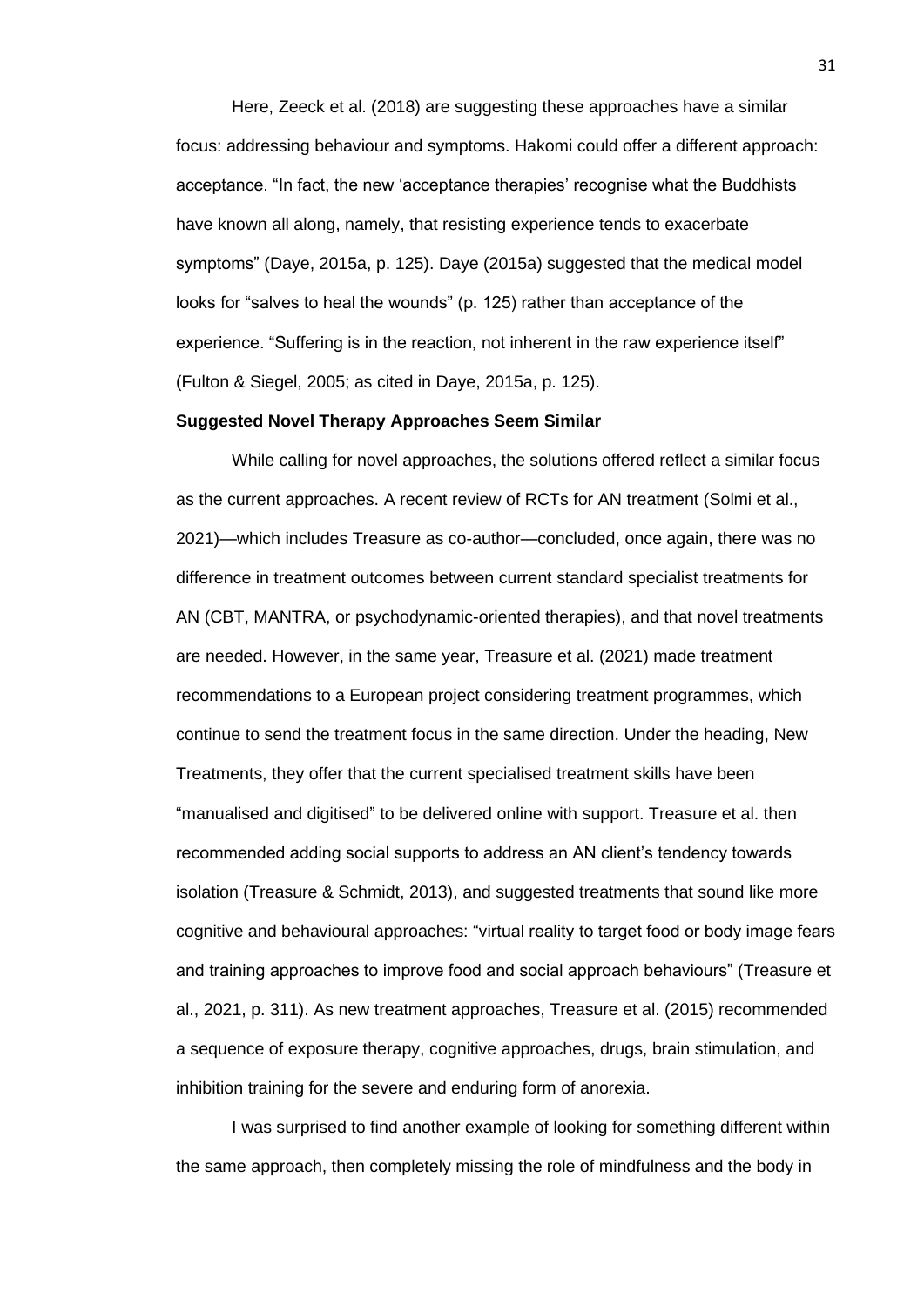Here, Zeeck et al. (2018) are suggesting these approaches have a similar focus: addressing behaviour and symptoms. Hakomi could offer a different approach: acceptance. "In fact, the new 'acceptance therapies' recognise what the Buddhists have known all along, namely, that resisting experience tends to exacerbate symptoms" (Daye, 2015a, p. 125). Daye (2015a) suggested that the medical model looks for "salves to heal the wounds" (p. 125) rather than acceptance of the experience. "Suffering is in the reaction, not inherent in the raw experience itself" (Fulton & Siegel, 2005; as cited in Daye, 2015a, p. 125).

**Suggested Novel Therapy Approaches Seem Similar**

While calling for novel approaches, the solutions offered reflect a similar focus as the current approaches. A recent review of RCTs for AN treatment (Solmi et al., 2021)—which includes Treasure as co-author—concluded, once again, there was no difference in treatment outcomes between current standard specialist treatments for AN (CBT, MANTRA, or psychodynamic-oriented therapies), and that novel treatments are needed. However, in the same year, Treasure et al. (2021) made treatment recommendations to a European project considering treatment programmes, which continue to send the treatment focus in the same direction. Under the heading, New Treatments, they offer that the current specialised treatment skills have been "manualised and digitised" to be delivered online with support. Treasure et al. then recommended adding social supports to address an AN client's tendency towards isolation (Treasure & Schmidt, 2013), and suggested treatments that sound like more cognitive and behavioural approaches: "virtual reality to target food or body image fears and training approaches to improve food and social approach behaviours" (Treasure et al., 2021, p. 311). As new treatment approaches, Treasure et al. (2015) recommended a sequence of exposure therapy, cognitive approaches, drugs, brain stimulation, and inhibition training for the severe and enduring form of anorexia.

I was surprised to find another example of looking for something different within the same approach, then completely missing the role of mindfulness and the body in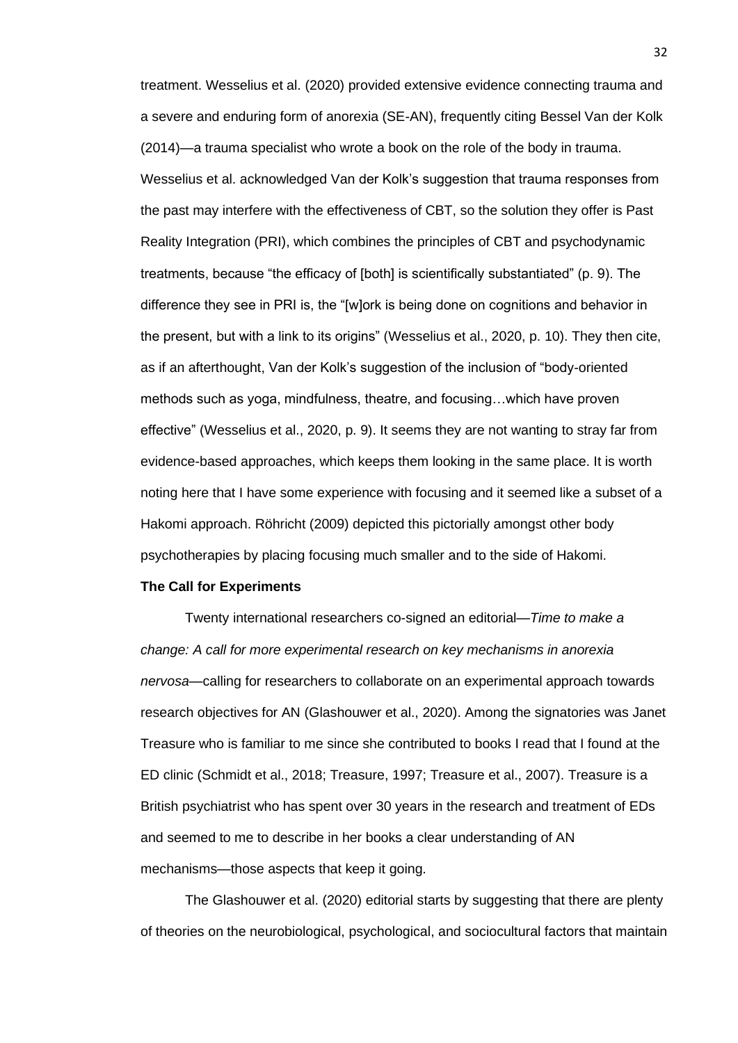treatment. Wesselius et al. (2020) provided extensive evidence connecting trauma and a severe and enduring form of anorexia (SE-AN), frequently citing Bessel Van der Kolk (2014)—a trauma specialist who wrote a book on the role of the body in trauma. Wesselius et al. acknowledged Van der Kolk's suggestion that trauma responses from the past may interfere with the effectiveness of CBT, so the solution they offer is Past Reality Integration (PRI), which combines the principles of CBT and psychodynamic treatments, because "the efficacy of [both] is scientifically substantiated" (p. 9). The difference they see in PRI is, the "[w]ork is being done on cognitions and behavior in the present, but with a link to its origins" (Wesselius et al., 2020, p. 10). They then cite, as if an afterthought, Van der Kolk's suggestion of the inclusion of "body-oriented methods such as yoga, mindfulness, theatre, and focusing…which have proven effective" (Wesselius et al., 2020, p. 9). It seems they are not wanting to stray far from evidence-based approaches, which keeps them looking in the same place. It is worth noting here that I have some experience with focusing and it seemed like a subset of a Hakomi approach. Röhricht (2009) depicted this pictorially amongst other body psychotherapies by placing focusing much smaller and to the side of Hakomi.

**The Call for Experiments**

Twenty international researchers co-signed an editorial—*Time to make a change: A call for more experimental research on key mechanisms in anorexia nervosa*—calling for researchers to collaborate on an experimental approach towards research objectives for AN (Glashouwer et al., 2020). Among the signatories was Janet Treasure who is familiar to me since she contributed to books I read that I found at the ED clinic (Schmidt et al., 2018; Treasure, 1997; Treasure et al., 2007). Treasure is a British psychiatrist who has spent over 30 years in the research and treatment of EDs and seemed to me to describe in her books a clear understanding of AN mechanisms—those aspects that keep it going.

The Glashouwer et al. (2020) editorial starts by suggesting that there are plenty of theories on the neurobiological, psychological, and sociocultural factors that maintain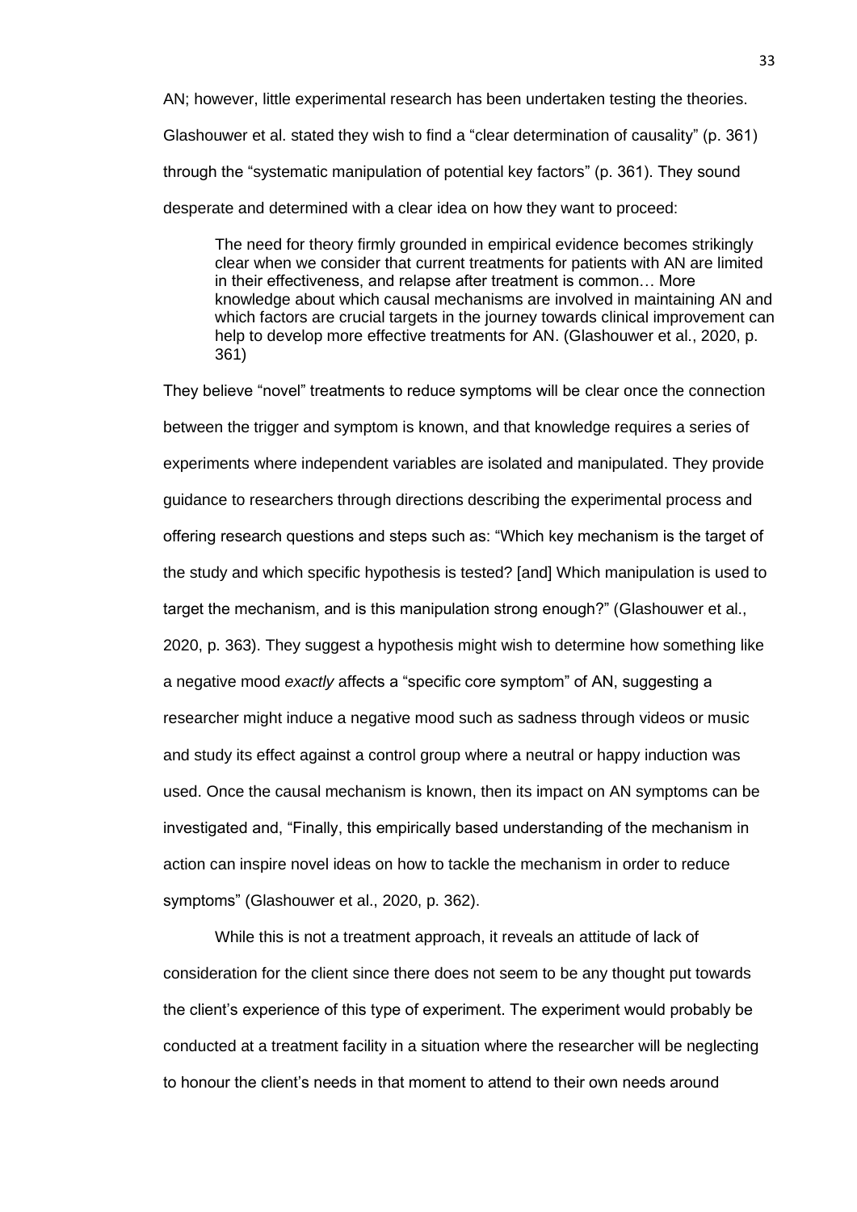AN; however, little experimental research has been undertaken testing the theories. Glashouwer et al. stated they wish to find a "clear determination of causality" (p. 361) through the "systematic manipulation of potential key factors" (p. 361). They sound desperate and determined with a clear idea on how they want to proceed:

> The need for theory firmly grounded in empirical evidence becomes strikingly clear when we consider that current treatments for patients with AN are limited in their effectiveness, and relapse after treatment is common… More knowledge about which causal mechanisms are involved in maintaining AN and which factors are crucial targets in the journey towards clinical improvement can help to develop more effective treatments for AN. (Glashouwer et al., 2020, p. 361)

They believe "novel" treatments to reduce symptoms will be clear once the connection between the trigger and symptom is known, and that knowledge requires a series of experiments where independent variables are isolated and manipulated. They provide guidance to researchers through directions describing the experimental process and offering research questions and steps such as: "Which key mechanism is the target of the study and which specific hypothesis is tested? [and] Which manipulation is used to target the mechanism, and is this manipulation strong enough?" (Glashouwer et al., 2020, p. 363). They suggest a hypothesis might wish to determine how something like a negative mood *exactly* affects a "specific core symptom" of AN, suggesting a researcher might induce a negative mood such as sadness through videos or music and study its effect against a control group where a neutral or happy induction was used. Once the causal mechanism is known, then its impact on AN symptoms can be investigated and, "Finally, this empirically based understanding of the mechanism in action can inspire novel ideas on how to tackle the mechanism in order to reduce symptoms" (Glashouwer et al., 2020, p. 362).

While this is not a treatment approach, it reveals an attitude of lack of consideration for the client since there does not seem to be any thought put towards the client's experience of this type of experiment. The experiment would probably be conducted at a treatment facility in a situation where the researcher will be neglecting to honour the client's needs in that moment to attend to their own needs around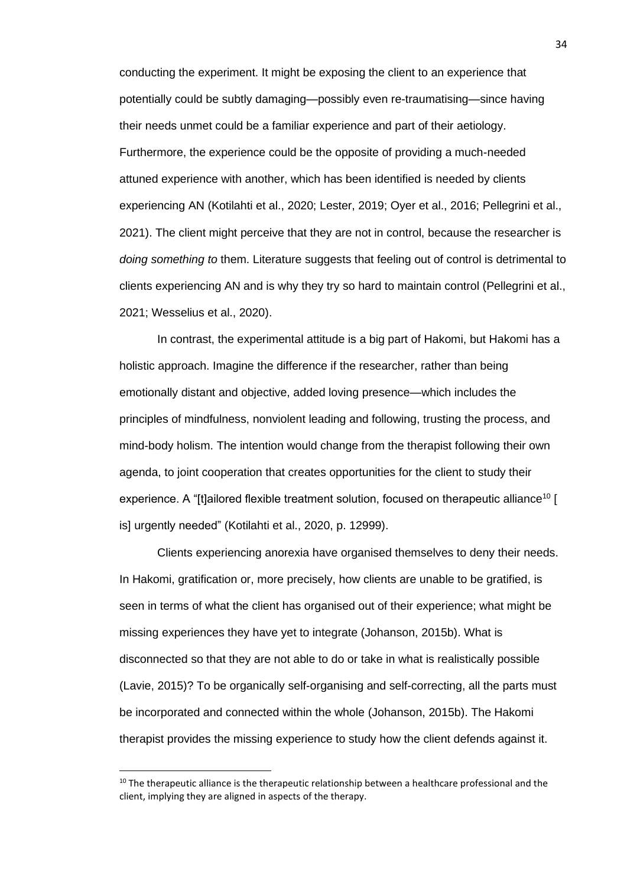conducting the experiment. It might be exposing the client to an experience that potentially could be subtly damaging—possibly even re-traumatising—since having their needs unmet could be a familiar experience and part of their aetiology. Furthermore, the experience could be the opposite of providing a much-needed attuned experience with another, which has been identified is needed by clients experiencing AN (Kotilahti et al., 2020; Lester, 2019; Oyer et al., 2016; Pellegrini et al., 2021). The client might perceive that they are not in control, because the researcher is *doing something to* them. Literature suggests that feeling out of control is detrimental to clients experiencing AN and is why they try so hard to maintain control (Pellegrini et al., 2021; Wesselius et al., 2020).

In contrast, the experimental attitude is a big part of Hakomi, but Hakomi has a holistic approach. Imagine the difference if the researcher, rather than being emotionally distant and objective, added loving presence—which includes the principles of mindfulness, nonviolent leading and following, trusting the process, and mind-body holism. The intention would change from the therapist following their own agenda, to joint cooperation that creates opportunities for the client to study their experience. A "[t]ailored flexible treatment solution, focused on therapeutic alliance[10] [ is] urgently needed" (Kotilahti et al., 2020, p. 12999).

Clients experiencing anorexia have organised themselves to deny their needs. In Hakomi, gratification or, more precisely, how clients are unable to be gratified, is seen in terms of what the client has organised out of their experience; what might be missing experiences they have yet to integrate (Johanson, 2015b). What is disconnected so that they are not able to do or take in what is realistically possible (Lavie, 2015)? To be organically self-organising and self-correcting, all the parts must be incorporated and connected within the whole (Johanson, 2015b). The Hakomi therapist provides the missing experience to study how the client defends against it.

---

[10] The therapeutic alliance is the therapeutic relationship between a healthcare professional and the client, implying they are aligned in aspects of the therapy.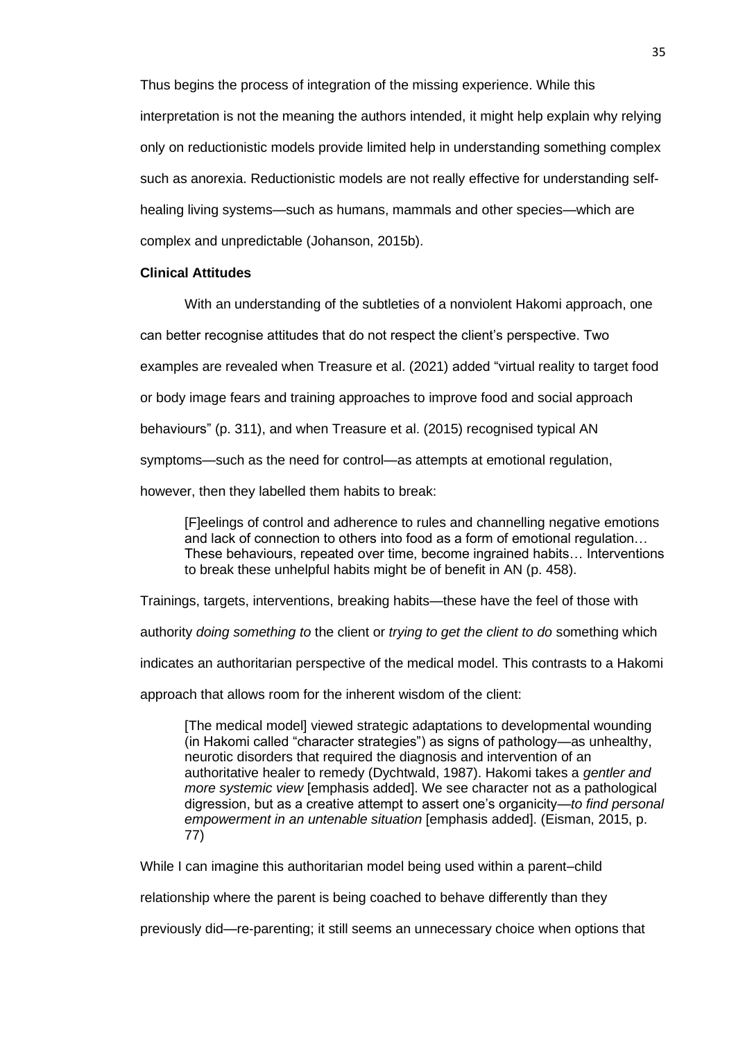Thus begins the process of integration of the missing experience. While this interpretation is not the meaning the authors intended, it might help explain why relying only on reductionistic models provide limited help in understanding something complex such as anorexia. Reductionistic models are not really effective for understanding self-healing living systems—such as humans, mammals and other species—which are complex and unpredictable (Johanson, 2015b).

**Clinical Attitudes**

With an understanding of the subtleties of a nonviolent Hakomi approach, one can better recognise attitudes that do not respect the client's perspective. Two examples are revealed when Treasure et al. (2021) added "virtual reality to target food or body image fears and training approaches to improve food and social approach behaviours" (p. 311), and when Treasure et al. (2015) recognised typical AN symptoms—such as the need for control—as attempts at emotional regulation, however, then they labelled them habits to break:

> [F]eelings of control and adherence to rules and channelling negative emotions and lack of connection to others into food as a form of emotional regulation… These behaviours, repeated over time, become ingrained habits… Interventions to break these unhelpful habits might be of benefit in AN (p. 458).

Trainings, targets, interventions, breaking habits—these have the feel of those with authority *doing something to* the client or *trying to get the client to do* something which indicates an authoritarian perspective of the medical model. This contrasts to a Hakomi approach that allows room for the inherent wisdom of the client:

> [The medical model] viewed strategic adaptations to developmental wounding (in Hakomi called "character strategies") as signs of pathology—as unhealthy, neurotic disorders that required the diagnosis and intervention of an authoritative healer to remedy (Dychtwald, 1987). Hakomi takes a *gentler and more systemic view* [emphasis added]. We see character not as a pathological digression, but as a creative attempt to assert one's organicity—*to find personal empowerment in an untenable situation* [emphasis added]. (Eisman, 2015, p. 77)

While I can imagine this authoritarian model being used within a parent–child relationship where the parent is being coached to behave differently than they previously did—re-parenting; it still seems an unnecessary choice when options that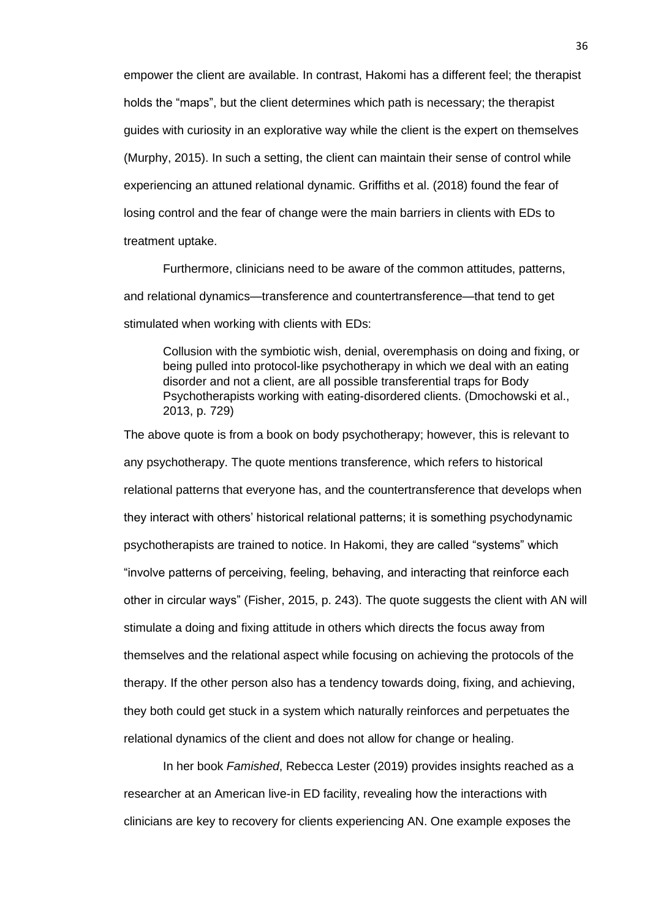empower the client are available. In contrast, Hakomi has a different feel; the therapist holds the "maps", but the client determines which path is necessary; the therapist guides with curiosity in an explorative way while the client is the expert on themselves (Murphy, 2015). In such a setting, the client can maintain their sense of control while experiencing an attuned relational dynamic. Griffiths et al. (2018) found the fear of losing control and the fear of change were the main barriers in clients with EDs to treatment uptake.

Furthermore, clinicians need to be aware of the common attitudes, patterns, and relational dynamics—transference and countertransference—that tend to get stimulated when working with clients with EDs:

> Collusion with the symbiotic wish, denial, overemphasis on doing and fixing, or being pulled into protocol-like psychotherapy in which we deal with an eating disorder and not a client, are all possible transferential traps for Body Psychotherapists working with eating-disordered clients. (Dmochowski et al., 2013, p. 729)

The above quote is from a book on body psychotherapy; however, this is relevant to any psychotherapy. The quote mentions transference, which refers to historical relational patterns that everyone has, and the countertransference that develops when they interact with others' historical relational patterns; it is something psychodynamic psychotherapists are trained to notice. In Hakomi, they are called "systems" which "involve patterns of perceiving, feeling, behaving, and interacting that reinforce each other in circular ways" (Fisher, 2015, p. 243). The quote suggests the client with AN will stimulate a doing and fixing attitude in others which directs the focus away from themselves and the relational aspect while focusing on achieving the protocols of the therapy. If the other person also has a tendency towards doing, fixing, and achieving, they both could get stuck in a system which naturally reinforces and perpetuates the relational dynamics of the client and does not allow for change or healing.

In her book *Famished*, Rebecca Lester (2019) provides insights reached as a researcher at an American live-in ED facility, revealing how the interactions with clinicians are key to recovery for clients experiencing AN. One example exposes the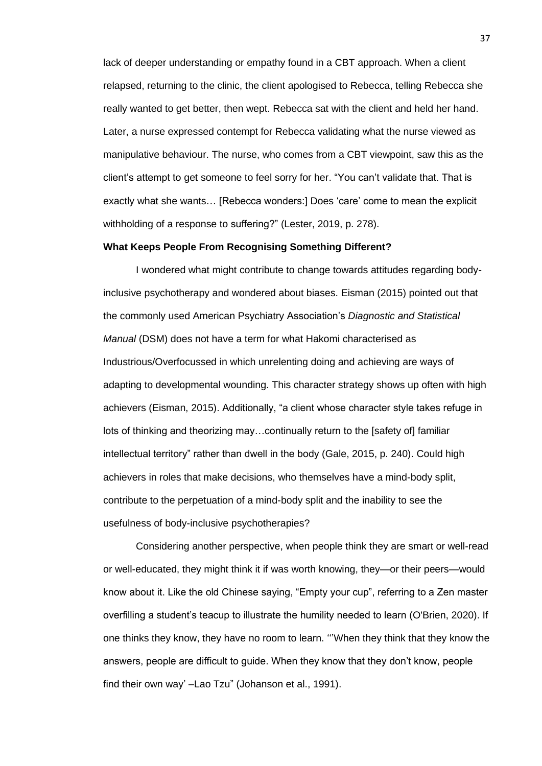lack of deeper understanding or empathy found in a CBT approach. When a client relapsed, returning to the clinic, the client apologised to Rebecca, telling Rebecca she really wanted to get better, then wept. Rebecca sat with the client and held her hand. Later, a nurse expressed contempt for Rebecca validating what the nurse viewed as manipulative behaviour. The nurse, who comes from a CBT viewpoint, saw this as the client's attempt to get someone to feel sorry for her. "You can't validate that. That is exactly what she wants… [Rebecca wonders:] Does 'care' come to mean the explicit withholding of a response to suffering?" (Lester, 2019, p. 278).

**What Keeps People From Recognising Something Different?**

I wondered what might contribute to change towards attitudes regarding body-inclusive psychotherapy and wondered about biases. Eisman (2015) pointed out that the commonly used American Psychiatry Association's *Diagnostic and Statistical Manual* (DSM) does not have a term for what Hakomi characterised as Industrious/Overfocussed in which unrelenting doing and achieving are ways of adapting to developmental wounding. This character strategy shows up often with high achievers (Eisman, 2015). Additionally, "a client whose character style takes refuge in lots of thinking and theorizing may…continually return to the [safety of] familiar intellectual territory" rather than dwell in the body (Gale, 2015, p. 240). Could high achievers in roles that make decisions, who themselves have a mind-body split, contribute to the perpetuation of a mind-body split and the inability to see the usefulness of body-inclusive psychotherapies?

Considering another perspective, when people think they are smart or well-read or well-educated, they might think it if was worth knowing, they—or their peers—would know about it. Like the old Chinese saying, "Empty your cup", referring to a Zen master overfilling a student's teacup to illustrate the humility needed to learn (O'Brien, 2020). If one thinks they know, they have no room to learn. '"When they think that they know the answers, people are difficult to guide. When they know that they don't know, people find their own way' –Lao Tzu" (Johanson et al., 1991).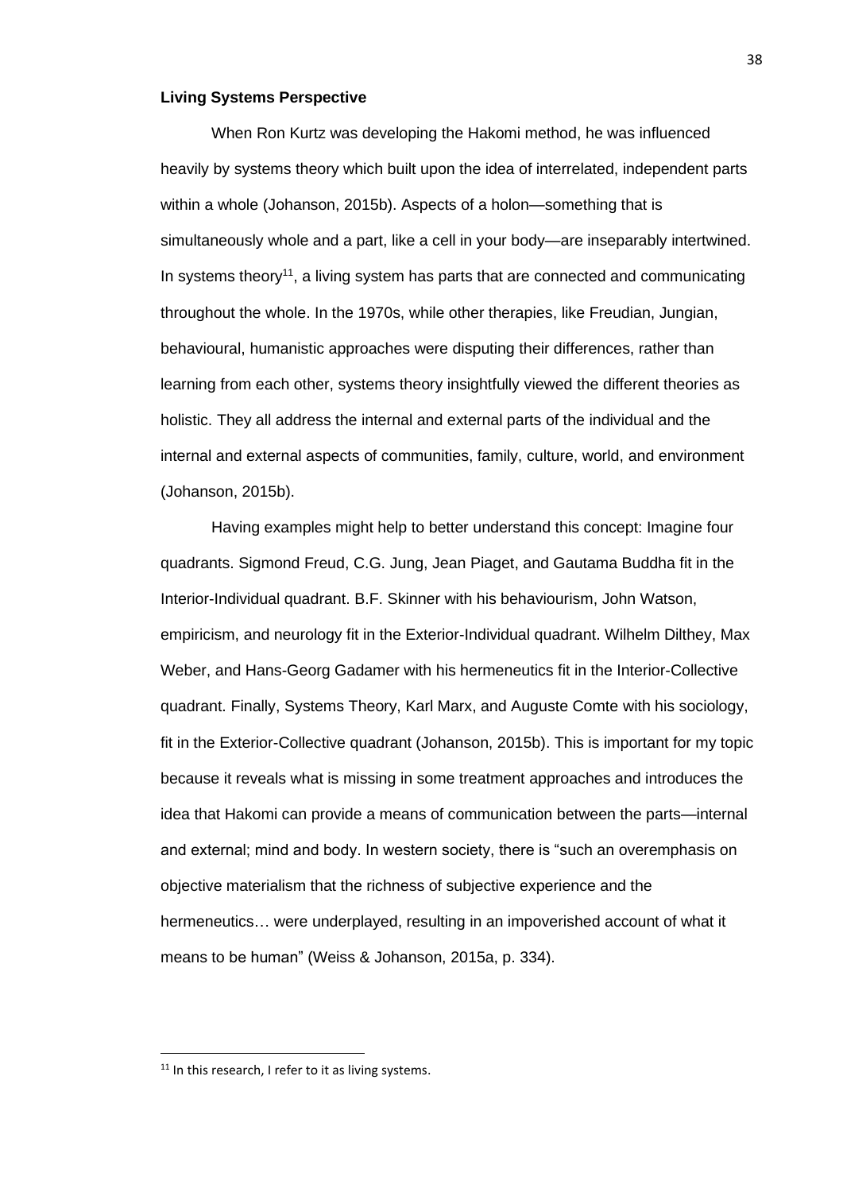**Living Systems Perspective**

When Ron Kurtz was developing the Hakomi method, he was influenced heavily by systems theory which built upon the idea of interrelated, independent parts within a whole (Johanson, 2015b). Aspects of a holon—something that is simultaneously whole and a part, like a cell in your body—are inseparably intertwined. In systems theory[11], a living system has parts that are connected and communicating throughout the whole. In the 1970s, while other therapies, like Freudian, Jungian, behavioural, humanistic approaches were disputing their differences, rather than learning from each other, systems theory insightfully viewed the different theories as holistic. They all address the internal and external parts of the individual and the internal and external aspects of communities, family, culture, world, and environment (Johanson, 2015b).

Having examples might help to better understand this concept: Imagine four quadrants. Sigmond Freud, C.G. Jung, Jean Piaget, and Gautama Buddha fit in the Interior-Individual quadrant. B.F. Skinner with his behaviourism, John Watson, empiricism, and neurology fit in the Exterior-Individual quadrant. Wilhelm Dilthey, Max Weber, and Hans-Georg Gadamer with his hermeneutics fit in the Interior-Collective quadrant. Finally, Systems Theory, Karl Marx, and Auguste Comte with his sociology, fit in the Exterior-Collective quadrant (Johanson, 2015b). This is important for my topic because it reveals what is missing in some treatment approaches and introduces the idea that Hakomi can provide a means of communication between the parts—internal and external; mind and body. In western society, there is "such an overemphasis on objective materialism that the richness of subjective experience and the hermeneutics… were underplayed, resulting in an impoverished account of what it means to be human" (Weiss & Johanson, 2015a, p. 334).

[11] In this research, I refer to it as living systems.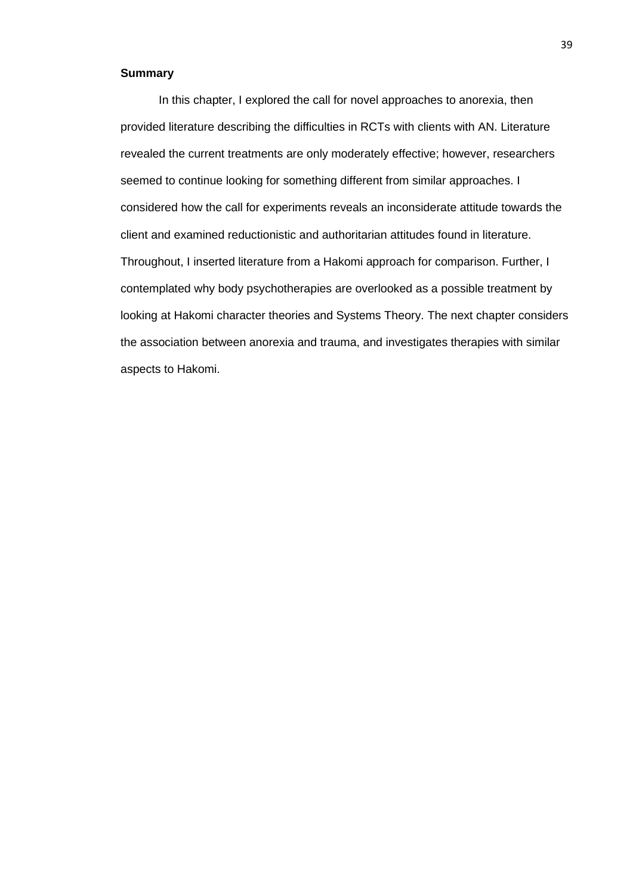**Summary**

In this chapter, I explored the call for novel approaches to anorexia, then provided literature describing the difficulties in RCTs with clients with AN. Literature revealed the current treatments are only moderately effective; however, researchers seemed to continue looking for something different from similar approaches. I considered how the call for experiments reveals an inconsiderate attitude towards the client and examined reductionistic and authoritarian attitudes found in literature. Throughout, I inserted literature from a Hakomi approach for comparison. Further, I contemplated why body psychotherapies are overlooked as a possible treatment by looking at Hakomi character theories and Systems Theory. The next chapter considers the association between anorexia and trauma, and investigates therapies with similar aspects to Hakomi.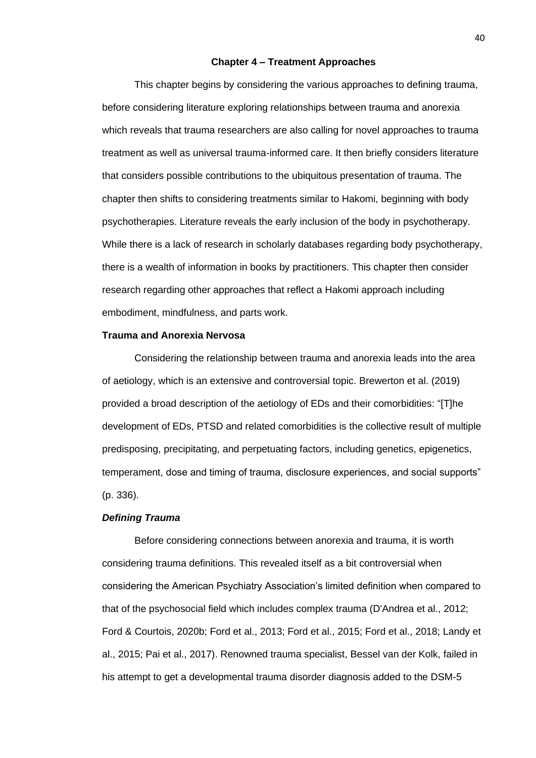## Chapter 4 – Treatment Approaches

This chapter begins by considering the various approaches to defining trauma, before considering literature exploring relationships between trauma and anorexia which reveals that trauma researchers are also calling for novel approaches to trauma treatment as well as universal trauma-informed care. It then briefly considers literature that considers possible contributions to the ubiquitous presentation of trauma. The chapter then shifts to considering treatments similar to Hakomi, beginning with body psychotherapies. Literature reveals the early inclusion of the body in psychotherapy. While there is a lack of research in scholarly databases regarding body psychotherapy, there is a wealth of information in books by practitioners. This chapter then consider research regarding other approaches that reflect a Hakomi approach including embodiment, mindfulness, and parts work.

### Trauma and Anorexia Nervosa

Considering the relationship between trauma and anorexia leads into the area of aetiology, which is an extensive and controversial topic. Brewerton et al. (2019) provided a broad description of the aetiology of EDs and their comorbidities: "[T]he development of EDs, PTSD and related comorbidities is the collective result of multiple predisposing, precipitating, and perpetuating factors, including genetics, epigenetics, temperament, dose and timing of trauma, disclosure experiences, and social supports" (p. 336).

#### *Defining Trauma*

Before considering connections between anorexia and trauma, it is worth considering trauma definitions. This revealed itself as a bit controversial when considering the American Psychiatry Association's limited definition when compared to that of the psychosocial field which includes complex trauma (D'Andrea et al., 2012; Ford & Courtois, 2020b; Ford et al., 2013; Ford et al., 2015; Ford et al., 2018; Landy et al., 2015; Pai et al., 2017). Renowned trauma specialist, Bessel van der Kolk, failed in his attempt to get a developmental trauma disorder diagnosis added to the DSM-5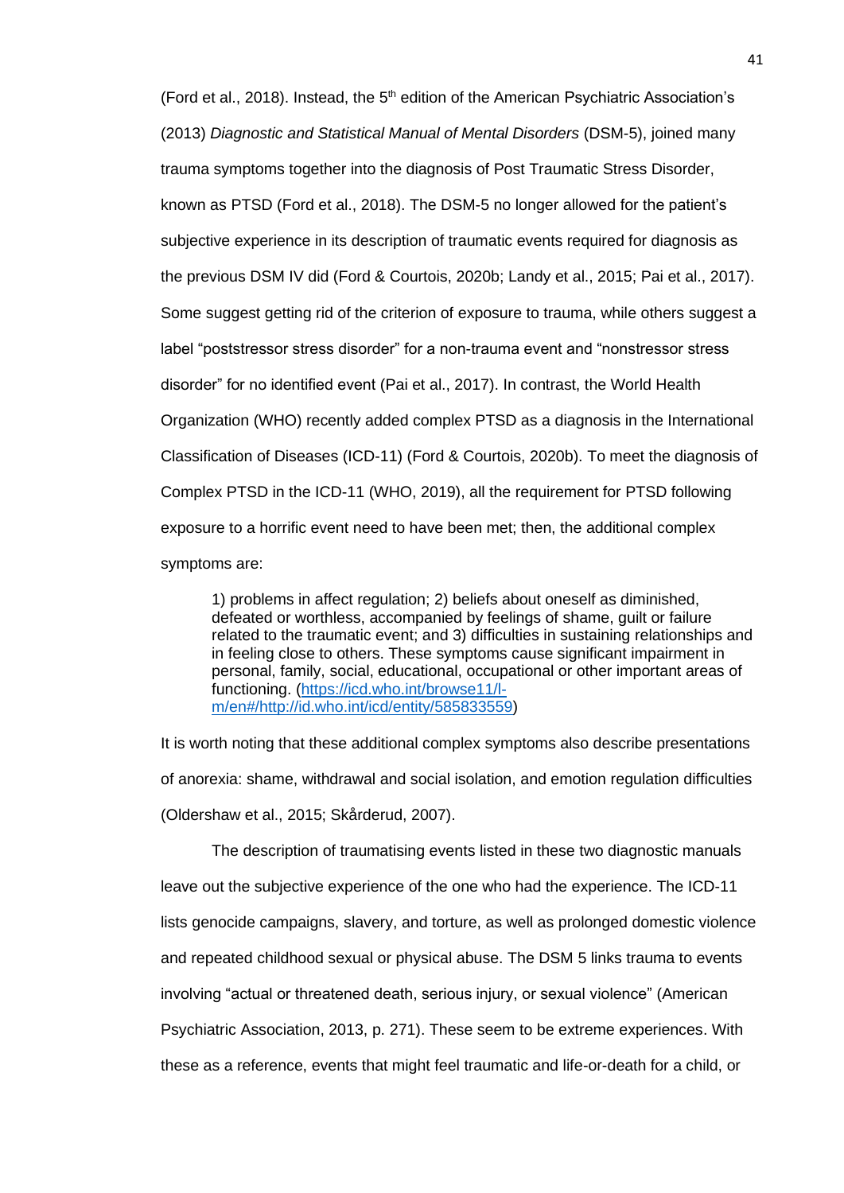(Ford et al., 2018). Instead, the 5th edition of the American Psychiatric Association's (2013) *Diagnostic and Statistical Manual of Mental Disorders* (DSM-5), joined many trauma symptoms together into the diagnosis of Post Traumatic Stress Disorder, known as PTSD (Ford et al., 2018). The DSM-5 no longer allowed for the patient's subjective experience in its description of traumatic events required for diagnosis as the previous DSM IV did (Ford & Courtois, 2020b; Landy et al., 2015; Pai et al., 2017). Some suggest getting rid of the criterion of exposure to trauma, while others suggest a label "poststressor stress disorder" for a non-trauma event and "nonstressor stress disorder" for no identified event (Pai et al., 2017). In contrast, the World Health Organization (WHO) recently added complex PTSD as a diagnosis in the International Classification of Diseases (ICD-11) (Ford & Courtois, 2020b). To meet the diagnosis of Complex PTSD in the ICD-11 (WHO, 2019), all the requirement for PTSD following exposure to a horrific event need to have been met; then, the additional complex symptoms are:

> 1) problems in affect regulation; 2) beliefs about oneself as diminished, defeated or worthless, accompanied by feelings of shame, guilt or failure related to the traumatic event; and 3) difficulties in sustaining relationships and in feeling close to others. These symptoms cause significant impairment in personal, family, social, educational, occupational or other important areas of functioning. (https://icd.who.int/browse11/l-m/en#/http://id.who.int/icd/entity/585833559)

It is worth noting that these additional complex symptoms also describe presentations of anorexia: shame, withdrawal and social isolation, and emotion regulation difficulties (Oldershaw et al., 2015; Skårderud, 2007).

The description of traumatising events listed in these two diagnostic manuals leave out the subjective experience of the one who had the experience. The ICD-11 lists genocide campaigns, slavery, and torture, as well as prolonged domestic violence and repeated childhood sexual or physical abuse. The DSM 5 links trauma to events involving "actual or threatened death, serious injury, or sexual violence" (American Psychiatric Association, 2013, p. 271). These seem to be extreme experiences. With these as a reference, events that might feel traumatic and life-or-death for a child, or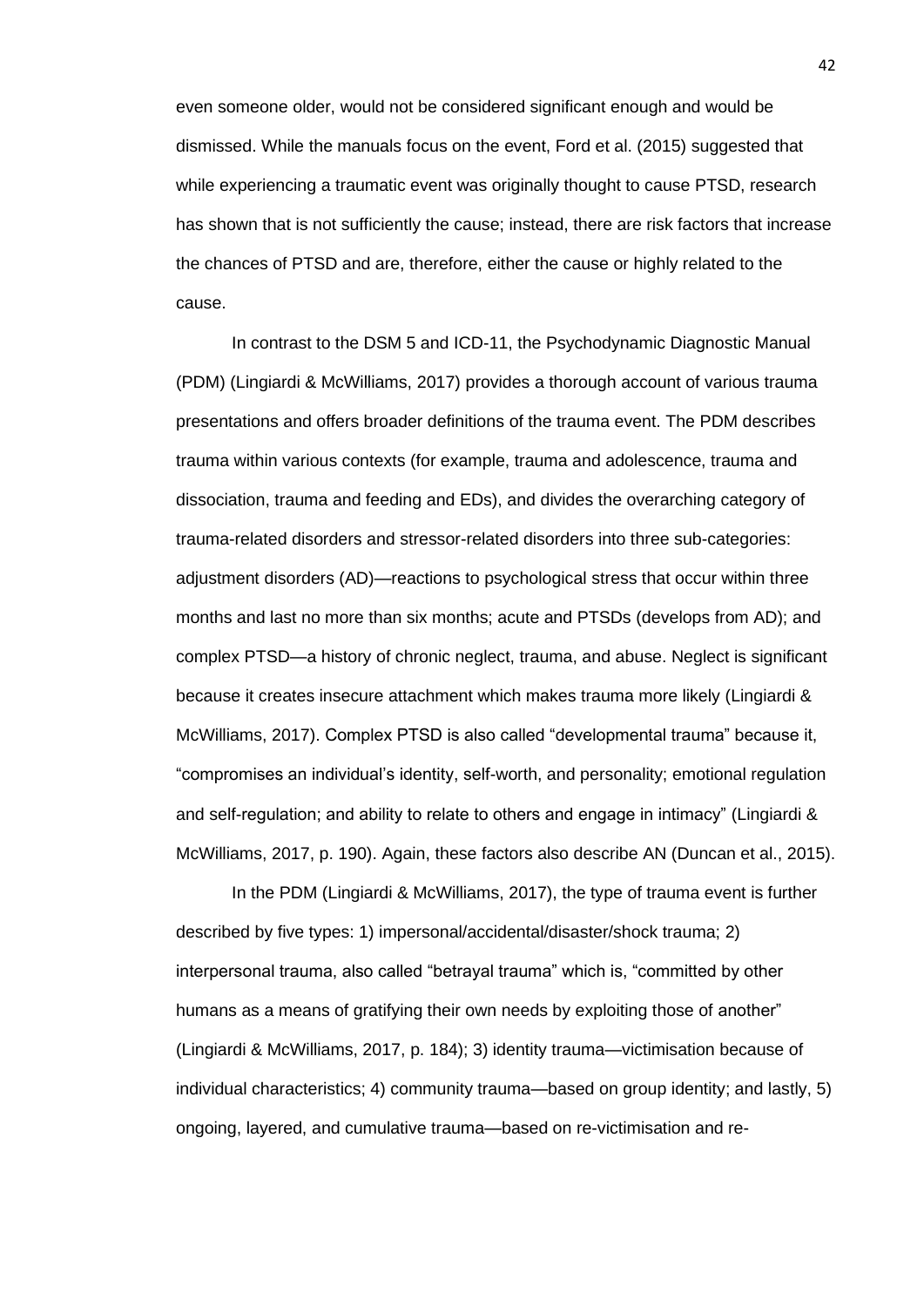even someone older, would not be considered significant enough and would be dismissed. While the manuals focus on the event, Ford et al. (2015) suggested that while experiencing a traumatic event was originally thought to cause PTSD, research has shown that is not sufficiently the cause; instead, there are risk factors that increase the chances of PTSD and are, therefore, either the cause or highly related to the cause.

In contrast to the DSM 5 and ICD-11, the Psychodynamic Diagnostic Manual (PDM) (Lingiardi & McWilliams, 2017) provides a thorough account of various trauma presentations and offers broader definitions of the trauma event. The PDM describes trauma within various contexts (for example, trauma and adolescence, trauma and dissociation, trauma and feeding and EDs), and divides the overarching category of trauma-related disorders and stressor-related disorders into three sub-categories: adjustment disorders (AD)—reactions to psychological stress that occur within three months and last no more than six months; acute and PTSDs (develops from AD); and complex PTSD—a history of chronic neglect, trauma, and abuse. Neglect is significant because it creates insecure attachment which makes trauma more likely (Lingiardi & McWilliams, 2017). Complex PTSD is also called "developmental trauma" because it, "compromises an individual's identity, self-worth, and personality; emotional regulation and self-regulation; and ability to relate to others and engage in intimacy" (Lingiardi & McWilliams, 2017, p. 190). Again, these factors also describe AN (Duncan et al., 2015).

In the PDM (Lingiardi & McWilliams, 2017), the type of trauma event is further described by five types: 1) impersonal/accidental/disaster/shock trauma; 2) interpersonal trauma, also called "betrayal trauma" which is, "committed by other humans as a means of gratifying their own needs by exploiting those of another" (Lingiardi & McWilliams, 2017, p. 184); 3) identity trauma—victimisation because of individual characteristics; 4) community trauma—based on group identity; and lastly, 5) ongoing, layered, and cumulative trauma—based on re-victimisation and re-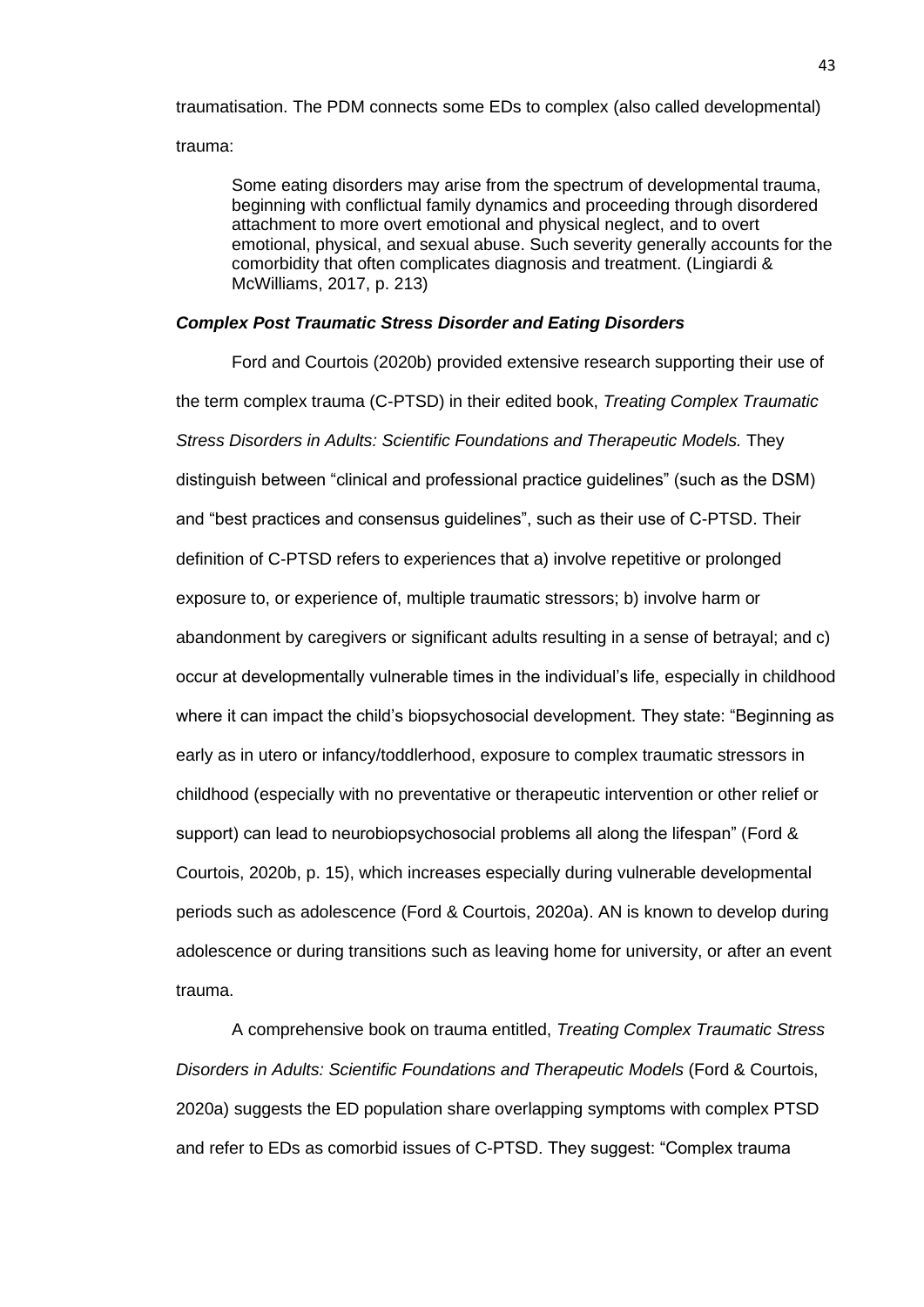traumatisation. The PDM connects some EDs to complex (also called developmental) trauma:

> Some eating disorders may arise from the spectrum of developmental trauma, beginning with conflictual family dynamics and proceeding through disordered attachment to more overt emotional and physical neglect, and to overt emotional, physical, and sexual abuse. Such severity generally accounts for the comorbidity that often complicates diagnosis and treatment. (Lingiardi & McWilliams, 2017, p. 213)

### *Complex Post Traumatic Stress Disorder and Eating Disorders*

Ford and Courtois (2020b) provided extensive research supporting their use of the term complex trauma (C-PTSD) in their edited book, *Treating Complex Traumatic Stress Disorders in Adults: Scientific Foundations and Therapeutic Models.* They distinguish between "clinical and professional practice guidelines" (such as the DSM) and "best practices and consensus guidelines", such as their use of C-PTSD. Their definition of C-PTSD refers to experiences that a) involve repetitive or prolonged exposure to, or experience of, multiple traumatic stressors; b) involve harm or abandonment by caregivers or significant adults resulting in a sense of betrayal; and c) occur at developmentally vulnerable times in the individual's life, especially in childhood where it can impact the child's biopsychosocial development. They state: "Beginning as early as in utero or infancy/toddlerhood, exposure to complex traumatic stressors in childhood (especially with no preventative or therapeutic intervention or other relief or support) can lead to neurobiopsychosocial problems all along the lifespan" (Ford & Courtois, 2020b, p. 15), which increases especially during vulnerable developmental periods such as adolescence (Ford & Courtois, 2020a). AN is known to develop during adolescence or during transitions such as leaving home for university, or after an event trauma.

A comprehensive book on trauma entitled, *Treating Complex Traumatic Stress Disorders in Adults: Scientific Foundations and Therapeutic Models* (Ford & Courtois, 2020a) suggests the ED population share overlapping symptoms with complex PTSD and refer to EDs as comorbid issues of C-PTSD. They suggest: "Complex trauma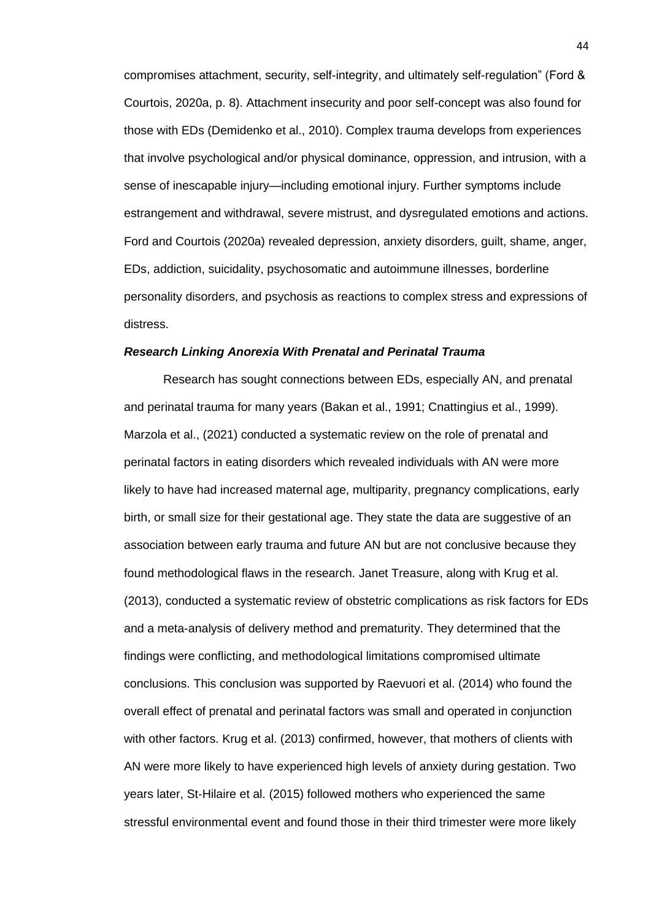compromises attachment, security, self-integrity, and ultimately self-regulation" (Ford & Courtois, 2020a, p. 8). Attachment insecurity and poor self-concept was also found for those with EDs (Demidenko et al., 2010). Complex trauma develops from experiences that involve psychological and/or physical dominance, oppression, and intrusion, with a sense of inescapable injury—including emotional injury. Further symptoms include estrangement and withdrawal, severe mistrust, and dysregulated emotions and actions. Ford and Courtois (2020a) revealed depression, anxiety disorders, guilt, shame, anger, EDs, addiction, suicidality, psychosomatic and autoimmune illnesses, borderline personality disorders, and psychosis as reactions to complex stress and expressions of distress.

### ***Research Linking Anorexia With Prenatal and Perinatal Trauma***

Research has sought connections between EDs, especially AN, and prenatal and perinatal trauma for many years (Bakan et al., 1991; Cnattingius et al., 1999). Marzola et al., (2021) conducted a systematic review on the role of prenatal and perinatal factors in eating disorders which revealed individuals with AN were more likely to have had increased maternal age, multiparity, pregnancy complications, early birth, or small size for their gestational age. They state the data are suggestive of an association between early trauma and future AN but are not conclusive because they found methodological flaws in the research. Janet Treasure, along with Krug et al. (2013), conducted a systematic review of obstetric complications as risk factors for EDs and a meta-analysis of delivery method and prematurity. They determined that the findings were conflicting, and methodological limitations compromised ultimate conclusions. This conclusion was supported by Raevuori et al. (2014) who found the overall effect of prenatal and perinatal factors was small and operated in conjunction with other factors. Krug et al. (2013) confirmed, however, that mothers of clients with AN were more likely to have experienced high levels of anxiety during gestation. Two years later, St-Hilaire et al. (2015) followed mothers who experienced the same stressful environmental event and found those in their third trimester were more likely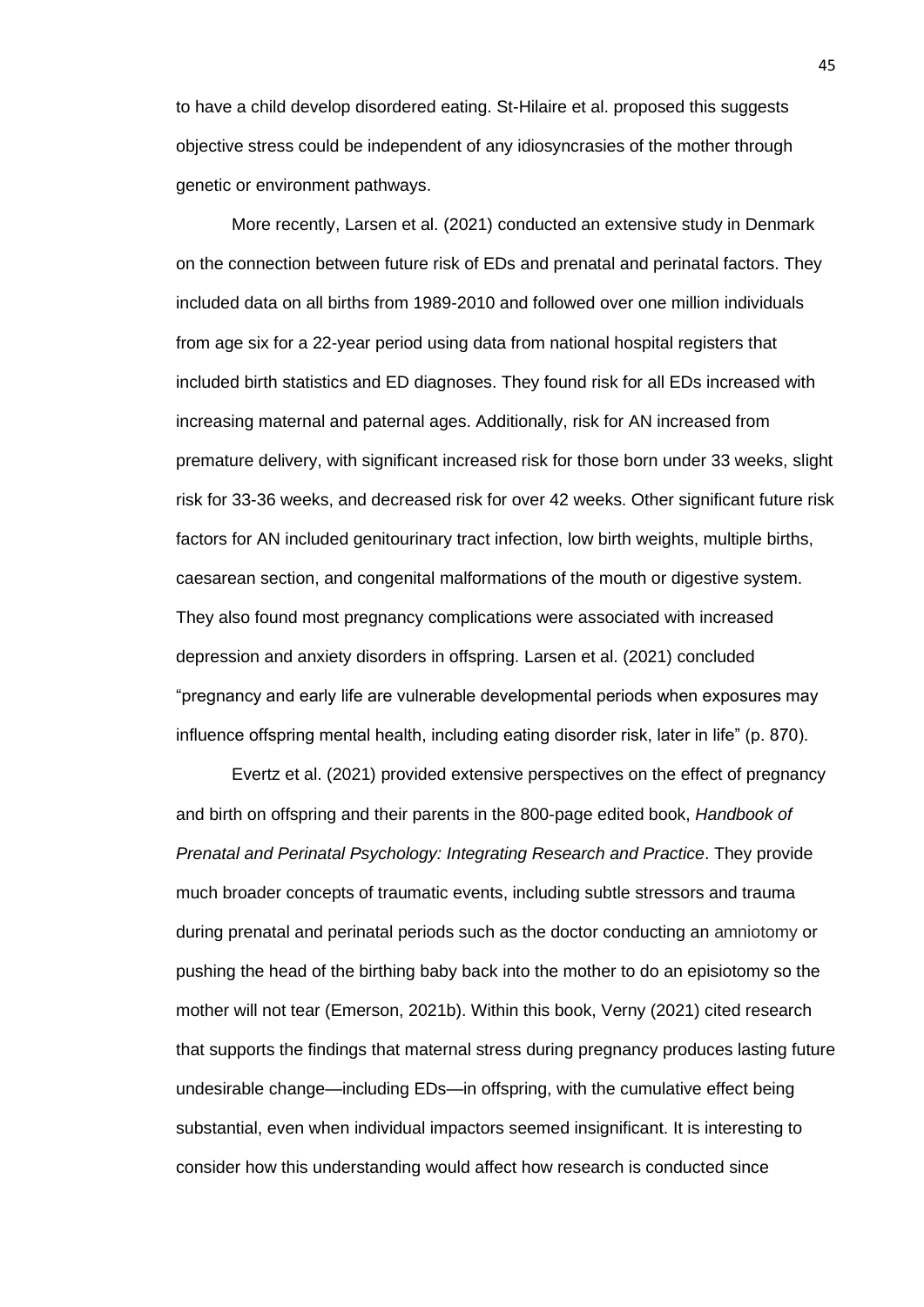to have a child develop disordered eating. St-Hilaire et al. proposed this suggests objective stress could be independent of any idiosyncrasies of the mother through genetic or environment pathways.

More recently, Larsen et al. (2021) conducted an extensive study in Denmark on the connection between future risk of EDs and prenatal and perinatal factors. They included data on all births from 1989-2010 and followed over one million individuals from age six for a 22-year period using data from national hospital registers that included birth statistics and ED diagnoses. They found risk for all EDs increased with increasing maternal and paternal ages. Additionally, risk for AN increased from premature delivery, with significant increased risk for those born under 33 weeks, slight risk for 33-36 weeks, and decreased risk for over 42 weeks. Other significant future risk factors for AN included genitourinary tract infection, low birth weights, multiple births, caesarean section, and congenital malformations of the mouth or digestive system. They also found most pregnancy complications were associated with increased depression and anxiety disorders in offspring. Larsen et al. (2021) concluded "pregnancy and early life are vulnerable developmental periods when exposures may influence offspring mental health, including eating disorder risk, later in life" (p. 870).

Evertz et al. (2021) provided extensive perspectives on the effect of pregnancy and birth on offspring and their parents in the 800-page edited book, *Handbook of Prenatal and Perinatal Psychology: Integrating Research and Practice*. They provide much broader concepts of traumatic events, including subtle stressors and trauma during prenatal and perinatal periods such as the doctor conducting an amniotomy or pushing the head of the birthing baby back into the mother to do an episiotomy so the mother will not tear (Emerson, 2021b). Within this book, Verny (2021) cited research that supports the findings that maternal stress during pregnancy produces lasting future undesirable change—including EDs—in offspring, with the cumulative effect being substantial, even when individual impactors seemed insignificant. It is interesting to consider how this understanding would affect how research is conducted since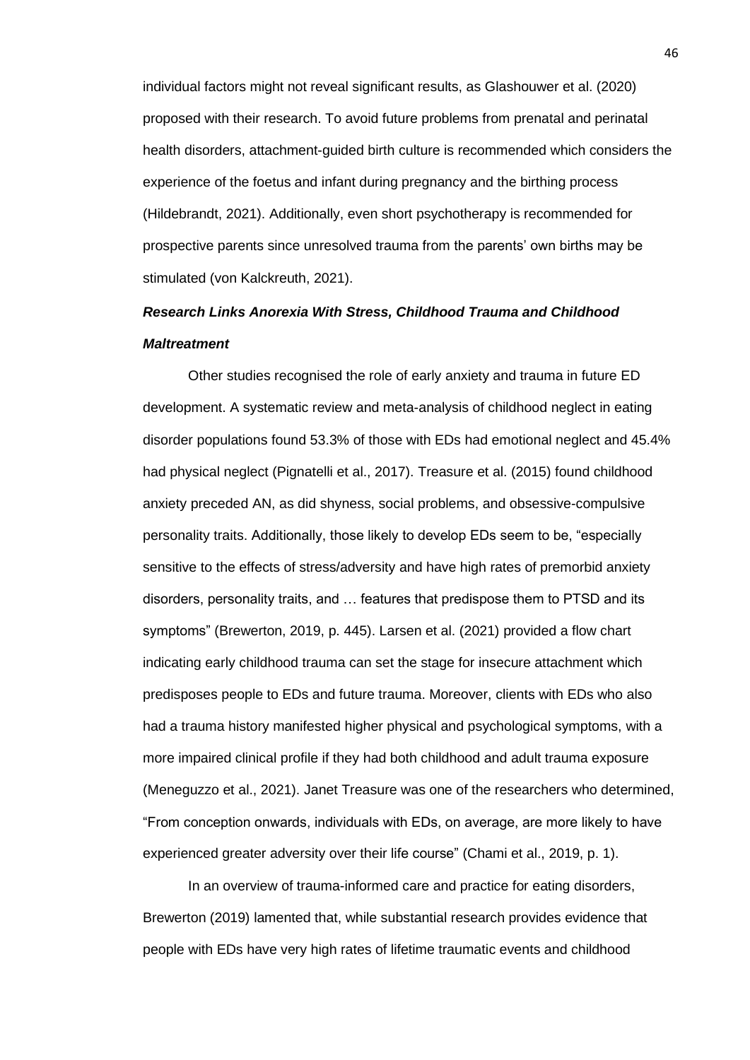individual factors might not reveal significant results, as Glashouwer et al. (2020) proposed with their research. To avoid future problems from prenatal and perinatal health disorders, attachment-guided birth culture is recommended which considers the experience of the foetus and infant during pregnancy and the birthing process (Hildebrandt, 2021). Additionally, even short psychotherapy is recommended for prospective parents since unresolved trauma from the parents' own births may be stimulated (von Kalckreuth, 2021).

### ***Research Links Anorexia With Stress, Childhood Trauma and Childhood Maltreatment***

Other studies recognised the role of early anxiety and trauma in future ED development. A systematic review and meta-analysis of childhood neglect in eating disorder populations found 53.3% of those with EDs had emotional neglect and 45.4% had physical neglect (Pignatelli et al., 2017). Treasure et al. (2015) found childhood anxiety preceded AN, as did shyness, social problems, and obsessive-compulsive personality traits. Additionally, those likely to develop EDs seem to be, "especially sensitive to the effects of stress/adversity and have high rates of premorbid anxiety disorders, personality traits, and … features that predispose them to PTSD and its symptoms" (Brewerton, 2019, p. 445). Larsen et al. (2021) provided a flow chart indicating early childhood trauma can set the stage for insecure attachment which predisposes people to EDs and future trauma. Moreover, clients with EDs who also had a trauma history manifested higher physical and psychological symptoms, with a more impaired clinical profile if they had both childhood and adult trauma exposure (Meneguzzo et al., 2021). Janet Treasure was one of the researchers who determined, "From conception onwards, individuals with EDs, on average, are more likely to have experienced greater adversity over their life course" (Chami et al., 2019, p. 1).

In an overview of trauma-informed care and practice for eating disorders, Brewerton (2019) lamented that, while substantial research provides evidence that people with EDs have very high rates of lifetime traumatic events and childhood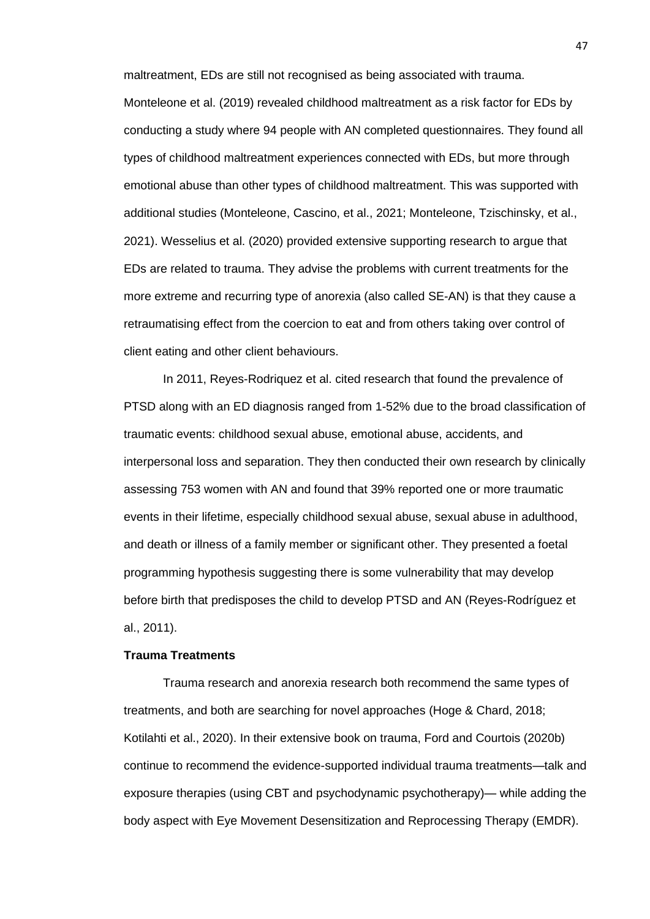maltreatment, EDs are still not recognised as being associated with trauma. Monteleone et al. (2019) revealed childhood maltreatment as a risk factor for EDs by conducting a study where 94 people with AN completed questionnaires. They found all types of childhood maltreatment experiences connected with EDs, but more through emotional abuse than other types of childhood maltreatment. This was supported with additional studies (Monteleone, Cascino, et al., 2021; Monteleone, Tzischinsky, et al., 2021). Wesselius et al. (2020) provided extensive supporting research to argue that EDs are related to trauma. They advise the problems with current treatments for the more extreme and recurring type of anorexia (also called SE-AN) is that they cause a retraumatising effect from the coercion to eat and from others taking over control of client eating and other client behaviours.

In 2011, Reyes-Rodriquez et al. cited research that found the prevalence of PTSD along with an ED diagnosis ranged from 1-52% due to the broad classification of traumatic events: childhood sexual abuse, emotional abuse, accidents, and interpersonal loss and separation. They then conducted their own research by clinically assessing 753 women with AN and found that 39% reported one or more traumatic events in their lifetime, especially childhood sexual abuse, sexual abuse in adulthood, and death or illness of a family member or significant other. They presented a foetal programming hypothesis suggesting there is some vulnerability that may develop before birth that predisposes the child to develop PTSD and AN (Reyes-Rodríguez et al., 2011).

### Trauma Treatments

Trauma research and anorexia research both recommend the same types of treatments, and both are searching for novel approaches (Hoge & Chard, 2018; Kotilahti et al., 2020). In their extensive book on trauma, Ford and Courtois (2020b) continue to recommend the evidence-supported individual trauma treatments—talk and exposure therapies (using CBT and psychodynamic psychotherapy)— while adding the body aspect with Eye Movement Desensitization and Reprocessing Therapy (EMDR).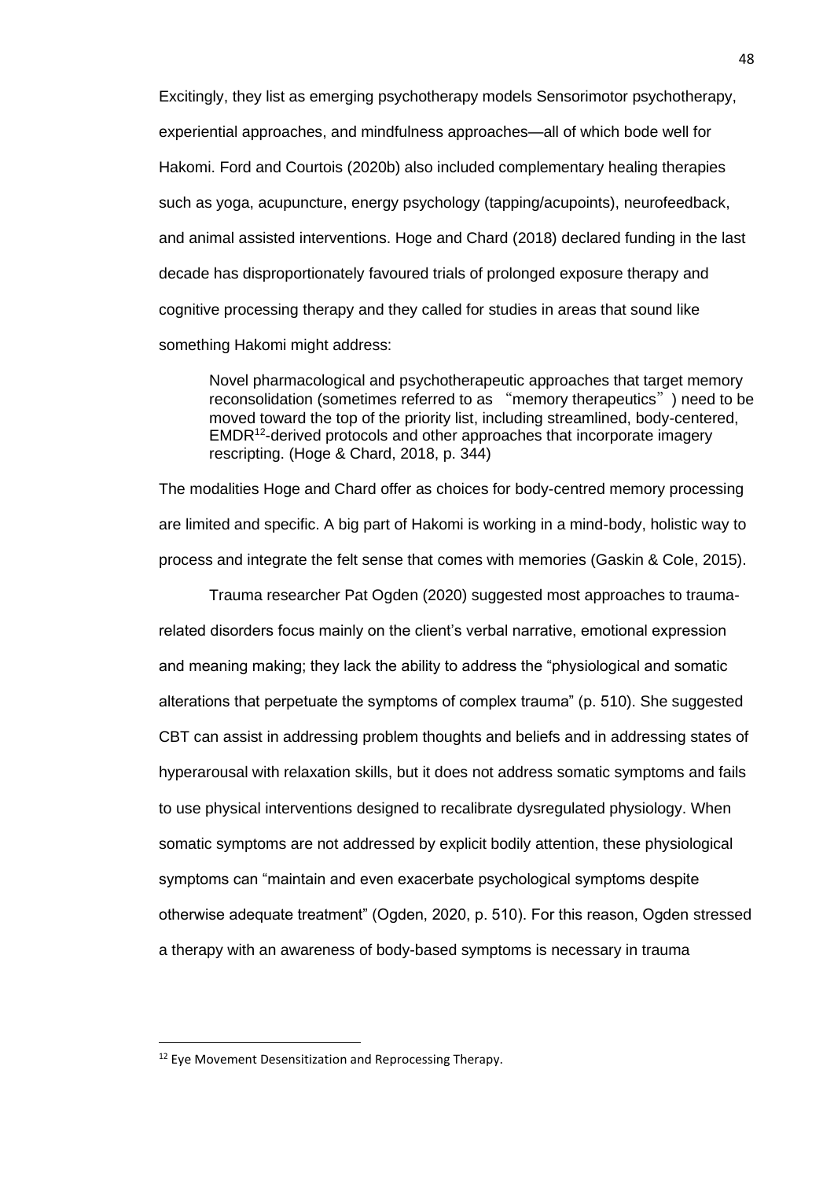Excitingly, they list as emerging psychotherapy models Sensorimotor psychotherapy, experiential approaches, and mindfulness approaches—all of which bode well for Hakomi. Ford and Courtois (2020b) also included complementary healing therapies such as yoga, acupuncture, energy psychology (tapping/acupoints), neurofeedback, and animal assisted interventions. Hoge and Chard (2018) declared funding in the last decade has disproportionately favoured trials of prolonged exposure therapy and cognitive processing therapy and they called for studies in areas that sound like something Hakomi might address:

> Novel pharmacological and psychotherapeutic approaches that target memory reconsolidation (sometimes referred to as "memory therapeutics") need to be moved toward the top of the priority list, including streamlined, body-centered, EMDR[12]-derived protocols and other approaches that incorporate imagery rescripting. (Hoge & Chard, 2018, p. 344)

The modalities Hoge and Chard offer as choices for body-centred memory processing are limited and specific. A big part of Hakomi is working in a mind-body, holistic way to process and integrate the felt sense that comes with memories (Gaskin & Cole, 2015).

Trauma researcher Pat Ogden (2020) suggested most approaches to trauma-related disorders focus mainly on the client's verbal narrative, emotional expression and meaning making; they lack the ability to address the "physiological and somatic alterations that perpetuate the symptoms of complex trauma" (p. 510). She suggested CBT can assist in addressing problem thoughts and beliefs and in addressing states of hyperarousal with relaxation skills, but it does not address somatic symptoms and fails to use physical interventions designed to recalibrate dysregulated physiology. When somatic symptoms are not addressed by explicit bodily attention, these physiological symptoms can "maintain and even exacerbate psychological symptoms despite otherwise adequate treatment" (Ogden, 2020, p. 510). For this reason, Ogden stressed a therapy with an awareness of body-based symptoms is necessary in trauma

[12] Eye Movement Desensitization and Reprocessing Therapy.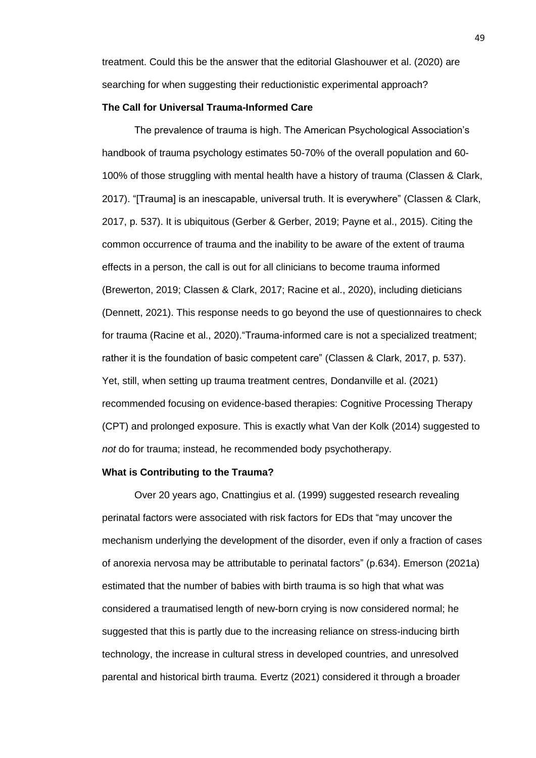treatment. Could this be the answer that the editorial Glashouwer et al. (2020) are searching for when suggesting their reductionistic experimental approach?

### The Call for Universal Trauma-Informed Care

The prevalence of trauma is high. The American Psychological Association's handbook of trauma psychology estimates 50-70% of the overall population and 60-100% of those struggling with mental health have a history of trauma (Classen & Clark, 2017). "[Trauma] is an inescapable, universal truth. It is everywhere" (Classen & Clark, 2017, p. 537). It is ubiquitous (Gerber & Gerber, 2019; Payne et al., 2015). Citing the common occurrence of trauma and the inability to be aware of the extent of trauma effects in a person, the call is out for all clinicians to become trauma informed (Brewerton, 2019; Classen & Clark, 2017; Racine et al., 2020), including dieticians (Dennett, 2021). This response needs to go beyond the use of questionnaires to check for trauma (Racine et al., 2020)."Trauma-informed care is not a specialized treatment; rather it is the foundation of basic competent care" (Classen & Clark, 2017, p. 537). Yet, still, when setting up trauma treatment centres, Dondanville et al. (2021) recommended focusing on evidence-based therapies: Cognitive Processing Therapy (CPT) and prolonged exposure. This is exactly what Van der Kolk (2014) suggested to *not* do for trauma; instead, he recommended body psychotherapy.

### What is Contributing to the Trauma?

Over 20 years ago, Cnattingius et al. (1999) suggested research revealing perinatal factors were associated with risk factors for EDs that "may uncover the mechanism underlying the development of the disorder, even if only a fraction of cases of anorexia nervosa may be attributable to perinatal factors" (p.634). Emerson (2021a) estimated that the number of babies with birth trauma is so high that what was considered a traumatised length of new-born crying is now considered normal; he suggested that this is partly due to the increasing reliance on stress-inducing birth technology, the increase in cultural stress in developed countries, and unresolved parental and historical birth trauma. Evertz (2021) considered it through a broader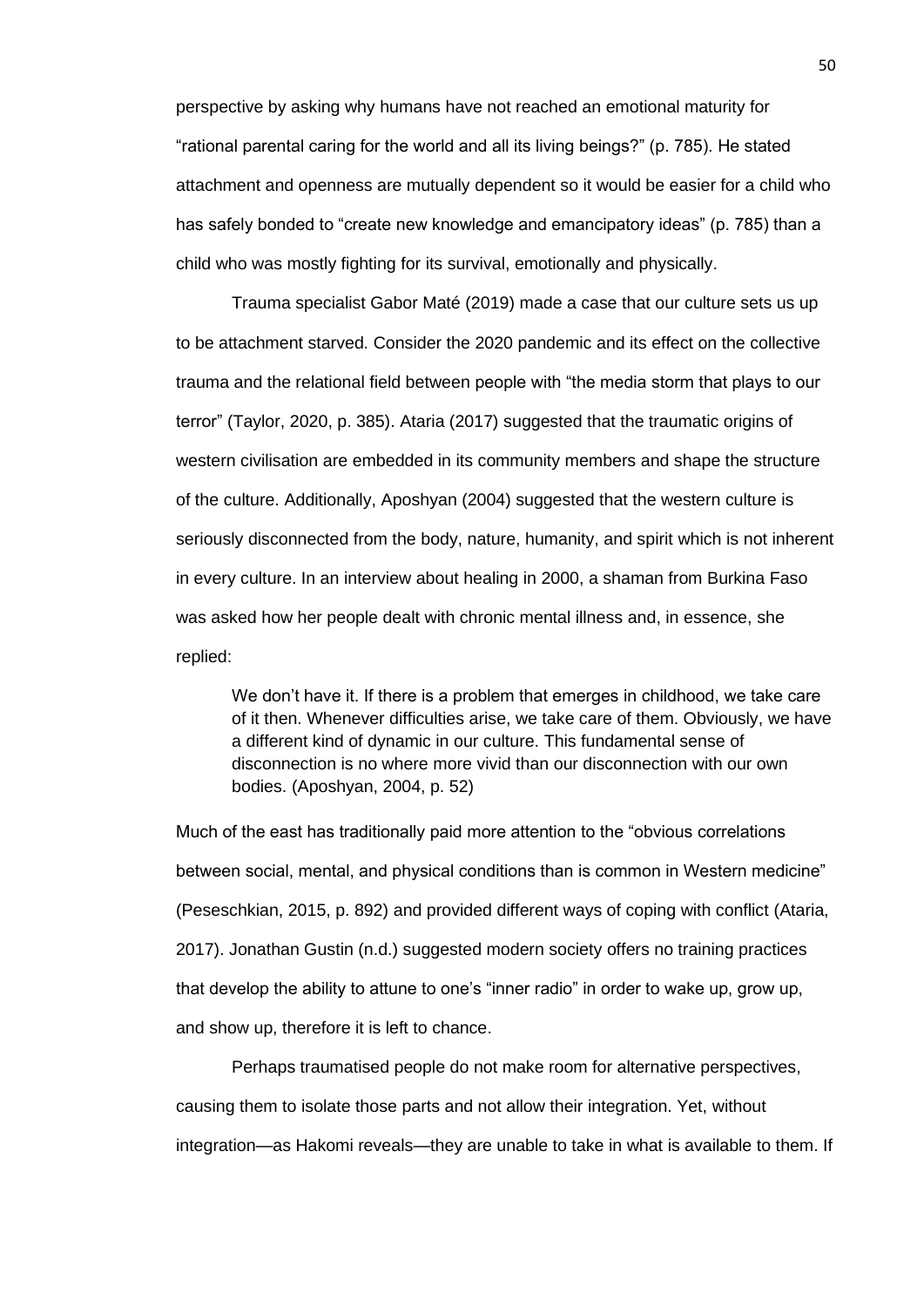perspective by asking why humans have not reached an emotional maturity for "rational parental caring for the world and all its living beings?" (p. 785). He stated attachment and openness are mutually dependent so it would be easier for a child who has safely bonded to "create new knowledge and emancipatory ideas" (p. 785) than a child who was mostly fighting for its survival, emotionally and physically.

Trauma specialist Gabor Maté (2019) made a case that our culture sets us up to be attachment starved. Consider the 2020 pandemic and its effect on the collective trauma and the relational field between people with "the media storm that plays to our terror" (Taylor, 2020, p. 385). Ataria (2017) suggested that the traumatic origins of western civilisation are embedded in its community members and shape the structure of the culture. Additionally, Aposhyan (2004) suggested that the western culture is seriously disconnected from the body, nature, humanity, and spirit which is not inherent in every culture. In an interview about healing in 2000, a shaman from Burkina Faso was asked how her people dealt with chronic mental illness and, in essence, she replied:

> We don't have it. If there is a problem that emerges in childhood, we take care of it then. Whenever difficulties arise, we take care of them. Obviously, we have a different kind of dynamic in our culture. This fundamental sense of disconnection is no where more vivid than our disconnection with our own bodies. (Aposhyan, 2004, p. 52)

Much of the east has traditionally paid more attention to the "obvious correlations between social, mental, and physical conditions than is common in Western medicine" (Peseschkian, 2015, p. 892) and provided different ways of coping with conflict (Ataria, 2017). Jonathan Gustin (n.d.) suggested modern society offers no training practices that develop the ability to attune to one's "inner radio" in order to wake up, grow up, and show up, therefore it is left to chance.

Perhaps traumatised people do not make room for alternative perspectives, causing them to isolate those parts and not allow their integration. Yet, without integration—as Hakomi reveals—they are unable to take in what is available to them. If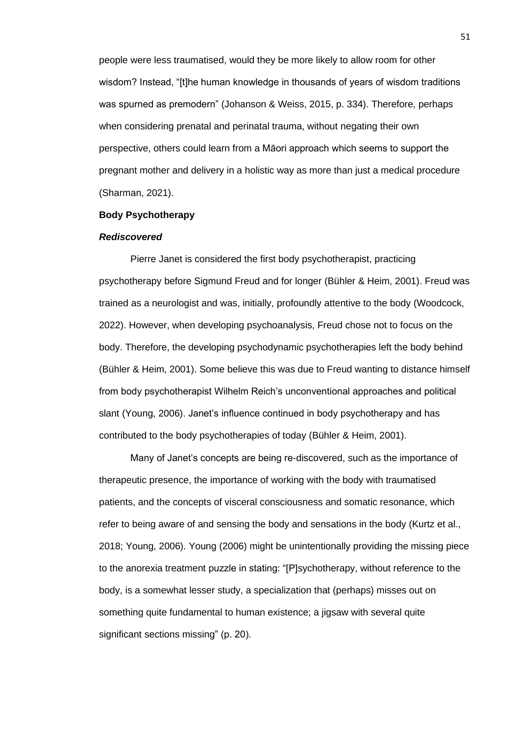people were less traumatised, would they be more likely to allow room for other wisdom? Instead, "[t]he human knowledge in thousands of years of wisdom traditions was spurned as premodern" (Johanson & Weiss, 2015, p. 334). Therefore, perhaps when considering prenatal and perinatal trauma, without negating their own perspective, others could learn from a Māori approach which seems to support the pregnant mother and delivery in a holistic way as more than just a medical procedure (Sharman, 2021).

## Body Psychotherapy

### *Rediscovered*

Pierre Janet is considered the first body psychotherapist, practicing psychotherapy before Sigmund Freud and for longer (Bühler & Heim, 2001). Freud was trained as a neurologist and was, initially, profoundly attentive to the body (Woodcock, 2022). However, when developing psychoanalysis, Freud chose not to focus on the body. Therefore, the developing psychodynamic psychotherapies left the body behind (Bühler & Heim, 2001). Some believe this was due to Freud wanting to distance himself from body psychotherapist Wilhelm Reich's unconventional approaches and political slant (Young, 2006). Janet's influence continued in body psychotherapy and has contributed to the body psychotherapies of today (Bühler & Heim, 2001).

Many of Janet's concepts are being re-discovered, such as the importance of therapeutic presence, the importance of working with the body with traumatised patients, and the concepts of visceral consciousness and somatic resonance, which refer to being aware of and sensing the body and sensations in the body (Kurtz et al., 2018; Young, 2006). Young (2006) might be unintentionally providing the missing piece to the anorexia treatment puzzle in stating: "[P]sychotherapy, without reference to the body, is a somewhat lesser study, a specialization that (perhaps) misses out on something quite fundamental to human existence; a jigsaw with several quite significant sections missing" (p. 20).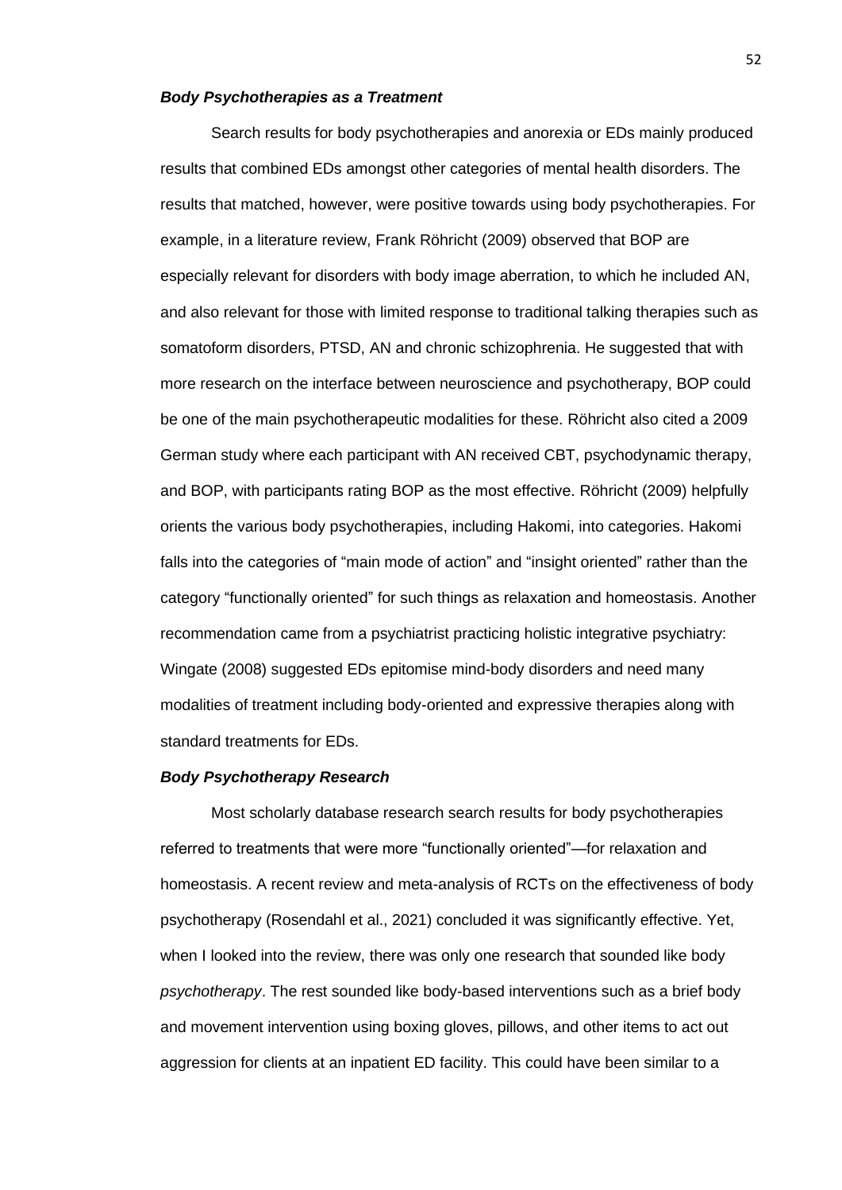### *Body Psychotherapies as a Treatment*

Search results for body psychotherapies and anorexia or EDs mainly produced results that combined EDs amongst other categories of mental health disorders. The results that matched, however, were positive towards using body psychotherapies. For example, in a literature review, Frank Röhricht (2009) observed that BOP are especially relevant for disorders with body image aberration, to which he included AN, and also relevant for those with limited response to traditional talking therapies such as somatoform disorders, PTSD, AN and chronic schizophrenia. He suggested that with more research on the interface between neuroscience and psychotherapy, BOP could be one of the main psychotherapeutic modalities for these. Röhricht also cited a 2009 German study where each participant with AN received CBT, psychodynamic therapy, and BOP, with participants rating BOP as the most effective. Röhricht (2009) helpfully orients the various body psychotherapies, including Hakomi, into categories. Hakomi falls into the categories of "main mode of action" and "insight oriented" rather than the category "functionally oriented" for such things as relaxation and homeostasis. Another recommendation came from a psychiatrist practicing holistic integrative psychiatry: Wingate (2008) suggested EDs epitomise mind-body disorders and need many modalities of treatment including body-oriented and expressive therapies along with standard treatments for EDs.

### *Body Psychotherapy Research*

Most scholarly database research search results for body psychotherapies referred to treatments that were more "functionally oriented"—for relaxation and homeostasis. A recent review and meta-analysis of RCTs on the effectiveness of body psychotherapy (Rosendahl et al., 2021) concluded it was significantly effective. Yet, when I looked into the review, there was only one research that sounded like body *psychotherapy*. The rest sounded like body-based interventions such as a brief body and movement intervention using boxing gloves, pillows, and other items to act out aggression for clients at an inpatient ED facility. This could have been similar to a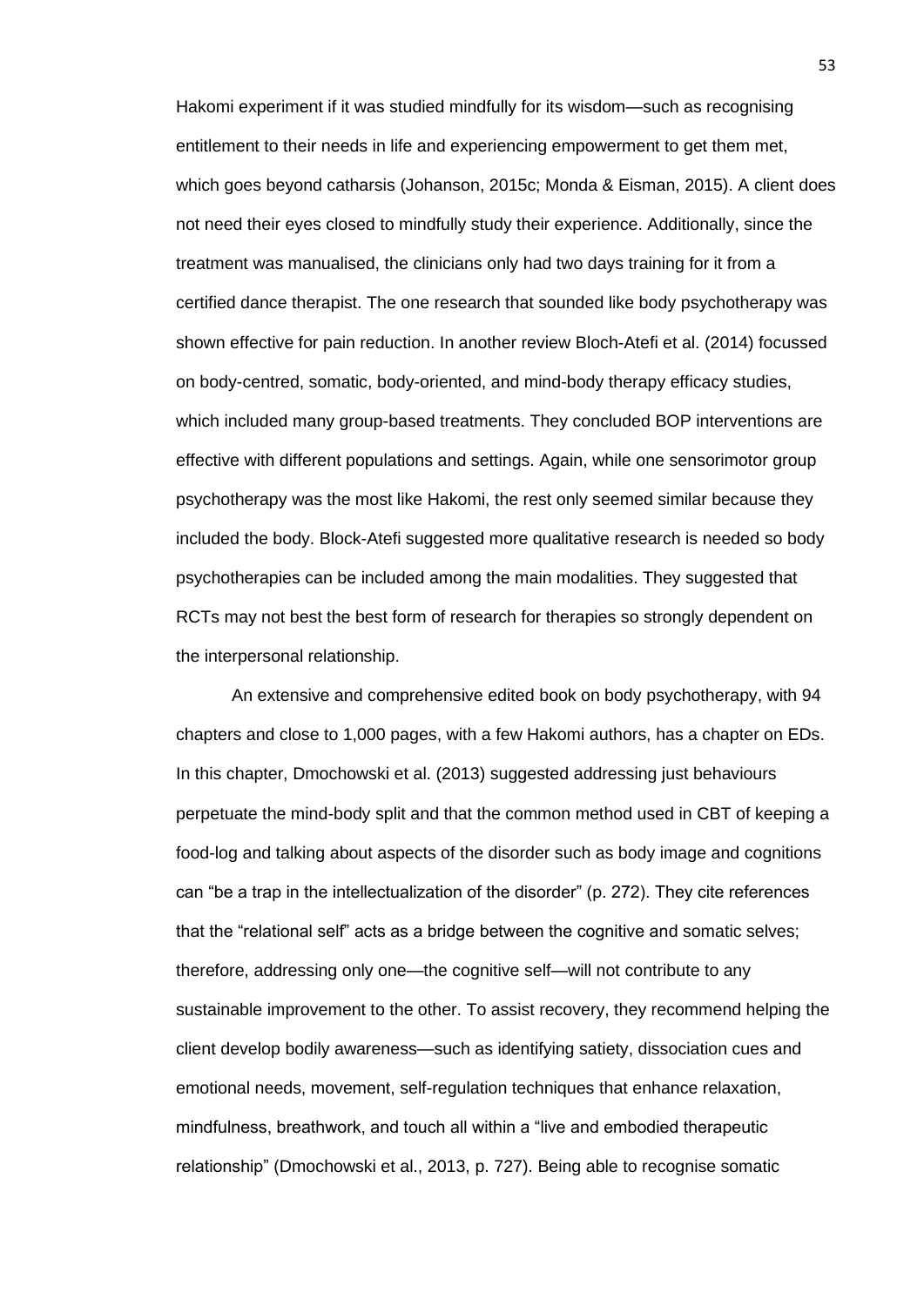Hakomi experiment if it was studied mindfully for its wisdom—such as recognising entitlement to their needs in life and experiencing empowerment to get them met, which goes beyond catharsis (Johanson, 2015c; Monda & Eisman, 2015). A client does not need their eyes closed to mindfully study their experience. Additionally, since the treatment was manualised, the clinicians only had two days training for it from a certified dance therapist. The one research that sounded like body psychotherapy was shown effective for pain reduction. In another review Bloch-Atefi et al. (2014) focussed on body-centred, somatic, body-oriented, and mind-body therapy efficacy studies, which included many group-based treatments. They concluded BOP interventions are effective with different populations and settings. Again, while one sensorimotor group psychotherapy was the most like Hakomi, the rest only seemed similar because they included the body. Block-Atefi suggested more qualitative research is needed so body psychotherapies can be included among the main modalities. They suggested that RCTs may not best the best form of research for therapies so strongly dependent on the interpersonal relationship.

An extensive and comprehensive edited book on body psychotherapy, with 94 chapters and close to 1,000 pages, with a few Hakomi authors, has a chapter on EDs. In this chapter, Dmochowski et al. (2013) suggested addressing just behaviours perpetuate the mind-body split and that the common method used in CBT of keeping a food-log and talking about aspects of the disorder such as body image and cognitions can "be a trap in the intellectualization of the disorder" (p. 272). They cite references that the "relational self" acts as a bridge between the cognitive and somatic selves; therefore, addressing only one—the cognitive self—will not contribute to any sustainable improvement to the other. To assist recovery, they recommend helping the client develop bodily awareness—such as identifying satiety, dissociation cues and emotional needs, movement, self-regulation techniques that enhance relaxation, mindfulness, breathwork, and touch all within a "live and embodied therapeutic relationship" (Dmochowski et al., 2013, p. 727). Being able to recognise somatic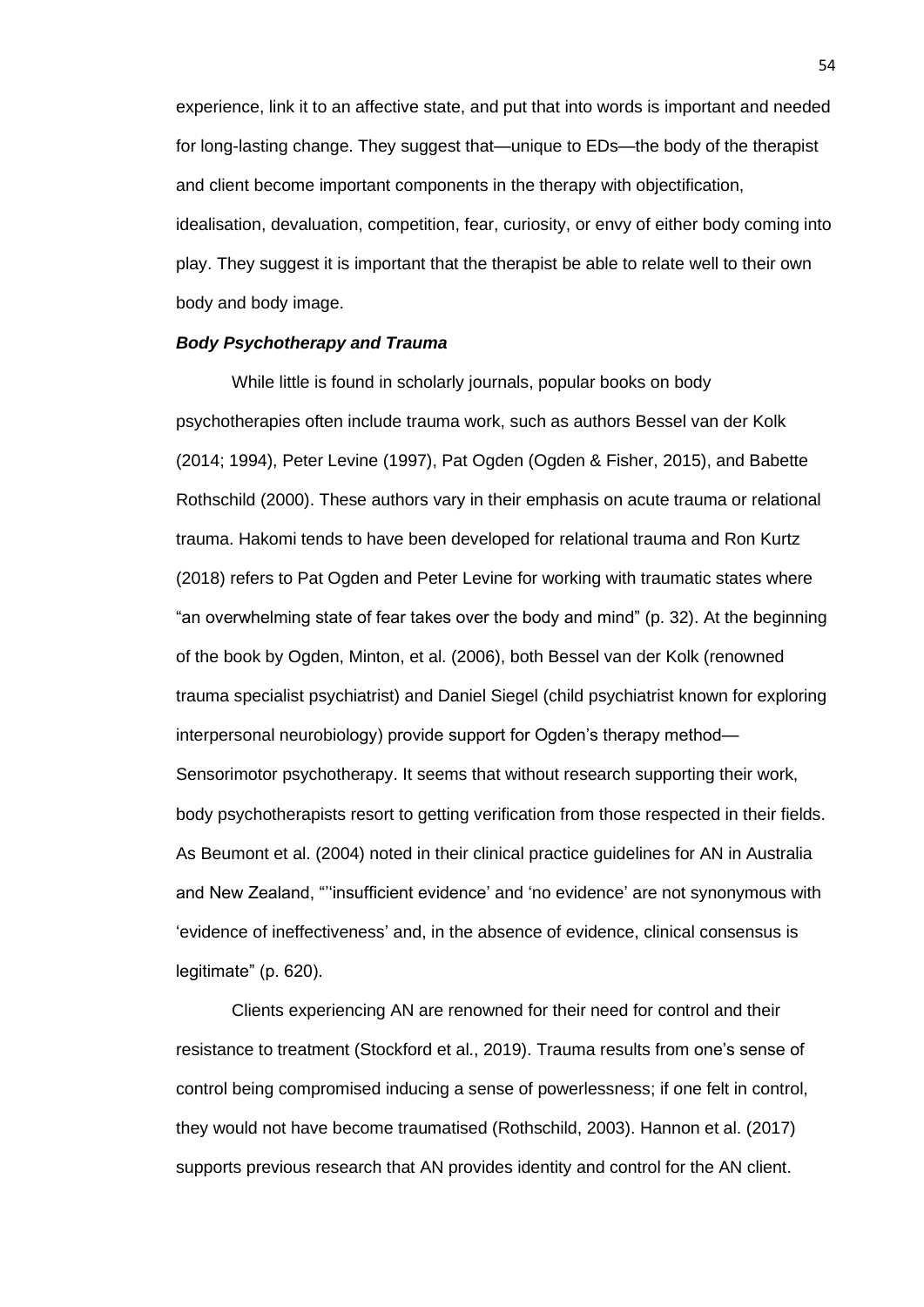experience, link it to an affective state, and put that into words is important and needed for long-lasting change. They suggest that—unique to EDs—the body of the therapist and client become important components in the therapy with objectification, idealisation, devaluation, competition, fear, curiosity, or envy of either body coming into play. They suggest it is important that the therapist be able to relate well to their own body and body image.

### ***Body Psychotherapy and Trauma***

While little is found in scholarly journals, popular books on body psychotherapies often include trauma work, such as authors Bessel van der Kolk (2014; 1994), Peter Levine (1997), Pat Ogden (Ogden & Fisher, 2015), and Babette Rothschild (2000). These authors vary in their emphasis on acute trauma or relational trauma. Hakomi tends to have been developed for relational trauma and Ron Kurtz (2018) refers to Pat Ogden and Peter Levine for working with traumatic states where "an overwhelming state of fear takes over the body and mind" (p. 32). At the beginning of the book by Ogden, Minton, et al. (2006), both Bessel van der Kolk (renowned trauma specialist psychiatrist) and Daniel Siegel (child psychiatrist known for exploring interpersonal neurobiology) provide support for Ogden's therapy method—Sensorimotor psychotherapy. It seems that without research supporting their work, body psychotherapists resort to getting verification from those respected in their fields. As Beumont et al. (2004) noted in their clinical practice guidelines for AN in Australia and New Zealand, "'insufficient evidence' and 'no evidence' are not synonymous with 'evidence of ineffectiveness' and, in the absence of evidence, clinical consensus is legitimate" (p. 620).

Clients experiencing AN are renowned for their need for control and their resistance to treatment (Stockford et al., 2019). Trauma results from one's sense of control being compromised inducing a sense of powerlessness; if one felt in control, they would not have become traumatised (Rothschild, 2003). Hannon et al. (2017) supports previous research that AN provides identity and control for the AN client.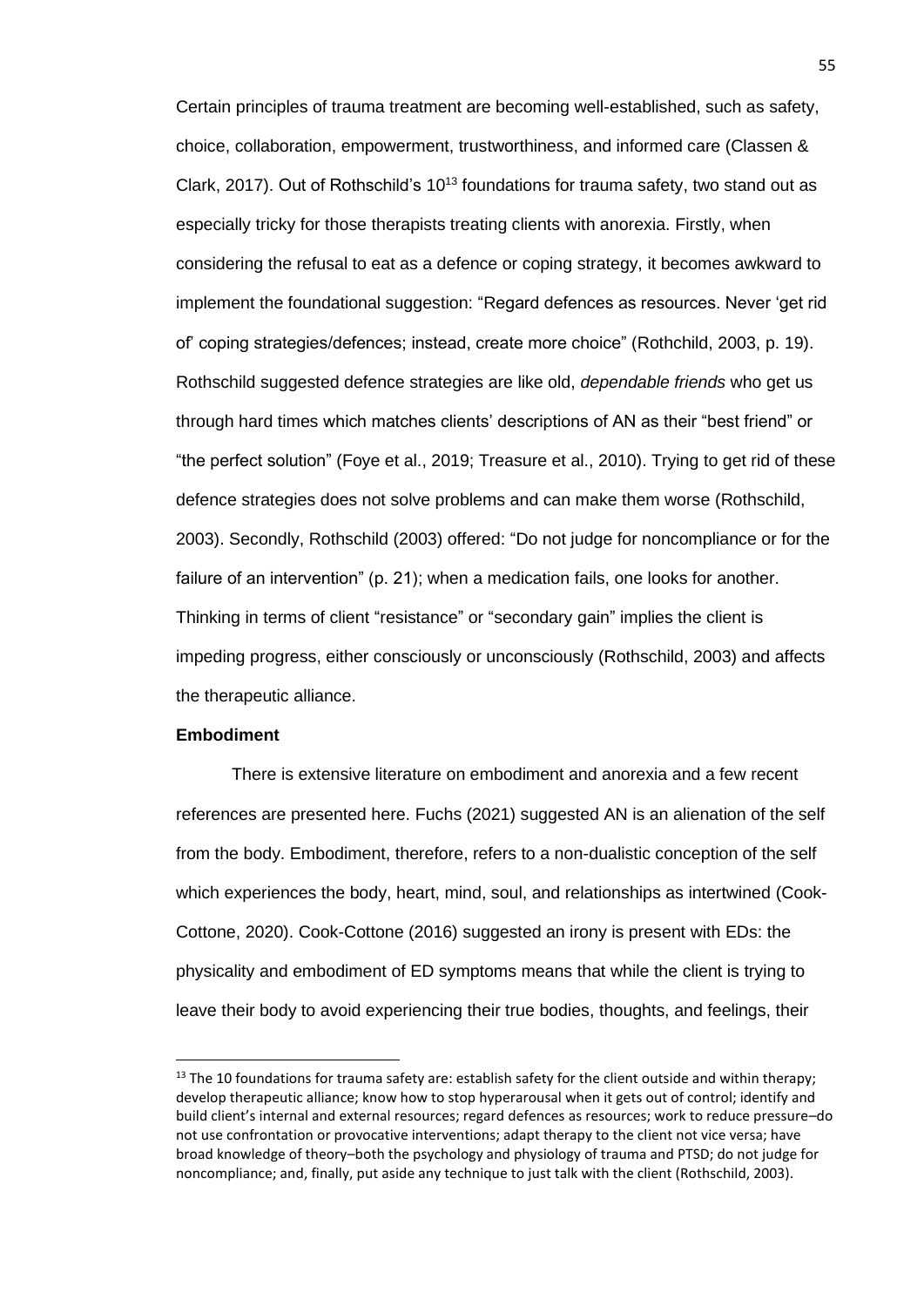Certain principles of trauma treatment are becoming well-established, such as safety, choice, collaboration, empowerment, trustworthiness, and informed care (Classen & Clark, 2017). Out of Rothschild's 10[13] foundations for trauma safety, two stand out as especially tricky for those therapists treating clients with anorexia. Firstly, when considering the refusal to eat as a defence or coping strategy, it becomes awkward to implement the foundational suggestion: "Regard defences as resources. Never 'get rid of' coping strategies/defences; instead, create more choice" (Rothschild, 2003, p. 19). Rothschild suggested defence strategies are like old, *dependable friends* who get us through hard times which matches clients' descriptions of AN as their "best friend" or "the perfect solution" (Foye et al., 2019; Treasure et al., 2010). Trying to get rid of these defence strategies does not solve problems and can make them worse (Rothschild, 2003). Secondly, Rothschild (2003) offered: "Do not judge for noncompliance or for the failure of an intervention" (p. 21); when a medication fails, one looks for another. Thinking in terms of client "resistance" or "secondary gain" implies the client is impeding progress, either consciously or unconsciously (Rothschild, 2003) and affects the therapeutic alliance.

**Embodiment**

There is extensive literature on embodiment and anorexia and a few recent references are presented here. Fuchs (2021) suggested AN is an alienation of the self from the body. Embodiment, therefore, refers to a non-dualistic conception of the self which experiences the body, heart, mind, soul, and relationships as intertwined (Cook-Cottone, 2020). Cook-Cottone (2016) suggested an irony is present with EDs: the physicality and embodiment of ED symptoms means that while the client is trying to leave their body to avoid experiencing their true bodies, thoughts, and feelings, their

[13] The 10 foundations for trauma safety are: establish safety for the client outside and within therapy; develop therapeutic alliance; know how to stop hyperarousal when it gets out of control; identify and build client's internal and external resources; regard defences as resources; work to reduce pressure–do not use confrontation or provocative interventions; adapt therapy to the client not vice versa; have broad knowledge of theory–both the psychology and physiology of trauma and PTSD; do not judge for noncompliance; and, finally, put aside any technique to just talk with the client (Rothschild, 2003).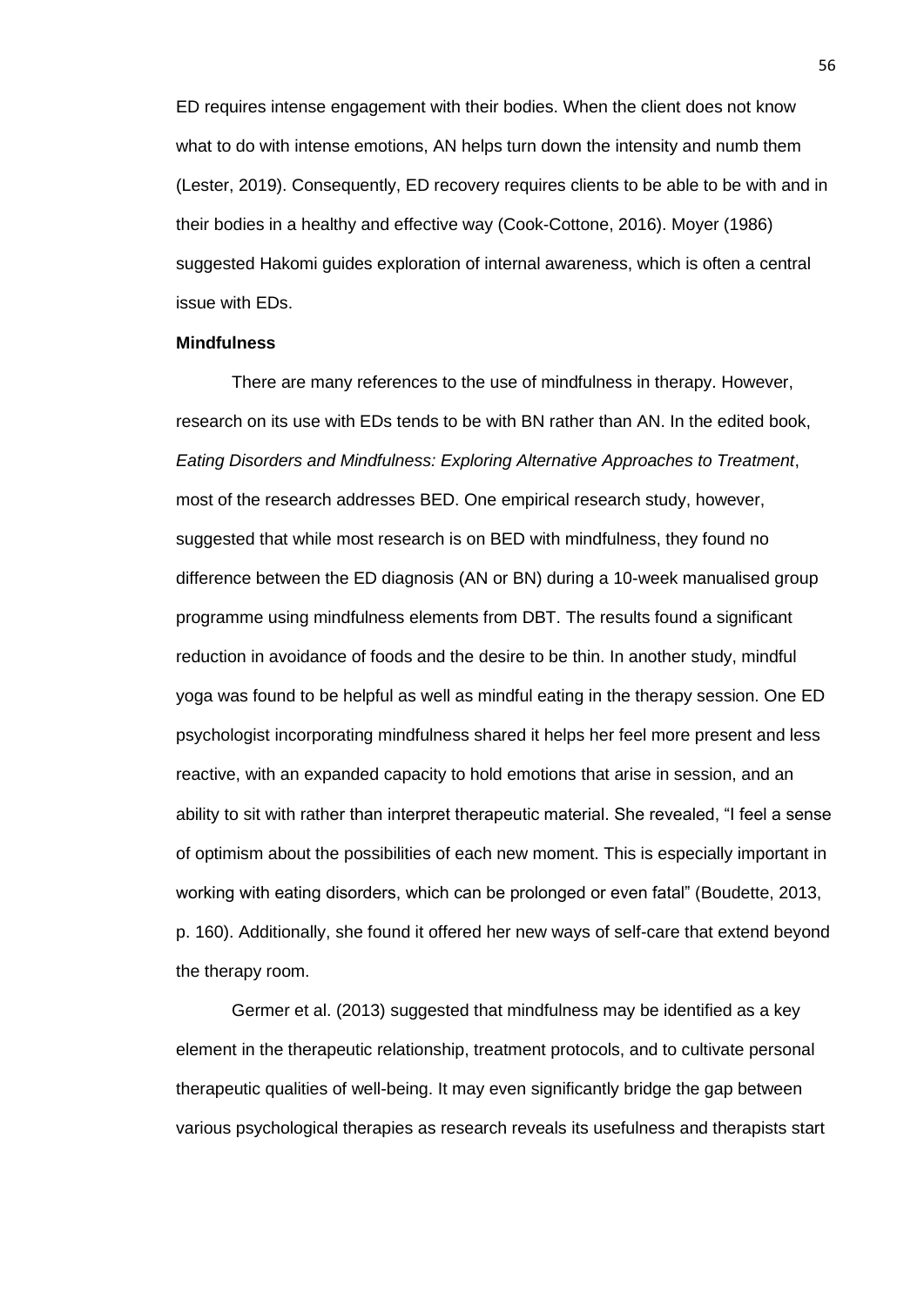ED requires intense engagement with their bodies. When the client does not know what to do with intense emotions, AN helps turn down the intensity and numb them (Lester, 2019). Consequently, ED recovery requires clients to be able to be with and in their bodies in a healthy and effective way (Cook-Cottone, 2016). Moyer (1986) suggested Hakomi guides exploration of internal awareness, which is often a central issue with EDs.

**Mindfulness**

There are many references to the use of mindfulness in therapy. However, research on its use with EDs tends to be with BN rather than AN. In the edited book, *Eating Disorders and Mindfulness: Exploring Alternative Approaches to Treatment*, most of the research addresses BED. One empirical research study, however, suggested that while most research is on BED with mindfulness, they found no difference between the ED diagnosis (AN or BN) during a 10-week manualised group programme using mindfulness elements from DBT. The results found a significant reduction in avoidance of foods and the desire to be thin. In another study, mindful yoga was found to be helpful as well as mindful eating in the therapy session. One ED psychologist incorporating mindfulness shared it helps her feel more present and less reactive, with an expanded capacity to hold emotions that arise in session, and an ability to sit with rather than interpret therapeutic material. She revealed, "I feel a sense of optimism about the possibilities of each new moment. This is especially important in working with eating disorders, which can be prolonged or even fatal" (Boudette, 2013, p. 160). Additionally, she found it offered her new ways of self-care that extend beyond the therapy room.

Germer et al. (2013) suggested that mindfulness may be identified as a key element in the therapeutic relationship, treatment protocols, and to cultivate personal therapeutic qualities of well-being. It may even significantly bridge the gap between various psychological therapies as research reveals its usefulness and therapists start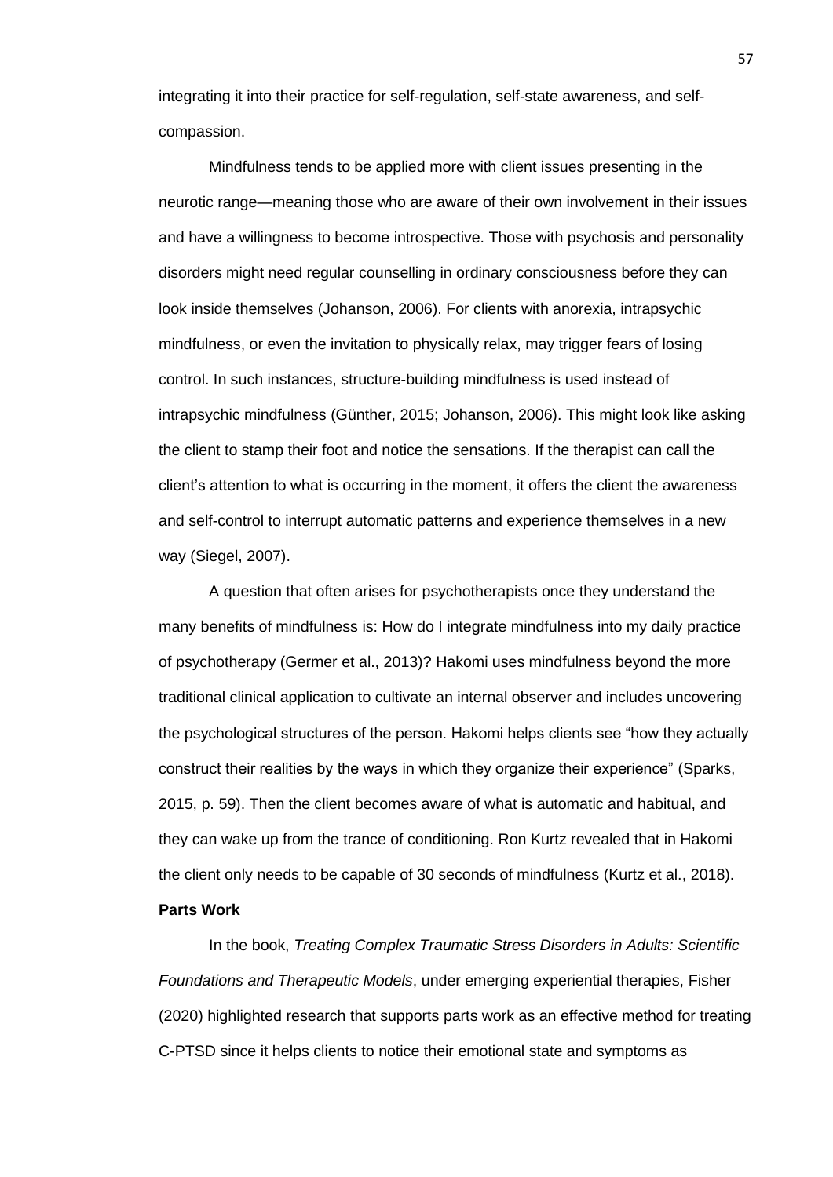integrating it into their practice for self-regulation, self-state awareness, and self-compassion.

Mindfulness tends to be applied more with client issues presenting in the neurotic range—meaning those who are aware of their own involvement in their issues and have a willingness to become introspective. Those with psychosis and personality disorders might need regular counselling in ordinary consciousness before they can look inside themselves (Johanson, 2006). For clients with anorexia, intrapsychic mindfulness, or even the invitation to physically relax, may trigger fears of losing control. In such instances, structure-building mindfulness is used instead of intrapsychic mindfulness (Günther, 2015; Johanson, 2006). This might look like asking the client to stamp their foot and notice the sensations. If the therapist can call the client's attention to what is occurring in the moment, it offers the client the awareness and self-control to interrupt automatic patterns and experience themselves in a new way (Siegel, 2007).

A question that often arises for psychotherapists once they understand the many benefits of mindfulness is: How do I integrate mindfulness into my daily practice of psychotherapy (Germer et al., 2013)? Hakomi uses mindfulness beyond the more traditional clinical application to cultivate an internal observer and includes uncovering the psychological structures of the person. Hakomi helps clients see "how they actually construct their realities by the ways in which they organize their experience" (Sparks, 2015, p. 59). Then the client becomes aware of what is automatic and habitual, and they can wake up from the trance of conditioning. Ron Kurtz revealed that in Hakomi the client only needs to be capable of 30 seconds of mindfulness (Kurtz et al., 2018).

**Parts Work**

In the book, *Treating Complex Traumatic Stress Disorders in Adults: Scientific Foundations and Therapeutic Models*, under emerging experiential therapies, Fisher (2020) highlighted research that supports parts work as an effective method for treating C-PTSD since it helps clients to notice their emotional state and symptoms as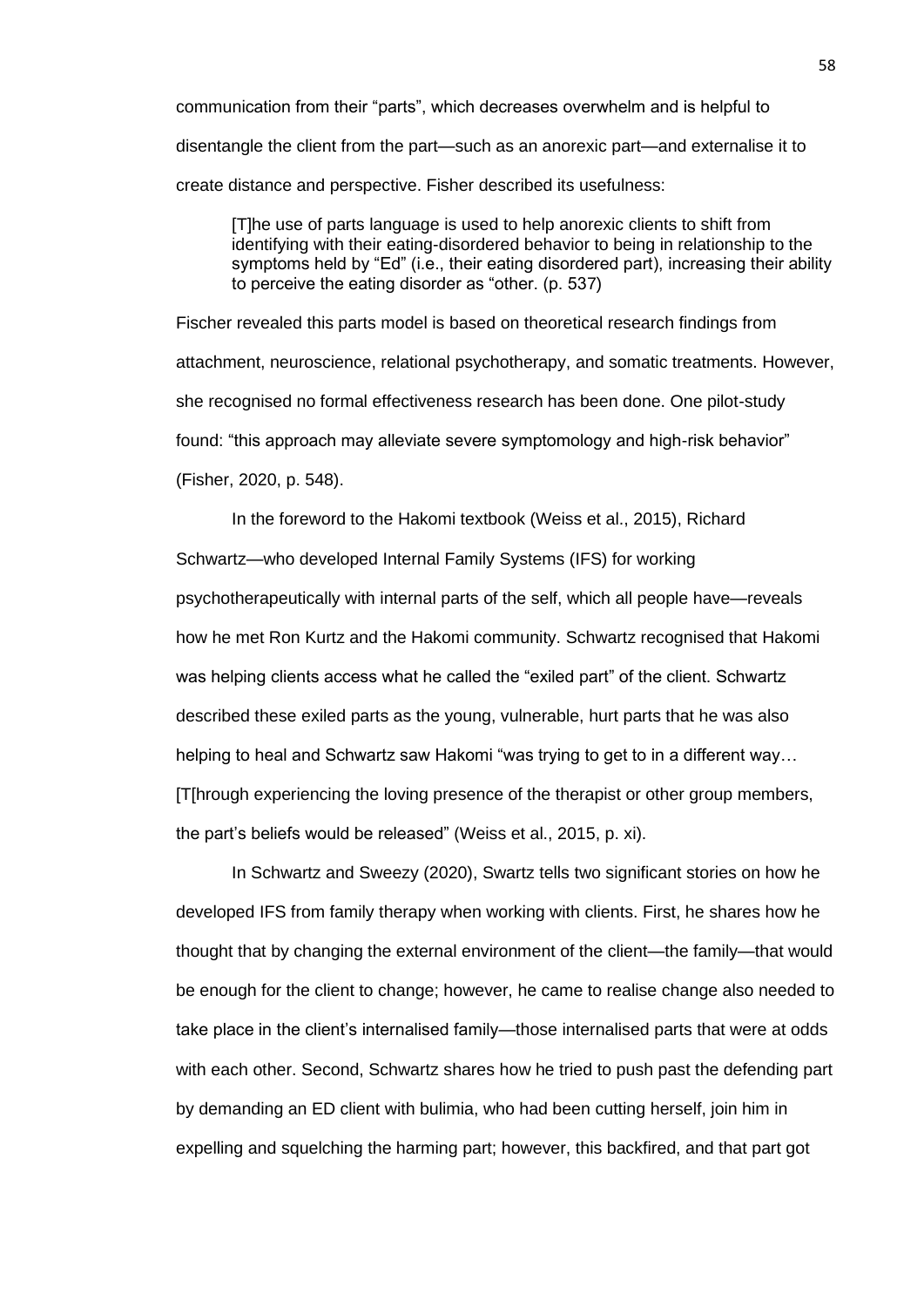communication from their "parts", which decreases overwhelm and is helpful to disentangle the client from the part—such as an anorexic part—and externalise it to create distance and perspective. Fisher described its usefulness:

> [T]he use of parts language is used to help anorexic clients to shift from identifying with their eating-disordered behavior to being in relationship to the symptoms held by "Ed" (i.e., their eating disordered part), increasing their ability to perceive the eating disorder as "other. (p. 537)

Fischer revealed this parts model is based on theoretical research findings from attachment, neuroscience, relational psychotherapy, and somatic treatments. However, she recognised no formal effectiveness research has been done. One pilot-study found: "this approach may alleviate severe symptomology and high-risk behavior" (Fisher, 2020, p. 548).

In the foreword to the Hakomi textbook (Weiss et al., 2015), Richard Schwartz—who developed Internal Family Systems (IFS) for working psychotherapeutically with internal parts of the self, which all people have—reveals how he met Ron Kurtz and the Hakomi community. Schwartz recognised that Hakomi was helping clients access what he called the "exiled part" of the client. Schwartz described these exiled parts as the young, vulnerable, hurt parts that he was also helping to heal and Schwartz saw Hakomi "was trying to get to in a different way… [T[hrough experiencing the loving presence of the therapist or other group members, the part's beliefs would be released" (Weiss et al., 2015, p. xi).

In Schwartz and Sweezy (2020), Swartz tells two significant stories on how he developed IFS from family therapy when working with clients. First, he shares how he thought that by changing the external environment of the client—the family—that would be enough for the client to change; however, he came to realise change also needed to take place in the client's internalised family—those internalised parts that were at odds with each other. Second, Schwartz shares how he tried to push past the defending part by demanding an ED client with bulimia, who had been cutting herself, join him in expelling and squelching the harming part; however, this backfired, and that part got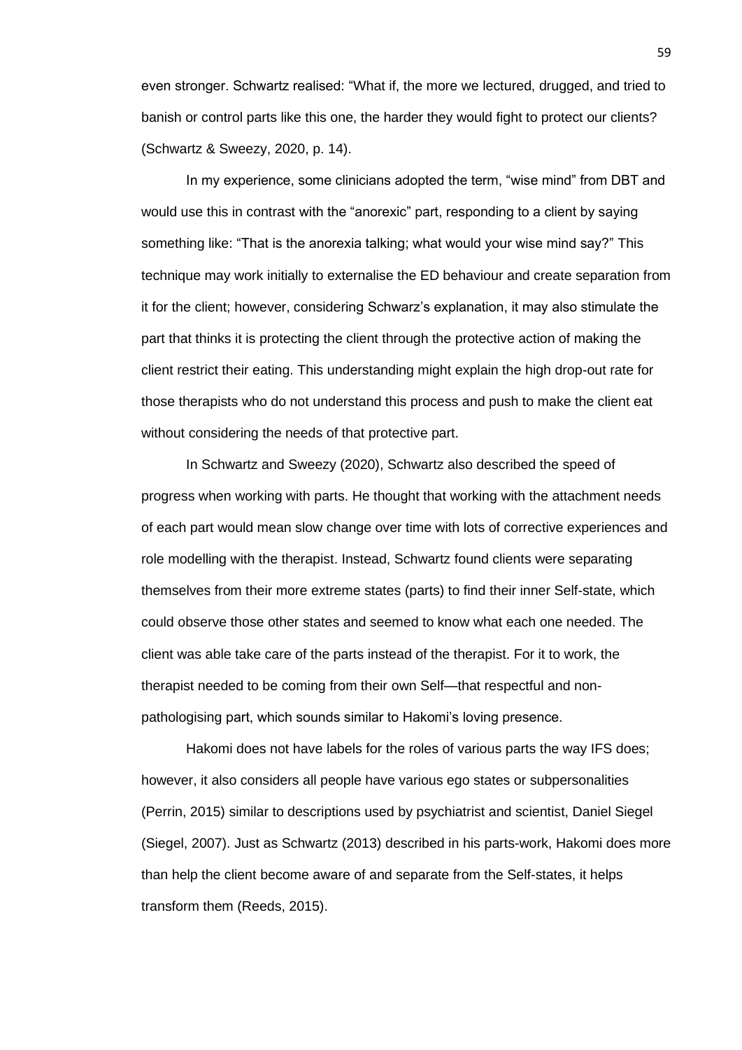even stronger. Schwartz realised: "What if, the more we lectured, drugged, and tried to banish or control parts like this one, the harder they would fight to protect our clients? (Schwartz & Sweezy, 2020, p. 14).

In my experience, some clinicians adopted the term, "wise mind" from DBT and would use this in contrast with the "anorexic" part, responding to a client by saying something like: "That is the anorexia talking; what would your wise mind say?" This technique may work initially to externalise the ED behaviour and create separation from it for the client; however, considering Schwarz's explanation, it may also stimulate the part that thinks it is protecting the client through the protective action of making the client restrict their eating. This understanding might explain the high drop-out rate for those therapists who do not understand this process and push to make the client eat without considering the needs of that protective part.

In Schwartz and Sweezy (2020), Schwartz also described the speed of progress when working with parts. He thought that working with the attachment needs of each part would mean slow change over time with lots of corrective experiences and role modelling with the therapist. Instead, Schwartz found clients were separating themselves from their more extreme states (parts) to find their inner Self-state, which could observe those other states and seemed to know what each one needed. The client was able take care of the parts instead of the therapist. For it to work, the therapist needed to be coming from their own Self—that respectful and non-pathologising part, which sounds similar to Hakomi's loving presence.

Hakomi does not have labels for the roles of various parts the way IFS does; however, it also considers all people have various ego states or subpersonalities (Perrin, 2015) similar to descriptions used by psychiatrist and scientist, Daniel Siegel (Siegel, 2007). Just as Schwartz (2013) described in his parts-work, Hakomi does more than help the client become aware of and separate from the Self-states, it helps transform them (Reeds, 2015).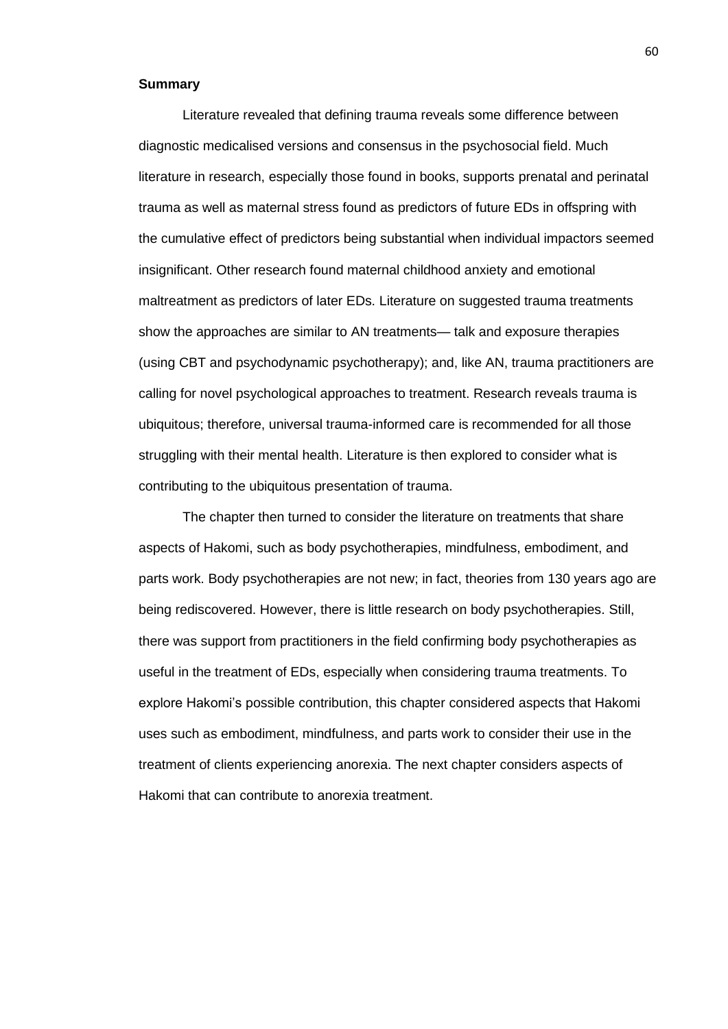**Summary**

Literature revealed that defining trauma reveals some difference between diagnostic medicalised versions and consensus in the psychosocial field. Much literature in research, especially those found in books, supports prenatal and perinatal trauma as well as maternal stress found as predictors of future EDs in offspring with the cumulative effect of predictors being substantial when individual impactors seemed insignificant. Other research found maternal childhood anxiety and emotional maltreatment as predictors of later EDs. Literature on suggested trauma treatments show the approaches are similar to AN treatments— talk and exposure therapies (using CBT and psychodynamic psychotherapy); and, like AN, trauma practitioners are calling for novel psychological approaches to treatment. Research reveals trauma is ubiquitous; therefore, universal trauma-informed care is recommended for all those struggling with their mental health. Literature is then explored to consider what is contributing to the ubiquitous presentation of trauma.

The chapter then turned to consider the literature on treatments that share aspects of Hakomi, such as body psychotherapies, mindfulness, embodiment, and parts work. Body psychotherapies are not new; in fact, theories from 130 years ago are being rediscovered. However, there is little research on body psychotherapies. Still, there was support from practitioners in the field confirming body psychotherapies as useful in the treatment of EDs, especially when considering trauma treatments. To explore Hakomi's possible contribution, this chapter considered aspects that Hakomi uses such as embodiment, mindfulness, and parts work to consider their use in the treatment of clients experiencing anorexia. The next chapter considers aspects of Hakomi that can contribute to anorexia treatment.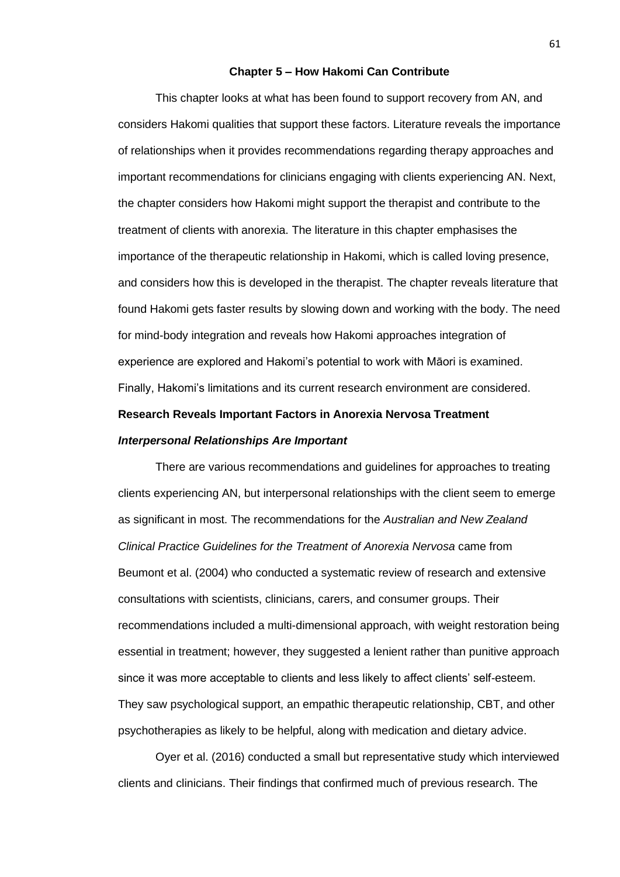# Chapter 5 – How Hakomi Can Contribute

This chapter looks at what has been found to support recovery from AN, and considers Hakomi qualities that support these factors. Literature reveals the importance of relationships when it provides recommendations regarding therapy approaches and important recommendations for clinicians engaging with clients experiencing AN. Next, the chapter considers how Hakomi might support the therapist and contribute to the treatment of clients with anorexia. The literature in this chapter emphasises the importance of the therapeutic relationship in Hakomi, which is called loving presence, and considers how this is developed in the therapist. The chapter reveals literature that found Hakomi gets faster results by slowing down and working with the body. The need for mind-body integration and reveals how Hakomi approaches integration of experience are explored and Hakomi's potential to work with Māori is examined. Finally, Hakomi's limitations and its current research environment are considered.

## Research Reveals Important Factors in Anorexia Nervosa Treatment

### *Interpersonal Relationships Are Important*

There are various recommendations and guidelines for approaches to treating clients experiencing AN, but interpersonal relationships with the client seem to emerge as significant in most. The recommendations for the *Australian and New Zealand Clinical Practice Guidelines for the Treatment of Anorexia Nervosa* came from Beumont et al. (2004) who conducted a systematic review of research and extensive consultations with scientists, clinicians, carers, and consumer groups. Their recommendations included a multi-dimensional approach, with weight restoration being essential in treatment; however, they suggested a lenient rather than punitive approach since it was more acceptable to clients and less likely to affect clients' self-esteem. They saw psychological support, an empathic therapeutic relationship, CBT, and other psychotherapies as likely to be helpful, along with medication and dietary advice.

Oyer et al. (2016) conducted a small but representative study which interviewed clients and clinicians. Their findings that confirmed much of previous research. The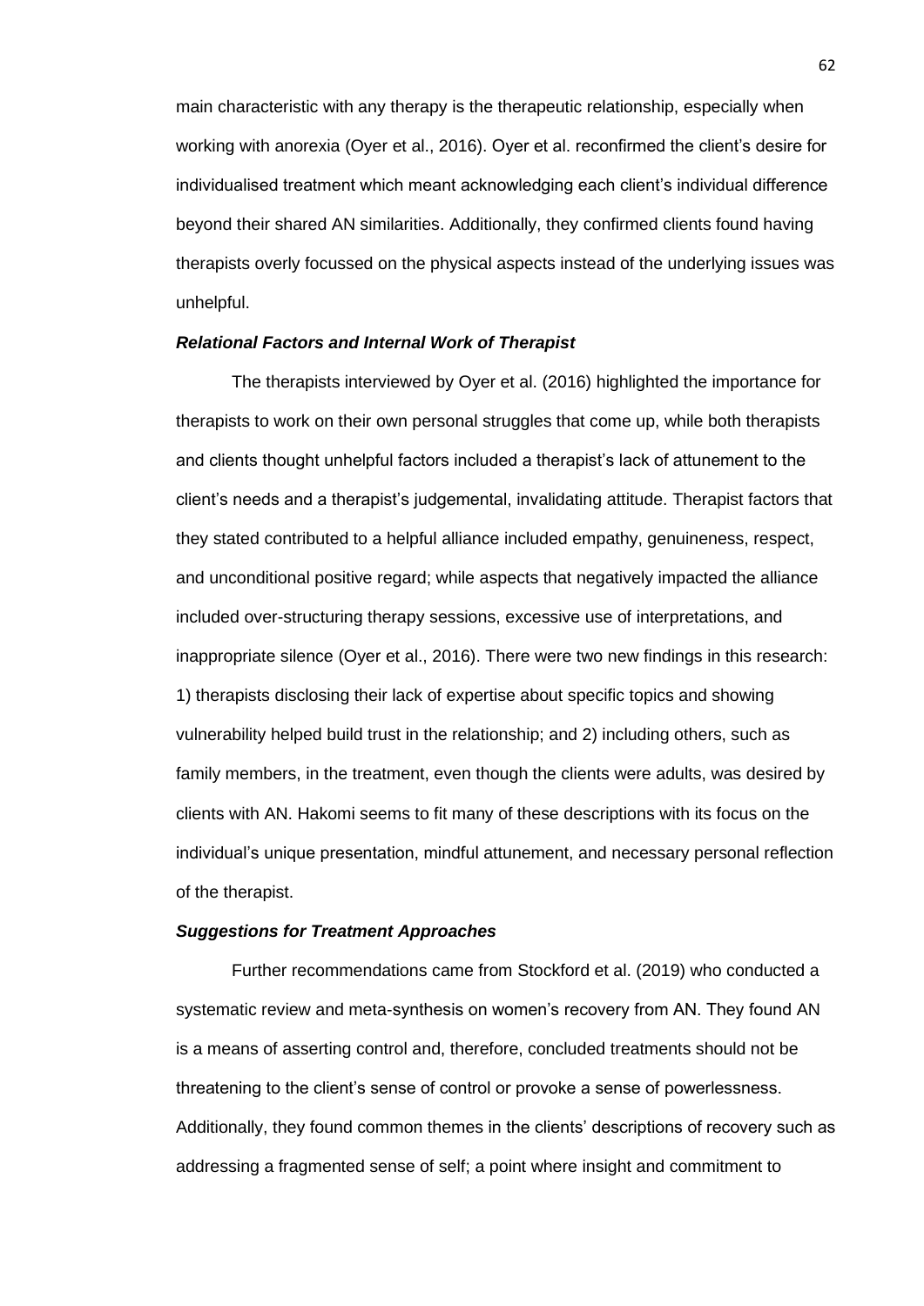main characteristic with any therapy is the therapeutic relationship, especially when working with anorexia (Oyer et al., 2016). Oyer et al. reconfirmed the client's desire for individualised treatment which meant acknowledging each client's individual difference beyond their shared AN similarities. Additionally, they confirmed clients found having therapists overly focussed on the physical aspects instead of the underlying issues was unhelpful.

### *Relational Factors and Internal Work of Therapist*

The therapists interviewed by Oyer et al. (2016) highlighted the importance for therapists to work on their own personal struggles that come up, while both therapists and clients thought unhelpful factors included a therapist's lack of attunement to the client's needs and a therapist's judgemental, invalidating attitude. Therapist factors that they stated contributed to a helpful alliance included empathy, genuineness, respect, and unconditional positive regard; while aspects that negatively impacted the alliance included over-structuring therapy sessions, excessive use of interpretations, and inappropriate silence (Oyer et al., 2016). There were two new findings in this research: 1) therapists disclosing their lack of expertise about specific topics and showing vulnerability helped build trust in the relationship; and 2) including others, such as family members, in the treatment, even though the clients were adults, was desired by clients with AN. Hakomi seems to fit many of these descriptions with its focus on the individual's unique presentation, mindful attunement, and necessary personal reflection of the therapist.

### *Suggestions for Treatment Approaches*

Further recommendations came from Stockford et al. (2019) who conducted a systematic review and meta-synthesis on women's recovery from AN. They found AN is a means of asserting control and, therefore, concluded treatments should not be threatening to the client's sense of control or provoke a sense of powerlessness. Additionally, they found common themes in the clients' descriptions of recovery such as addressing a fragmented sense of self; a point where insight and commitment to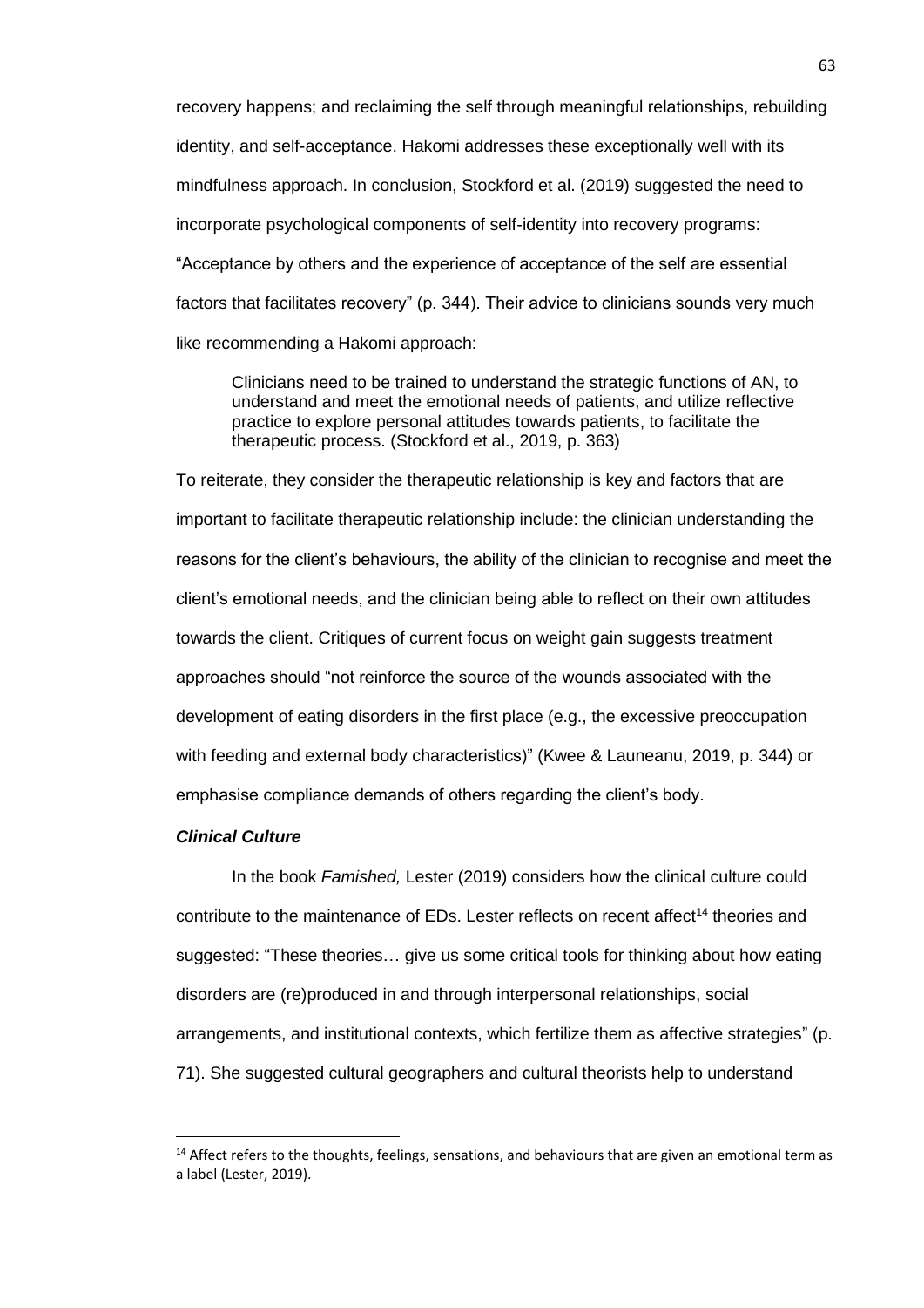recovery happens; and reclaiming the self through meaningful relationships, rebuilding identity, and self-acceptance. Hakomi addresses these exceptionally well with its mindfulness approach. In conclusion, Stockford et al. (2019) suggested the need to incorporate psychological components of self-identity into recovery programs: "Acceptance by others and the experience of acceptance of the self are essential factors that facilitates recovery" (p. 344). Their advice to clinicians sounds very much like recommending a Hakomi approach:

> Clinicians need to be trained to understand the strategic functions of AN, to understand and meet the emotional needs of patients, and utilize reflective practice to explore personal attitudes towards patients, to facilitate the therapeutic process. (Stockford et al., 2019, p. 363)

To reiterate, they consider the therapeutic relationship is key and factors that are important to facilitate therapeutic relationship include: the clinician understanding the reasons for the client's behaviours, the ability of the clinician to recognise and meet the client's emotional needs, and the clinician being able to reflect on their own attitudes towards the client. Critiques of current focus on weight gain suggests treatment approaches should "not reinforce the source of the wounds associated with the development of eating disorders in the first place (e.g., the excessive preoccupation with feeding and external body characteristics)" (Kwee & Launeanu, 2019, p. 344) or emphasise compliance demands of others regarding the client's body.

### ***Clinical Culture***

In the book *Famished,* Lester (2019) considers how the clinical culture could contribute to the maintenance of EDs. Lester reflects on recent affect[14] theories and suggested: "These theories… give us some critical tools for thinking about how eating disorders are (re)produced in and through interpersonal relationships, social arrangements, and institutional contexts, which fertilize them as affective strategies" (p. 71). She suggested cultural geographers and cultural theorists help to understand

---

[14] Affect refers to the thoughts, feelings, sensations, and behaviours that are given an emotional term as a label (Lester, 2019).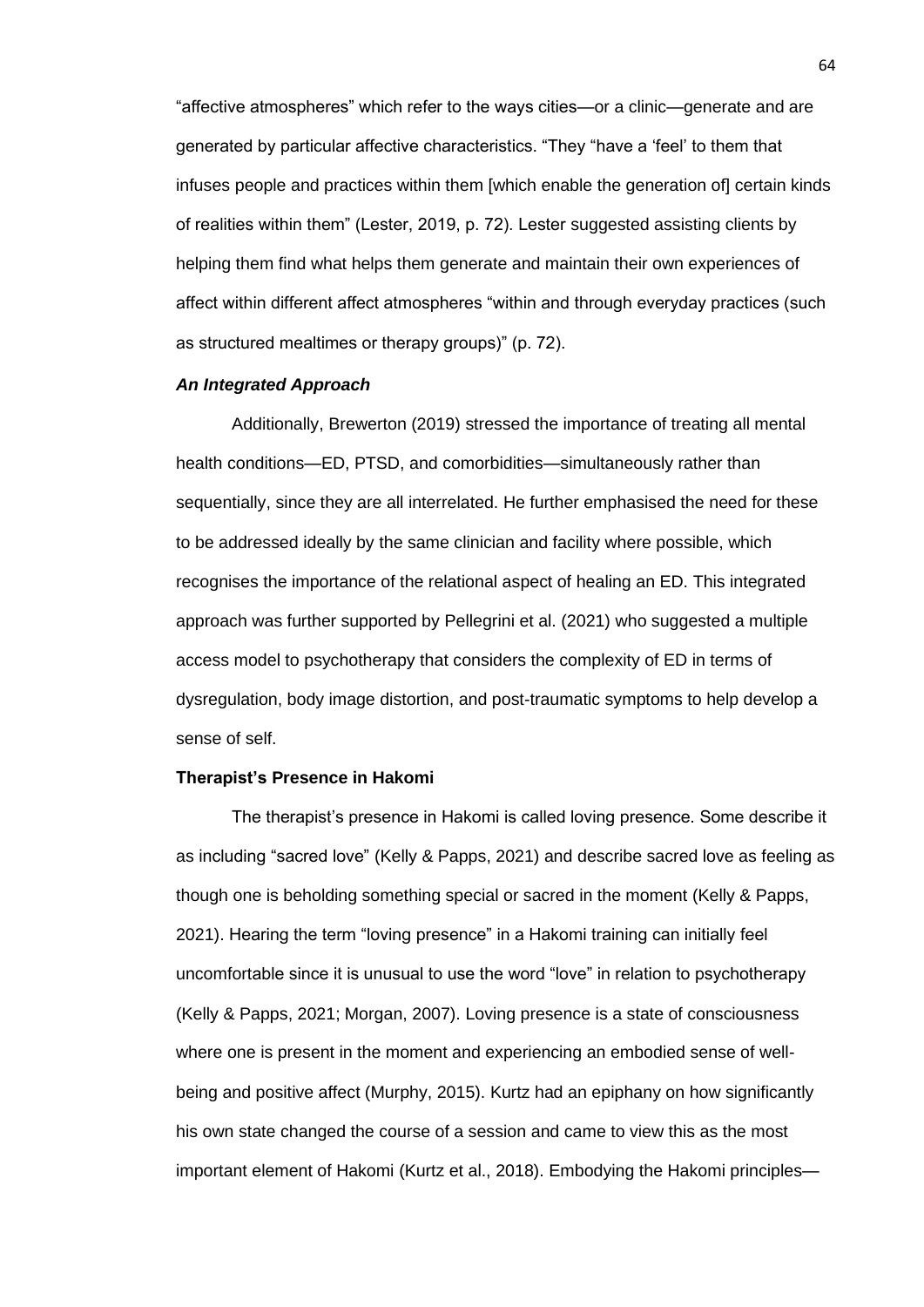"affective atmospheres" which refer to the ways cities—or a clinic—generate and are generated by particular affective characteristics. "They "have a 'feel' to them that infuses people and practices within them [which enable the generation of] certain kinds of realities within them" (Lester, 2019, p. 72). Lester suggested assisting clients by helping them find what helps them generate and maintain their own experiences of affect within different affect atmospheres "within and through everyday practices (such as structured mealtimes or therapy groups)" (p. 72).

#### *An Integrated Approach*

Additionally, Brewerton (2019) stressed the importance of treating all mental health conditions—ED, PTSD, and comorbidities—simultaneously rather than sequentially, since they are all interrelated. He further emphasised the need for these to be addressed ideally by the same clinician and facility where possible, which recognises the importance of the relational aspect of healing an ED. This integrated approach was further supported by Pellegrini et al. (2021) who suggested a multiple access model to psychotherapy that considers the complexity of ED in terms of dysregulation, body image distortion, and post-traumatic symptoms to help develop a sense of self.

### **Therapist's Presence in Hakomi**

The therapist's presence in Hakomi is called loving presence. Some describe it as including "sacred love" (Kelly & Papps, 2021) and describe sacred love as feeling as though one is beholding something special or sacred in the moment (Kelly & Papps, 2021). Hearing the term "loving presence" in a Hakomi training can initially feel uncomfortable since it is unusual to use the word "love" in relation to psychotherapy (Kelly & Papps, 2021; Morgan, 2007). Loving presence is a state of consciousness where one is present in the moment and experiencing an embodied sense of well-being and positive affect (Murphy, 2015). Kurtz had an epiphany on how significantly his own state changed the course of a session and came to view this as the most important element of Hakomi (Kurtz et al., 2018). Embodying the Hakomi principles—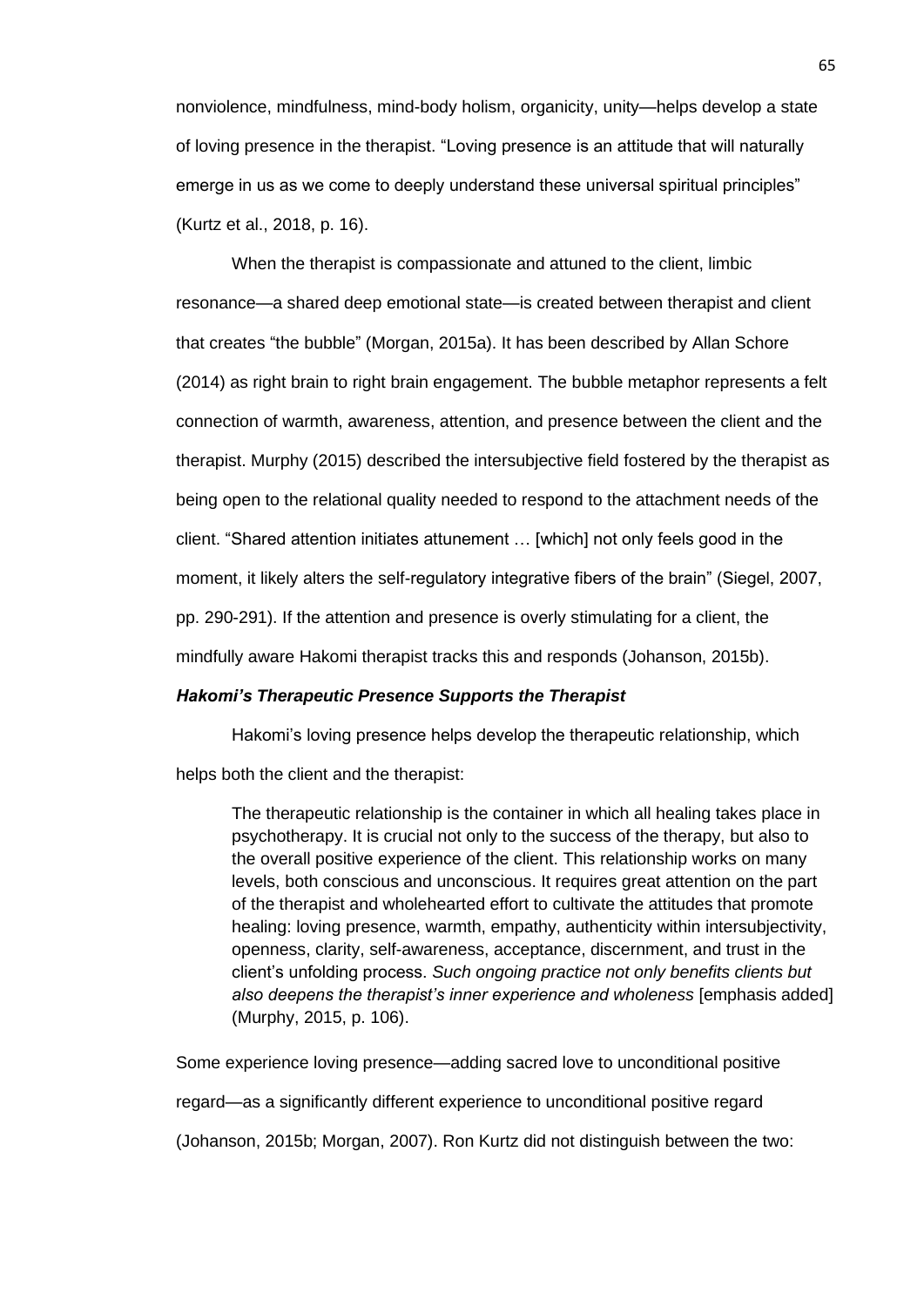nonviolence, mindfulness, mind-body holism, organicity, unity—helps develop a state of loving presence in the therapist. "Loving presence is an attitude that will naturally emerge in us as we come to deeply understand these universal spiritual principles" (Kurtz et al., 2018, p. 16).

When the therapist is compassionate and attuned to the client, limbic resonance—a shared deep emotional state—is created between therapist and client that creates "the bubble" (Morgan, 2015a). It has been described by Allan Schore (2014) as right brain to right brain engagement. The bubble metaphor represents a felt connection of warmth, awareness, attention, and presence between the client and the therapist. Murphy (2015) described the intersubjective field fostered by the therapist as being open to the relational quality needed to respond to the attachment needs of the client. "Shared attention initiates attunement … [which] not only feels good in the moment, it likely alters the self-regulatory integrative fibers of the brain" (Siegel, 2007, pp. 290-291). If the attention and presence is overly stimulating for a client, the mindfully aware Hakomi therapist tracks this and responds (Johanson, 2015b).

### ***Hakomi's Therapeutic Presence Supports the Therapist***

Hakomi's loving presence helps develop the therapeutic relationship, which helps both the client and the therapist:

> The therapeutic relationship is the container in which all healing takes place in psychotherapy. It is crucial not only to the success of the therapy, but also to the overall positive experience of the client. This relationship works on many levels, both conscious and unconscious. It requires great attention on the part of the therapist and wholehearted effort to cultivate the attitudes that promote healing: loving presence, warmth, empathy, authenticity within intersubjectivity, openness, clarity, self-awareness, acceptance, discernment, and trust in the client's unfolding process. *Such ongoing practice not only benefits clients but also deepens the therapist's inner experience and wholeness* [emphasis added] (Murphy, 2015, p. 106).

Some experience loving presence—adding sacred love to unconditional positive regard—as a significantly different experience to unconditional positive regard (Johanson, 2015b; Morgan, 2007). Ron Kurtz did not distinguish between the two: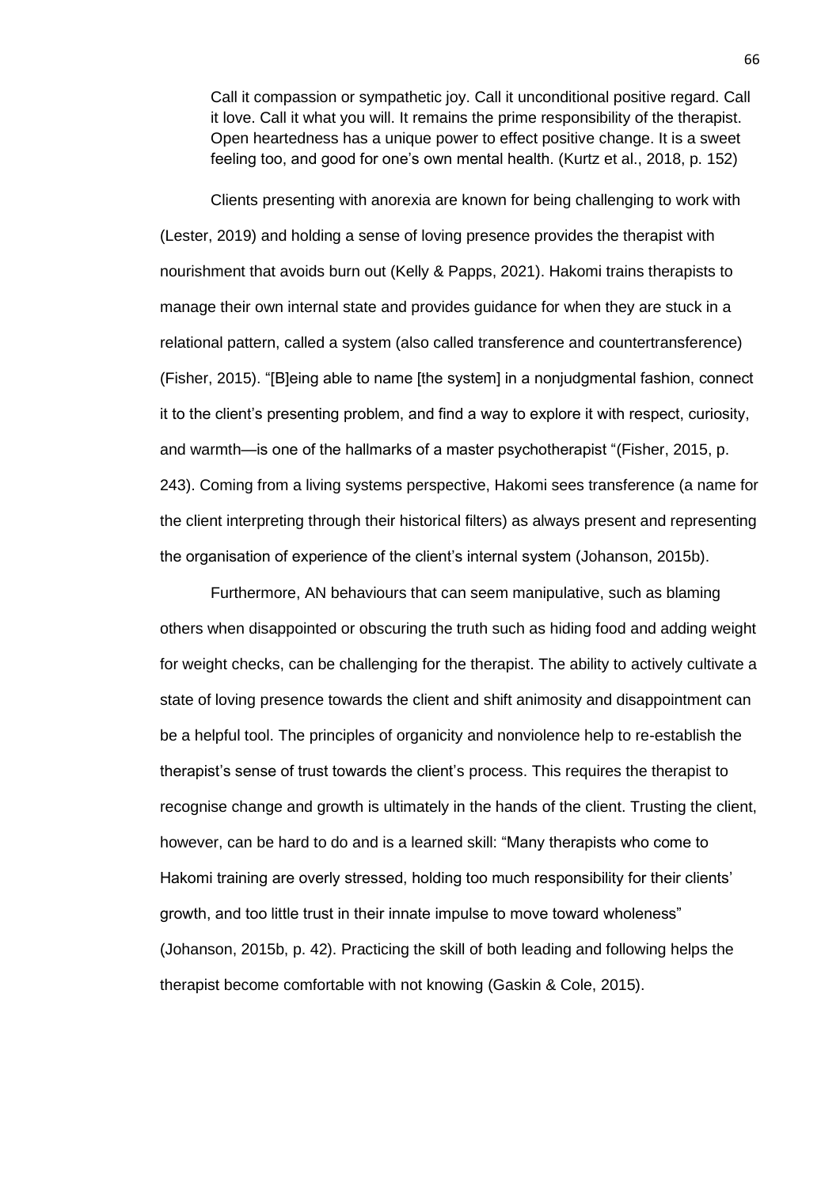> Call it compassion or sympathetic joy. Call it unconditional positive regard. Call it love. Call it what you will. It remains the prime responsibility of the therapist. Open heartedness has a unique power to effect positive change. It is a sweet feeling too, and good for one's own mental health. (Kurtz et al., 2018, p. 152)

Clients presenting with anorexia are known for being challenging to work with (Lester, 2019) and holding a sense of loving presence provides the therapist with nourishment that avoids burn out (Kelly & Papps, 2021). Hakomi trains therapists to manage their own internal state and provides guidance for when they are stuck in a relational pattern, called a system (also called transference and countertransference) (Fisher, 2015). "[B]eing able to name [the system] in a nonjudgmental fashion, connect it to the client's presenting problem, and find a way to explore it with respect, curiosity, and warmth—is one of the hallmarks of a master psychotherapist "(Fisher, 2015, p. 243). Coming from a living systems perspective, Hakomi sees transference (a name for the client interpreting through their historical filters) as always present and representing the organisation of experience of the client's internal system (Johanson, 2015b).

Furthermore, AN behaviours that can seem manipulative, such as blaming others when disappointed or obscuring the truth such as hiding food and adding weight for weight checks, can be challenging for the therapist. The ability to actively cultivate a state of loving presence towards the client and shift animosity and disappointment can be a helpful tool. The principles of organicity and nonviolence help to re-establish the therapist's sense of trust towards the client's process. This requires the therapist to recognise change and growth is ultimately in the hands of the client. Trusting the client, however, can be hard to do and is a learned skill: "Many therapists who come to Hakomi training are overly stressed, holding too much responsibility for their clients' growth, and too little trust in their innate impulse to move toward wholeness" (Johanson, 2015b, p. 42). Practicing the skill of both leading and following helps the therapist become comfortable with not knowing (Gaskin & Cole, 2015).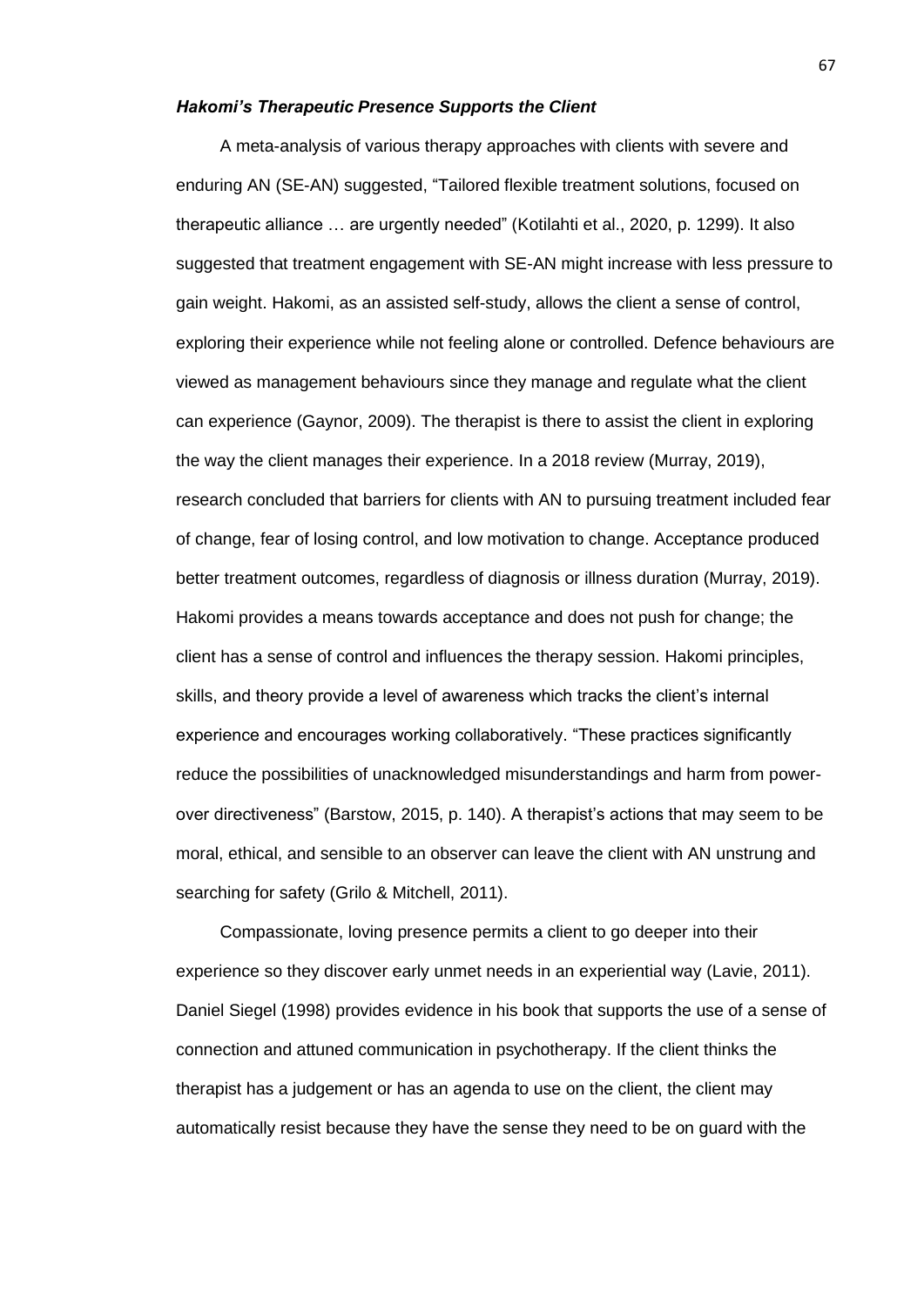### *Hakomi's Therapeutic Presence Supports the Client*

A meta-analysis of various therapy approaches with clients with severe and enduring AN (SE-AN) suggested, "Tailored flexible treatment solutions, focused on therapeutic alliance … are urgently needed" (Kotilahti et al., 2020, p. 1299). It also suggested that treatment engagement with SE-AN might increase with less pressure to gain weight. Hakomi, as an assisted self-study, allows the client a sense of control, exploring their experience while not feeling alone or controlled. Defence behaviours are viewed as management behaviours since they manage and regulate what the client can experience (Gaynor, 2009). The therapist is there to assist the client in exploring the way the client manages their experience. In a 2018 review (Murray, 2019), research concluded that barriers for clients with AN to pursuing treatment included fear of change, fear of losing control, and low motivation to change. Acceptance produced better treatment outcomes, regardless of diagnosis or illness duration (Murray, 2019). Hakomi provides a means towards acceptance and does not push for change; the client has a sense of control and influences the therapy session. Hakomi principles, skills, and theory provide a level of awareness which tracks the client's internal experience and encourages working collaboratively. "These practices significantly reduce the possibilities of unacknowledged misunderstandings and harm from power-over directiveness" (Barstow, 2015, p. 140). A therapist's actions that may seem to be moral, ethical, and sensible to an observer can leave the client with AN unstrung and searching for safety (Grilo & Mitchell, 2011).

Compassionate, loving presence permits a client to go deeper into their experience so they discover early unmet needs in an experiential way (Lavie, 2011). Daniel Siegel (1998) provides evidence in his book that supports the use of a sense of connection and attuned communication in psychotherapy. If the client thinks the therapist has a judgement or has an agenda to use on the client, the client may automatically resist because they have the sense they need to be on guard with the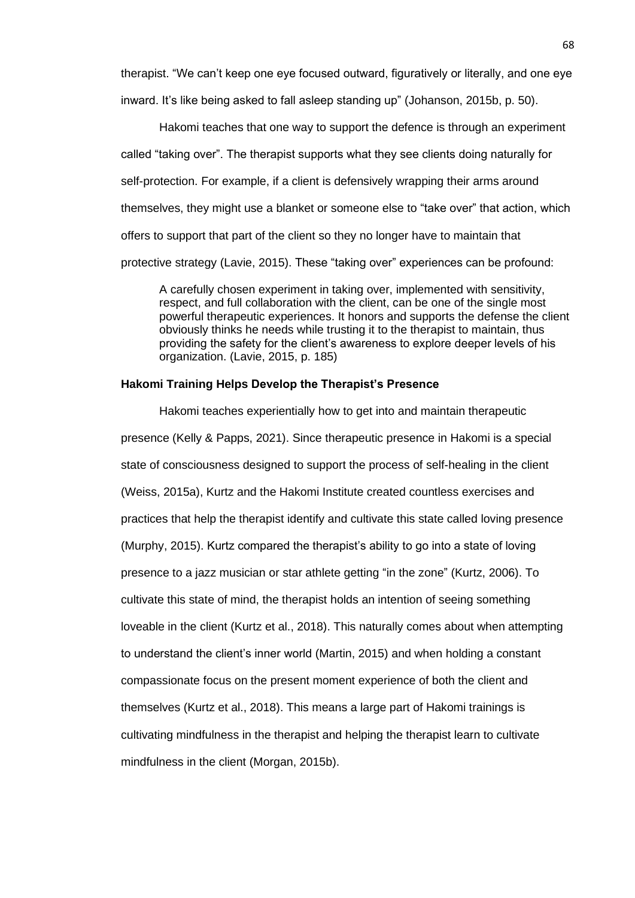therapist. "We can't keep one eye focused outward, figuratively or literally, and one eye inward. It's like being asked to fall asleep standing up" (Johanson, 2015b, p. 50).

Hakomi teaches that one way to support the defence is through an experiment called "taking over". The therapist supports what they see clients doing naturally for self-protection. For example, if a client is defensively wrapping their arms around themselves, they might use a blanket or someone else to "take over" that action, which offers to support that part of the client so they no longer have to maintain that protective strategy (Lavie, 2015). These "taking over" experiences can be profound:

> A carefully chosen experiment in taking over, implemented with sensitivity, respect, and full collaboration with the client, can be one of the single most powerful therapeutic experiences. It honors and supports the defense the client obviously thinks he needs while trusting it to the therapist to maintain, thus providing the safety for the client's awareness to explore deeper levels of his organization. (Lavie, 2015, p. 185)

### Hakomi Training Helps Develop the Therapist's Presence

Hakomi teaches experientially how to get into and maintain therapeutic presence (Kelly & Papps, 2021). Since therapeutic presence in Hakomi is a special state of consciousness designed to support the process of self-healing in the client (Weiss, 2015a), Kurtz and the Hakomi Institute created countless exercises and practices that help the therapist identify and cultivate this state called loving presence (Murphy, 2015). Kurtz compared the therapist's ability to go into a state of loving presence to a jazz musician or star athlete getting "in the zone" (Kurtz, 2006). To cultivate this state of mind, the therapist holds an intention of seeing something loveable in the client (Kurtz et al., 2018). This naturally comes about when attempting to understand the client's inner world (Martin, 2015) and when holding a constant compassionate focus on the present moment experience of both the client and themselves (Kurtz et al., 2018). This means a large part of Hakomi trainings is cultivating mindfulness in the therapist and helping the therapist learn to cultivate mindfulness in the client (Morgan, 2015b).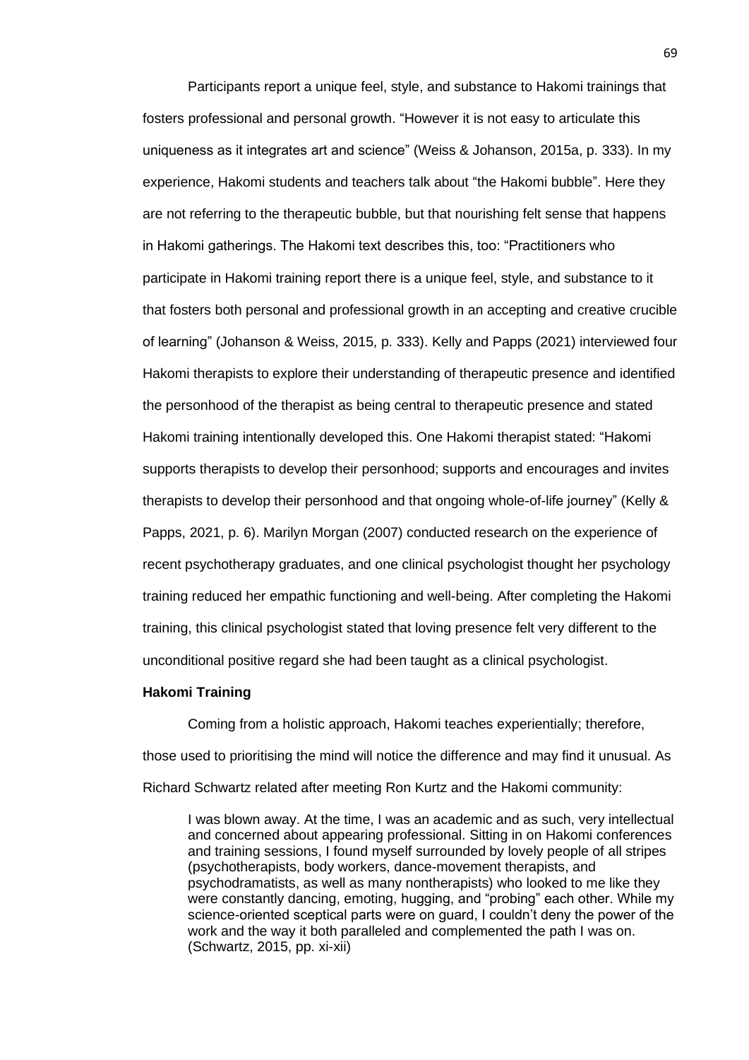Participants report a unique feel, style, and substance to Hakomi trainings that fosters professional and personal growth. “However it is not easy to articulate this uniqueness as it integrates art and science” (Weiss & Johanson, 2015a, p. 333). In my experience, Hakomi students and teachers talk about “the Hakomi bubble”. Here they are not referring to the therapeutic bubble, but that nourishing felt sense that happens in Hakomi gatherings. The Hakomi text describes this, too: “Practitioners who participate in Hakomi training report there is a unique feel, style, and substance to it that fosters both personal and professional growth in an accepting and creative crucible of learning” (Johanson & Weiss, 2015, p. 333). Kelly and Papps (2021) interviewed four Hakomi therapists to explore their understanding of therapeutic presence and identified the personhood of the therapist as being central to therapeutic presence and stated Hakomi training intentionally developed this. One Hakomi therapist stated: “Hakomi supports therapists to develop their personhood; supports and encourages and invites therapists to develop their personhood and that ongoing whole-of-life journey” (Kelly & Papps, 2021, p. 6). Marilyn Morgan (2007) conducted research on the experience of recent psychotherapy graduates, and one clinical psychologist thought her psychology training reduced her empathic functioning and well-being. After completing the Hakomi training, this clinical psychologist stated that loving presence felt very different to the unconditional positive regard she had been taught as a clinical psychologist.

**Hakomi Training**

Coming from a holistic approach, Hakomi teaches experientially; therefore, those used to prioritising the mind will notice the difference and may find it unusual. As Richard Schwartz related after meeting Ron Kurtz and the Hakomi community:

> I was blown away. At the time, I was an academic and as such, very intellectual and concerned about appearing professional. Sitting in on Hakomi conferences and training sessions, I found myself surrounded by lovely people of all stripes (psychotherapists, body workers, dance-movement therapists, and psychodramatists, as well as many nontherapists) who looked to me like they were constantly dancing, emoting, hugging, and “probing” each other. While my science-oriented sceptical parts were on guard, I couldn’t deny the power of the work and the way it both paralleled and complemented the path I was on. (Schwartz, 2015, pp. xi-xii)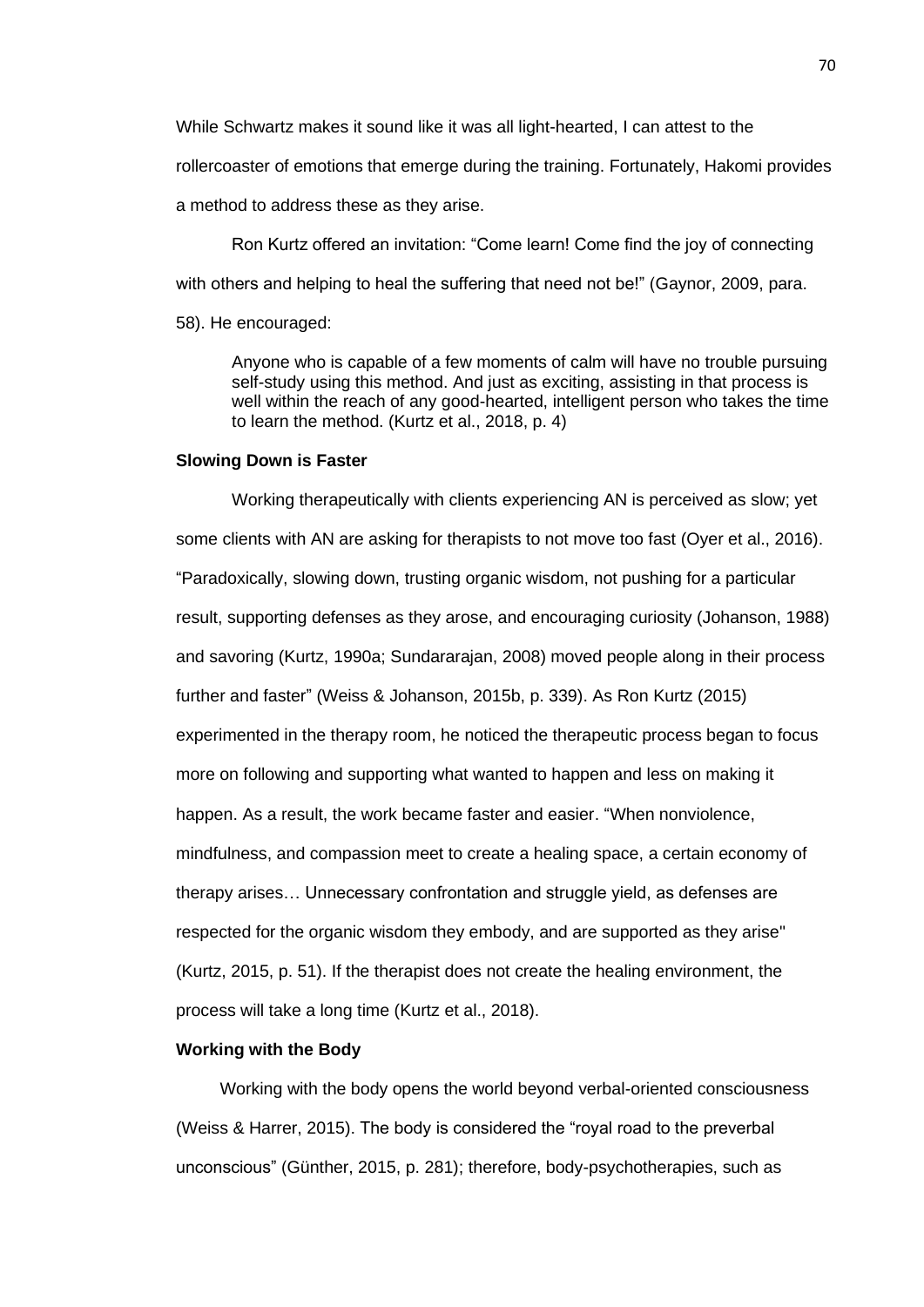While Schwartz makes it sound like it was all light-hearted, I can attest to the rollercoaster of emotions that emerge during the training. Fortunately, Hakomi provides a method to address these as they arise.

Ron Kurtz offered an invitation: "Come learn! Come find the joy of connecting with others and helping to heal the suffering that need not be!" (Gaynor, 2009, para. 58). He encouraged:

> Anyone who is capable of a few moments of calm will have no trouble pursuing self-study using this method. And just as exciting, assisting in that process is well within the reach of any good-hearted, intelligent person who takes the time to learn the method. (Kurtz et al., 2018, p. 4)

**Slowing Down is Faster**

Working therapeutically with clients experiencing AN is perceived as slow; yet some clients with AN are asking for therapists to not move too fast (Oyer et al., 2016). "Paradoxically, slowing down, trusting organic wisdom, not pushing for a particular result, supporting defenses as they arose, and encouraging curiosity (Johanson, 1988) and savoring (Kurtz, 1990a; Sundararajan, 2008) moved people along in their process further and faster" (Weiss & Johanson, 2015b, p. 339). As Ron Kurtz (2015) experimented in the therapy room, he noticed the therapeutic process began to focus more on following and supporting what wanted to happen and less on making it happen. As a result, the work became faster and easier. "When nonviolence, mindfulness, and compassion meet to create a healing space, a certain economy of therapy arises… Unnecessary confrontation and struggle yield, as defenses are respected for the organic wisdom they embody, and are supported as they arise" (Kurtz, 2015, p. 51). If the therapist does not create the healing environment, the process will take a long time (Kurtz et al., 2018).

**Working with the Body**

Working with the body opens the world beyond verbal-oriented consciousness (Weiss & Harrer, 2015). The body is considered the "royal road to the preverbal unconscious" (Günther, 2015, p. 281); therefore, body-psychotherapies, such as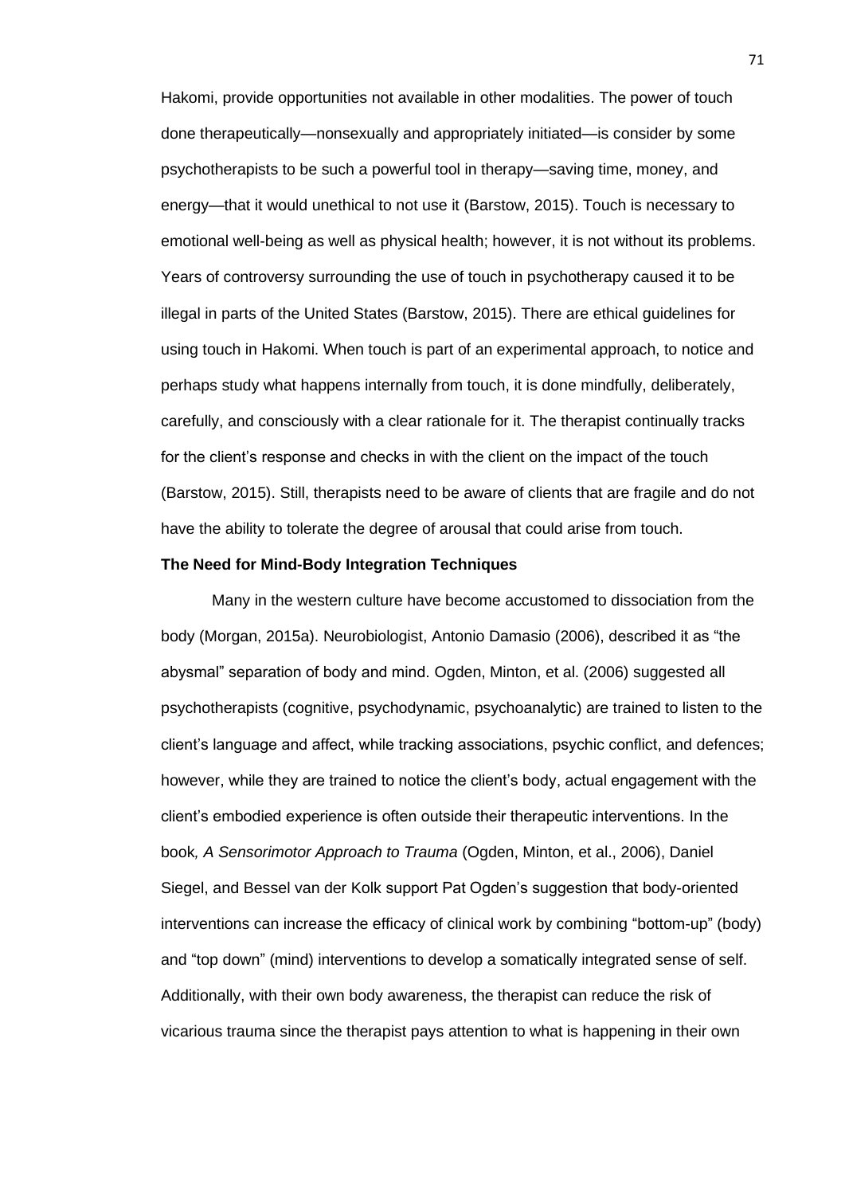Hakomi, provide opportunities not available in other modalities. The power of touch done therapeutically—nonsexually and appropriately initiated—is consider by some psychotherapists to be such a powerful tool in therapy—saving time, money, and energy—that it would unethical to not use it (Barstow, 2015). Touch is necessary to emotional well-being as well as physical health; however, it is not without its problems. Years of controversy surrounding the use of touch in psychotherapy caused it to be illegal in parts of the United States (Barstow, 2015). There are ethical guidelines for using touch in Hakomi. When touch is part of an experimental approach, to notice and perhaps study what happens internally from touch, it is done mindfully, deliberately, carefully, and consciously with a clear rationale for it. The therapist continually tracks for the client's response and checks in with the client on the impact of the touch (Barstow, 2015). Still, therapists need to be aware of clients that are fragile and do not have the ability to tolerate the degree of arousal that could arise from touch.

**The Need for Mind-Body Integration Techniques**

Many in the western culture have become accustomed to dissociation from the body (Morgan, 2015a). Neurobiologist, Antonio Damasio (2006), described it as "the abysmal" separation of body and mind. Ogden, Minton, et al. (2006) suggested all psychotherapists (cognitive, psychodynamic, psychoanalytic) are trained to listen to the client's language and affect, while tracking associations, psychic conflict, and defences; however, while they are trained to notice the client's body, actual engagement with the client's embodied experience is often outside their therapeutic interventions. In the book*, A Sensorimotor Approach to Trauma* (Ogden, Minton, et al., 2006), Daniel Siegel, and Bessel van der Kolk support Pat Ogden's suggestion that body-oriented interventions can increase the efficacy of clinical work by combining "bottom-up" (body) and "top down" (mind) interventions to develop a somatically integrated sense of self. Additionally, with their own body awareness, the therapist can reduce the risk of vicarious trauma since the therapist pays attention to what is happening in their own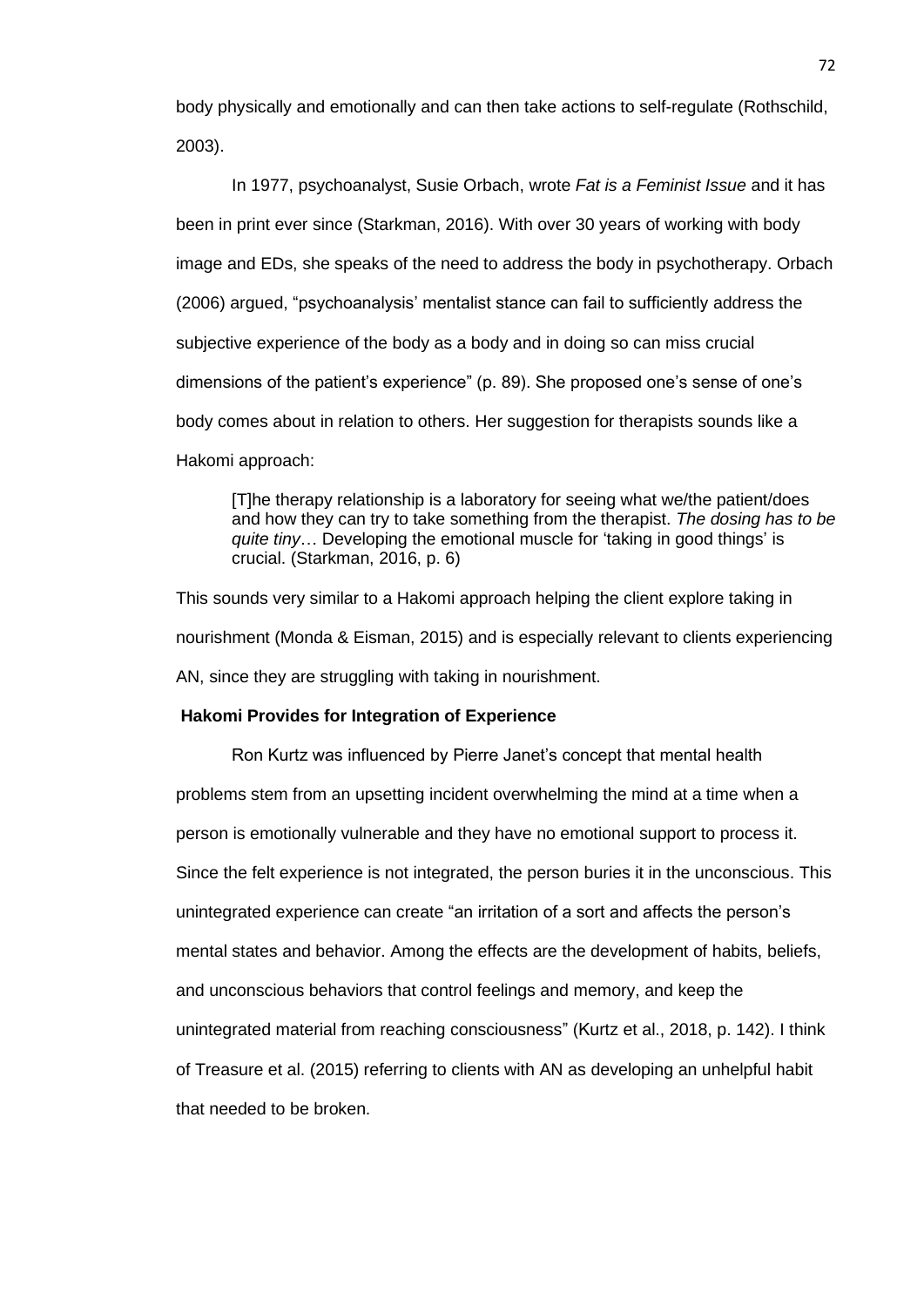body physically and emotionally and can then take actions to self-regulate (Rothschild, 2003).

In 1977, psychoanalyst, Susie Orbach, wrote *Fat is a Feminist Issue* and it has been in print ever since (Starkman, 2016). With over 30 years of working with body image and EDs, she speaks of the need to address the body in psychotherapy. Orbach (2006) argued, "psychoanalysis' mentalist stance can fail to sufficiently address the subjective experience of the body as a body and in doing so can miss crucial dimensions of the patient's experience" (p. 89). She proposed one's sense of one's body comes about in relation to others. Her suggestion for therapists sounds like a Hakomi approach:

> [T]he therapy relationship is a laboratory for seeing what we/the patient/does and how they can try to take something from the therapist. *The dosing has to be quite tiny*… Developing the emotional muscle for 'taking in good things' is crucial. (Starkman, 2016, p. 6)

This sounds very similar to a Hakomi approach helping the client explore taking in nourishment (Monda & Eisman, 2015) and is especially relevant to clients experiencing AN, since they are struggling with taking in nourishment.

**Hakomi Provides for Integration of Experience**

Ron Kurtz was influenced by Pierre Janet's concept that mental health problems stem from an upsetting incident overwhelming the mind at a time when a person is emotionally vulnerable and they have no emotional support to process it. Since the felt experience is not integrated, the person buries it in the unconscious. This unintegrated experience can create "an irritation of a sort and affects the person's mental states and behavior. Among the effects are the development of habits, beliefs, and unconscious behaviors that control feelings and memory, and keep the unintegrated material from reaching consciousness" (Kurtz et al., 2018, p. 142). I think of Treasure et al. (2015) referring to clients with AN as developing an unhelpful habit that needed to be broken.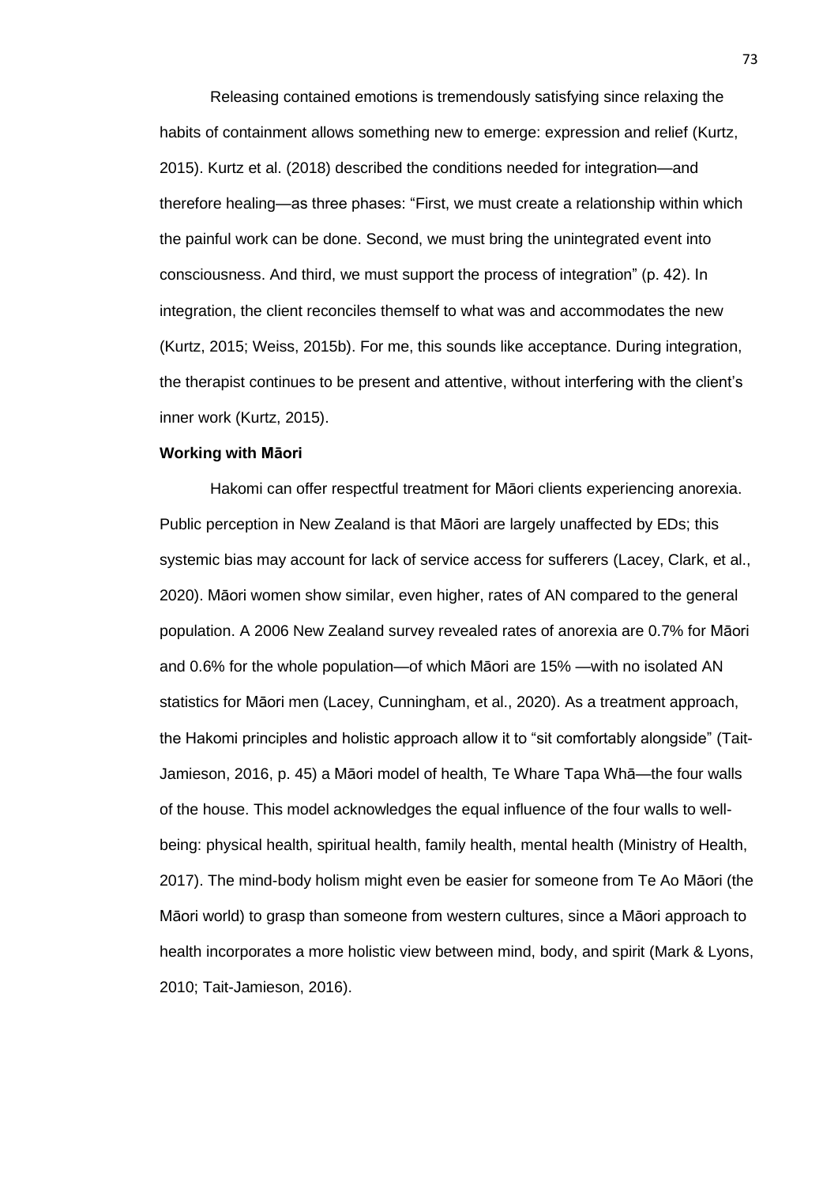Releasing contained emotions is tremendously satisfying since relaxing the habits of containment allows something new to emerge: expression and relief (Kurtz, 2015). Kurtz et al. (2018) described the conditions needed for integration—and therefore healing—as three phases: "First, we must create a relationship within which the painful work can be done. Second, we must bring the unintegrated event into consciousness. And third, we must support the process of integration" (p. 42). In integration, the client reconciles themself to what was and accommodates the new (Kurtz, 2015; Weiss, 2015b). For me, this sounds like acceptance. During integration, the therapist continues to be present and attentive, without interfering with the client's inner work (Kurtz, 2015).

**Working with Māori**

Hakomi can offer respectful treatment for Māori clients experiencing anorexia. Public perception in New Zealand is that Māori are largely unaffected by EDs; this systemic bias may account for lack of service access for sufferers (Lacey, Clark, et al., 2020). Māori women show similar, even higher, rates of AN compared to the general population. A 2006 New Zealand survey revealed rates of anorexia are 0.7% for Māori and 0.6% for the whole population—of which Māori are 15% —with no isolated AN statistics for Māori men (Lacey, Cunningham, et al., 2020). As a treatment approach, the Hakomi principles and holistic approach allow it to "sit comfortably alongside" (Tait-Jamieson, 2016, p. 45) a Māori model of health, Te Whare Tapa Whā—the four walls of the house. This model acknowledges the equal influence of the four walls to well-being: physical health, spiritual health, family health, mental health (Ministry of Health, 2017). The mind-body holism might even be easier for someone from Te Ao Māori (the Māori world) to grasp than someone from western cultures, since a Māori approach to health incorporates a more holistic view between mind, body, and spirit (Mark & Lyons, 2010; Tait-Jamieson, 2016).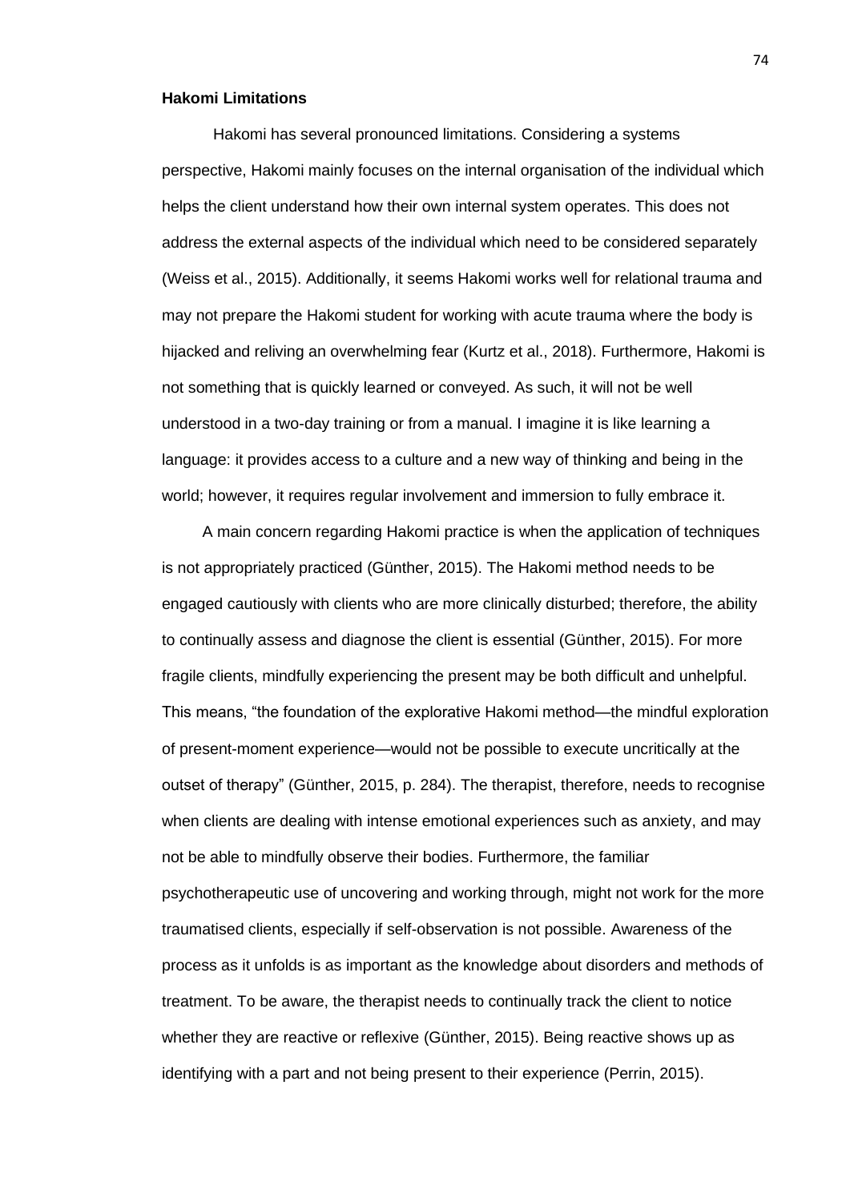**Hakomi Limitations**

Hakomi has several pronounced limitations. Considering a systems perspective, Hakomi mainly focuses on the internal organisation of the individual which helps the client understand how their own internal system operates. This does not address the external aspects of the individual which need to be considered separately (Weiss et al., 2015). Additionally, it seems Hakomi works well for relational trauma and may not prepare the Hakomi student for working with acute trauma where the body is hijacked and reliving an overwhelming fear (Kurtz et al., 2018). Furthermore, Hakomi is not something that is quickly learned or conveyed. As such, it will not be well understood in a two-day training or from a manual. I imagine it is like learning a language: it provides access to a culture and a new way of thinking and being in the world; however, it requires regular involvement and immersion to fully embrace it.

A main concern regarding Hakomi practice is when the application of techniques is not appropriately practiced (Günther, 2015). The Hakomi method needs to be engaged cautiously with clients who are more clinically disturbed; therefore, the ability to continually assess and diagnose the client is essential (Günther, 2015). For more fragile clients, mindfully experiencing the present may be both difficult and unhelpful. This means, "the foundation of the explorative Hakomi method—the mindful exploration of present-moment experience—would not be possible to execute uncritically at the outset of therapy" (Günther, 2015, p. 284). The therapist, therefore, needs to recognise when clients are dealing with intense emotional experiences such as anxiety, and may not be able to mindfully observe their bodies. Furthermore, the familiar psychotherapeutic use of uncovering and working through, might not work for the more traumatised clients, especially if self-observation is not possible. Awareness of the process as it unfolds is as important as the knowledge about disorders and methods of treatment. To be aware, the therapist needs to continually track the client to notice whether they are reactive or reflexive (Günther, 2015). Being reactive shows up as identifying with a part and not being present to their experience (Perrin, 2015).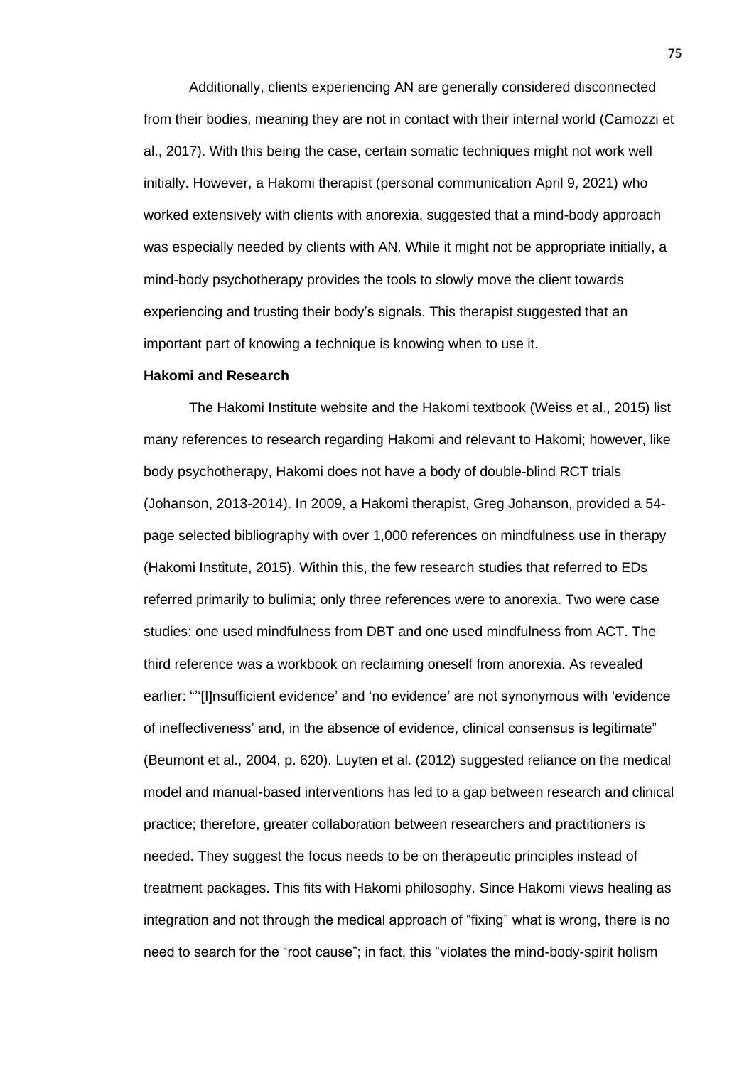Additionally, clients experiencing AN are generally considered disconnected from their bodies, meaning they are not in contact with their internal world (Camozzi et al., 2017). With this being the case, certain somatic techniques might not work well initially. However, a Hakomi therapist (personal communication April 9, 2021) who worked extensively with clients with anorexia, suggested that a mind-body approach was especially needed by clients with AN. While it might not be appropriate initially, a mind-body psychotherapy provides the tools to slowly move the client towards experiencing and trusting their body's signals. This therapist suggested that an important part of knowing a technique is knowing when to use it.

**Hakomi and Research**

The Hakomi Institute website and the Hakomi textbook (Weiss et al., 2015) list many references to research regarding Hakomi and relevant to Hakomi; however, like body psychotherapy, Hakomi does not have a body of double-blind RCT trials (Johanson, 2013-2014). In 2009, a Hakomi therapist, Greg Johanson, provided a 54-page selected bibliography with over 1,000 references on mindfulness use in therapy (Hakomi Institute, 2015). Within this, the few research studies that referred to EDs referred primarily to bulimia; only three references were to anorexia. Two were case studies: one used mindfulness from DBT and one used mindfulness from ACT. The third reference was a workbook on reclaiming oneself from anorexia. As revealed earlier: "''[I]nsufficient evidence' and 'no evidence' are not synonymous with 'evidence of ineffectiveness' and, in the absence of evidence, clinical consensus is legitimate" (Beumont et al., 2004, p. 620). Luyten et al. (2012) suggested reliance on the medical model and manual-based interventions has led to a gap between research and clinical practice; therefore, greater collaboration between researchers and practitioners is needed. They suggest the focus needs to be on therapeutic principles instead of treatment packages. This fits with Hakomi philosophy. Since Hakomi views healing as integration and not through the medical approach of "fixing" what is wrong, there is no need to search for the "root cause"; in fact, this "violates the mind-body-spirit holism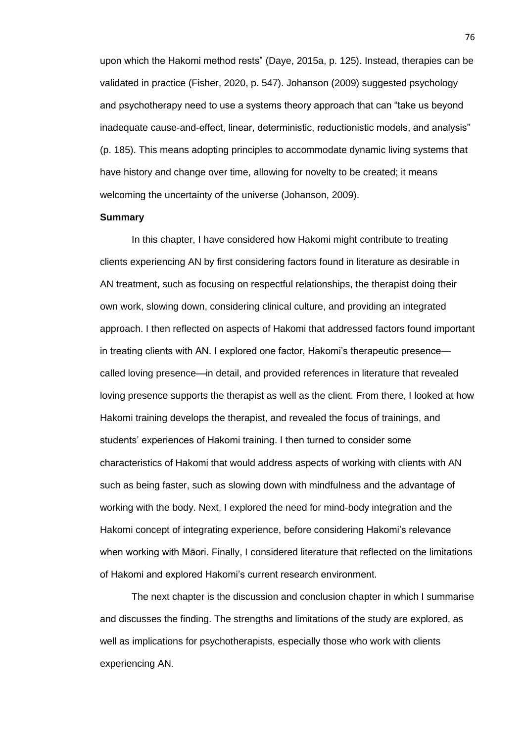upon which the Hakomi method rests" (Daye, 2015a, p. 125). Instead, therapies can be validated in practice (Fisher, 2020, p. 547). Johanson (2009) suggested psychology and psychotherapy need to use a systems theory approach that can "take us beyond inadequate cause-and-effect, linear, deterministic, reductionistic models, and analysis" (p. 185). This means adopting principles to accommodate dynamic living systems that have history and change over time, allowing for novelty to be created; it means welcoming the uncertainty of the universe (Johanson, 2009).

**Summary**

In this chapter, I have considered how Hakomi might contribute to treating clients experiencing AN by first considering factors found in literature as desirable in AN treatment, such as focusing on respectful relationships, the therapist doing their own work, slowing down, considering clinical culture, and providing an integrated approach. I then reflected on aspects of Hakomi that addressed factors found important in treating clients with AN. I explored one factor, Hakomi's therapeutic presence—called loving presence—in detail, and provided references in literature that revealed loving presence supports the therapist as well as the client. From there, I looked at how Hakomi training develops the therapist, and revealed the focus of trainings, and students' experiences of Hakomi training. I then turned to consider some characteristics of Hakomi that would address aspects of working with clients with AN such as being faster, such as slowing down with mindfulness and the advantage of working with the body. Next, I explored the need for mind-body integration and the Hakomi concept of integrating experience, before considering Hakomi's relevance when working with Māori. Finally, I considered literature that reflected on the limitations of Hakomi and explored Hakomi's current research environment.

The next chapter is the discussion and conclusion chapter in which I summarise and discusses the finding. The strengths and limitations of the study are explored, as well as implications for psychotherapists, especially those who work with clients experiencing AN.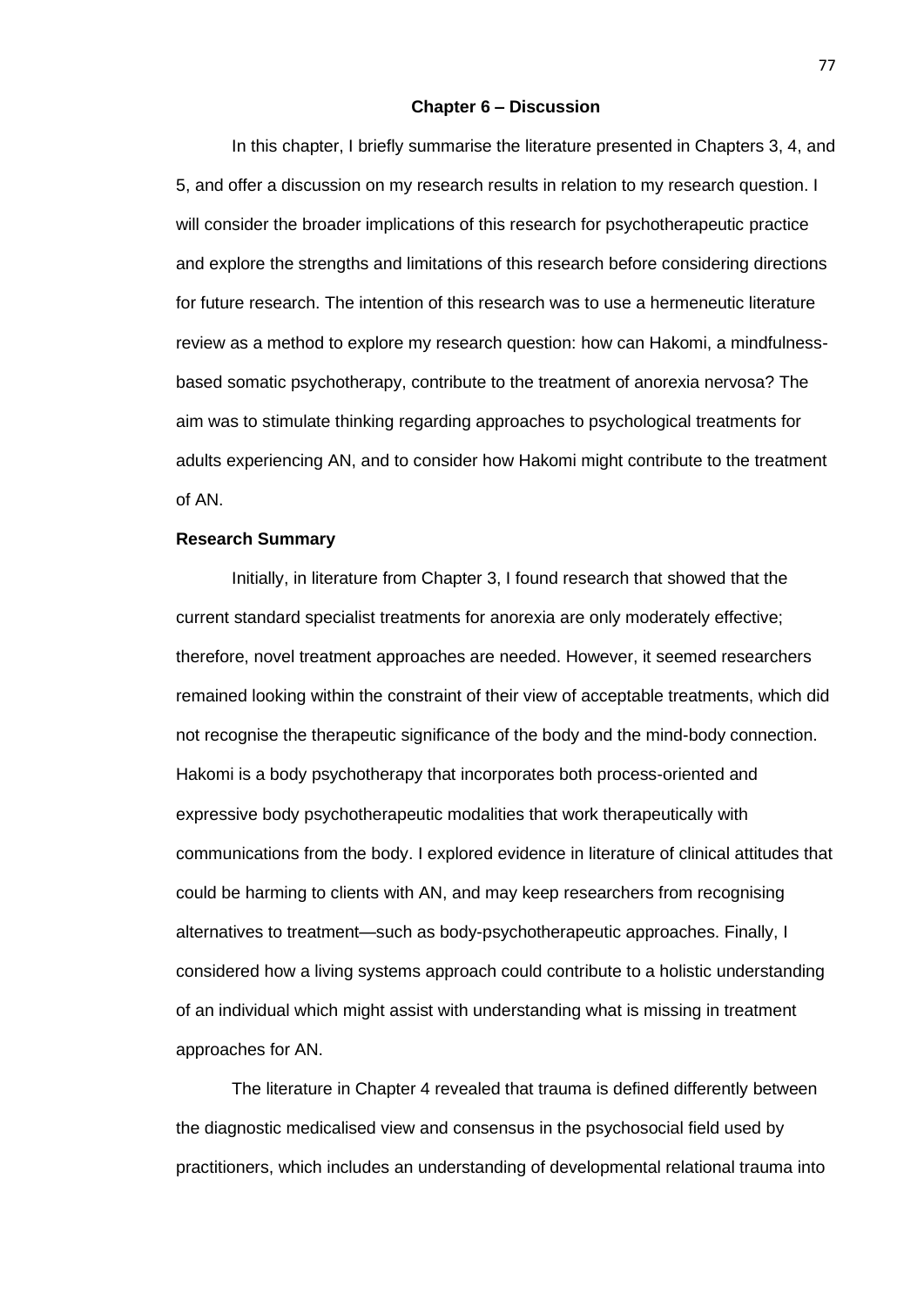# Chapter 6 – Discussion

In this chapter, I briefly summarise the literature presented in Chapters 3, 4, and 5, and offer a discussion on my research results in relation to my research question. I will consider the broader implications of this research for psychotherapeutic practice and explore the strengths and limitations of this research before considering directions for future research. The intention of this research was to use a hermeneutic literature review as a method to explore my research question: how can Hakomi, a mindfulness-based somatic psychotherapy, contribute to the treatment of anorexia nervosa? The aim was to stimulate thinking regarding approaches to psychological treatments for adults experiencing AN, and to consider how Hakomi might contribute to the treatment of AN.

## Research Summary

Initially, in literature from Chapter 3, I found research that showed that the current standard specialist treatments for anorexia are only moderately effective; therefore, novel treatment approaches are needed. However, it seemed researchers remained looking within the constraint of their view of acceptable treatments, which did not recognise the therapeutic significance of the body and the mind-body connection. Hakomi is a body psychotherapy that incorporates both process-oriented and expressive body psychotherapeutic modalities that work therapeutically with communications from the body. I explored evidence in literature of clinical attitudes that could be harming to clients with AN, and may keep researchers from recognising alternatives to treatment—such as body-psychotherapeutic approaches. Finally, I considered how a living systems approach could contribute to a holistic understanding of an individual which might assist with understanding what is missing in treatment approaches for AN.

The literature in Chapter 4 revealed that trauma is defined differently between the diagnostic medicalised view and consensus in the psychosocial field used by practitioners, which includes an understanding of developmental relational trauma into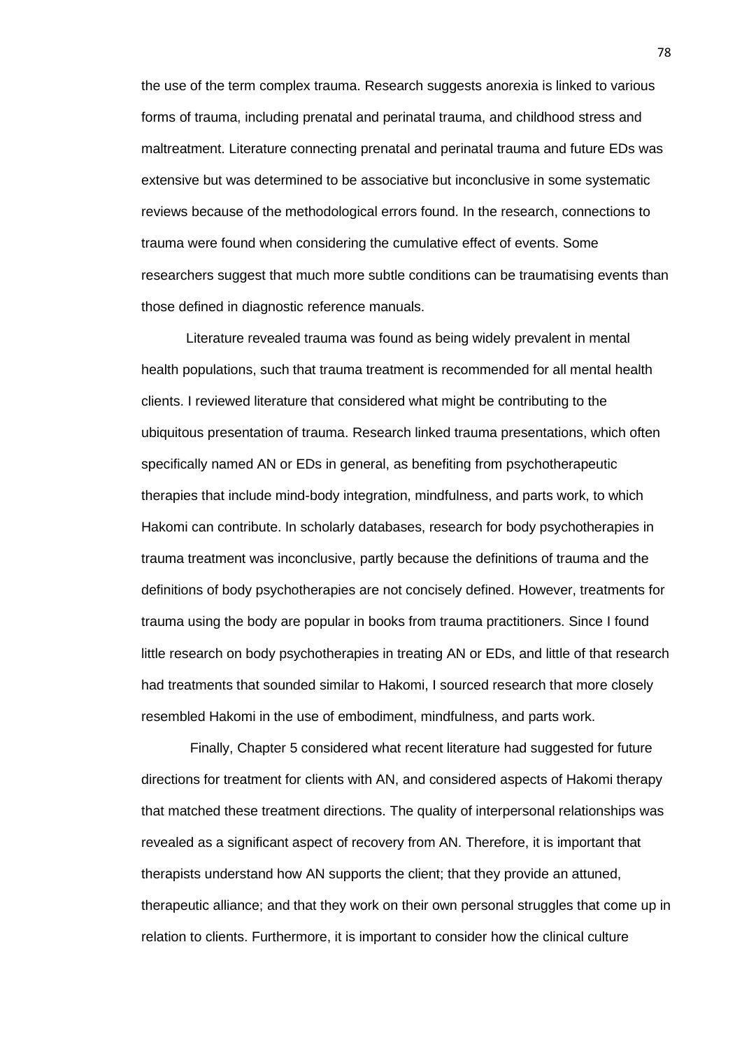the use of the term complex trauma. Research suggests anorexia is linked to various forms of trauma, including prenatal and perinatal trauma, and childhood stress and maltreatment. Literature connecting prenatal and perinatal trauma and future EDs was extensive but was determined to be associative but inconclusive in some systematic reviews because of the methodological errors found. In the research, connections to trauma were found when considering the cumulative effect of events. Some researchers suggest that much more subtle conditions can be traumatising events than those defined in diagnostic reference manuals.

Literature revealed trauma was found as being widely prevalent in mental health populations, such that trauma treatment is recommended for all mental health clients. I reviewed literature that considered what might be contributing to the ubiquitous presentation of trauma. Research linked trauma presentations, which often specifically named AN or EDs in general, as benefiting from psychotherapeutic therapies that include mind-body integration, mindfulness, and parts work, to which Hakomi can contribute. In scholarly databases, research for body psychotherapies in trauma treatment was inconclusive, partly because the definitions of trauma and the definitions of body psychotherapies are not concisely defined. However, treatments for trauma using the body are popular in books from trauma practitioners. Since I found little research on body psychotherapies in treating AN or EDs, and little of that research had treatments that sounded similar to Hakomi, I sourced research that more closely resembled Hakomi in the use of embodiment, mindfulness, and parts work.

Finally, Chapter 5 considered what recent literature had suggested for future directions for treatment for clients with AN, and considered aspects of Hakomi therapy that matched these treatment directions. The quality of interpersonal relationships was revealed as a significant aspect of recovery from AN. Therefore, it is important that therapists understand how AN supports the client; that they provide an attuned, therapeutic alliance; and that they work on their own personal struggles that come up in relation to clients. Furthermore, it is important to consider how the clinical culture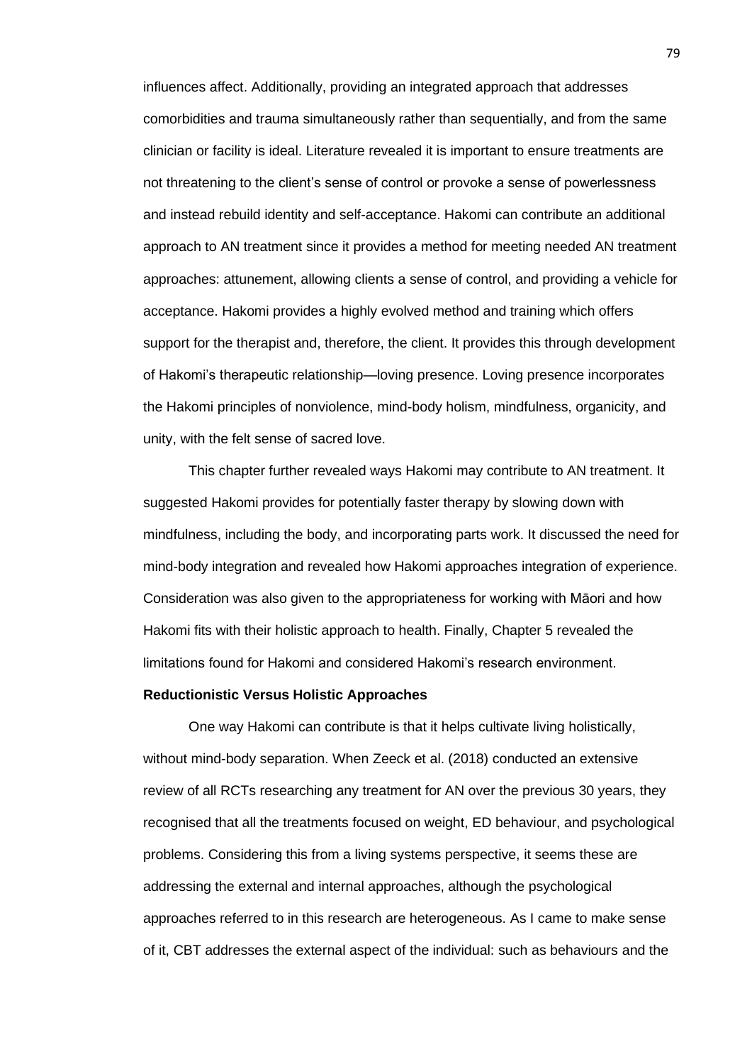influences affect. Additionally, providing an integrated approach that addresses comorbidities and trauma simultaneously rather than sequentially, and from the same clinician or facility is ideal. Literature revealed it is important to ensure treatments are not threatening to the client's sense of control or provoke a sense of powerlessness and instead rebuild identity and self-acceptance. Hakomi can contribute an additional approach to AN treatment since it provides a method for meeting needed AN treatment approaches: attunement, allowing clients a sense of control, and providing a vehicle for acceptance. Hakomi provides a highly evolved method and training which offers support for the therapist and, therefore, the client. It provides this through development of Hakomi's therapeutic relationship—loving presence. Loving presence incorporates the Hakomi principles of nonviolence, mind-body holism, mindfulness, organicity, and unity, with the felt sense of sacred love.

This chapter further revealed ways Hakomi may contribute to AN treatment. It suggested Hakomi provides for potentially faster therapy by slowing down with mindfulness, including the body, and incorporating parts work. It discussed the need for mind-body integration and revealed how Hakomi approaches integration of experience. Consideration was also given to the appropriateness for working with Māori and how Hakomi fits with their holistic approach to health. Finally, Chapter 5 revealed the limitations found for Hakomi and considered Hakomi's research environment.

**Reductionistic Versus Holistic Approaches**

One way Hakomi can contribute is that it helps cultivate living holistically, without mind-body separation. When Zeeck et al. (2018) conducted an extensive review of all RCTs researching any treatment for AN over the previous 30 years, they recognised that all the treatments focused on weight, ED behaviour, and psychological problems. Considering this from a living systems perspective, it seems these are addressing the external and internal approaches, although the psychological approaches referred to in this research are heterogeneous. As I came to make sense of it, CBT addresses the external aspect of the individual: such as behaviours and the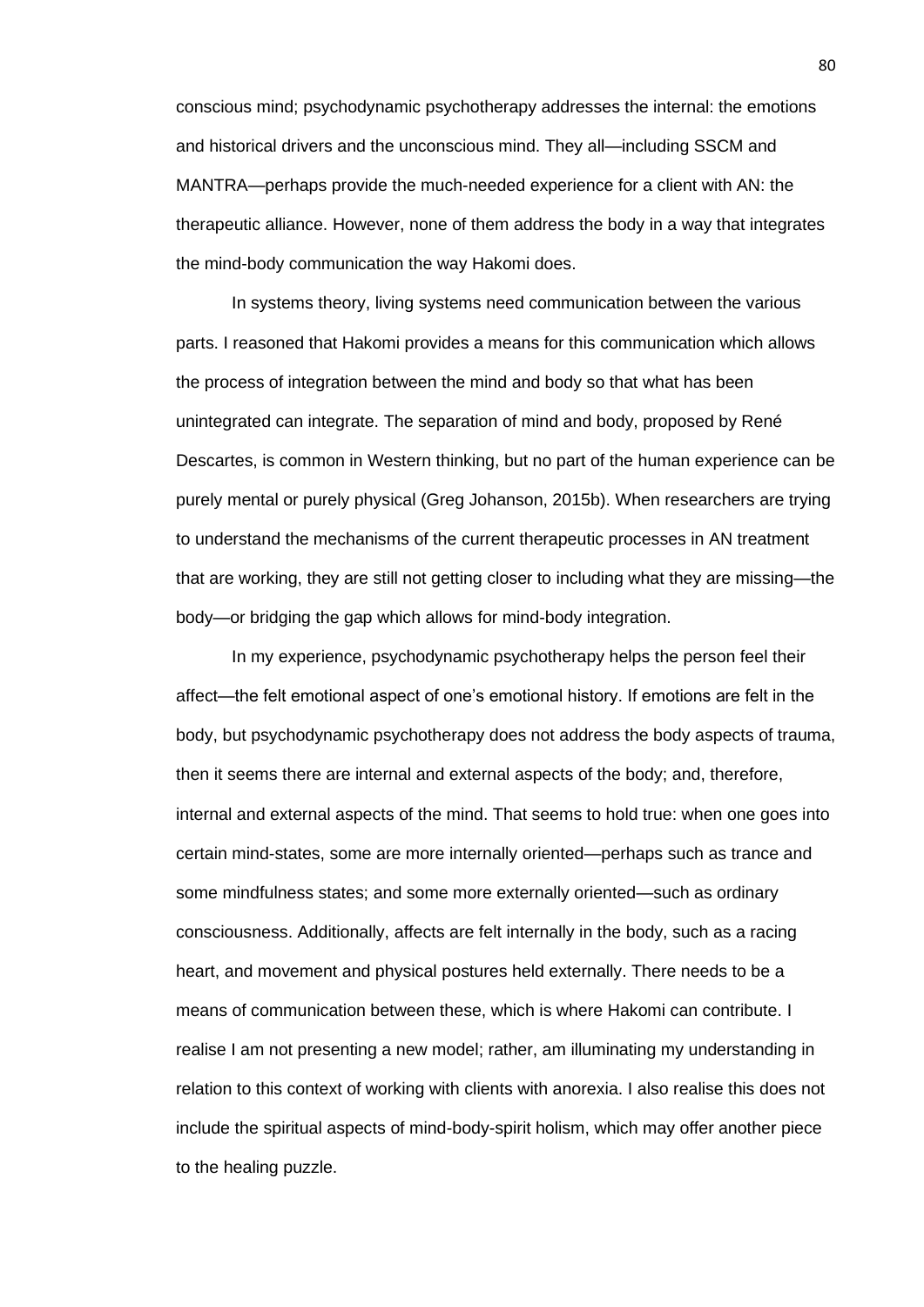conscious mind; psychodynamic psychotherapy addresses the internal: the emotions and historical drivers and the unconscious mind. They all—including SSCM and MANTRA—perhaps provide the much-needed experience for a client with AN: the therapeutic alliance. However, none of them address the body in a way that integrates the mind-body communication the way Hakomi does.

In systems theory, living systems need communication between the various parts. I reasoned that Hakomi provides a means for this communication which allows the process of integration between the mind and body so that what has been unintegrated can integrate. The separation of mind and body, proposed by René Descartes, is common in Western thinking, but no part of the human experience can be purely mental or purely physical (Greg Johanson, 2015b). When researchers are trying to understand the mechanisms of the current therapeutic processes in AN treatment that are working, they are still not getting closer to including what they are missing—the body—or bridging the gap which allows for mind-body integration.

In my experience, psychodynamic psychotherapy helps the person feel their affect—the felt emotional aspect of one's emotional history. If emotions are felt in the body, but psychodynamic psychotherapy does not address the body aspects of trauma, then it seems there are internal and external aspects of the body; and, therefore, internal and external aspects of the mind. That seems to hold true: when one goes into certain mind-states, some are more internally oriented—perhaps such as trance and some mindfulness states; and some more externally oriented—such as ordinary consciousness. Additionally, affects are felt internally in the body, such as a racing heart, and movement and physical postures held externally. There needs to be a means of communication between these, which is where Hakomi can contribute. I realise I am not presenting a new model; rather, am illuminating my understanding in relation to this context of working with clients with anorexia. I also realise this does not include the spiritual aspects of mind-body-spirit holism, which may offer another piece to the healing puzzle.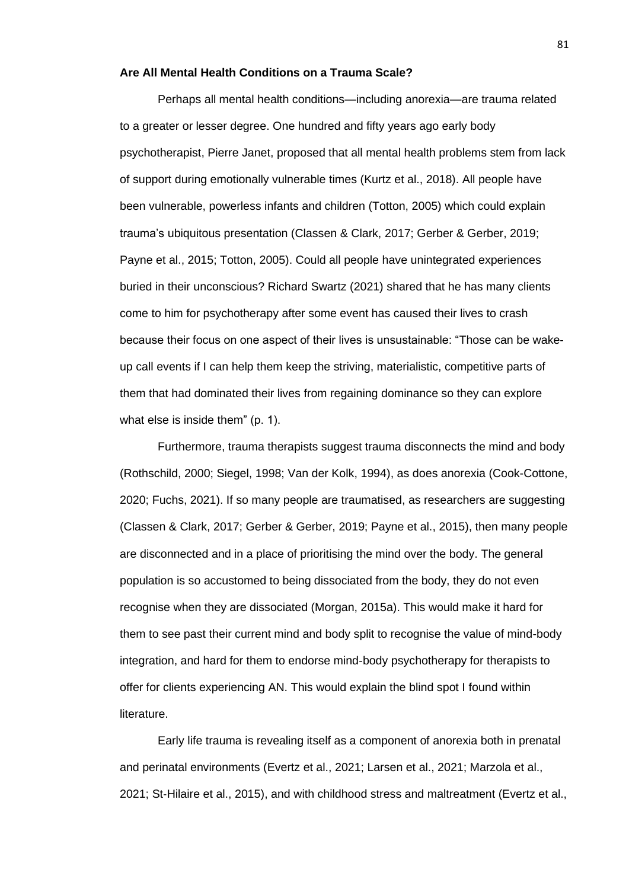**Are All Mental Health Conditions on a Trauma Scale?**

Perhaps all mental health conditions—including anorexia—are trauma related to a greater or lesser degree. One hundred and fifty years ago early body psychotherapist, Pierre Janet, proposed that all mental health problems stem from lack of support during emotionally vulnerable times (Kurtz et al., 2018). All people have been vulnerable, powerless infants and children (Totton, 2005) which could explain trauma's ubiquitous presentation (Classen & Clark, 2017; Gerber & Gerber, 2019; Payne et al., 2015; Totton, 2005). Could all people have unintegrated experiences buried in their unconscious? Richard Swartz (2021) shared that he has many clients come to him for psychotherapy after some event has caused their lives to crash because their focus on one aspect of their lives is unsustainable: "Those can be wake-up call events if I can help them keep the striving, materialistic, competitive parts of them that had dominated their lives from regaining dominance so they can explore what else is inside them" (p. 1).

Furthermore, trauma therapists suggest trauma disconnects the mind and body (Rothschild, 2000; Siegel, 1998; Van der Kolk, 1994), as does anorexia (Cook-Cottone, 2020; Fuchs, 2021). If so many people are traumatised, as researchers are suggesting (Classen & Clark, 2017; Gerber & Gerber, 2019; Payne et al., 2015), then many people are disconnected and in a place of prioritising the mind over the body. The general population is so accustomed to being dissociated from the body, they do not even recognise when they are dissociated (Morgan, 2015a). This would make it hard for them to see past their current mind and body split to recognise the value of mind-body integration, and hard for them to endorse mind-body psychotherapy for therapists to offer for clients experiencing AN. This would explain the blind spot I found within literature.

Early life trauma is revealing itself as a component of anorexia both in prenatal and perinatal environments (Evertz et al., 2021; Larsen et al., 2021; Marzola et al., 2021; St-Hilaire et al., 2015), and with childhood stress and maltreatment (Evertz et al.,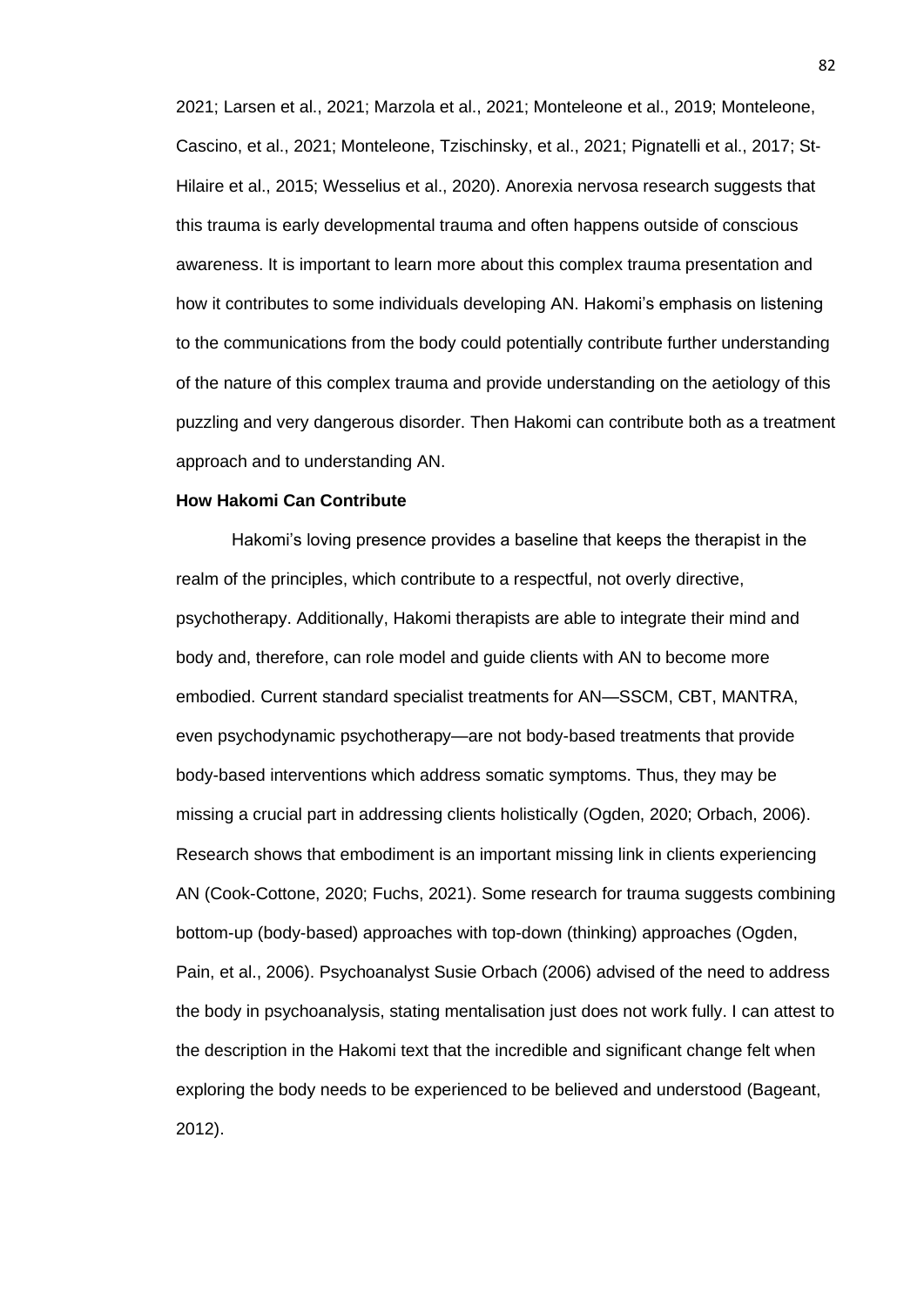2021; Larsen et al., 2021; Marzola et al., 2021; Monteleone et al., 2019; Monteleone, Cascino, et al., 2021; Monteleone, Tzischinsky, et al., 2021; Pignatelli et al., 2017; St-Hilaire et al., 2015; Wesselius et al., 2020). Anorexia nervosa research suggests that this trauma is early developmental trauma and often happens outside of conscious awareness. It is important to learn more about this complex trauma presentation and how it contributes to some individuals developing AN. Hakomi's emphasis on listening to the communications from the body could potentially contribute further understanding of the nature of this complex trauma and provide understanding on the aetiology of this puzzling and very dangerous disorder. Then Hakomi can contribute both as a treatment approach and to understanding AN.

### How Hakomi Can Contribute

Hakomi's loving presence provides a baseline that keeps the therapist in the realm of the principles, which contribute to a respectful, not overly directive, psychotherapy. Additionally, Hakomi therapists are able to integrate their mind and body and, therefore, can role model and guide clients with AN to become more embodied. Current standard specialist treatments for AN—SSCM, CBT, MANTRA, even psychodynamic psychotherapy—are not body-based treatments that provide body-based interventions which address somatic symptoms. Thus, they may be missing a crucial part in addressing clients holistically (Ogden, 2020; Orbach, 2006). Research shows that embodiment is an important missing link in clients experiencing AN (Cook-Cottone, 2020; Fuchs, 2021). Some research for trauma suggests combining bottom-up (body-based) approaches with top-down (thinking) approaches (Ogden, Pain, et al., 2006). Psychoanalyst Susie Orbach (2006) advised of the need to address the body in psychoanalysis, stating mentalisation just does not work fully. I can attest to the description in the Hakomi text that the incredible and significant change felt when exploring the body needs to be experienced to be believed and understood (Bageant, 2012).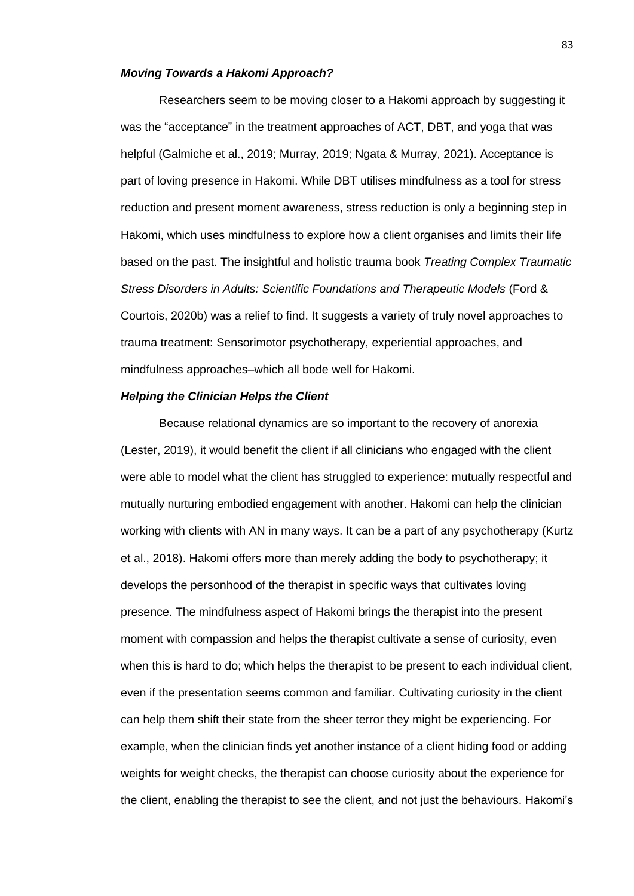### *Moving Towards a Hakomi Approach?*

Researchers seem to be moving closer to a Hakomi approach by suggesting it was the "acceptance" in the treatment approaches of ACT, DBT, and yoga that was helpful (Galmiche et al., 2019; Murray, 2019; Ngata & Murray, 2021). Acceptance is part of loving presence in Hakomi. While DBT utilises mindfulness as a tool for stress reduction and present moment awareness, stress reduction is only a beginning step in Hakomi, which uses mindfulness to explore how a client organises and limits their life based on the past. The insightful and holistic trauma book *Treating Complex Traumatic Stress Disorders in Adults: Scientific Foundations and Therapeutic Models* (Ford & Courtois, 2020b) was a relief to find. It suggests a variety of truly novel approaches to trauma treatment: Sensorimotor psychotherapy, experiential approaches, and mindfulness approaches–which all bode well for Hakomi.

### *Helping the Clinician Helps the Client*

Because relational dynamics are so important to the recovery of anorexia (Lester, 2019), it would benefit the client if all clinicians who engaged with the client were able to model what the client has struggled to experience: mutually respectful and mutually nurturing embodied engagement with another. Hakomi can help the clinician working with clients with AN in many ways. It can be a part of any psychotherapy (Kurtz et al., 2018). Hakomi offers more than merely adding the body to psychotherapy; it develops the personhood of the therapist in specific ways that cultivates loving presence. The mindfulness aspect of Hakomi brings the therapist into the present moment with compassion and helps the therapist cultivate a sense of curiosity, even when this is hard to do; which helps the therapist to be present to each individual client, even if the presentation seems common and familiar. Cultivating curiosity in the client can help them shift their state from the sheer terror they might be experiencing. For example, when the clinician finds yet another instance of a client hiding food or adding weights for weight checks, the therapist can choose curiosity about the experience for the client, enabling the therapist to see the client, and not just the behaviours. Hakomi's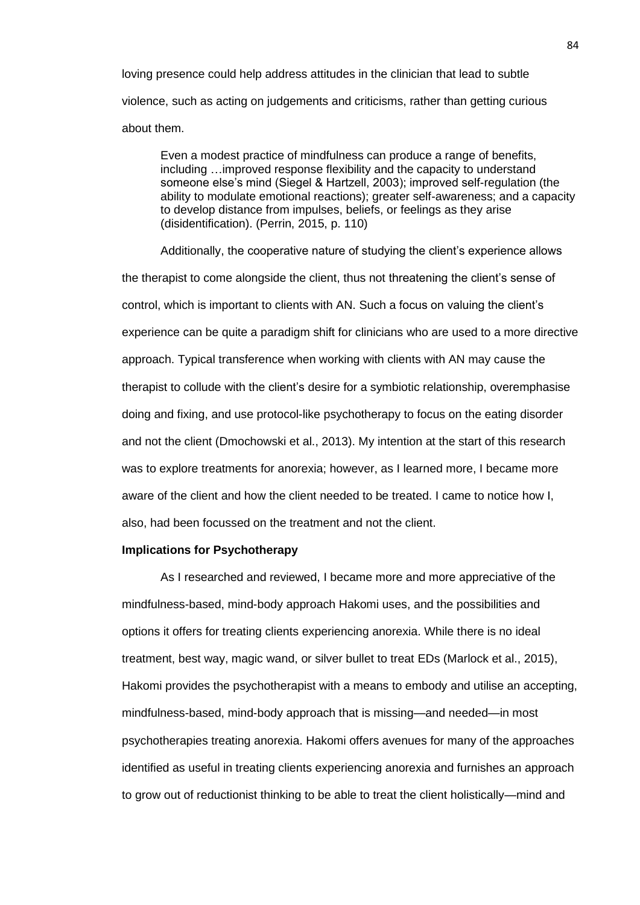loving presence could help address attitudes in the clinician that lead to subtle violence, such as acting on judgements and criticisms, rather than getting curious about them.

> Even a modest practice of mindfulness can produce a range of benefits, including …improved response flexibility and the capacity to understand someone else's mind (Siegel & Hartzell, 2003); improved self-regulation (the ability to modulate emotional reactions); greater self-awareness; and a capacity to develop distance from impulses, beliefs, or feelings as they arise (disidentification). (Perrin, 2015, p. 110)

Additionally, the cooperative nature of studying the client's experience allows the therapist to come alongside the client, thus not threatening the client's sense of control, which is important to clients with AN. Such a focus on valuing the client's experience can be quite a paradigm shift for clinicians who are used to a more directive approach. Typical transference when working with clients with AN may cause the therapist to collude with the client's desire for a symbiotic relationship, overemphasise doing and fixing, and use protocol-like psychotherapy to focus on the eating disorder and not the client (Dmochowski et al., 2013). My intention at the start of this research was to explore treatments for anorexia; however, as I learned more, I became more aware of the client and how the client needed to be treated. I came to notice how I, also, had been focussed on the treatment and not the client.

**Implications for Psychotherapy**

As I researched and reviewed, I became more and more appreciative of the mindfulness-based, mind-body approach Hakomi uses, and the possibilities and options it offers for treating clients experiencing anorexia. While there is no ideal treatment, best way, magic wand, or silver bullet to treat EDs (Marlock et al., 2015), Hakomi provides the psychotherapist with a means to embody and utilise an accepting, mindfulness-based, mind-body approach that is missing—and needed—in most psychotherapies treating anorexia. Hakomi offers avenues for many of the approaches identified as useful in treating clients experiencing anorexia and furnishes an approach to grow out of reductionist thinking to be able to treat the client holistically—mind and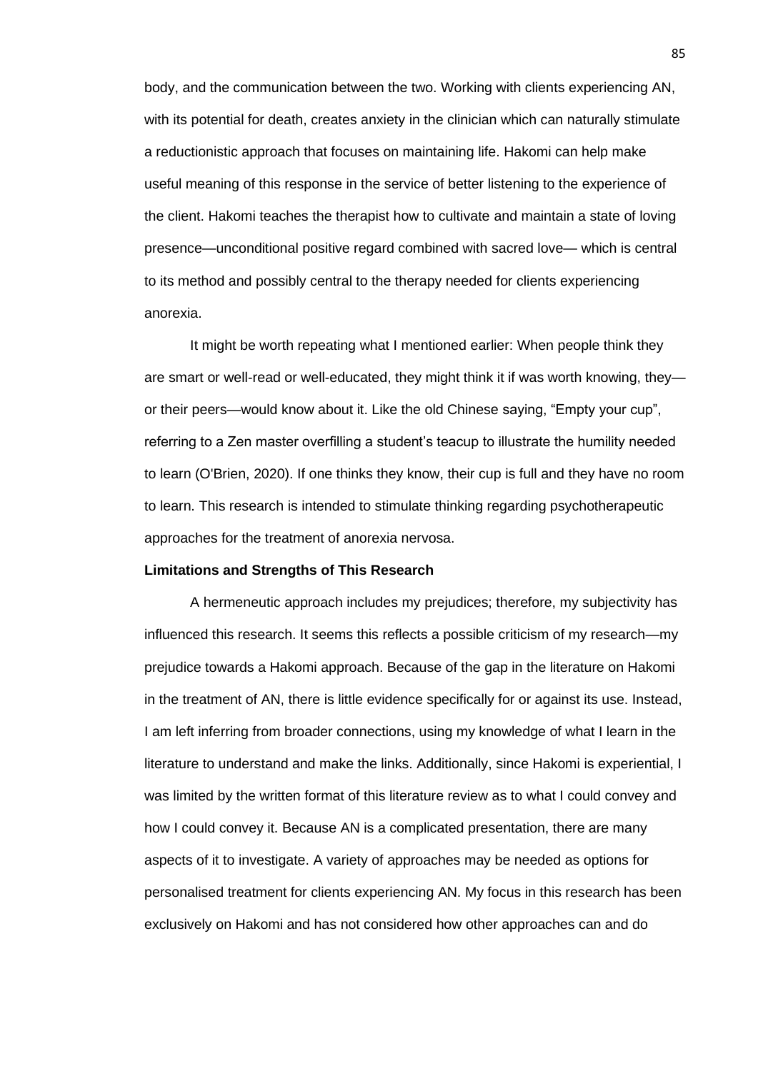body, and the communication between the two. Working with clients experiencing AN, with its potential for death, creates anxiety in the clinician which can naturally stimulate a reductionistic approach that focuses on maintaining life. Hakomi can help make useful meaning of this response in the service of better listening to the experience of the client. Hakomi teaches the therapist how to cultivate and maintain a state of loving presence—unconditional positive regard combined with sacred love— which is central to its method and possibly central to the therapy needed for clients experiencing anorexia.

It might be worth repeating what I mentioned earlier: When people think they are smart or well-read or well-educated, they might think it if was worth knowing, they—or their peers—would know about it. Like the old Chinese saying, "Empty your cup", referring to a Zen master overfilling a student's teacup to illustrate the humility needed to learn (O'Brien, 2020). If one thinks they know, their cup is full and they have no room to learn. This research is intended to stimulate thinking regarding psychotherapeutic approaches for the treatment of anorexia nervosa.

**Limitations and Strengths of This Research**

A hermeneutic approach includes my prejudices; therefore, my subjectivity has influenced this research. It seems this reflects a possible criticism of my research—my prejudice towards a Hakomi approach. Because of the gap in the literature on Hakomi in the treatment of AN, there is little evidence specifically for or against its use. Instead, I am left inferring from broader connections, using my knowledge of what I learn in the literature to understand and make the links. Additionally, since Hakomi is experiential, I was limited by the written format of this literature review as to what I could convey and how I could convey it. Because AN is a complicated presentation, there are many aspects of it to investigate. A variety of approaches may be needed as options for personalised treatment for clients experiencing AN. My focus in this research has been exclusively on Hakomi and has not considered how other approaches can and do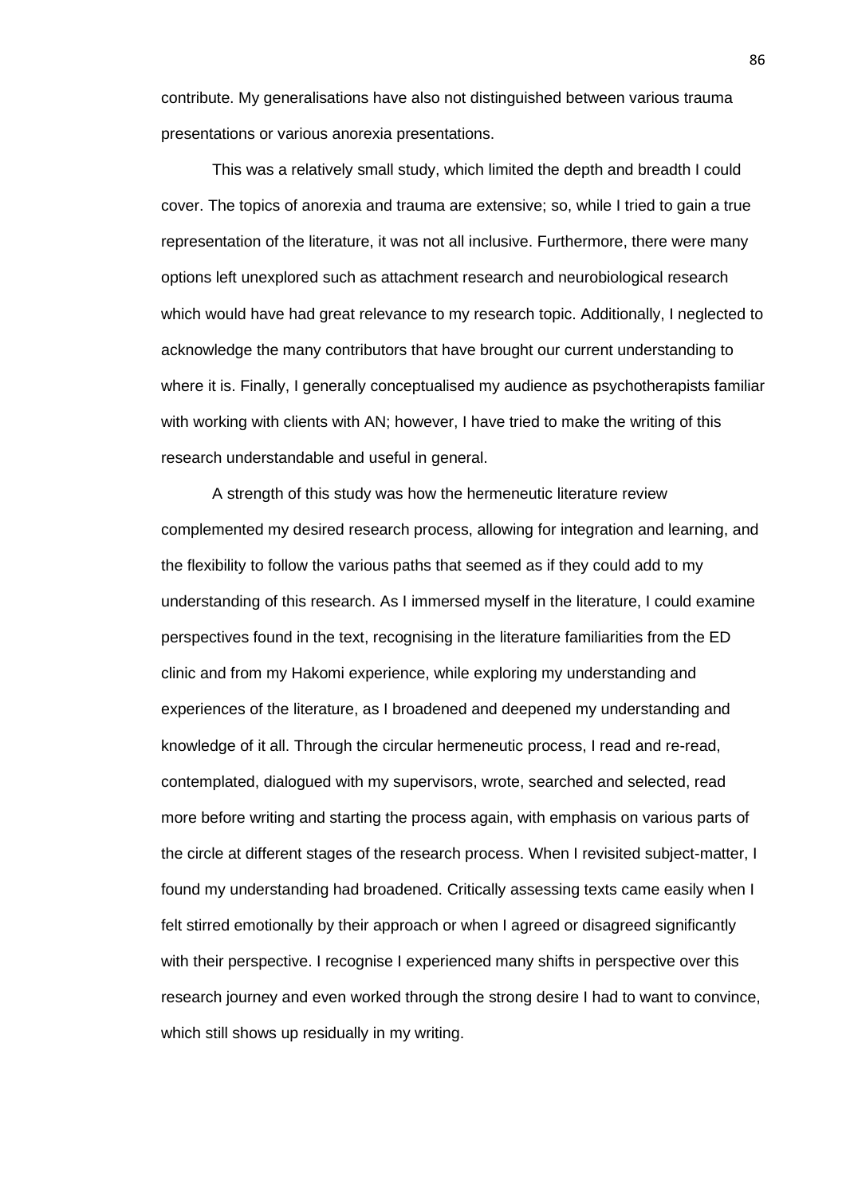contribute. My generalisations have also not distinguished between various trauma presentations or various anorexia presentations.

This was a relatively small study, which limited the depth and breadth I could cover. The topics of anorexia and trauma are extensive; so, while I tried to gain a true representation of the literature, it was not all inclusive. Furthermore, there were many options left unexplored such as attachment research and neurobiological research which would have had great relevance to my research topic. Additionally, I neglected to acknowledge the many contributors that have brought our current understanding to where it is. Finally, I generally conceptualised my audience as psychotherapists familiar with working with clients with AN; however, I have tried to make the writing of this research understandable and useful in general.

A strength of this study was how the hermeneutic literature review complemented my desired research process, allowing for integration and learning, and the flexibility to follow the various paths that seemed as if they could add to my understanding of this research. As I immersed myself in the literature, I could examine perspectives found in the text, recognising in the literature familiarities from the ED clinic and from my Hakomi experience, while exploring my understanding and experiences of the literature, as I broadened and deepened my understanding and knowledge of it all. Through the circular hermeneutic process, I read and re-read, contemplated, dialogued with my supervisors, wrote, searched and selected, read more before writing and starting the process again, with emphasis on various parts of the circle at different stages of the research process. When I revisited subject-matter, I found my understanding had broadened. Critically assessing texts came easily when I felt stirred emotionally by their approach or when I agreed or disagreed significantly with their perspective. I recognise I experienced many shifts in perspective over this research journey and even worked through the strong desire I had to want to convince, which still shows up residually in my writing.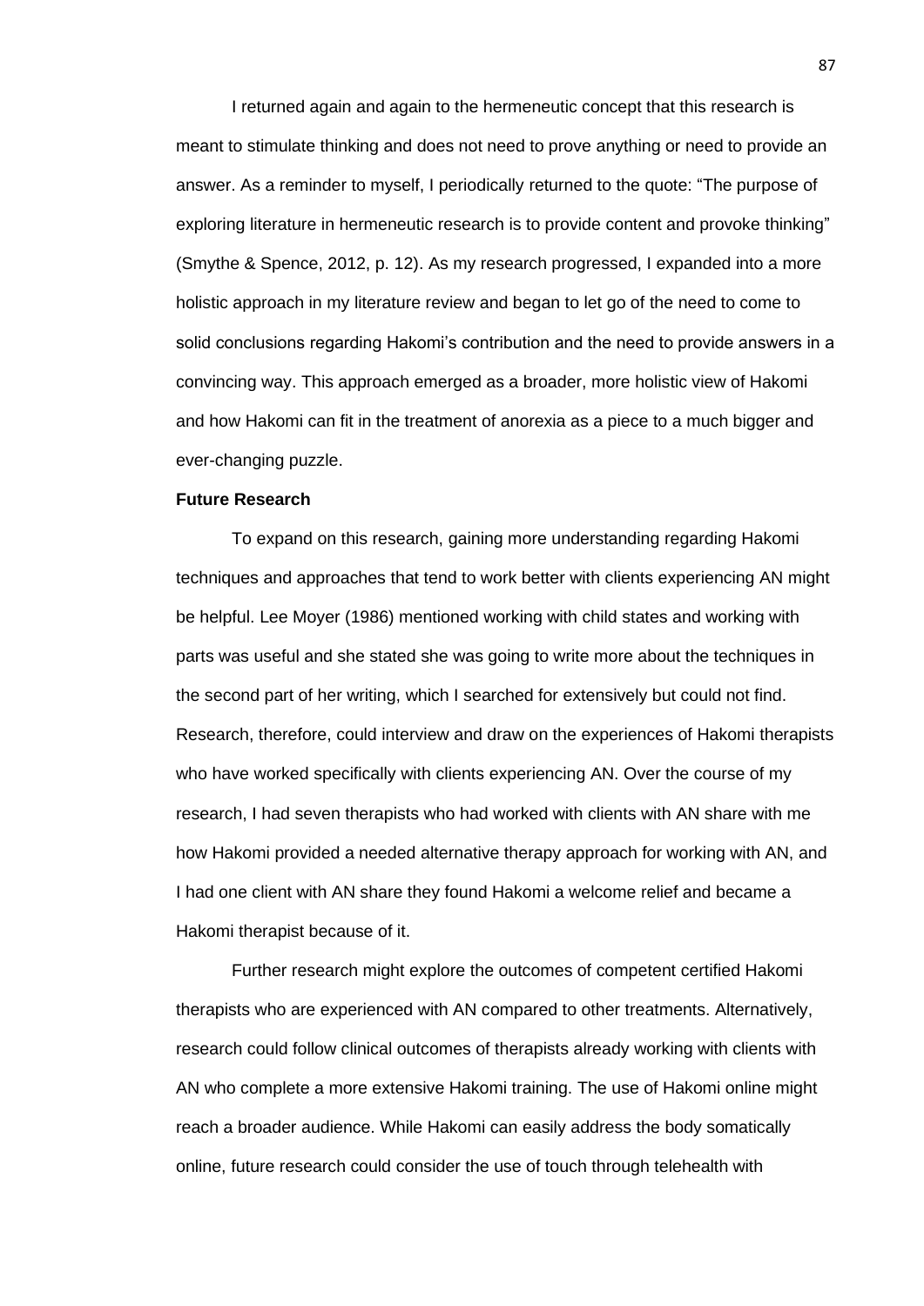I returned again and again to the hermeneutic concept that this research is meant to stimulate thinking and does not need to prove anything or need to provide an answer. As a reminder to myself, I periodically returned to the quote: “The purpose of exploring literature in hermeneutic research is to provide content and provoke thinking” (Smythe & Spence, 2012, p. 12). As my research progressed, I expanded into a more holistic approach in my literature review and began to let go of the need to come to solid conclusions regarding Hakomi’s contribution and the need to provide answers in a convincing way. This approach emerged as a broader, more holistic view of Hakomi and how Hakomi can fit in the treatment of anorexia as a piece to a much bigger and ever-changing puzzle.

## Future Research

To expand on this research, gaining more understanding regarding Hakomi techniques and approaches that tend to work better with clients experiencing AN might be helpful. Lee Moyer (1986) mentioned working with child states and working with parts was useful and she stated she was going to write more about the techniques in the second part of her writing, which I searched for extensively but could not find. Research, therefore, could interview and draw on the experiences of Hakomi therapists who have worked specifically with clients experiencing AN. Over the course of my research, I had seven therapists who had worked with clients with AN share with me how Hakomi provided a needed alternative therapy approach for working with AN, and I had one client with AN share they found Hakomi a welcome relief and became a Hakomi therapist because of it.

Further research might explore the outcomes of competent certified Hakomi therapists who are experienced with AN compared to other treatments. Alternatively, research could follow clinical outcomes of therapists already working with clients with AN who complete a more extensive Hakomi training. The use of Hakomi online might reach a broader audience. While Hakomi can easily address the body somatically online, future research could consider the use of touch through telehealth with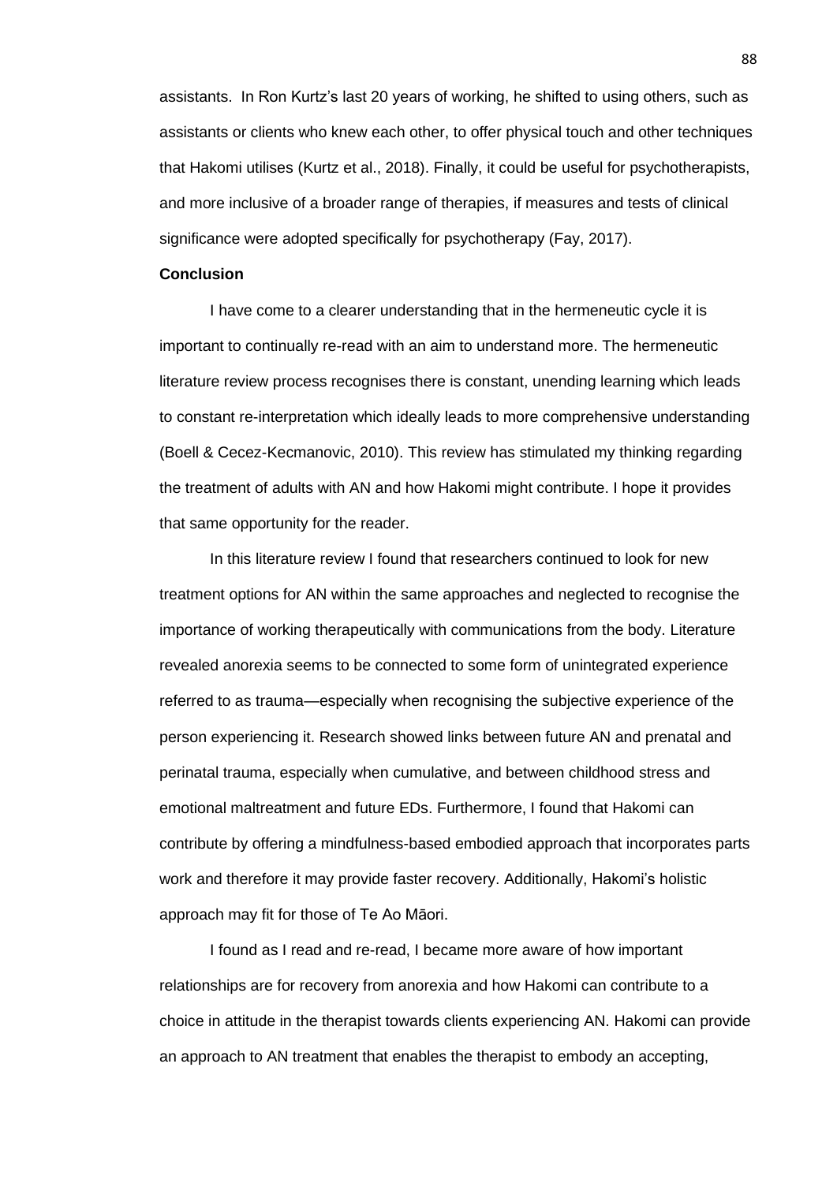assistants. In Ron Kurtz's last 20 years of working, he shifted to using others, such as assistants or clients who knew each other, to offer physical touch and other techniques that Hakomi utilises (Kurtz et al., 2018). Finally, it could be useful for psychotherapists, and more inclusive of a broader range of therapies, if measures and tests of clinical significance were adopted specifically for psychotherapy (Fay, 2017).

**Conclusion**

I have come to a clearer understanding that in the hermeneutic cycle it is important to continually re-read with an aim to understand more. The hermeneutic literature review process recognises there is constant, unending learning which leads to constant re-interpretation which ideally leads to more comprehensive understanding (Boell & Cecez-Kecmanovic, 2010). This review has stimulated my thinking regarding the treatment of adults with AN and how Hakomi might contribute. I hope it provides that same opportunity for the reader.

In this literature review I found that researchers continued to look for new treatment options for AN within the same approaches and neglected to recognise the importance of working therapeutically with communications from the body. Literature revealed anorexia seems to be connected to some form of unintegrated experience referred to as trauma—especially when recognising the subjective experience of the person experiencing it. Research showed links between future AN and prenatal and perinatal trauma, especially when cumulative, and between childhood stress and emotional maltreatment and future EDs. Furthermore, I found that Hakomi can contribute by offering a mindfulness-based embodied approach that incorporates parts work and therefore it may provide faster recovery. Additionally, Hakomi's holistic approach may fit for those of Te Ao Māori.

I found as I read and re-read, I became more aware of how important relationships are for recovery from anorexia and how Hakomi can contribute to a choice in attitude in the therapist towards clients experiencing AN. Hakomi can provide an approach to AN treatment that enables the therapist to embody an accepting,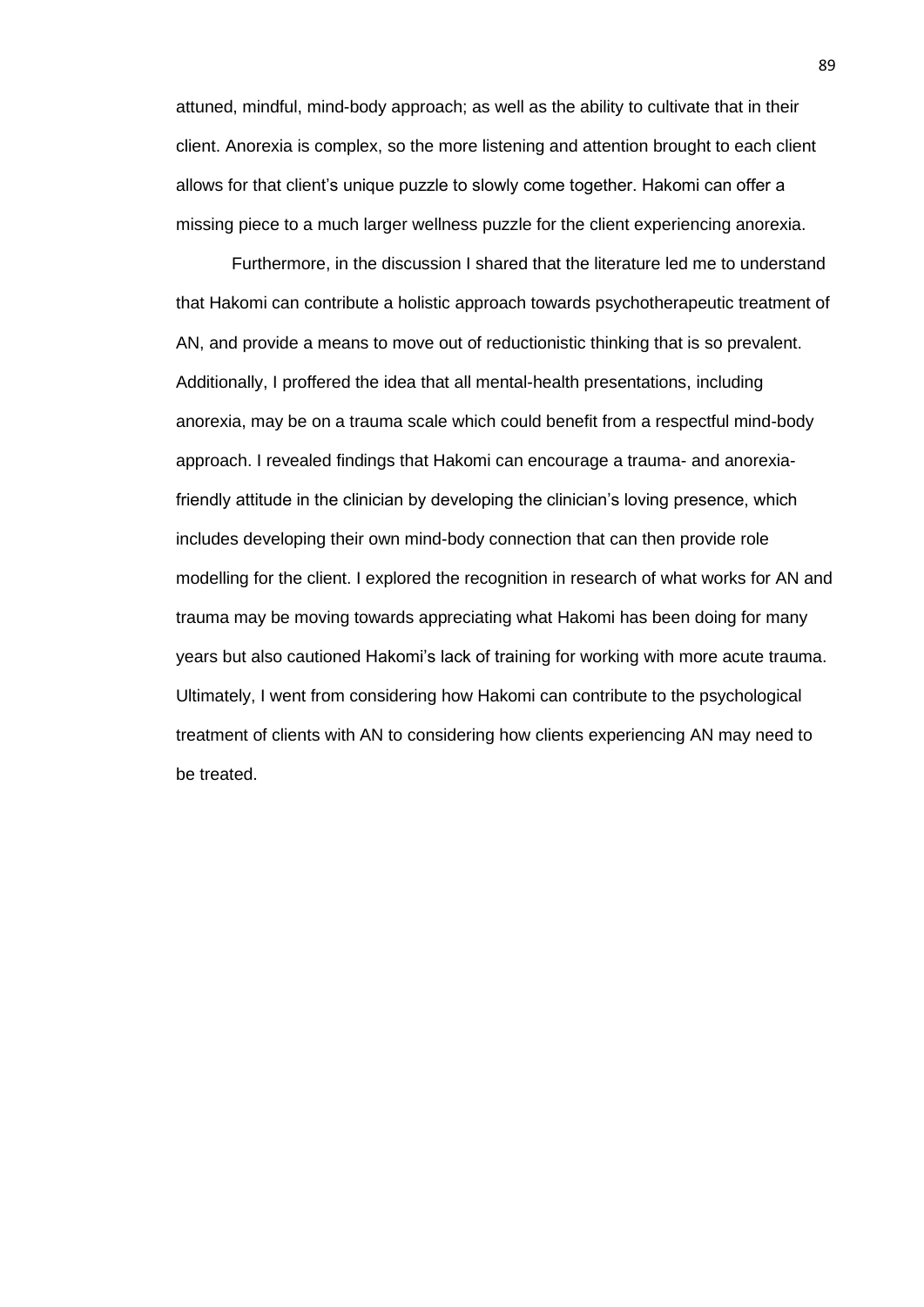attuned, mindful, mind-body approach; as well as the ability to cultivate that in their client. Anorexia is complex, so the more listening and attention brought to each client allows for that client's unique puzzle to slowly come together. Hakomi can offer a missing piece to a much larger wellness puzzle for the client experiencing anorexia.

Furthermore, in the discussion I shared that the literature led me to understand that Hakomi can contribute a holistic approach towards psychotherapeutic treatment of AN, and provide a means to move out of reductionistic thinking that is so prevalent. Additionally, I proffered the idea that all mental-health presentations, including anorexia, may be on a trauma scale which could benefit from a respectful mind-body approach. I revealed findings that Hakomi can encourage a trauma- and anorexia-friendly attitude in the clinician by developing the clinician's loving presence, which includes developing their own mind-body connection that can then provide role modelling for the client. I explored the recognition in research of what works for AN and trauma may be moving towards appreciating what Hakomi has been doing for many years but also cautioned Hakomi's lack of training for working with more acute trauma. Ultimately, I went from considering how Hakomi can contribute to the psychological treatment of clients with AN to considering how clients experiencing AN may need to be treated.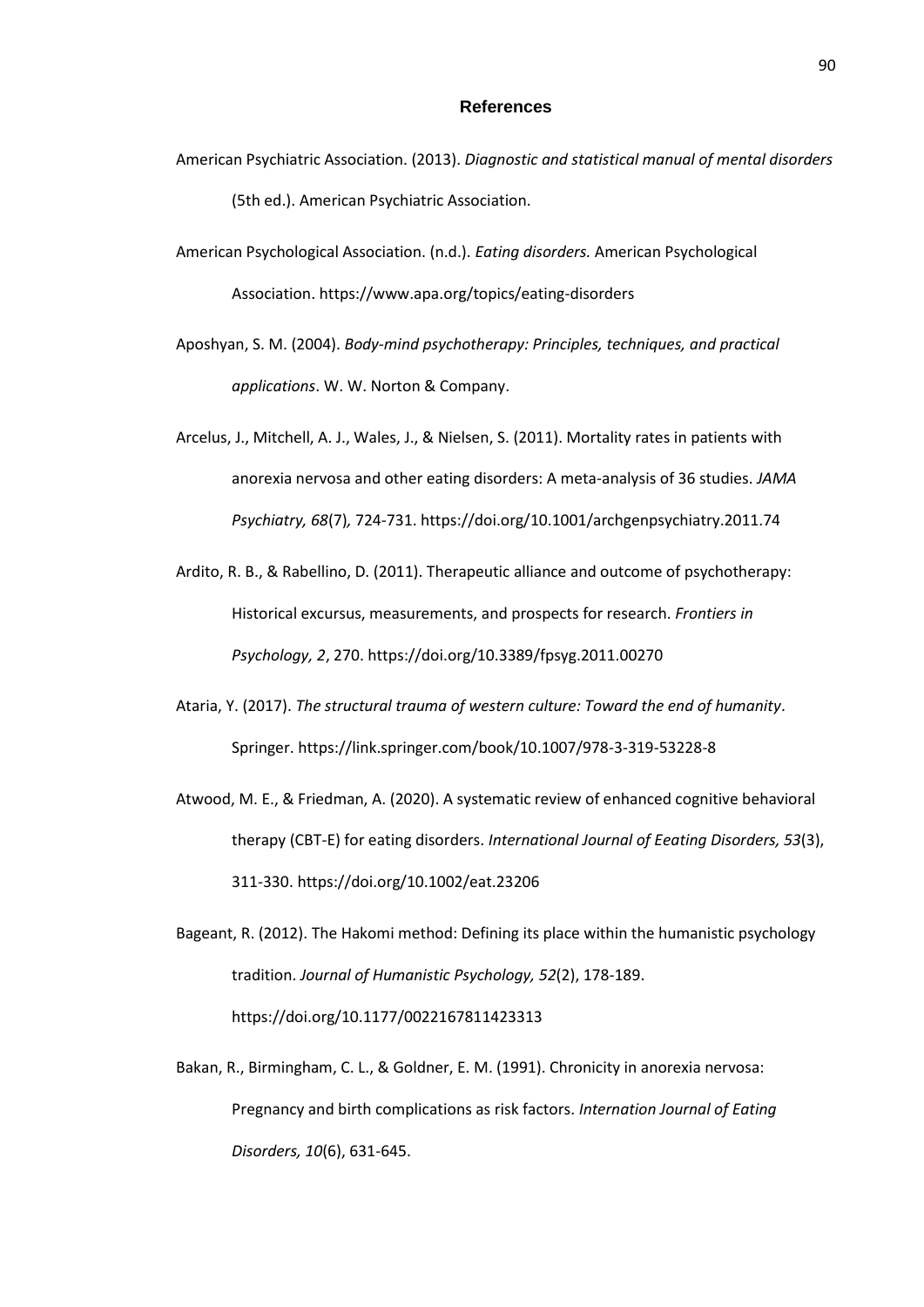# References

American Psychiatric Association. (2013). *Diagnostic and statistical manual of mental disorders* (5th ed.). American Psychiatric Association.

American Psychological Association. (n.d.). *Eating disorders.* American Psychological Association. https://www.apa.org/topics/eating-disorders

Aposhyan, S. M. (2004). *Body-mind psychotherapy: Principles, techniques, and practical applications*. W. W. Norton & Company.

Arcelus, J., Mitchell, A. J., Wales, J., & Nielsen, S. (2011). Mortality rates in patients with anorexia nervosa and other eating disorders: A meta-analysis of 36 studies. *JAMA Psychiatry, 68*(7)*,* 724-731. https://doi.org/10.1001/archgenpsychiatry.2011.74

Ardito, R. B., & Rabellino, D. (2011). Therapeutic alliance and outcome of psychotherapy: Historical excursus, measurements, and prospects for research. *Frontiers in Psychology, 2*, 270. https://doi.org/10.3389/fpsyg.2011.00270

Ataria, Y. (2017). *The structural trauma of western culture: Toward the end of humanity*. Springer. https://link.springer.com/book/10.1007/978-3-319-53228-8

Atwood, M. E., & Friedman, A. (2020). A systematic review of enhanced cognitive behavioral therapy (CBT-E) for eating disorders. *International Journal of Eeating Disorders, 53*(3), 311-330. https://doi.org/10.1002/eat.23206

Bageant, R. (2012). The Hakomi method: Defining its place within the humanistic psychology tradition. *Journal of Humanistic Psychology, 52*(2), 178-189. https://doi.org/10.1177/0022167811423313

Bakan, R., Birmingham, C. L., & Goldner, E. M. (1991). Chronicity in anorexia nervosa: Pregnancy and birth complications as risk factors. *Internation Journal of Eating Disorders, 10*(6), 631-645.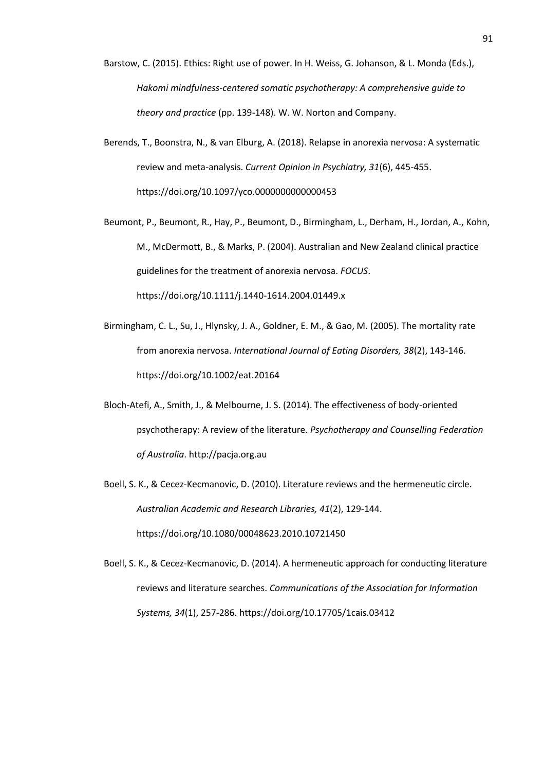Barstow, C. (2015). Ethics: Right use of power. In H. Weiss, G. Johanson, & L. Monda (Eds.), *Hakomi mindfulness-centered somatic psychotherapy: A comprehensive guide to theory and practice* (pp. 139-148). W. W. Norton and Company.

Berends, T., Boonstra, N., & van Elburg, A. (2018). Relapse in anorexia nervosa: A systematic review and meta-analysis. *Current Opinion in Psychiatry, 31*(6), 445-455. https://doi.org/10.1097/yco.0000000000000453

Beumont, P., Beumont, R., Hay, P., Beumont, D., Birmingham, L., Derham, H., Jordan, A., Kohn, M., McDermott, B., & Marks, P. (2004). Australian and New Zealand clinical practice guidelines for the treatment of anorexia nervosa. *FOCUS*. https://doi.org/10.1111/j.1440-1614.2004.01449.x

Birmingham, C. L., Su, J., Hlynsky, J. A., Goldner, E. M., & Gao, M. (2005). The mortality rate from anorexia nervosa. *International Journal of Eating Disorders, 38*(2), 143-146. https://doi.org/10.1002/eat.20164

Bloch-Atefi, A., Smith, J., & Melbourne, J. S. (2014). The effectiveness of body-oriented psychotherapy: A review of the literature. *Psychotherapy and Counselling Federation of Australia*. http://pacja.org.au

Boell, S. K., & Cecez-Kecmanovic, D. (2010). Literature reviews and the hermeneutic circle. *Australian Academic and Research Libraries, 41*(2), 129-144. https://doi.org/10.1080/00048623.2010.10721450

Boell, S. K., & Cecez-Kecmanovic, D. (2014). A hermeneutic approach for conducting literature reviews and literature searches. *Communications of the Association for Information Systems, 34*(1), 257-286. https://doi.org/10.17705/1cais.03412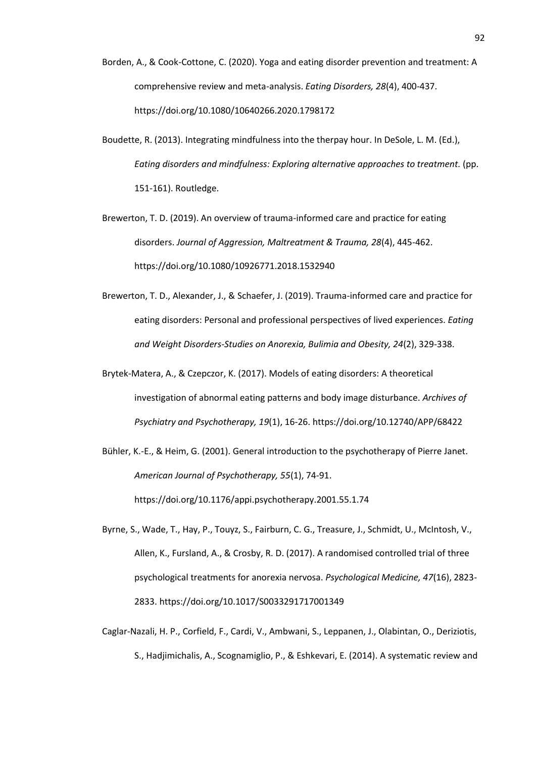Borden, A., & Cook-Cottone, C. (2020). Yoga and eating disorder prevention and treatment: A comprehensive review and meta-analysis. *Eating Disorders, 28*(4), 400-437. https://doi.org/10.1080/10640266.2020.1798172

Boudette, R. (2013). Integrating mindfulness into the therpay hour. In DeSole, L. M. (Ed.), *Eating disorders and mindfulness: Exploring alternative approaches to treatment.* (pp. 151-161). Routledge.

Brewerton, T. D. (2019). An overview of trauma-informed care and practice for eating disorders. *Journal of Aggression, Maltreatment & Trauma, 28*(4), 445-462. https://doi.org/10.1080/10926771.2018.1532940

Brewerton, T. D., Alexander, J., & Schaefer, J. (2019). Trauma-informed care and practice for eating disorders: Personal and professional perspectives of lived experiences. *Eating and Weight Disorders-Studies on Anorexia, Bulimia and Obesity, 24*(2), 329-338.

Brytek-Matera, A., & Czepczor, K. (2017). Models of eating disorders: A theoretical investigation of abnormal eating patterns and body image disturbance. *Archives of Psychiatry and Psychotherapy, 19*(1), 16-26. https://doi.org/10.12740/APP/68422

Bühler, K.-E., & Heim, G. (2001). General introduction to the psychotherapy of Pierre Janet. *American Journal of Psychotherapy, 55*(1), 74-91. https://doi.org/10.1176/appi.psychotherapy.2001.55.1.74

Byrne, S., Wade, T., Hay, P., Touyz, S., Fairburn, C. G., Treasure, J., Schmidt, U., McIntosh, V., Allen, K., Fursland, A., & Crosby, R. D. (2017). A randomised controlled trial of three psychological treatments for anorexia nervosa. *Psychological Medicine, 47*(16), 2823-2833. https://doi.org/10.1017/S0033291717001349

Caglar-Nazali, H. P., Corfield, F., Cardi, V., Ambwani, S., Leppanen, J., Olabintan, O., Deriziotis, S., Hadjimichalis, A., Scognamiglio, P., & Eshkevari, E. (2014). A systematic review and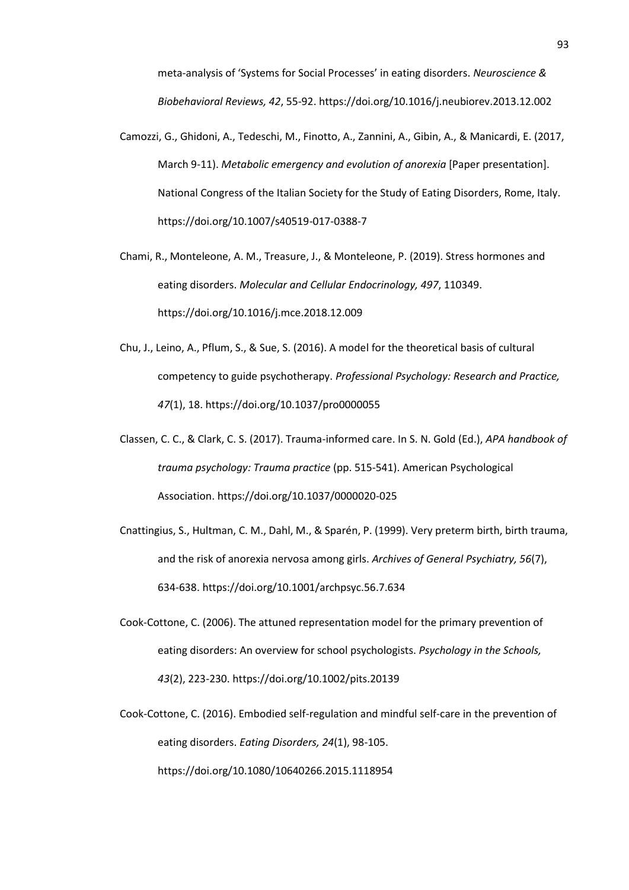meta-analysis of 'Systems for Social Processes' in eating disorders. *Neuroscience & Biobehavioral Reviews, 42*, 55-92. https://doi.org/10.1016/j.neubiorev.2013.12.002

Camozzi, G., Ghidoni, A., Tedeschi, M., Finotto, A., Zannini, A., Gibin, A., & Manicardi, E. (2017, March 9-11). *Metabolic emergency and evolution of anorexia* [Paper presentation]. National Congress of the Italian Society for the Study of Eating Disorders, Rome, Italy. https://doi.org/10.1007/s40519-017-0388-7

Chami, R., Monteleone, A. M., Treasure, J., & Monteleone, P. (2019). Stress hormones and eating disorders. *Molecular and Cellular Endocrinology, 497*, 110349. https://doi.org/10.1016/j.mce.2018.12.009

Chu, J., Leino, A., Pflum, S., & Sue, S. (2016). A model for the theoretical basis of cultural competency to guide psychotherapy. *Professional Psychology: Research and Practice, 47*(1), 18. https://doi.org/10.1037/pro0000055

Classen, C. C., & Clark, C. S. (2017). Trauma-informed care. In S. N. Gold (Ed.), *APA handbook of trauma psychology: Trauma practice* (pp. 515-541). American Psychological Association. https://doi.org/10.1037/0000020-025

Cnattingius, S., Hultman, C. M., Dahl, M., & Sparén, P. (1999). Very preterm birth, birth trauma, and the risk of anorexia nervosa among girls. *Archives of General Psychiatry, 56*(7), 634-638. https://doi.org/10.1001/archpsyc.56.7.634

Cook-Cottone, C. (2006). The attuned representation model for the primary prevention of eating disorders: An overview for school psychologists. *Psychology in the Schools, 43*(2), 223-230. https://doi.org/10.1002/pits.20139

Cook-Cottone, C. (2016). Embodied self-regulation and mindful self-care in the prevention of eating disorders. *Eating Disorders, 24*(1), 98-105. https://doi.org/10.1080/10640266.2015.1118954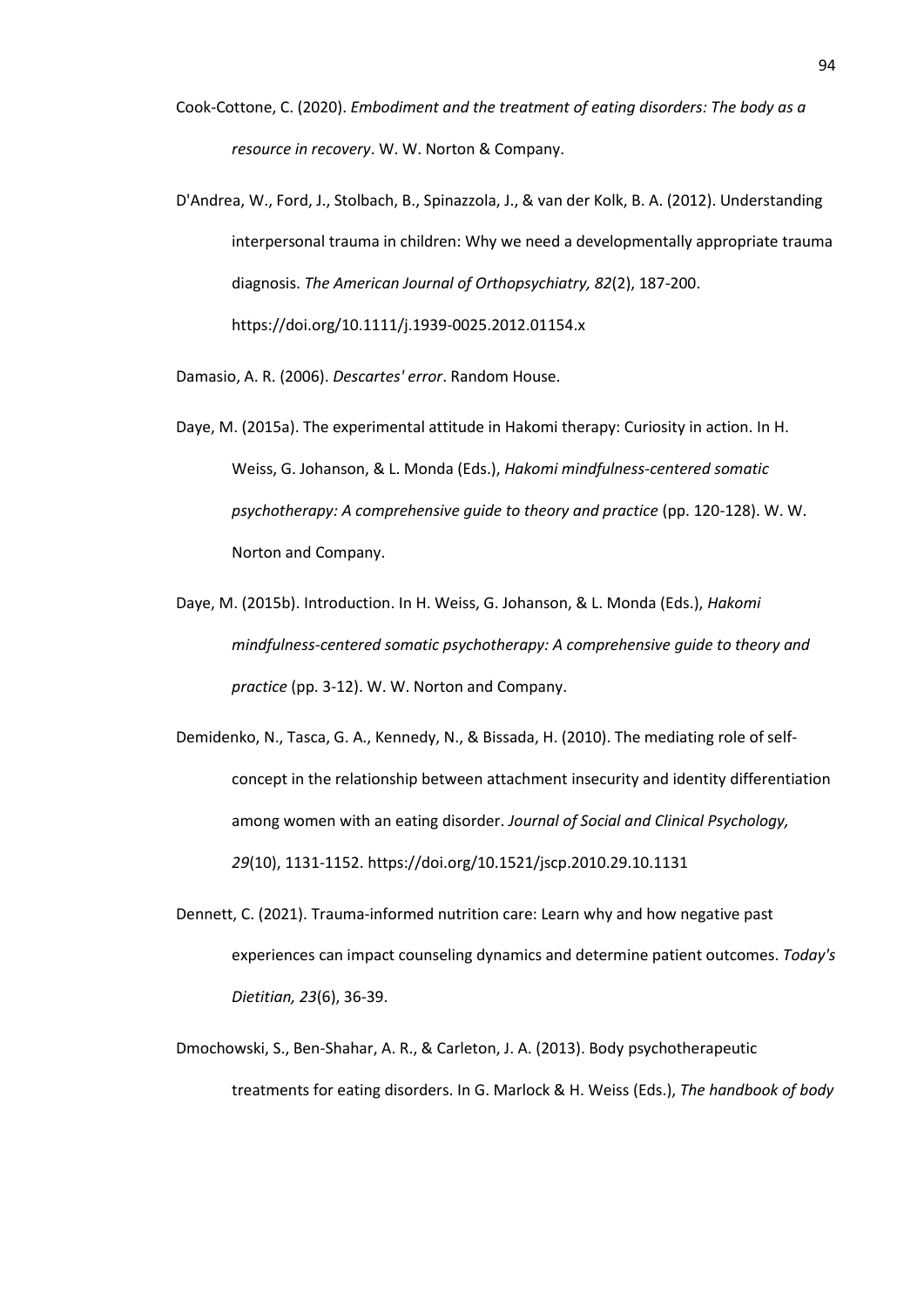Cook-Cottone, C. (2020). *Embodiment and the treatment of eating disorders: The body as a resource in recovery*. W. W. Norton & Company.

D'Andrea, W., Ford, J., Stolbach, B., Spinazzola, J., & van der Kolk, B. A. (2012). Understanding interpersonal trauma in children: Why we need a developmentally appropriate trauma diagnosis. *The American Journal of Orthopsychiatry, 82*(2), 187-200. https://doi.org/10.1111/j.1939-0025.2012.01154.x

Damasio, A. R. (2006). *Descartes' error*. Random House.

Daye, M. (2015a). The experimental attitude in Hakomi therapy: Curiosity in action. In H. Weiss, G. Johanson, & L. Monda (Eds.), *Hakomi mindfulness-centered somatic psychotherapy: A comprehensive guide to theory and practice* (pp. 120-128). W. W. Norton and Company.

Daye, M. (2015b). Introduction. In H. Weiss, G. Johanson, & L. Monda (Eds.), *Hakomi mindfulness-centered somatic psychotherapy: A comprehensive guide to theory and practice* (pp. 3-12). W. W. Norton and Company.

Demidenko, N., Tasca, G. A., Kennedy, N., & Bissada, H. (2010). The mediating role of self-concept in the relationship between attachment insecurity and identity differentiation among women with an eating disorder. *Journal of Social and Clinical Psychology, 29*(10), 1131-1152. https://doi.org/10.1521/jscp.2010.29.10.1131

Dennett, C. (2021). Trauma-informed nutrition care: Learn why and how negative past experiences can impact counseling dynamics and determine patient outcomes. *Today's Dietitian, 23*(6), 36-39.

Dmochowski, S., Ben-Shahar, A. R., & Carleton, J. A. (2013). Body psychotherapeutic treatments for eating disorders. In G. Marlock & H. Weiss (Eds.), *The handbook of body*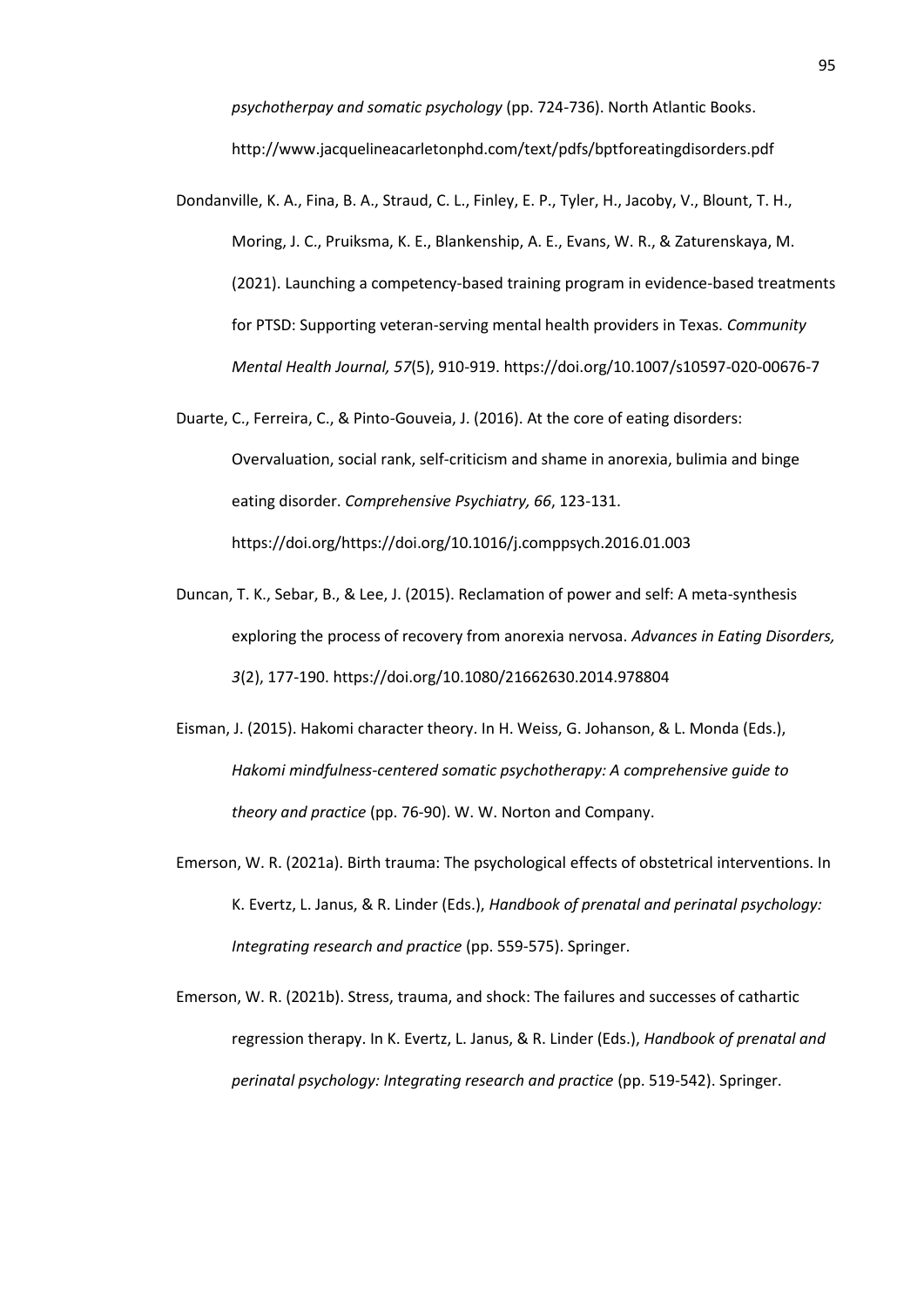*psychotherpay and somatic psychology* (pp. 724-736). North Atlantic Books. http://www.jacquelineacarletonphd.com/text/pdfs/bptforeatingdisorders.pdf

Dondanville, K. A., Fina, B. A., Straud, C. L., Finley, E. P., Tyler, H., Jacoby, V., Blount, T. H., Moring, J. C., Pruiksma, K. E., Blankenship, A. E., Evans, W. R., & Zaturenskaya, M. (2021). Launching a competency-based training program in evidence-based treatments for PTSD: Supporting veteran-serving mental health providers in Texas. *Community Mental Health Journal, 57*(5), 910-919. https://doi.org/10.1007/s10597-020-00676-7

Duarte, C., Ferreira, C., & Pinto-Gouveia, J. (2016). At the core of eating disorders: Overvaluation, social rank, self-criticism and shame in anorexia, bulimia and binge eating disorder. *Comprehensive Psychiatry, 66*, 123-131. https://doi.org/https://doi.org/10.1016/j.comppsych.2016.01.003

Duncan, T. K., Sebar, B., & Lee, J. (2015). Reclamation of power and self: A meta-synthesis exploring the process of recovery from anorexia nervosa. *Advances in Eating Disorders, 3*(2), 177-190. https://doi.org/10.1080/21662630.2014.978804

Eisman, J. (2015). Hakomi character theory. In H. Weiss, G. Johanson, & L. Monda (Eds.), *Hakomi mindfulness-centered somatic psychotherapy: A comprehensive guide to theory and practice* (pp. 76-90). W. W. Norton and Company.

Emerson, W. R. (2021a). Birth trauma: The psychological effects of obstetrical interventions. In K. Evertz, L. Janus, & R. Linder (Eds.), *Handbook of prenatal and perinatal psychology: Integrating research and practice* (pp. 559-575). Springer.

Emerson, W. R. (2021b). Stress, trauma, and shock: The failures and successes of cathartic regression therapy. In K. Evertz, L. Janus, & R. Linder (Eds.), *Handbook of prenatal and perinatal psychology: Integrating research and practice* (pp. 519-542). Springer.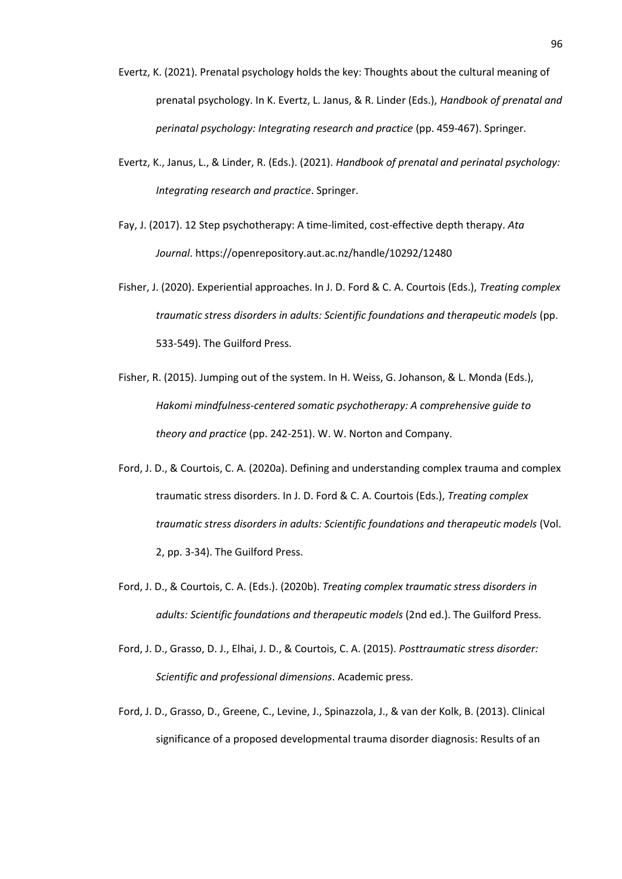Evertz, K. (2021). Prenatal psychology holds the key: Thoughts about the cultural meaning of prenatal psychology. In K. Evertz, L. Janus, & R. Linder (Eds.), *Handbook of prenatal and perinatal psychology: Integrating research and practice* (pp. 459-467). Springer.

Evertz, K., Janus, L., & Linder, R. (Eds.). (2021). *Handbook of prenatal and perinatal psychology: Integrating research and practice*. Springer.

Fay, J. (2017). 12 Step psychotherapy: A time-limited, cost-effective depth therapy. *Ata Journal*. https://openrepository.aut.ac.nz/handle/10292/12480

Fisher, J. (2020). Experiential approaches. In J. D. Ford & C. A. Courtois (Eds.), *Treating complex traumatic stress disorders in adults: Scientific foundations and therapeutic models* (pp. 533-549). The Guilford Press.

Fisher, R. (2015). Jumping out of the system. In H. Weiss, G. Johanson, & L. Monda (Eds.), *Hakomi mindfulness-centered somatic psychotherapy: A comprehensive guide to theory and practice* (pp. 242-251). W. W. Norton and Company.

Ford, J. D., & Courtois, C. A. (2020a). Defining and understanding complex trauma and complex traumatic stress disorders. In J. D. Ford & C. A. Courtois (Eds.), *Treating complex traumatic stress disorders in adults: Scientific foundations and therapeutic models* (Vol. 2, pp. 3-34). The Guilford Press.

Ford, J. D., & Courtois, C. A. (Eds.). (2020b). *Treating complex traumatic stress disorders in adults: Scientific foundations and therapeutic models* (2nd ed.). The Guilford Press.

Ford, J. D., Grasso, D. J., Elhai, J. D., & Courtois, C. A. (2015). *Posttraumatic stress disorder: Scientific and professional dimensions*. Academic press.

Ford, J. D., Grasso, D., Greene, C., Levine, J., Spinazzola, J., & van der Kolk, B. (2013). Clinical significance of a proposed developmental trauma disorder diagnosis: Results of an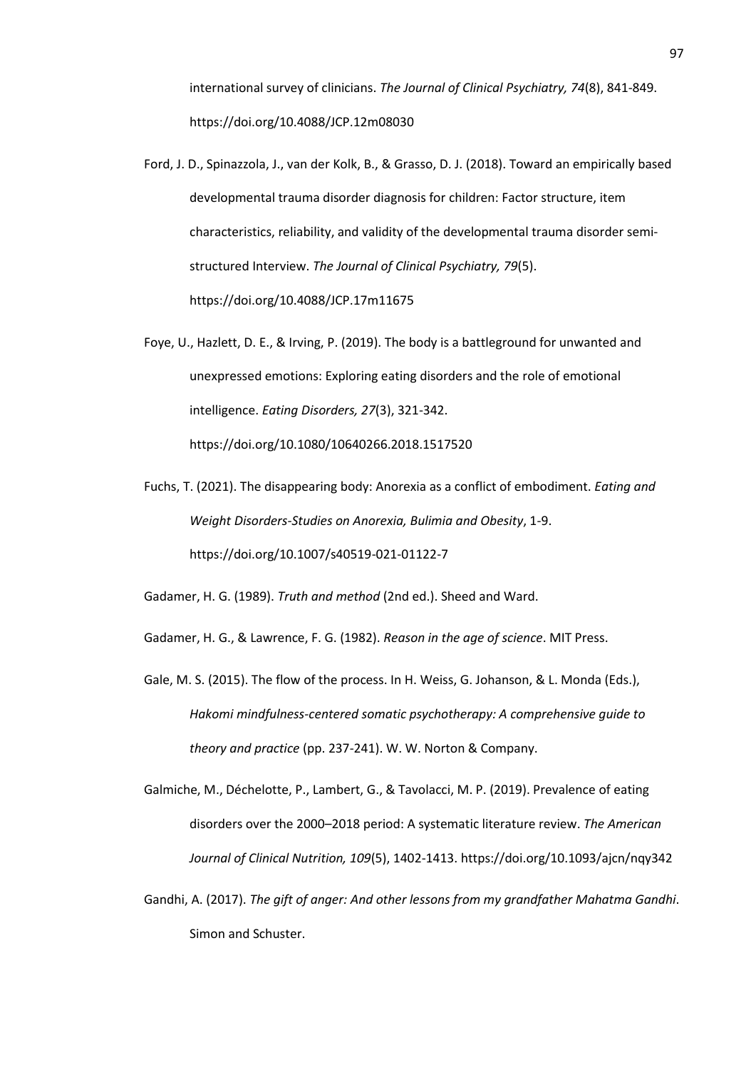international survey of clinicians. *The Journal of Clinical Psychiatry, 74*(8), 841-849. https://doi.org/10.4088/JCP.12m08030

Ford, J. D., Spinazzola, J., van der Kolk, B., & Grasso, D. J. (2018). Toward an empirically based developmental trauma disorder diagnosis for children: Factor structure, item characteristics, reliability, and validity of the developmental trauma disorder semi-structured Interview. *The Journal of Clinical Psychiatry, 79*(5). https://doi.org/10.4088/JCP.17m11675

Foye, U., Hazlett, D. E., & Irving, P. (2019). The body is a battleground for unwanted and unexpressed emotions: Exploring eating disorders and the role of emotional intelligence. *Eating Disorders, 27*(3), 321-342. https://doi.org/10.1080/10640266.2018.1517520

Fuchs, T. (2021). The disappearing body: Anorexia as a conflict of embodiment. *Eating and Weight Disorders-Studies on Anorexia, Bulimia and Obesity*, 1-9. https://doi.org/10.1007/s40519-021-01122-7

Gadamer, H. G. (1989). *Truth and method* (2nd ed.). Sheed and Ward.

Gadamer, H. G., & Lawrence, F. G. (1982). *Reason in the age of science*. MIT Press.

Gale, M. S. (2015). The flow of the process. In H. Weiss, G. Johanson, & L. Monda (Eds.), *Hakomi mindfulness-centered somatic psychotherapy: A comprehensive guide to theory and practice* (pp. 237-241). W. W. Norton & Company.

Galmiche, M., Déchelotte, P., Lambert, G., & Tavolacci, M. P. (2019). Prevalence of eating disorders over the 2000–2018 period: A systematic literature review. *The American Journal of Clinical Nutrition, 109*(5), 1402-1413. https://doi.org/10.1093/ajcn/nqy342

Gandhi, A. (2017). *The gift of anger: And other lessons from my grandfather Mahatma Gandhi*. Simon and Schuster.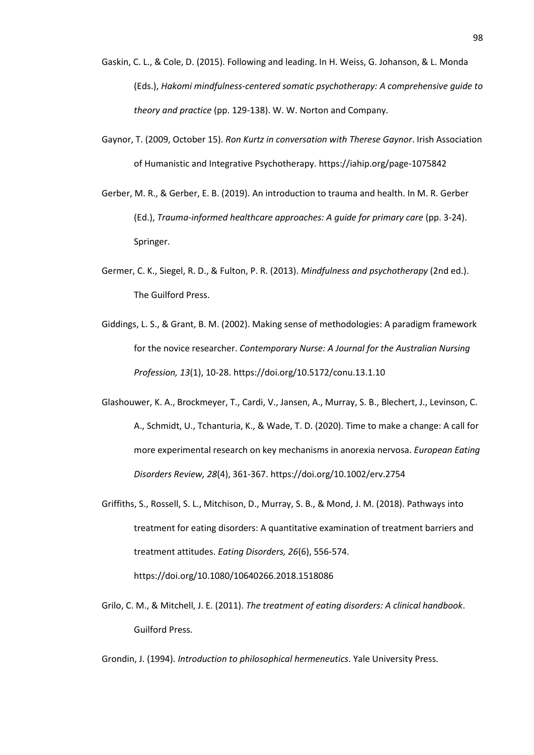Gaskin, C. L., & Cole, D. (2015). Following and leading. In H. Weiss, G. Johanson, & L. Monda (Eds.), *Hakomi mindfulness-centered somatic psychotherapy: A comprehensive guide to theory and practice* (pp. 129-138). W. W. Norton and Company.

Gaynor, T. (2009, October 15). *Ron Kurtz in conversation with Therese Gaynor*. Irish Association of Humanistic and Integrative Psychotherapy. https://iahip.org/page-1075842

Gerber, M. R., & Gerber, E. B. (2019). An introduction to trauma and health. In M. R. Gerber (Ed.), *Trauma-informed healthcare approaches: A guide for primary care* (pp. 3-24). Springer.

Germer, C. K., Siegel, R. D., & Fulton, P. R. (2013). *Mindfulness and psychotherapy* (2nd ed.). The Guilford Press.

Giddings, L. S., & Grant, B. M. (2002). Making sense of methodologies: A paradigm framework for the novice researcher. *Contemporary Nurse: A Journal for the Australian Nursing Profession, 13*(1), 10-28. https://doi.org/10.5172/conu.13.1.10

Glashouwer, K. A., Brockmeyer, T., Cardi, V., Jansen, A., Murray, S. B., Blechert, J., Levinson, C. A., Schmidt, U., Tchanturia, K., & Wade, T. D. (2020). Time to make a change: A call for more experimental research on key mechanisms in anorexia nervosa. *European Eating Disorders Review, 28*(4), 361-367. https://doi.org/10.1002/erv.2754

Griffiths, S., Rossell, S. L., Mitchison, D., Murray, S. B., & Mond, J. M. (2018). Pathways into treatment for eating disorders: A quantitative examination of treatment barriers and treatment attitudes. *Eating Disorders, 26*(6), 556-574. https://doi.org/10.1080/10640266.2018.1518086

Grilo, C. M., & Mitchell, J. E. (2011). *The treatment of eating disorders: A clinical handbook*. Guilford Press.

Grondin, J. (1994). *Introduction to philosophical hermeneutics*. Yale University Press.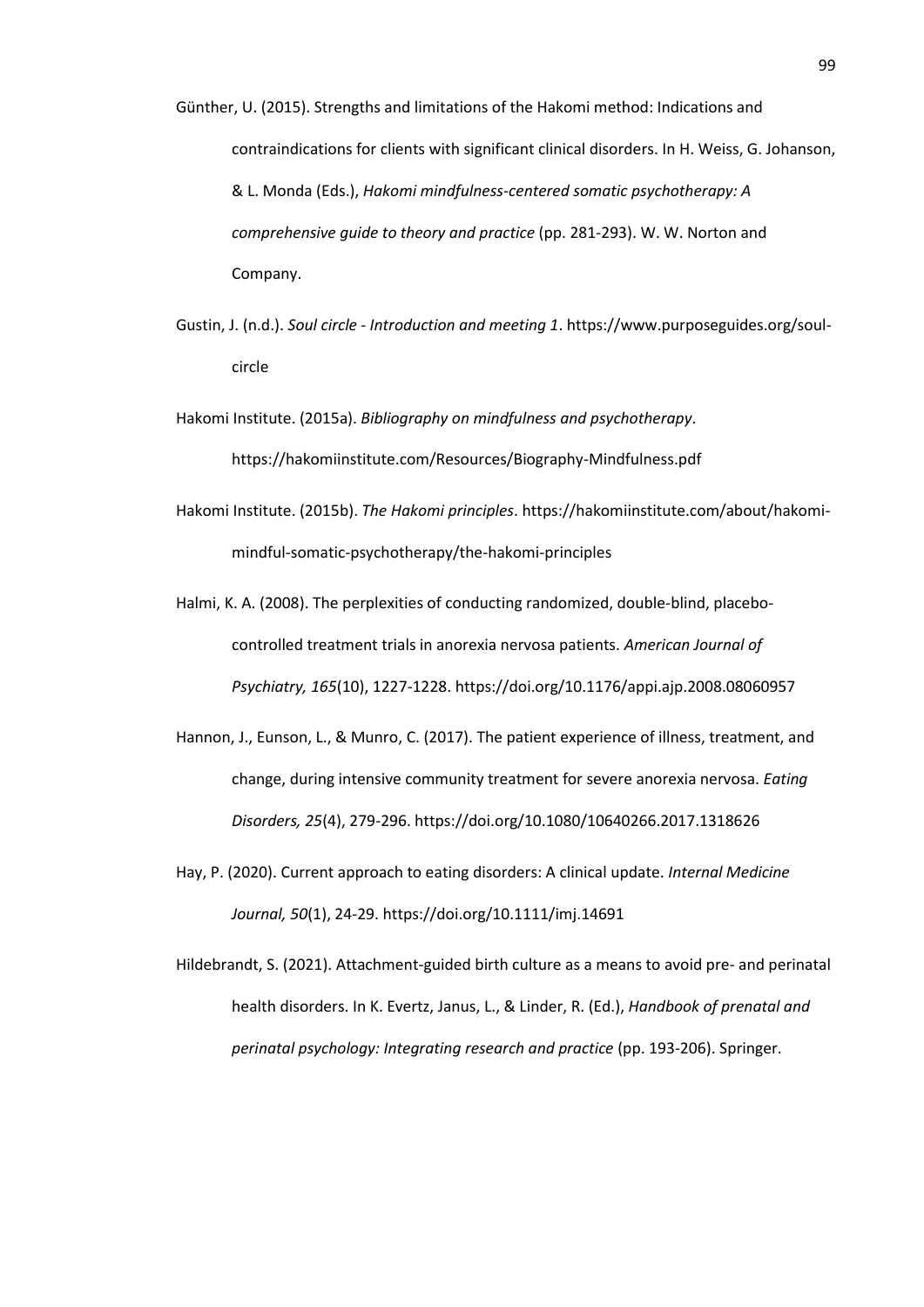Günther, U. (2015). Strengths and limitations of the Hakomi method: Indications and contraindications for clients with significant clinical disorders. In H. Weiss, G. Johanson, & L. Monda (Eds.), *Hakomi mindfulness-centered somatic psychotherapy: A comprehensive guide to theory and practice* (pp. 281-293). W. W. Norton and Company.

Gustin, J. (n.d.). *Soul circle - Introduction and meeting 1*. https://www.purposeguides.org/soul-circle

Hakomi Institute. (2015a). *Bibliography on mindfulness and psychotherapy*. https://hakomiinstitute.com/Resources/Biography-Mindfulness.pdf

Hakomi Institute. (2015b). *The Hakomi principles*. https://hakomiinstitute.com/about/hakomi-mindful-somatic-psychotherapy/the-hakomi-principles

Halmi, K. A. (2008). The perplexities of conducting randomized, double-blind, placebo-controlled treatment trials in anorexia nervosa patients. *American Journal of Psychiatry, 165*(10), 1227-1228. https://doi.org/10.1176/appi.ajp.2008.08060957

Hannon, J., Eunson, L., & Munro, C. (2017). The patient experience of illness, treatment, and change, during intensive community treatment for severe anorexia nervosa. *Eating Disorders, 25*(4), 279-296. https://doi.org/10.1080/10640266.2017.1318626

Hay, P. (2020). Current approach to eating disorders: A clinical update. *Internal Medicine Journal, 50*(1), 24-29. https://doi.org/10.1111/imj.14691

Hildebrandt, S. (2021). Attachment-guided birth culture as a means to avoid pre- and perinatal health disorders. In K. Evertz, Janus, L., & Linder, R. (Ed.), *Handbook of prenatal and perinatal psychology: Integrating research and practice* (pp. 193-206). Springer.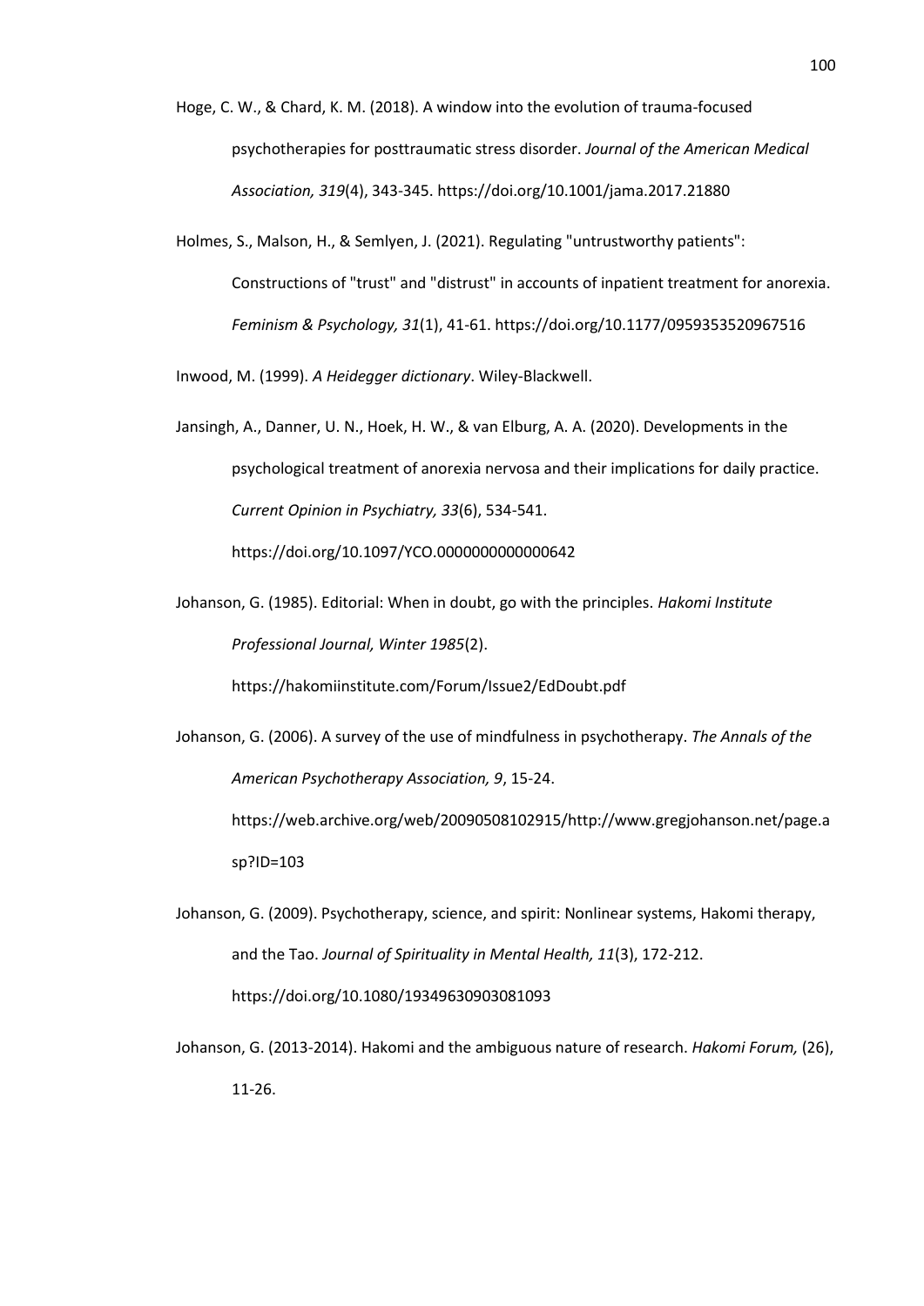Hoge, C. W., & Chard, K. M. (2018). A window into the evolution of trauma-focused psychotherapies for posttraumatic stress disorder. *Journal of the American Medical Association, 319*(4), 343-345. https://doi.org/10.1001/jama.2017.21880

Holmes, S., Malson, H., & Semlyen, J. (2021). Regulating "untrustworthy patients": Constructions of "trust" and "distrust" in accounts of inpatient treatment for anorexia. *Feminism & Psychology, 31*(1), 41-61. https://doi.org/10.1177/0959353520967516

Inwood, M. (1999). *A Heidegger dictionary*. Wiley-Blackwell.

Jansingh, A., Danner, U. N., Hoek, H. W., & van Elburg, A. A. (2020). Developments in the psychological treatment of anorexia nervosa and their implications for daily practice. *Current Opinion in Psychiatry, 33*(6), 534-541. https://doi.org/10.1097/YCO.0000000000000642

Johanson, G. (1985). Editorial: When in doubt, go with the principles. *Hakomi Institute Professional Journal, Winter 1985*(2). https://hakomiinstitute.com/Forum/Issue2/EdDoubt.pdf

Johanson, G. (2006). A survey of the use of mindfulness in psychotherapy. *The Annals of the American Psychotherapy Association, 9*, 15-24. https://web.archive.org/web/20090508102915/http://www.gregjohanson.net/page.asp?ID=103

Johanson, G. (2009). Psychotherapy, science, and spirit: Nonlinear systems, Hakomi therapy, and the Tao. *Journal of Spirituality in Mental Health, 11*(3), 172-212. https://doi.org/10.1080/19349630903081093

Johanson, G. (2013-2014). Hakomi and the ambiguous nature of research. *Hakomi Forum,* (26), 11-26.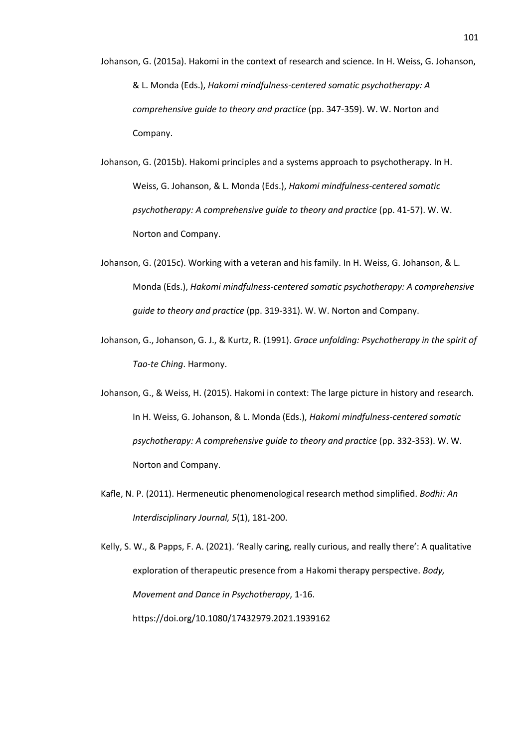Johanson, G. (2015a). Hakomi in the context of research and science. In H. Weiss, G. Johanson, & L. Monda (Eds.), *Hakomi mindfulness-centered somatic psychotherapy: A comprehensive guide to theory and practice* (pp. 347-359). W. W. Norton and Company.

Johanson, G. (2015b). Hakomi principles and a systems approach to psychotherapy. In H. Weiss, G. Johanson, & L. Monda (Eds.), *Hakomi mindfulness-centered somatic psychotherapy: A comprehensive guide to theory and practice* (pp. 41-57). W. W. Norton and Company.

Johanson, G. (2015c). Working with a veteran and his family. In H. Weiss, G. Johanson, & L. Monda (Eds.), *Hakomi mindfulness-centered somatic psychotherapy: A comprehensive guide to theory and practice* (pp. 319-331). W. W. Norton and Company.

Johanson, G., Johanson, G. J., & Kurtz, R. (1991). *Grace unfolding: Psychotherapy in the spirit of Tao-te Ching*. Harmony.

Johanson, G., & Weiss, H. (2015). Hakomi in context: The large picture in history and research. In H. Weiss, G. Johanson, & L. Monda (Eds.), *Hakomi mindfulness-centered somatic psychotherapy: A comprehensive guide to theory and practice* (pp. 332-353). W. W. Norton and Company.

Kafle, N. P. (2011). Hermeneutic phenomenological research method simplified. *Bodhi: An Interdisciplinary Journal, 5*(1), 181-200.

Kelly, S. W., & Papps, F. A. (2021). 'Really caring, really curious, and really there': A qualitative exploration of therapeutic presence from a Hakomi therapy perspective. *Body, Movement and Dance in Psychotherapy*, 1-16. https://doi.org/10.1080/17432979.2021.1939162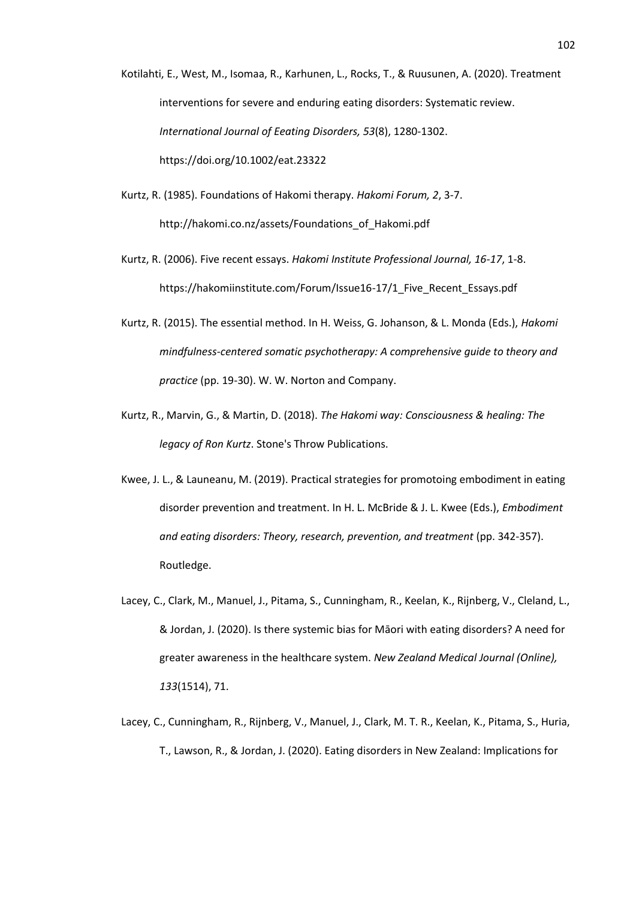Kotilahti, E., West, M., Isomaa, R., Karhunen, L., Rocks, T., & Ruusunen, A. (2020). Treatment interventions for severe and enduring eating disorders: Systematic review. *International Journal of Eeating Disorders, 53*(8), 1280-1302. https://doi.org/10.1002/eat.23322

Kurtz, R. (1985). Foundations of Hakomi therapy. *Hakomi Forum, 2*, 3-7. http://hakomi.co.nz/assets/Foundations_of_Hakomi.pdf

Kurtz, R. (2006). Five recent essays. *Hakomi Institute Professional Journal, 16-17*, 1-8. https://hakomiinstitute.com/Forum/Issue16-17/1_Five_Recent_Essays.pdf

Kurtz, R. (2015). The essential method. In H. Weiss, G. Johanson, & L. Monda (Eds.), *Hakomi mindfulness-centered somatic psychotherapy: A comprehensive guide to theory and practice* (pp. 19-30). W. W. Norton and Company.

Kurtz, R., Marvin, G., & Martin, D. (2018). *The Hakomi way: Consciousness & healing: The legacy of Ron Kurtz*. Stone's Throw Publications.

Kwee, J. L., & Launeanu, M. (2019). Practical strategies for promotoing embodiment in eating disorder prevention and treatment. In H. L. McBride & J. L. Kwee (Eds.), *Embodiment and eating disorders: Theory, research, prevention, and treatment* (pp. 342-357). Routledge.

Lacey, C., Clark, M., Manuel, J., Pitama, S., Cunningham, R., Keelan, K., Rijnberg, V., Cleland, L., & Jordan, J. (2020). Is there systemic bias for Māori with eating disorders? A need for greater awareness in the healthcare system. *New Zealand Medical Journal (Online), 133*(1514), 71.

Lacey, C., Cunningham, R., Rijnberg, V., Manuel, J., Clark, M. T. R., Keelan, K., Pitama, S., Huria, T., Lawson, R., & Jordan, J. (2020). Eating disorders in New Zealand: Implications for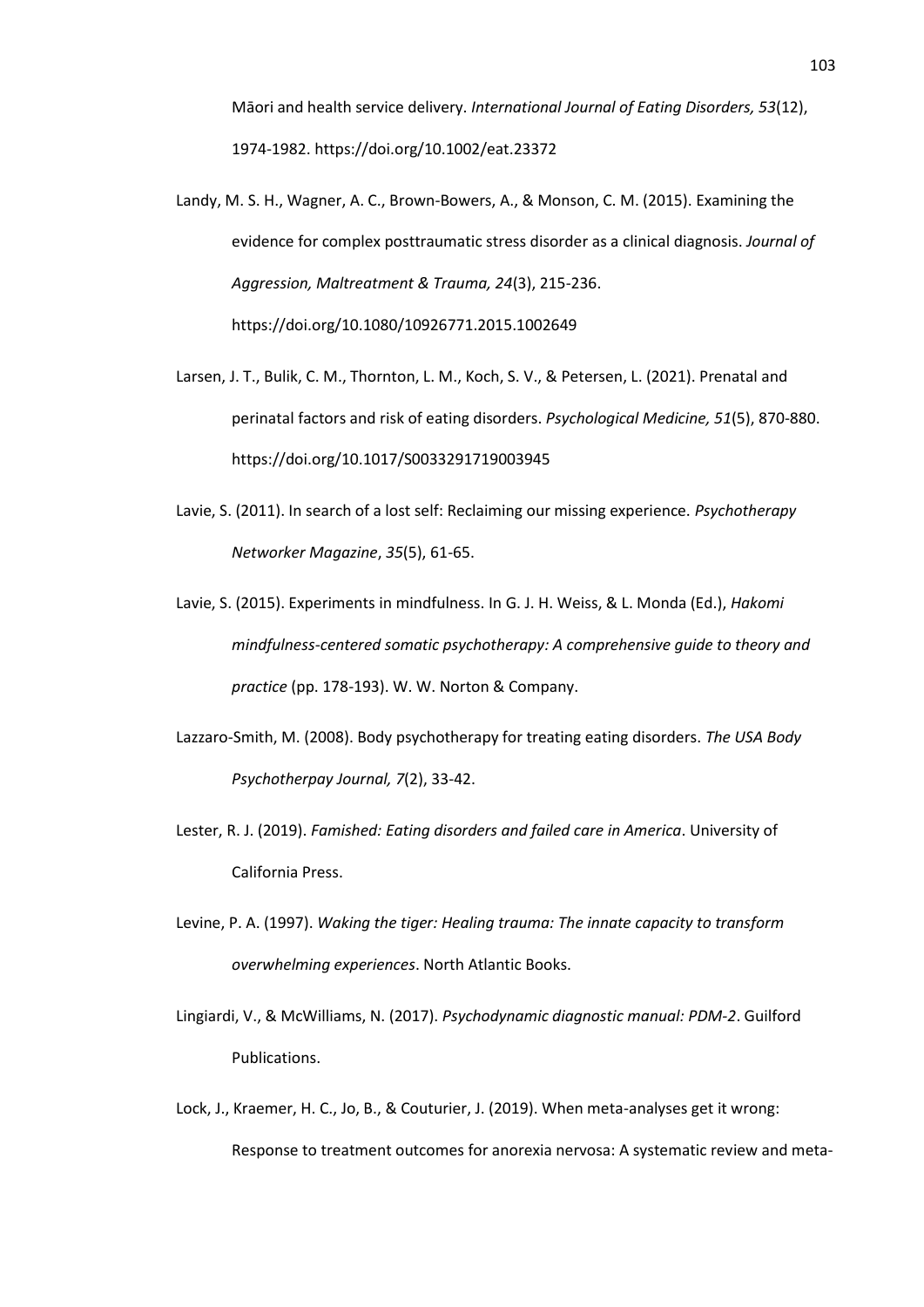Māori and health service delivery. *International Journal of Eating Disorders, 53*(12), 1974-1982. https://doi.org/10.1002/eat.23372

Landy, M. S. H., Wagner, A. C., Brown-Bowers, A., & Monson, C. M. (2015). Examining the evidence for complex posttraumatic stress disorder as a clinical diagnosis. *Journal of Aggression, Maltreatment & Trauma, 24*(3), 215-236. https://doi.org/10.1080/10926771.2015.1002649

Larsen, J. T., Bulik, C. M., Thornton, L. M., Koch, S. V., & Petersen, L. (2021). Prenatal and perinatal factors and risk of eating disorders. *Psychological Medicine, 51*(5), 870-880. https://doi.org/10.1017/S0033291719003945

Lavie, S. (2011). In search of a lost self: Reclaiming our missing experience. *Psychotherapy Networker Magazine*, *35*(5), 61-65.

Lavie, S. (2015). Experiments in mindfulness. In G. J. H. Weiss, & L. Monda (Ed.), *Hakomi mindfulness-centered somatic psychotherapy: A comprehensive guide to theory and practice* (pp. 178-193). W. W. Norton & Company.

Lazzaro-Smith, M. (2008). Body psychotherapy for treating eating disorders. *The USA Body Psychotherpay Journal, 7*(2), 33-42.

Lester, R. J. (2019). *Famished: Eating disorders and failed care in America*. University of California Press.

Levine, P. A. (1997). *Waking the tiger: Healing trauma: The innate capacity to transform overwhelming experiences*. North Atlantic Books.

Lingiardi, V., & McWilliams, N. (2017). *Psychodynamic diagnostic manual: PDM-2*. Guilford Publications.

Lock, J., Kraemer, H. C., Jo, B., & Couturier, J. (2019). When meta-analyses get it wrong: Response to treatment outcomes for anorexia nervosa: A systematic review and meta-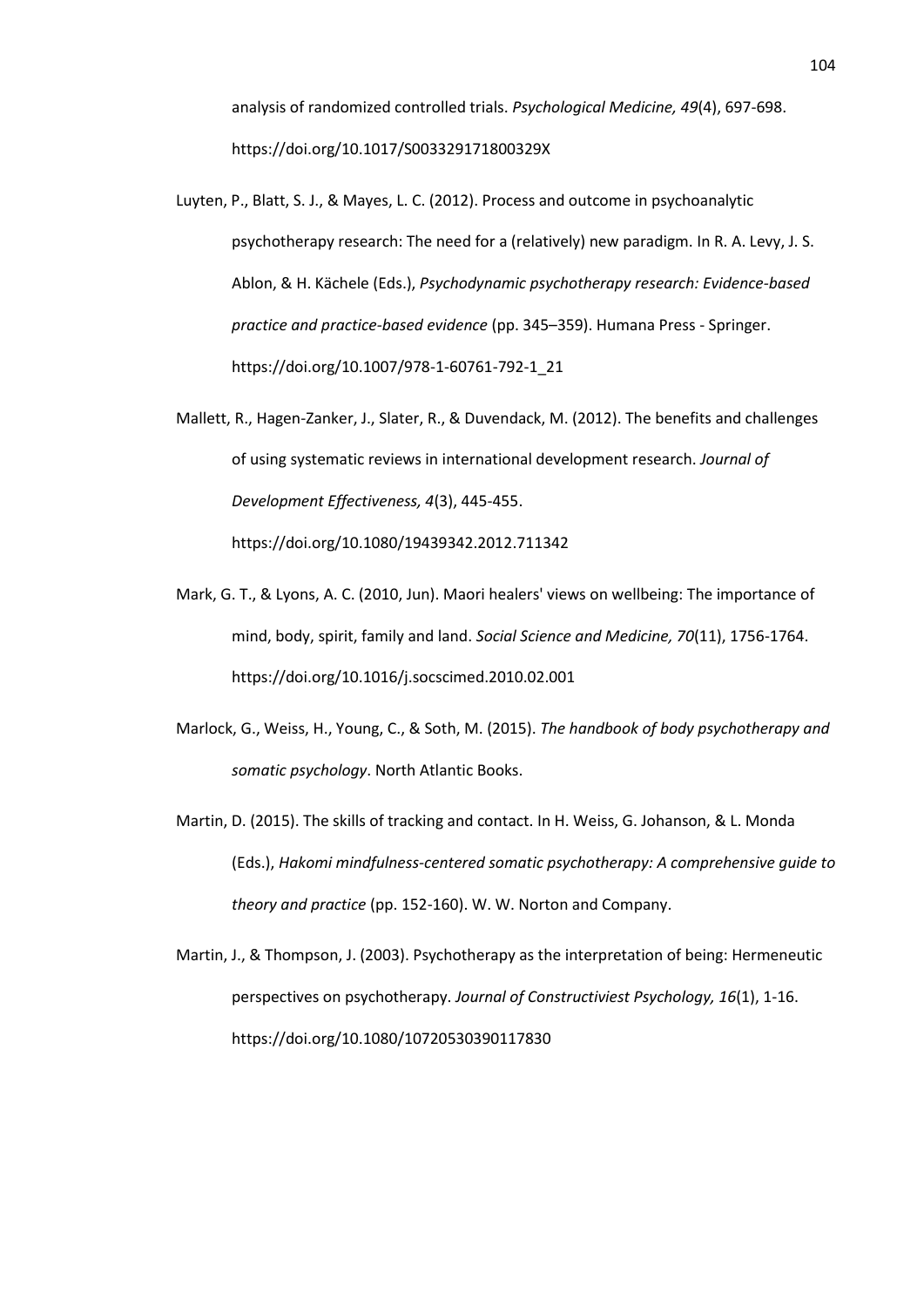analysis of randomized controlled trials. *Psychological Medicine, 49*(4), 697-698. https://doi.org/10.1017/S003329171800329X

Luyten, P., Blatt, S. J., & Mayes, L. C. (2012). Process and outcome in psychoanalytic psychotherapy research: The need for a (relatively) new paradigm. In R. A. Levy, J. S. Ablon, & H. Kächele (Eds.), *Psychodynamic psychotherapy research: Evidence-based practice and practice-based evidence* (pp. 345–359). Humana Press - Springer. https://doi.org/10.1007/978-1-60761-792-1_21

Mallett, R., Hagen-Zanker, J., Slater, R., & Duvendack, M. (2012). The benefits and challenges of using systematic reviews in international development research. *Journal of Development Effectiveness, 4*(3), 445-455. https://doi.org/10.1080/19439342.2012.711342

Mark, G. T., & Lyons, A. C. (2010, Jun). Maori healers' views on wellbeing: The importance of mind, body, spirit, family and land. *Social Science and Medicine, 70*(11), 1756-1764. https://doi.org/10.1016/j.socscimed.2010.02.001

Marlock, G., Weiss, H., Young, C., & Soth, M. (2015). *The handbook of body psychotherapy and somatic psychology*. North Atlantic Books.

Martin, D. (2015). The skills of tracking and contact. In H. Weiss, G. Johanson, & L. Monda (Eds.), *Hakomi mindfulness-centered somatic psychotherapy: A comprehensive guide to theory and practice* (pp. 152-160). W. W. Norton and Company.

Martin, J., & Thompson, J. (2003). Psychotherapy as the interpretation of being: Hermeneutic perspectives on psychotherapy. *Journal of Constructiviest Psychology, 16*(1), 1-16. https://doi.org/10.1080/10720530390117830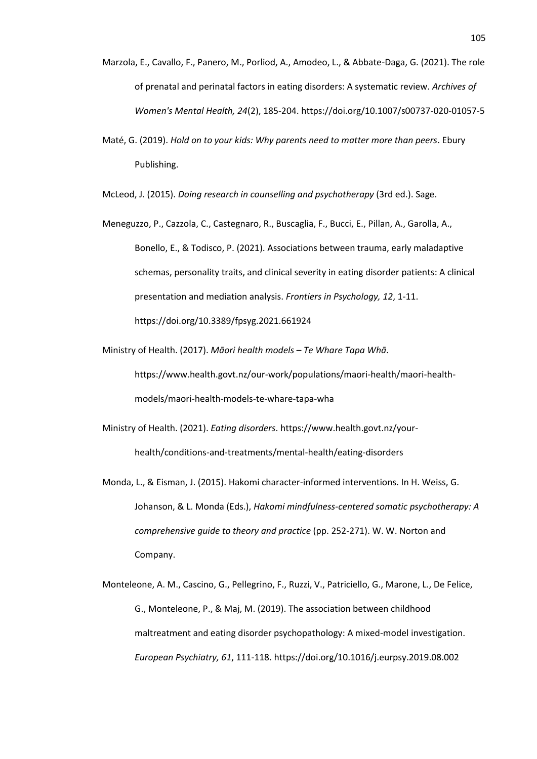Marzola, E., Cavallo, F., Panero, M., Porliod, A., Amodeo, L., & Abbate-Daga, G. (2021). The role of prenatal and perinatal factors in eating disorders: A systematic review. *Archives of Women's Mental Health, 24*(2), 185-204. https://doi.org/10.1007/s00737-020-01057-5

Maté, G. (2019). *Hold on to your kids: Why parents need to matter more than peers*. Ebury Publishing.

McLeod, J. (2015). *Doing research in counselling and psychotherapy* (3rd ed.). Sage.

Meneguzzo, P., Cazzola, C., Castegnaro, R., Buscaglia, F., Bucci, E., Pillan, A., Garolla, A., Bonello, E., & Todisco, P. (2021). Associations between trauma, early maladaptive schemas, personality traits, and clinical severity in eating disorder patients: A clinical presentation and mediation analysis. *Frontiers in Psychology, 12*, 1-11. https://doi.org/10.3389/fpsyg.2021.661924

Ministry of Health. (2017). *Māori health models – Te Whare Tapa Whā*. https://www.health.govt.nz/our-work/populations/maori-health/maori-health-models/maori-health-models-te-whare-tapa-wha

Ministry of Health. (2021). *Eating disorders*. https://www.health.govt.nz/your-health/conditions-and-treatments/mental-health/eating-disorders

Monda, L., & Eisman, J. (2015). Hakomi character-informed interventions. In H. Weiss, G. Johanson, & L. Monda (Eds.), *Hakomi mindfulness-centered somatic psychotherapy: A comprehensive guide to theory and practice* (pp. 252-271). W. W. Norton and Company.

Monteleone, A. M., Cascino, G., Pellegrino, F., Ruzzi, V., Patriciello, G., Marone, L., De Felice, G., Monteleone, P., & Maj, M. (2019). The association between childhood maltreatment and eating disorder psychopathology: A mixed-model investigation. *European Psychiatry, 61*, 111-118. https://doi.org/10.1016/j.eurpsy.2019.08.002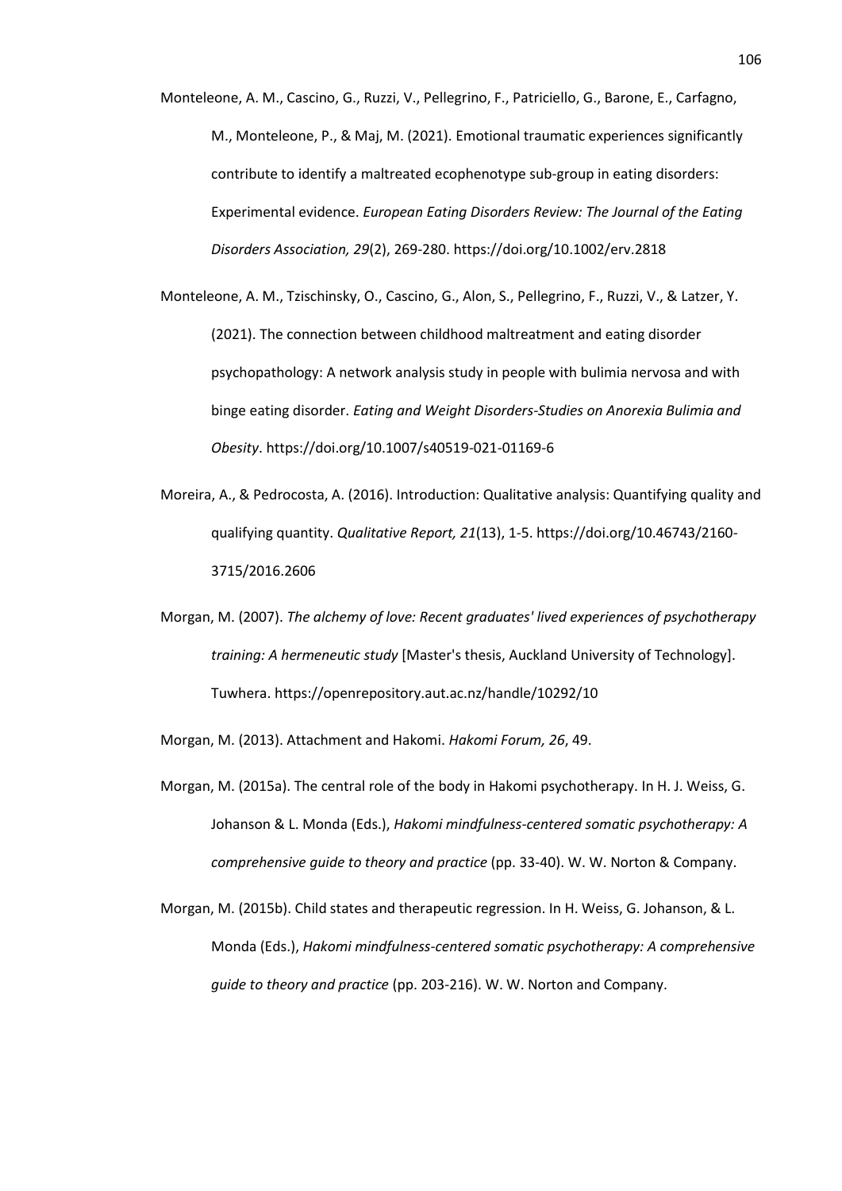Monteleone, A. M., Cascino, G., Ruzzi, V., Pellegrino, F., Patriciello, G., Barone, E., Carfagno, M., Monteleone, P., & Maj, M. (2021). Emotional traumatic experiences significantly contribute to identify a maltreated ecophenotype sub-group in eating disorders: Experimental evidence. *European Eating Disorders Review: The Journal of the Eating Disorders Association, 29*(2), 269-280. https://doi.org/10.1002/erv.2818

Monteleone, A. M., Tzischinsky, O., Cascino, G., Alon, S., Pellegrino, F., Ruzzi, V., & Latzer, Y. (2021). The connection between childhood maltreatment and eating disorder psychopathology: A network analysis study in people with bulimia nervosa and with binge eating disorder. *Eating and Weight Disorders-Studies on Anorexia Bulimia and Obesity*. https://doi.org/10.1007/s40519-021-01169-6

Moreira, A., & Pedrocosta, A. (2016). Introduction: Qualitative analysis: Quantifying quality and qualifying quantity. *Qualitative Report, 21*(13), 1-5. https://doi.org/10.46743/2160-3715/2016.2606

Morgan, M. (2007). *The alchemy of love: Recent graduates' lived experiences of psychotherapy training: A hermeneutic study* [Master's thesis, Auckland University of Technology]. Tuwhera. https://openrepository.aut.ac.nz/handle/10292/10

Morgan, M. (2013). Attachment and Hakomi. *Hakomi Forum, 26*, 49.

Morgan, M. (2015a). The central role of the body in Hakomi psychotherapy. In H. J. Weiss, G. Johanson & L. Monda (Eds.), *Hakomi mindfulness-centered somatic psychotherapy: A comprehensive guide to theory and practice* (pp. 33-40). W. W. Norton & Company.

Morgan, M. (2015b). Child states and therapeutic regression. In H. Weiss, G. Johanson, & L. Monda (Eds.), *Hakomi mindfulness-centered somatic psychotherapy: A comprehensive guide to theory and practice* (pp. 203-216). W. W. Norton and Company.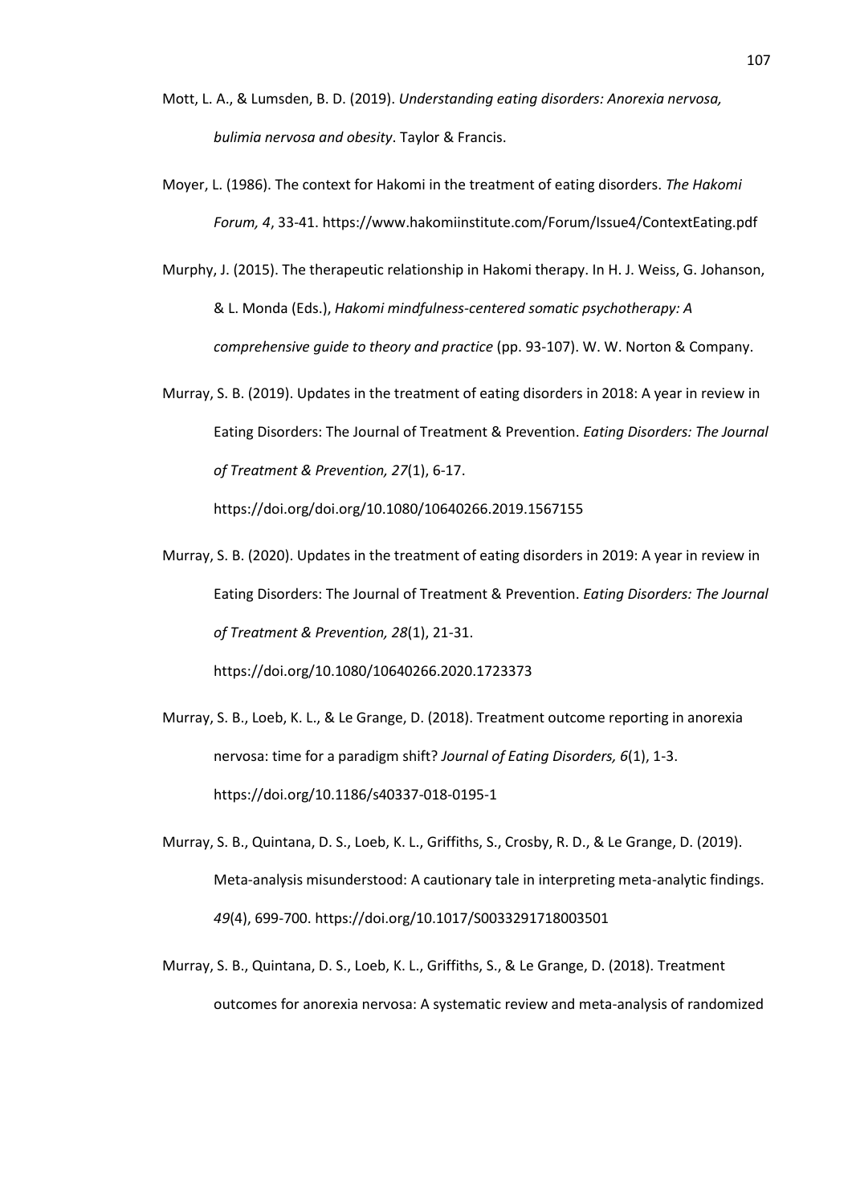Mott, L. A., & Lumsden, B. D. (2019). *Understanding eating disorders: Anorexia nervosa, bulimia nervosa and obesity*. Taylor & Francis.

Moyer, L. (1986). The context for Hakomi in the treatment of eating disorders. *The Hakomi Forum, 4*, 33-41. https://www.hakomiinstitute.com/Forum/Issue4/ContextEating.pdf

Murphy, J. (2015). The therapeutic relationship in Hakomi therapy. In H. J. Weiss, G. Johanson, & L. Monda (Eds.), *Hakomi mindfulness-centered somatic psychotherapy: A comprehensive guide to theory and practice* (pp. 93-107). W. W. Norton & Company.

Murray, S. B. (2019). Updates in the treatment of eating disorders in 2018: A year in review in Eating Disorders: The Journal of Treatment & Prevention. *Eating Disorders: The Journal of Treatment & Prevention, 27*(1), 6-17. https://doi.org/doi.org/10.1080/10640266.2019.1567155

Murray, S. B. (2020). Updates in the treatment of eating disorders in 2019: A year in review in Eating Disorders: The Journal of Treatment & Prevention. *Eating Disorders: The Journal of Treatment & Prevention, 28*(1), 21-31. https://doi.org/10.1080/10640266.2020.1723373

Murray, S. B., Loeb, K. L., & Le Grange, D. (2018). Treatment outcome reporting in anorexia nervosa: time for a paradigm shift? *Journal of Eating Disorders, 6*(1), 1-3. https://doi.org/10.1186/s40337-018-0195-1

Murray, S. B., Quintana, D. S., Loeb, K. L., Griffiths, S., Crosby, R. D., & Le Grange, D. (2019). Meta-analysis misunderstood: A cautionary tale in interpreting meta-analytic findings. *49*(4), 699-700. https://doi.org/10.1017/S0033291718003501

Murray, S. B., Quintana, D. S., Loeb, K. L., Griffiths, S., & Le Grange, D. (2018). Treatment outcomes for anorexia nervosa: A systematic review and meta-analysis of randomized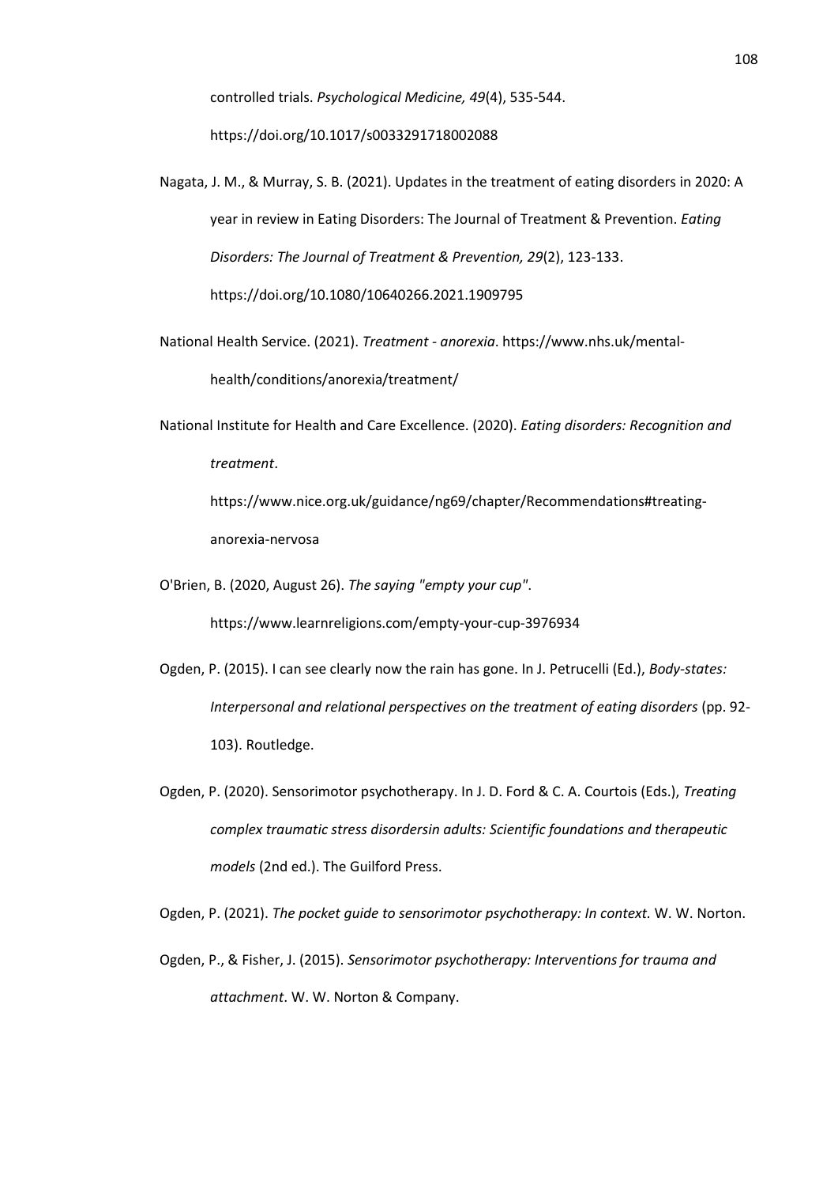controlled trials. *Psychological Medicine, 49*(4), 535-544. https://doi.org/10.1017/s0033291718002088

Nagata, J. M., & Murray, S. B. (2021). Updates in the treatment of eating disorders in 2020: A year in review in Eating Disorders: The Journal of Treatment & Prevention. *Eating Disorders: The Journal of Treatment & Prevention, 29*(2), 123-133. https://doi.org/10.1080/10640266.2021.1909795

National Health Service. (2021). *Treatment - anorexia*. https://www.nhs.uk/mental-health/conditions/anorexia/treatment/

National Institute for Health and Care Excellence. (2020). *Eating disorders: Recognition and treatment*. https://www.nice.org.uk/guidance/ng69/chapter/Recommendations#treating-anorexia-nervosa

O'Brien, B. (2020, August 26). *The saying "empty your cup"*. https://www.learnreligions.com/empty-your-cup-3976934

Ogden, P. (2015). I can see clearly now the rain has gone. In J. Petrucelli (Ed.), *Body-states: Interpersonal and relational perspectives on the treatment of eating disorders* (pp. 92-103). Routledge.

Ogden, P. (2020). Sensorimotor psychotherapy. In J. D. Ford & C. A. Courtois (Eds.), *Treating complex traumatic stress disordersin adults: Scientific foundations and therapeutic models* (2nd ed.). The Guilford Press.

Ogden, P. (2021). *The pocket guide to sensorimotor psychotherapy: In context.* W. W. Norton.

Ogden, P., & Fisher, J. (2015). *Sensorimotor psychotherapy: Interventions for trauma and attachment*. W. W. Norton & Company.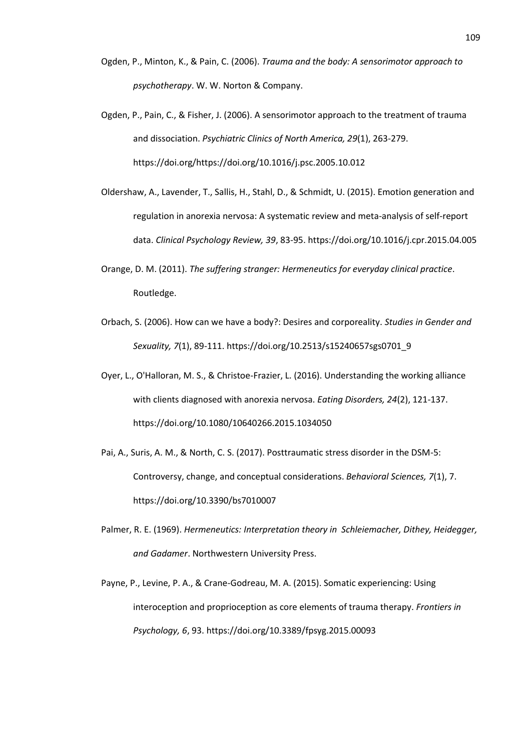Ogden, P., Minton, K., & Pain, C. (2006). *Trauma and the body: A sensorimotor approach to psychotherapy*. W. W. Norton & Company.

Ogden, P., Pain, C., & Fisher, J. (2006). A sensorimotor approach to the treatment of trauma and dissociation. *Psychiatric Clinics of North America, 29*(1), 263-279. https://doi.org/https://doi.org/10.1016/j.psc.2005.10.012

Oldershaw, A., Lavender, T., Sallis, H., Stahl, D., & Schmidt, U. (2015). Emotion generation and regulation in anorexia nervosa: A systematic review and meta-analysis of self-report data. *Clinical Psychology Review, 39*, 83-95. https://doi.org/10.1016/j.cpr.2015.04.005

Orange, D. M. (2011). *The suffering stranger: Hermeneutics for everyday clinical practice*. Routledge.

Orbach, S. (2006). How can we have a body?: Desires and corporeality. *Studies in Gender and Sexuality, 7*(1), 89-111. https://doi.org/10.2513/s15240657sgs0701_9

Oyer, L., O'Halloran, M. S., & Christoe-Frazier, L. (2016). Understanding the working alliance with clients diagnosed with anorexia nervosa. *Eating Disorders, 24*(2), 121-137. https://doi.org/10.1080/10640266.2015.1034050

Pai, A., Suris, A. M., & North, C. S. (2017). Posttraumatic stress disorder in the DSM-5: Controversy, change, and conceptual considerations. *Behavioral Sciences, 7*(1), 7. https://doi.org/10.3390/bs7010007

Palmer, R. E. (1969). *Hermeneutics: Interpretation theory in  Schleiemacher, Dithey, Heidegger, and Gadamer*. Northwestern University Press.

Payne, P., Levine, P. A., & Crane-Godreau, M. A. (2015). Somatic experiencing: Using interoception and proprioception as core elements of trauma therapy. *Frontiers in Psychology, 6*, 93. https://doi.org/10.3389/fpsyg.2015.00093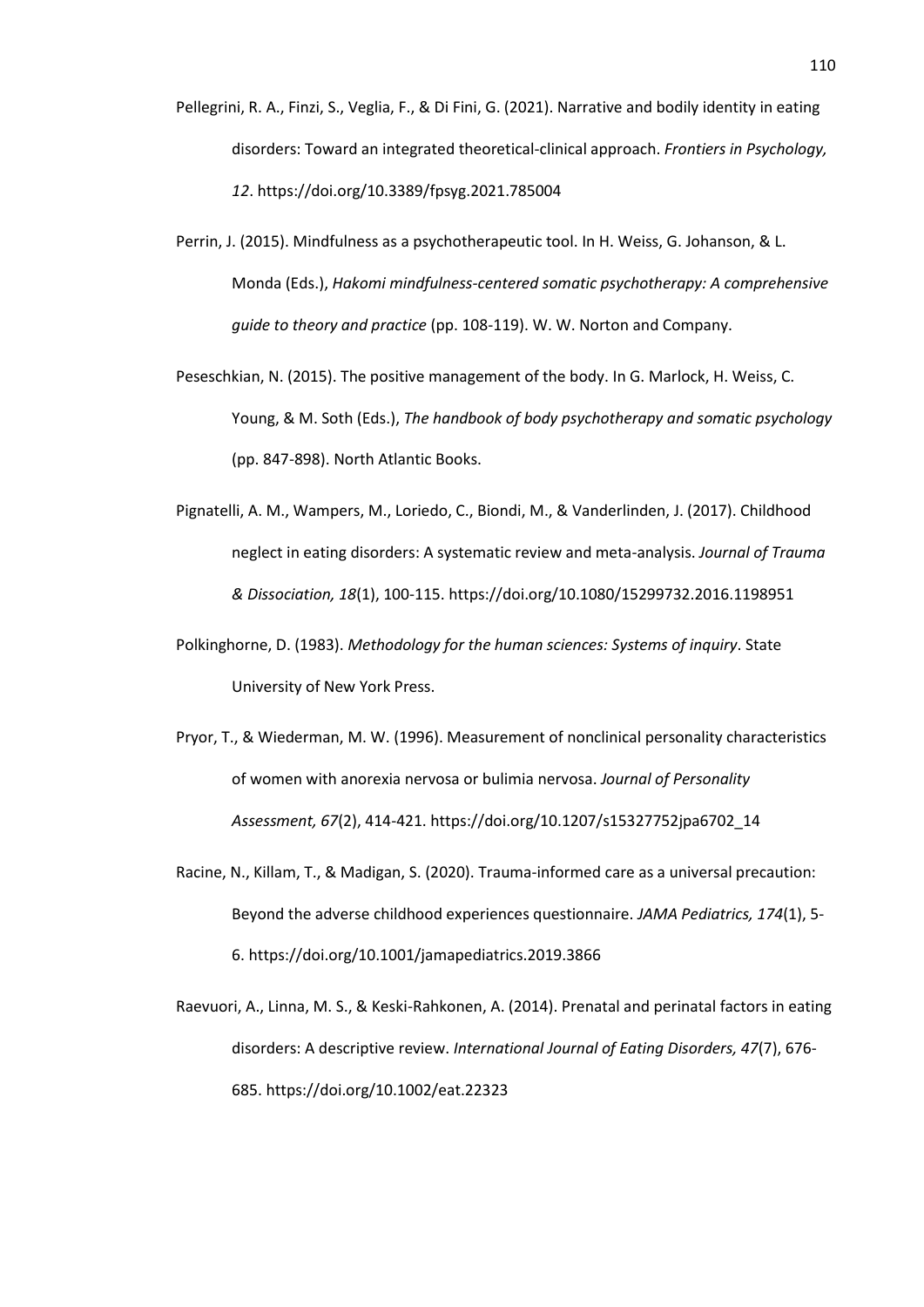Pellegrini, R. A., Finzi, S., Veglia, F., & Di Fini, G. (2021). Narrative and bodily identity in eating disorders: Toward an integrated theoretical-clinical approach. *Frontiers in Psychology, 12*. https://doi.org/10.3389/fpsyg.2021.785004

Perrin, J. (2015). Mindfulness as a psychotherapeutic tool. In H. Weiss, G. Johanson, & L. Monda (Eds.), *Hakomi mindfulness-centered somatic psychotherapy: A comprehensive guide to theory and practice* (pp. 108-119). W. W. Norton and Company.

Peseschkian, N. (2015). The positive management of the body. In G. Marlock, H. Weiss, C. Young, & M. Soth (Eds.), *The handbook of body psychotherapy and somatic psychology* (pp. 847-898). North Atlantic Books.

Pignatelli, A. M., Wampers, M., Loriedo, C., Biondi, M., & Vanderlinden, J. (2017). Childhood neglect in eating disorders: A systematic review and meta-analysis. *Journal of Trauma & Dissociation, 18*(1), 100-115. https://doi.org/10.1080/15299732.2016.1198951

Polkinghorne, D. (1983). *Methodology for the human sciences: Systems of inquiry*. State University of New York Press.

Pryor, T., & Wiederman, M. W. (1996). Measurement of nonclinical personality characteristics of women with anorexia nervosa or bulimia nervosa. *Journal of Personality Assessment, 67*(2), 414-421. https://doi.org/10.1207/s15327752jpa6702_14

Racine, N., Killam, T., & Madigan, S. (2020). Trauma-informed care as a universal precaution: Beyond the adverse childhood experiences questionnaire. *JAMA Pediatrics, 174*(1), 5-6. https://doi.org/10.1001/jamapediatrics.2019.3866

Raevuori, A., Linna, M. S., & Keski-Rahkonen, A. (2014). Prenatal and perinatal factors in eating disorders: A descriptive review. *International Journal of Eating Disorders, 47*(7), 676-685. https://doi.org/10.1002/eat.22323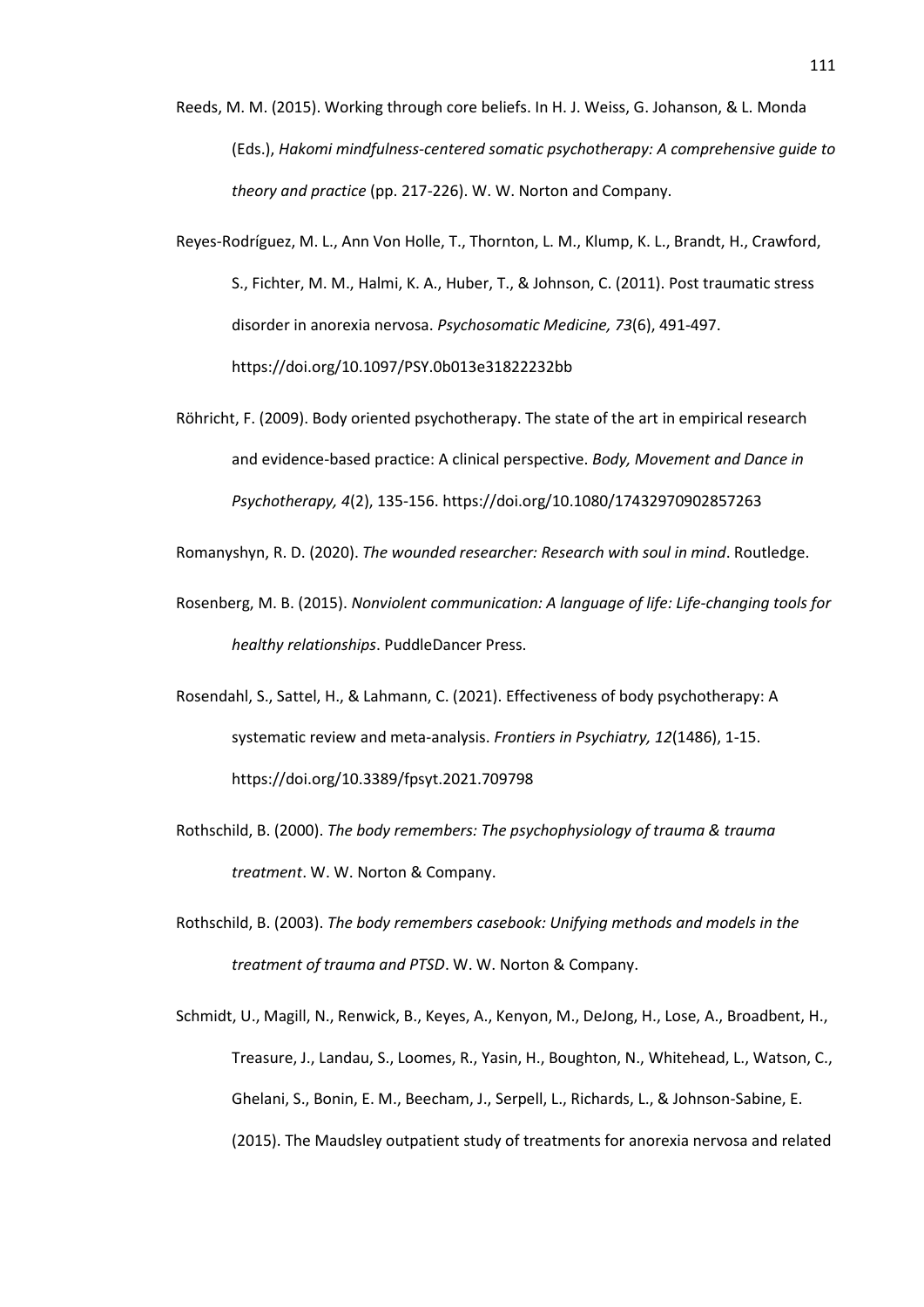Reeds, M. M. (2015). Working through core beliefs. In H. J. Weiss, G. Johanson, & L. Monda (Eds.), *Hakomi mindfulness-centered somatic psychotherapy: A comprehensive guide to theory and practice* (pp. 217-226). W. W. Norton and Company.

Reyes-Rodríguez, M. L., Ann Von Holle, T., Thornton, L. M., Klump, K. L., Brandt, H., Crawford, S., Fichter, M. M., Halmi, K. A., Huber, T., & Johnson, C. (2011). Post traumatic stress disorder in anorexia nervosa. *Psychosomatic Medicine, 73*(6), 491-497. https://doi.org/10.1097/PSY.0b013e31822232bb

Röhricht, F. (2009). Body oriented psychotherapy. The state of the art in empirical research and evidence-based practice: A clinical perspective. *Body, Movement and Dance in Psychotherapy, 4*(2), 135-156. https://doi.org/10.1080/17432970902857263

Romanyshyn, R. D. (2020). *The wounded researcher: Research with soul in mind*. Routledge.

Rosenberg, M. B. (2015). *Nonviolent communication: A language of life: Life-changing tools for healthy relationships*. PuddleDancer Press.

Rosendahl, S., Sattel, H., & Lahmann, C. (2021). Effectiveness of body psychotherapy: A systematic review and meta-analysis. *Frontiers in Psychiatry, 12*(1486), 1-15. https://doi.org/10.3389/fpsyt.2021.709798

Rothschild, B. (2000). *The body remembers: The psychophysiology of trauma & trauma treatment*. W. W. Norton & Company.

Rothschild, B. (2003). *The body remembers casebook: Unifying methods and models in the treatment of trauma and PTSD*. W. W. Norton & Company.

Schmidt, U., Magill, N., Renwick, B., Keyes, A., Kenyon, M., DeJong, H., Lose, A., Broadbent, H., Treasure, J., Landau, S., Loomes, R., Yasin, H., Boughton, N., Whitehead, L., Watson, C., Ghelani, S., Bonin, E. M., Beecham, J., Serpell, L., Richards, L., & Johnson-Sabine, E. (2015). The Maudsley outpatient study of treatments for anorexia nervosa and related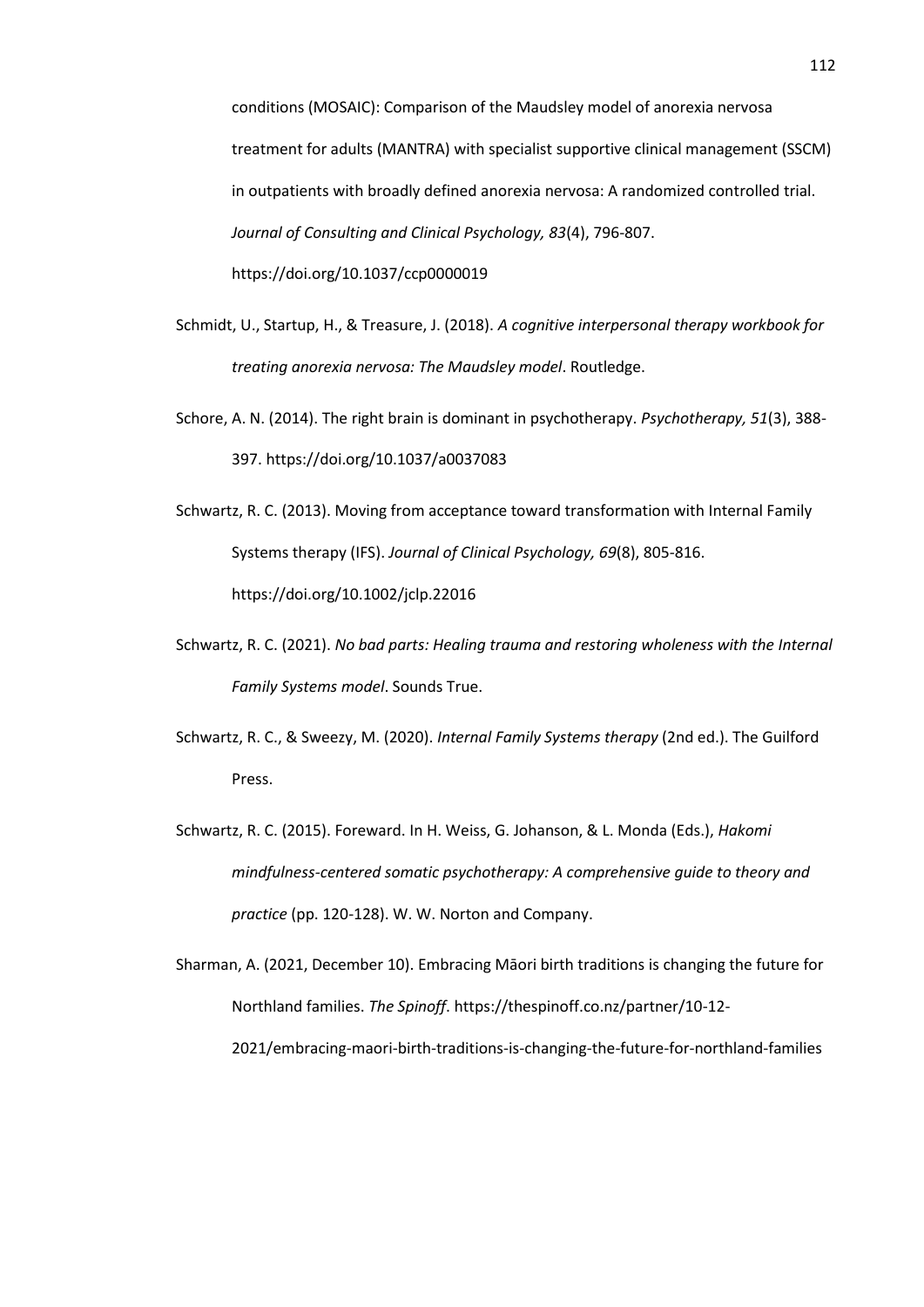conditions (MOSAIC): Comparison of the Maudsley model of anorexia nervosa treatment for adults (MANTRA) with specialist supportive clinical management (SSCM) in outpatients with broadly defined anorexia nervosa: A randomized controlled trial. *Journal of Consulting and Clinical Psychology, 83*(4), 796-807. https://doi.org/10.1037/ccp0000019

Schmidt, U., Startup, H., & Treasure, J. (2018). *A cognitive interpersonal therapy workbook for treating anorexia nervosa: The Maudsley model*. Routledge.

Schore, A. N. (2014). The right brain is dominant in psychotherapy. *Psychotherapy, 51*(3), 388-397. https://doi.org/10.1037/a0037083

Schwartz, R. C. (2013). Moving from acceptance toward transformation with Internal Family Systems therapy (IFS). *Journal of Clinical Psychology, 69*(8), 805-816. https://doi.org/10.1002/jclp.22016

Schwartz, R. C. (2021). *No bad parts: Healing trauma and restoring wholeness with the Internal Family Systems model*. Sounds True.

Schwartz, R. C., & Sweezy, M. (2020). *Internal Family Systems therapy* (2nd ed.). The Guilford Press.

Schwartz, R. C. (2015). Foreward. In H. Weiss, G. Johanson, & L. Monda (Eds.), *Hakomi mindfulness-centered somatic psychotherapy: A comprehensive guide to theory and practice* (pp. 120-128). W. W. Norton and Company.

Sharman, A. (2021, December 10). Embracing Māori birth traditions is changing the future for Northland families. *The Spinoff*. https://thespinoff.co.nz/partner/10-12-2021/embracing-maori-birth-traditions-is-changing-the-future-for-northland-families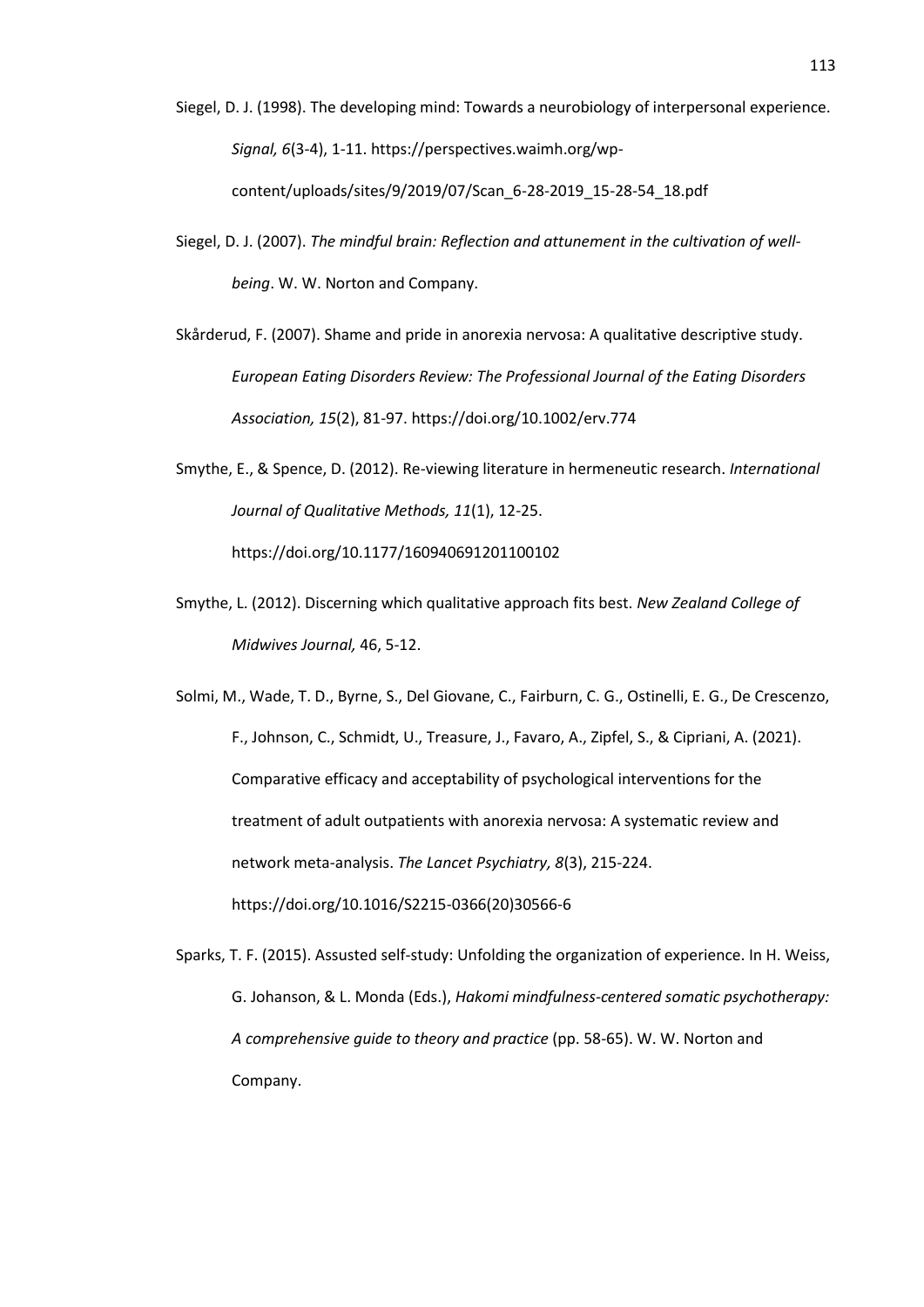Siegel, D. J. (1998). The developing mind: Towards a neurobiology of interpersonal experience. *Signal, 6*(3-4), 1-11. https://perspectives.waimh.org/wp-content/uploads/sites/9/2019/07/Scan_6-28-2019_15-28-54_18.pdf

Siegel, D. J. (2007). *The mindful brain: Reflection and attunement in the cultivation of well-being*. W. W. Norton and Company.

Skårderud, F. (2007). Shame and pride in anorexia nervosa: A qualitative descriptive study. *European Eating Disorders Review: The Professional Journal of the Eating Disorders Association, 15*(2), 81-97. https://doi.org/10.1002/erv.774

Smythe, E., & Spence, D. (2012). Re-viewing literature in hermeneutic research. *International Journal of Qualitative Methods, 11*(1), 12-25. https://doi.org/10.1177/160940691201100102

Smythe, L. (2012). Discerning which qualitative approach fits best. *New Zealand College of Midwives Journal,* 46, 5-12.

Solmi, M., Wade, T. D., Byrne, S., Del Giovane, C., Fairburn, C. G., Ostinelli, E. G., De Crescenzo, F., Johnson, C., Schmidt, U., Treasure, J., Favaro, A., Zipfel, S., & Cipriani, A. (2021). Comparative efficacy and acceptability of psychological interventions for the treatment of adult outpatients with anorexia nervosa: A systematic review and network meta-analysis. *The Lancet Psychiatry, 8*(3), 215-224. https://doi.org/10.1016/S2215-0366(20)30566-6

Sparks, T. F. (2015). Assusted self-study: Unfolding the organization of experience. In H. Weiss, G. Johanson, & L. Monda (Eds.), *Hakomi mindfulness-centered somatic psychotherapy: A comprehensive guide to theory and practice* (pp. 58-65). W. W. Norton and Company.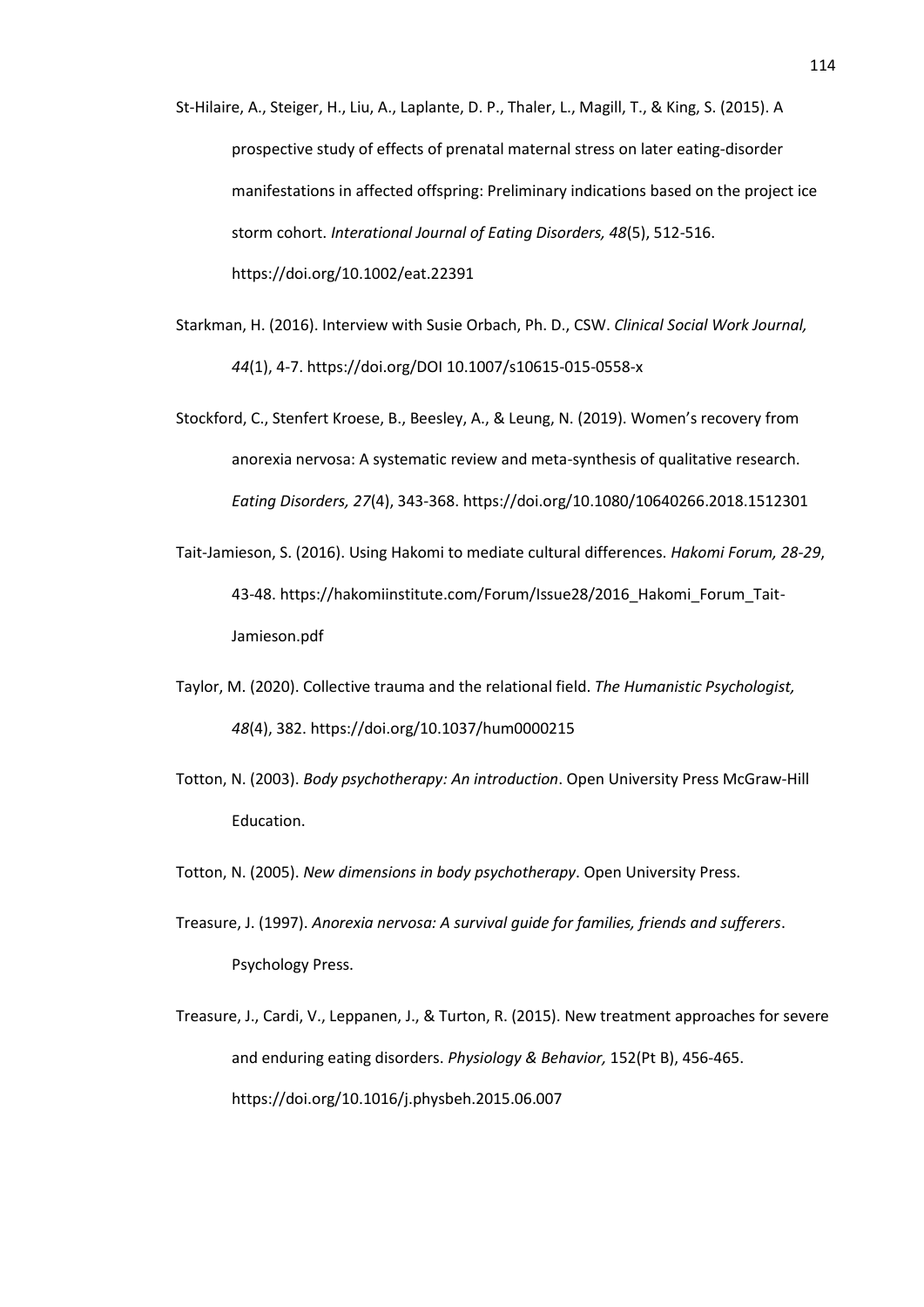St-Hilaire, A., Steiger, H., Liu, A., Laplante, D. P., Thaler, L., Magill, T., & King, S. (2015). A prospective study of effects of prenatal maternal stress on later eating-disorder manifestations in affected offspring: Preliminary indications based on the project ice storm cohort. *Interational Journal of Eating Disorders, 48*(5), 512-516. https://doi.org/10.1002/eat.22391

Starkman, H. (2016). Interview with Susie Orbach, Ph. D., CSW. *Clinical Social Work Journal, 44*(1), 4-7. https://doi.org/DOI 10.1007/s10615-015-0558-x

Stockford, C., Stenfert Kroese, B., Beesley, A., & Leung, N. (2019). Women's recovery from anorexia nervosa: A systematic review and meta-synthesis of qualitative research. *Eating Disorders, 27*(4), 343-368. https://doi.org/10.1080/10640266.2018.1512301

Tait-Jamieson, S. (2016). Using Hakomi to mediate cultural differences. *Hakomi Forum, 28-29*, 43-48. https://hakomiinstitute.com/Forum/Issue28/2016_Hakomi_Forum_Tait-Jamieson.pdf

Taylor, M. (2020). Collective trauma and the relational field. *The Humanistic Psychologist, 48*(4), 382. https://doi.org/10.1037/hum0000215

Totton, N. (2003). *Body psychotherapy: An introduction*. Open University Press McGraw-Hill Education.

Totton, N. (2005). *New dimensions in body psychotherapy*. Open University Press.

Treasure, J. (1997). *Anorexia nervosa: A survival guide for families, friends and sufferers*. Psychology Press.

Treasure, J., Cardi, V., Leppanen, J., & Turton, R. (2015). New treatment approaches for severe and enduring eating disorders. *Physiology & Behavior,* 152(Pt B), 456-465. https://doi.org/10.1016/j.physbeh.2015.06.007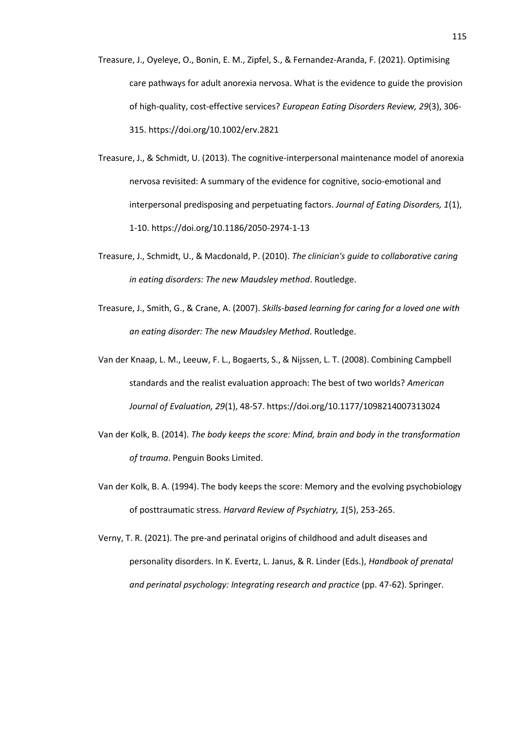Treasure, J., Oyeleye, O., Bonin, E. M., Zipfel, S., & Fernandez-Aranda, F. (2021). Optimising care pathways for adult anorexia nervosa. What is the evidence to guide the provision of high-quality, cost-effective services? *European Eating Disorders Review, 29*(3), 306-315. https://doi.org/10.1002/erv.2821

Treasure, J., & Schmidt, U. (2013). The cognitive-interpersonal maintenance model of anorexia nervosa revisited: A summary of the evidence for cognitive, socio-emotional and interpersonal predisposing and perpetuating factors. *Journal of Eating Disorders, 1*(1), 1-10. https://doi.org/10.1186/2050-2974-1-13

Treasure, J., Schmidt, U., & Macdonald, P. (2010). *The clinician's guide to collaborative caring in eating disorders: The new Maudsley method*. Routledge.

Treasure, J., Smith, G., & Crane, A. (2007). *Skills-based learning for caring for a loved one with an eating disorder: The new Maudsley Method*. Routledge.

Van der Knaap, L. M., Leeuw, F. L., Bogaerts, S., & Nijssen, L. T. (2008). Combining Campbell standards and the realist evaluation approach: The best of two worlds? *American Journal of Evaluation, 29*(1), 48-57. https://doi.org/10.1177/1098214007313024

Van der Kolk, B. (2014). *The body keeps the score: Mind, brain and body in the transformation of trauma*. Penguin Books Limited.

Van der Kolk, B. A. (1994). The body keeps the score: Memory and the evolving psychobiology of posttraumatic stress. *Harvard Review of Psychiatry, 1*(5), 253-265.

Verny, T. R. (2021). The pre-and perinatal origins of childhood and adult diseases and personality disorders. In K. Evertz, L. Janus, & R. Linder (Eds.), *Handbook of prenatal and perinatal psychology: Integrating research and practice* (pp. 47-62). Springer.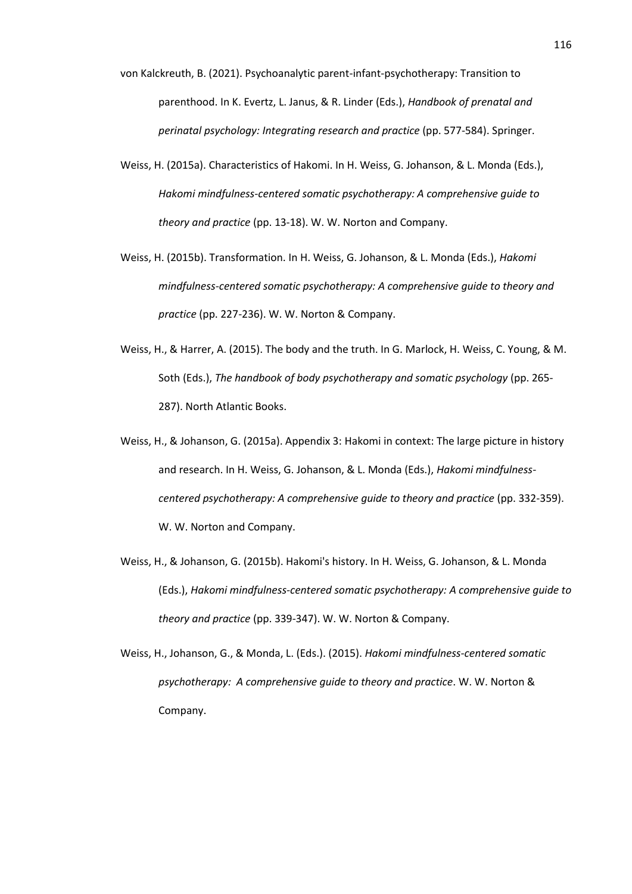von Kalckreuth, B. (2021). Psychoanalytic parent-infant-psychotherapy: Transition to parenthood. In K. Evertz, L. Janus, & R. Linder (Eds.), *Handbook of prenatal and perinatal psychology: Integrating research and practice* (pp. 577-584). Springer.

Weiss, H. (2015a). Characteristics of Hakomi. In H. Weiss, G. Johanson, & L. Monda (Eds.), *Hakomi mindfulness-centered somatic psychotherapy: A comprehensive guide to theory and practice* (pp. 13-18). W. W. Norton and Company.

Weiss, H. (2015b). Transformation. In H. Weiss, G. Johanson, & L. Monda (Eds.), *Hakomi mindfulness-centered somatic psychotherapy: A comprehensive guide to theory and practice* (pp. 227-236). W. W. Norton & Company.

Weiss, H., & Harrer, A. (2015). The body and the truth. In G. Marlock, H. Weiss, C. Young, & M. Soth (Eds.), *The handbook of body psychotherapy and somatic psychology* (pp. 265-287). North Atlantic Books.

Weiss, H., & Johanson, G. (2015a). Appendix 3: Hakomi in context: The large picture in history and research. In H. Weiss, G. Johanson, & L. Monda (Eds.), *Hakomi mindfulness-centered psychotherapy: A comprehensive guide to theory and practice* (pp. 332-359). W. W. Norton and Company.

Weiss, H., & Johanson, G. (2015b). Hakomi's history. In H. Weiss, G. Johanson, & L. Monda (Eds.), *Hakomi mindfulness-centered somatic psychotherapy: A comprehensive guide to theory and practice* (pp. 339-347). W. W. Norton & Company.

Weiss, H., Johanson, G., & Monda, L. (Eds.). (2015). *Hakomi mindfulness-centered somatic psychotherapy: A comprehensive guide to theory and practice*. W. W. Norton & Company.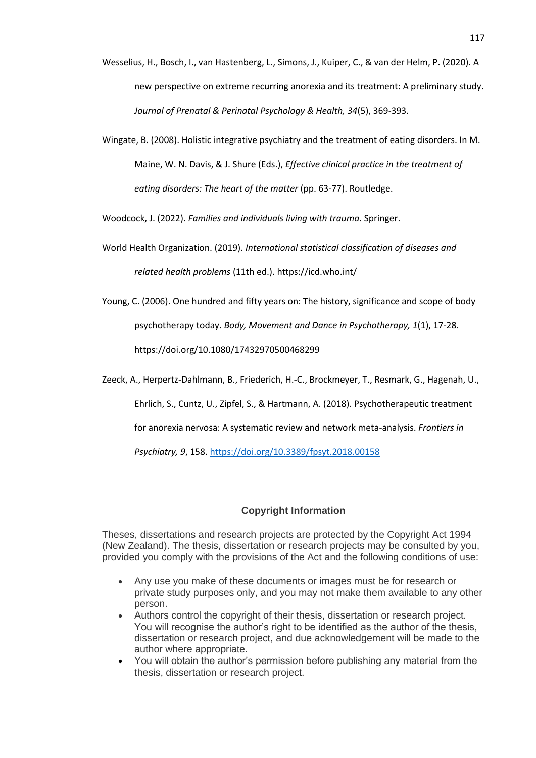Wesselius, H., Bosch, I., van Hastenberg, L., Simons, J., Kuiper, C., & van der Helm, P. (2020). A new perspective on extreme recurring anorexia and its treatment: A preliminary study. *Journal of Prenatal & Perinatal Psychology & Health, 34*(5), 369-393.

Wingate, B. (2008). Holistic integrative psychiatry and the treatment of eating disorders. In M. Maine, W. N. Davis, & J. Shure (Eds.), *Effective clinical practice in the treatment of eating disorders: The heart of the matter* (pp. 63-77). Routledge.

Woodcock, J. (2022). *Families and individuals living with trauma*. Springer.

World Health Organization. (2019). *International statistical classification of diseases and related health problems* (11th ed.). https://icd.who.int/

Young, C. (2006). One hundred and fifty years on: The history, significance and scope of body psychotherapy today. *Body, Movement and Dance in Psychotherapy, 1*(1), 17-28. https://doi.org/10.1080/17432970500468299

Zeeck, A., Herpertz-Dahlmann, B., Friederich, H.-C., Brockmeyer, T., Resmark, G., Hagenah, U., Ehrlich, S., Cuntz, U., Zipfel, S., & Hartmann, A. (2018). Psychotherapeutic treatment for anorexia nervosa: A systematic review and network meta-analysis. *Frontiers in Psychiatry, 9*, 158. https://doi.org/10.3389/fpsyt.2018.00158

## Copyright Information

Theses, dissertations and research projects are protected by the Copyright Act 1994 (New Zealand). The thesis, dissertation or research projects may be consulted by you, provided you comply with the provisions of the Act and the following conditions of use:

- Any use you make of these documents or images must be for research or private study purposes only, and you may not make them available to any other person.
- Authors control the copyright of their thesis, dissertation or research project. You will recognise the author's right to be identified as the author of the thesis, dissertation or research project, and due acknowledgement will be made to the author where appropriate.
- You will obtain the author's permission before publishing any material from the thesis, dissertation or research project.